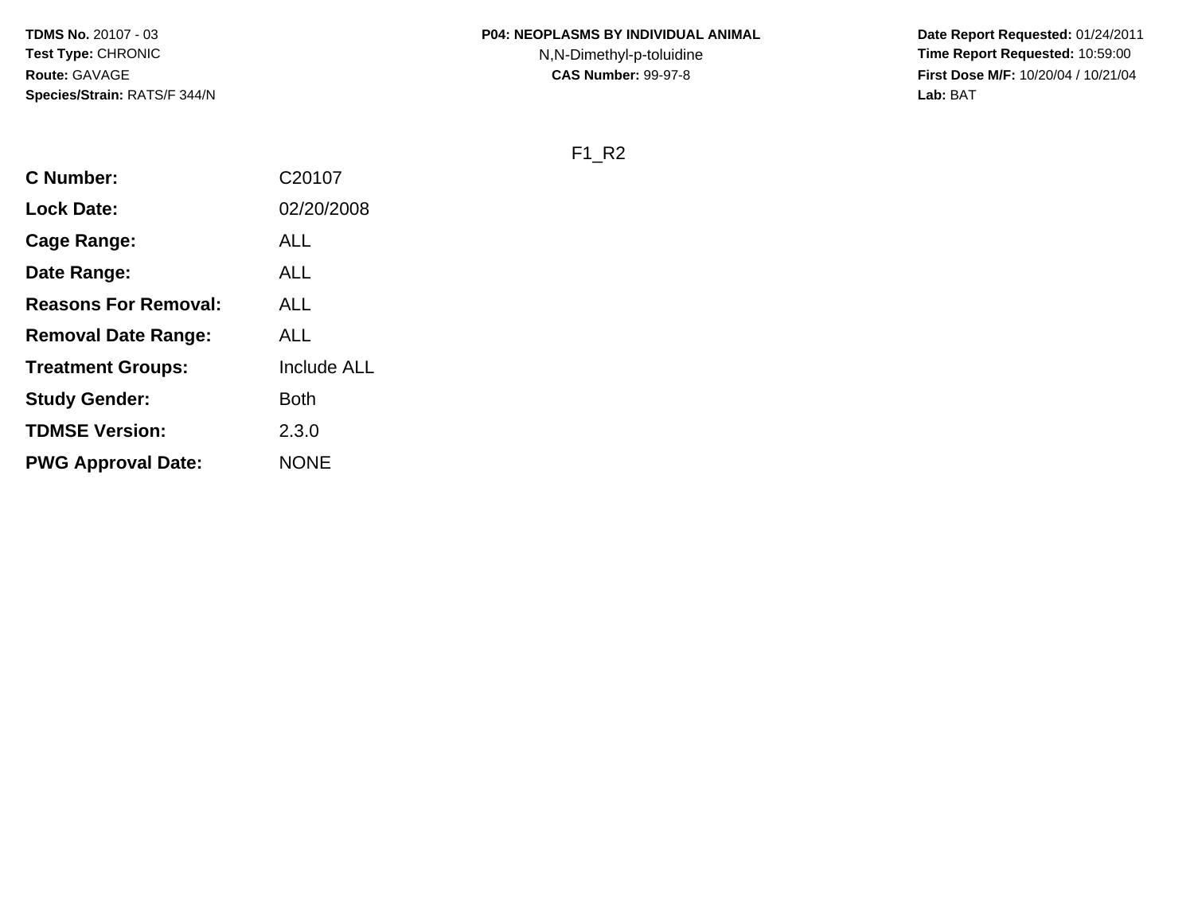**TDMS No.** 20107 - 03
**Test Type:** CHRONIC
**Route:** GAVAGE
**Species/Strain:** RATS/F 344/N

**P04: NEOPLASMS BY INDIVIDUAL ANIMAL**
N,N-Dimethyl-p-toluidine
**CAS Number:** 99-97-8

**Date Report Requested:** 01/24/2011
**Time Report Requested:** 10:59:00
**First Dose M/F:** 10/20/04 / 10/21/04
**Lab:** BAT

F1_R2

| | |
|---|---|
| **C Number:** | C20107 |
| **Lock Date:** | 02/20/2008 |
| **Cage Range:** | ALL |
| **Date Range:** | ALL |
| **Reasons For Removal:** | ALL |
| **Removal Date Range:** | ALL |
| **Treatment Groups:** | Include ALL |
| **Study Gender:** | Both |
| **TDMSE Version:** | 2.3.0 |
| **PWG Approval Date:** | NONE |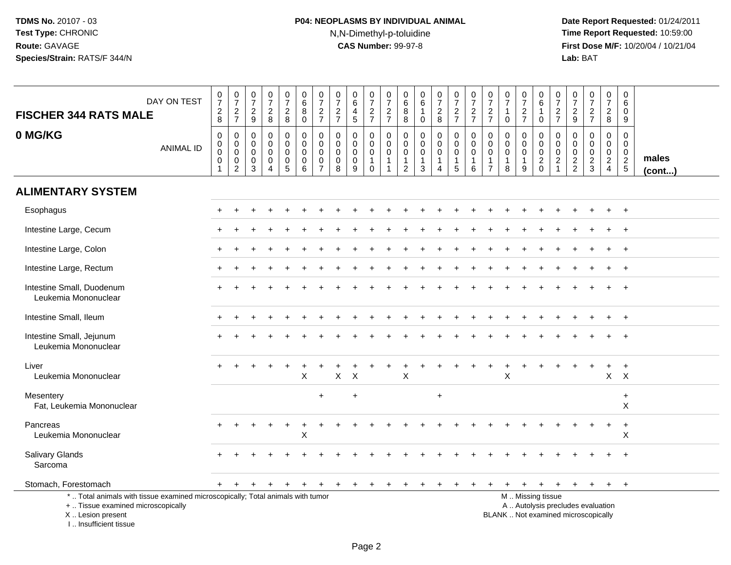**FISCHER 344 RATS MALE**

**0 MG/KG**

| DAY ON TEST | 0728 | 0727 | 0729 | 0728 | 0728 | 0680 | 0727 | 0727 | 0645 | 0727 | 0727 | 0688 | 0610 | 0728 | 0727 | 0727 | 0727 | 0710 | 0727 | 0610 | 0727 | 0729 | 0727 | 0728 | 0609 |
|---|---|---|---|---|---|---|---|---|---|---|---|---|---|---|---|---|---|---|---|---|---|---|---|---|---|
| ANIMAL ID | 0001 | 0002 | 0003 | 0004 | 0005 | 0006 | 0007 | 0008 | 0009 | 0010 | 0011 | 0012 | 0013 | 0014 | 0015 | 0016 | 0017 | 0018 | 0019 | 0020 | 0021 | 0022 | 0023 | 0024 | 0025 |
| **ALIMENTARY SYSTEM** | | | | | | | | | | | | | | | | | | | | | | | | | |
| Esophagus | + | + | + | + | + | + | + | + | + | + | + | + | + | + | + | + | + | + | + | + | + | + | + | + | + |
| Intestine Large, Cecum | + | + | + | + | + | + | + | + | + | + | + | + | + | + | + | + | + | + | + | + | + | + | + | + | + |
| Intestine Large, Colon | + | + | + | + | + | + | + | + | + | + | + | + | + | + | + | + | + | + | + | + | + | + | + | + | + |
| Intestine Large, Rectum | + | + | + | + | + | + | + | + | + | + | + | + | + | + | + | + | + | + | + | + | + | + | + | + | + |
| Intestine Small, Duodenum | + | + | + | + | + | + | + | + | + | + | + | + | + | + | + | + | + | + | + | + | + | + | + | + | + |
| Leukemia Mononuclear | | | | | | | | | | | | | | | | | | | | | | | | | |
| Intestine Small, Ileum | + | + | + | + | + | + | + | + | + | + | + | + | + | + | + | + | + | + | + | + | + | + | + | + | + |
| Intestine Small, Jejunum | + | + | + | + | + | + | + | + | + | + | + | + | + | + | + | + | + | + | + | + | + | + | + | + | + |
| Leukemia Mononuclear | | | | | | | | | | | | | | | | | | | | | | | | | |
| Liver | + | + | + | + | + | + | + | + | + | + | + | + | + | + | + | + | + | + | + | + | + | + | + | + | + |
| Leukemia Mononuclear | | | | | | X | | X | X | | | X | | | | | | X | | | | | | X | X |
| Mesentery | | | | | | | + | | + | | | | | + | | | | | | | | | | | + |
| Fat, Leukemia Mononuclear | | | | | | | | | | | | | | | | | | | | | | | | | X |
| Pancreas | + | + | + | + | + | + | + | + | + | + | + | + | + | + | + | + | + | + | + | + | + | + | + | + | + |
| Leukemia Mononuclear | | | | | | X | | | | | | | | | | | | | | | | | | | X |
| Salivary Glands | + | + | + | + | + | + | + | + | + | + | + | + | + | + | + | + | + | + | + | + | + | + | + | + | + |
| Sarcoma | | | | | | | | | | | | | | | | | | | | | | | | | |
| Stomach, Forestomach | + | + | + | + | + | + | + | + | + | + | + | + | + | + | + | + | + | + | + | + | + | + | + | + | + |

males (cont...)

\* .. Total animals with tissue examined microscopically; Total animals with tumor
\+ .. Tissue examined microscopically
X .. Lesion present
I .. Insufficient tissue

M .. Missing tissue
A .. Autolysis precludes evaluation
BLANK .. Not examined microscopically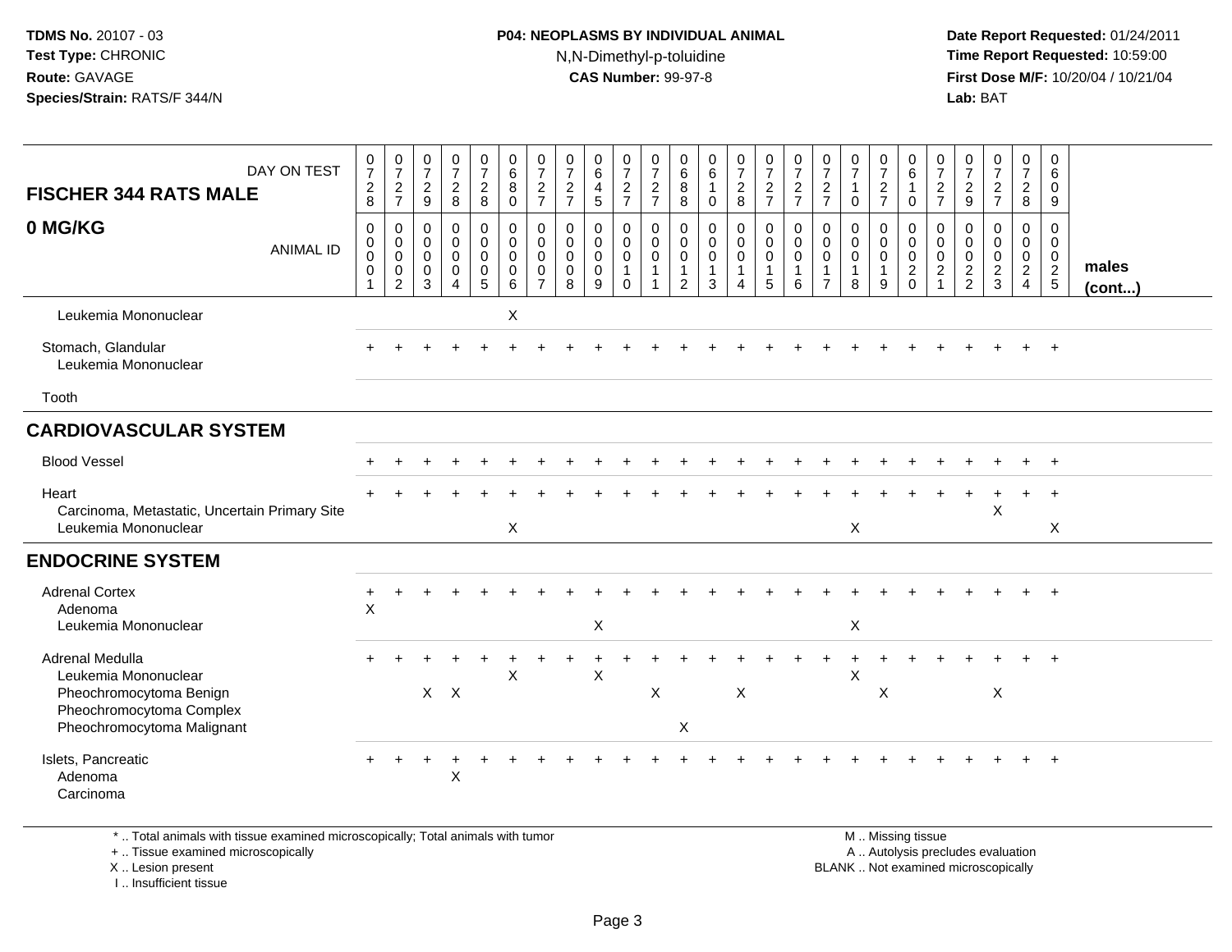**TDMS No.** 20107 - 03
**Test Type:** CHRONIC
**Route:** GAVAGE
**Species/Strain:** RATS/F 344/N

**P04: NEOPLASMS BY INDIVIDUAL ANIMAL**
N,N-Dimethyl-p-toluidine
**CAS Number:** 99-97-8

**Date Report Requested:** 01/24/2011
**Time Report Requested:** 10:59:00
**First Dose M/F:** 10/20/04 / 10/21/04
**Lab:** BAT

| FISCHER 344 RATS MALE — DAY ON TEST | 0728 | 0727 | 0729 | 0728 | 0728 | 0680 | 0727 | 0727 | 0645 | 0727 | 0727 | 0688 | 0610 | 0728 | 0727 | 0727 | 0727 | 0710 | 0727 | 0610 | 0727 | 0729 | 0727 | 0728 | 0609 | |
|---|---|---|---|---|---|---|---|---|---|---|---|---|---|---|---|---|---|---|---|---|---|---|---|---|---|---|
| **0 MG/KG** — ANIMAL ID | 0000 1 | 0000 2 | 0000 3 | 0000 4 | 0000 5 | 0000 6 | 0000 7 | 0000 8 | 0000 9 | 0001 0 | 0001 1 | 0001 2 | 0001 3 | 0001 4 | 0001 5 | 0001 6 | 0001 7 | 0001 8 | 0001 9 | 0002 0 | 0002 1 | 0002 2 | 0002 3 | 0002 4 | 0002 5 | **males (cont...)** |
| Leukemia Mononuclear | | | | | | X | | | | | | | | | | | | | | | | | | | | |
| Stomach, Glandular | + | + | + | + | + | + | + | + | + | + | + | + | + | + | + | + | + | + | + | + | + | + | + | + | + | |
| Leukemia Mononuclear | | | | | | | | | | | | | | | | | | | | | | | | | | |
| Tooth | | | | | | | | | | | | | | | | | | | | | | | | | | |
| **CARDIOVASCULAR SYSTEM** | | | | | | | | | | | | | | | | | | | | | | | | | | |
| Blood Vessel | + | + | + | + | + | + | + | + | + | + | + | + | + | + | + | + | + | + | + | + | + | + | + | + | + | |
| Heart | + | + | + | + | + | + | + | + | + | + | + | + | + | + | + | + | + | + | + | + | + | + | + | + | + | |
| Carcinoma, Metastatic, Uncertain Primary Site | | | | | | | | | | | | | | | | | | | | | | | X | | | |
| Leukemia Mononuclear | | | | | | X | | | | | | | | | | | | X | | | | | | | X | |
| **ENDOCRINE SYSTEM** | | | | | | | | | | | | | | | | | | | | | | | | | | |
| Adrenal Cortex | + | + | + | + | + | + | + | + | + | + | + | + | + | + | + | + | + | + | + | + | + | + | + | + | + | |
| Adenoma | X | | | | | | | | | | | | | | | | | | | | | | | | | |
| Leukemia Mononuclear | | | | | | | | | X | | | | | | | | | X | | | | | | | | |
| Adrenal Medulla | + | + | + | + | + | + | + | + | + | + | + | + | + | + | + | + | + | + | + | + | + | + | + | + | + | |
| Leukemia Mononuclear | | | | | | X | | | X | | | | | | | | | X | | | | | | | | |
| Pheochromocytoma Benign | | | X | X | | | | | | | X | | | X | | | | | X | | | | X | | | |
| Pheochromocytoma Complex | | | | | | | | | | | | | | | | | | | | | | | | | | |
| Pheochromocytoma Malignant | | | | | | | | | | | | X | | | | | | | | | | | | | | |
| Islets, Pancreatic | + | + | + | + | + | + | + | + | + | + | + | + | + | + | + | + | + | + | + | + | + | + | + | + | + | |
| Adenoma | | | | X | | | | | | | | | | | | | | | | | | | | | | |
| Carcinoma | | | | | | | | | | | | | | | | | | | | | | | | | | |

\* .. Total animals with tissue examined microscopically; Total animals with tumor
\+ .. Tissue examined microscopically
X .. Lesion present
I .. Insufficient tissue

M .. Missing tissue
A .. Autolysis precludes evaluation
BLANK .. Not examined microscopically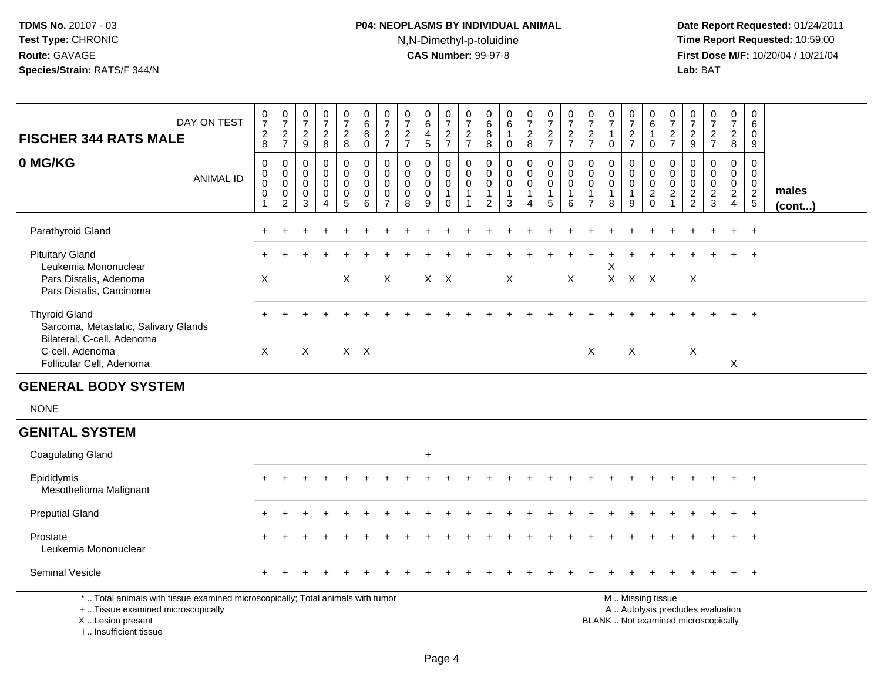| FISCHER 344 RATS MALE — DAY ON TEST | 0728 | 0727 | 0729 | 0728 | 0728 | 0680 | 0727 | 0727 | 0645 | 0727 | 0727 | 0688 | 0610 | 0728 | 0727 | 0727 | 0727 | 0710 | 0727 | 0610 | 0727 | 0729 | 0727 | 0728 | 0609 |
|---|---|---|---|---|---|---|---|---|---|---|---|---|---|---|---|---|---|---|---|---|---|---|---|---|---|
| **0 MG/KG** — ANIMAL ID | 0001 | 0002 | 0003 | 0004 | 0005 | 0006 | 0007 | 0008 | 0009 | 0010 | 0011 | 0012 | 0013 | 0014 | 0015 | 0016 | 0017 | 0018 | 0019 | 0020 | 0021 | 0022 | 0023 | 0024 | 0025 |
| Parathyroid Gland | + | + | + | + | + | + | + | + | + | + | + | + | + | + | + | + | + | + | + | + | + | + | + | + | + |
| Pituitary Gland | + | + | + | + | + | + | + | + | + | + | + | + | + | + | + | + | + | + | + | + | + | + | + | + | + |
| Leukemia Mononuclear | | | | | | | | | | | | | | | | | | X | | | | | | | |
| Pars Distalis, Adenoma | X | | | | X | | X | | X | X | | | X | | | X | | X | X | X | | X | | | |
| Pars Distalis, Carcinoma | | | | | | | | | | | | | | | | | | | | | | | | | |
| Thyroid Gland | + | + | + | + | + | + | + | + | + | + | + | + | + | + | + | + | + | + | + | + | + | + | + | + | + |
| Sarcoma, Metastatic, Salivary Glands | | | | | | | | | | | | | | | | | | | | | | | | | |
| Bilateral, C-cell, Adenoma | | | | | | | | | | | | | | | | | | | | | | | | | |
| C-cell, Adenoma | X | | X | | X | X | | | | | | | | | | | X | | X | | | X | | | |
| Follicular Cell, Adenoma | | | | | | | | | | | | | | | | | | | | | | | | X | |

males (cont...)

## GENERAL BODY SYSTEM

NONE

## GENITAL SYSTEM

| | 1 | 2 | 3 | 4 | 5 | 6 | 7 | 8 | 9 | 10 | 11 | 12 | 13 | 14 | 15 | 16 | 17 | 18 | 19 | 20 | 21 | 22 | 23 | 24 | 25 |
|---|---|---|---|---|---|---|---|---|---|---|---|---|---|---|---|---|---|---|---|---|---|---|---|---|---|
| Coagulating Gland | | | | | | | | | + | | | | | | | | | | | | | | | | |
| Epididymis | + | + | + | + | + | + | + | + | + | + | + | + | + | + | + | + | + | + | + | + | + | + | + | + | + |
| Mesothelioma Malignant | | | | | | | | | | | | | | | | | | | | | | | | | |
| Preputial Gland | + | + | + | + | + | + | + | + | + | + | + | + | + | + | + | + | + | + | + | + | + | + | + | + | + |
| Prostate | + | + | + | + | + | + | + | + | + | + | + | + | + | + | + | + | + | + | + | + | + | + | + | + | + |
| Leukemia Mononuclear | | | | | | | | | | | | | | | | | | | | | | | | | |
| Seminal Vesicle | + | + | + | + | + | + | + | + | + | + | + | + | + | + | + | + | + | + | + | + | + | + | + | + | + |

\* .. Total animals with tissue examined microscopically; Total animals with tumor
\+ .. Tissue examined microscopically
X .. Lesion present
I .. Insufficient tissue

M .. Missing tissue
A .. Autolysis precludes evaluation
BLANK .. Not examined microscopically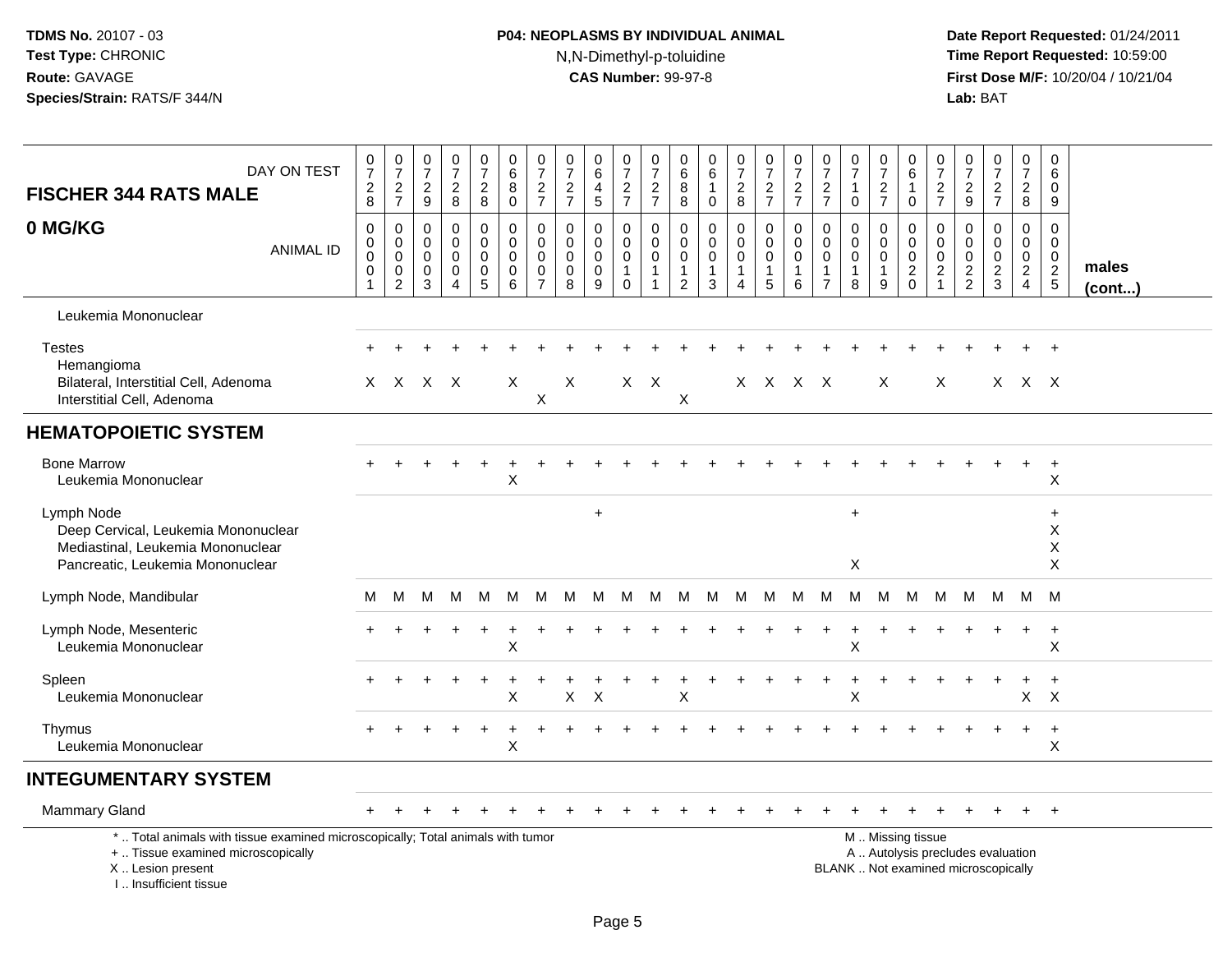TDMS No. 20107 - 03
Test Type: CHRONIC
Route: GAVAGE
Species/Strain: RATS/F 344/N

**P04: NEOPLASMS BY INDIVIDUAL ANIMAL**
N,N-Dimethyl-p-toluidine
**CAS Number:** 99-97-8

Date Report Requested: 01/24/2011
Time Report Requested: 10:59:00
First Dose M/F: 10/20/04 / 10/21/04
Lab: BAT

| DAY ON TEST | 0728 | 0727 | 0729 | 0728 | 0728 | 0680 | 0727 | 0727 | 0645 | 0727 | 0727 | 0688 | 0610 | 0728 | 0727 | 0727 | 0727 | 0710 | 0727 | 0610 | 0727 | 0729 | 0727 | 0728 | 0609 |
|---|---|---|---|---|---|---|---|---|---|---|---|---|---|---|---|---|---|---|---|---|---|---|---|---|---|
| **FISCHER 344 RATS MALE** | | | | | | | | | | | | | | | | | | | | | | | | | |
| **0 MG/KG** ANIMAL ID | 00001 | 00002 | 00003 | 00004 | 00005 | 00006 | 00007 | 00008 | 00009 | 00010 | 00011 | 00012 | 00013 | 00014 | 00015 | 00016 | 00017 | 00018 | 00019 | 00020 | 00021 | 00022 | 00023 | 00024 | 00025 |
| Leukemia Mononuclear | | | | | | | | | | | | | | | | | | | | | | | | | |
| Testes | + | + | + | + | + | + | + | + | + | + | + | + | + | + | + | + | + | + | + | + | + | + | + | + | + |
| Hemangioma | | | | | | | | | | | | | | | | | | | | | | | | | |
| Bilateral, Interstitial Cell, Adenoma | X | X | X | X | | X | | X | | X | X | | | X | X | X | X | | X | | X | | X | X | X |
| Interstitial Cell, Adenoma | | | | | | | X | | | | | X | | | | | | | | | | | | | |
| **HEMATOPOIETIC SYSTEM** | | | | | | | | | | | | | | | | | | | | | | | | | |
| Bone Marrow | + | + | + | + | + | + | + | + | + | + | + | + | + | + | + | + | + | + | + | + | + | + | + | + | + |
| Leukemia Mononuclear | | | | | | X | | | | | | | | | | | | | | | | | | | X |
| Lymph Node | | | | | | | | | + | | | | | | | | | + | | | | | | | + |
| Deep Cervical, Leukemia Mononuclear | | | | | | | | | | | | | | | | | | | | | | | | | X |
| Mediastinal, Leukemia Mononuclear | | | | | | | | | | | | | | | | | | | | | | | | | X |
| Pancreatic, Leukemia Mononuclear | | | | | | | | | | | | | | | | | | X | | | | | | | X |
| Lymph Node, Mandibular | M | M | M | M | M | M | M | M | M | M | M | M | M | M | M | M | M | M | M | M | M | M | M | M | M |
| Lymph Node, Mesenteric | + | + | + | + | + | + | + | + | + | + | + | + | + | + | + | + | + | + | + | + | + | + | + | + | + |
| Leukemia Mononuclear | | | | | | X | | | | | | | | | | | | X | | | | | | | X |
| Spleen | + | + | + | + | + | + | + | + | + | + | + | + | + | + | + | + | + | + | + | + | + | + | + | + | + |
| Leukemia Mononuclear | | | | | | X | | X | X | | | X | | | | | | X | | | | | | X | X |
| Thymus | + | + | + | + | + | + | + | + | + | + | + | + | + | + | + | + | + | + | + | + | + | + | + | + | + |
| Leukemia Mononuclear | | | | | | X | | | | | | | | | | | | | | | | | | | X |
| **INTEGUMENTARY SYSTEM** | | | | | | | | | | | | | | | | | | | | | | | | | |
| Mammary Gland | + | + | + | + | + | + | + | + | + | + | + | + | + | + | + | + | + | + | + | + | + | + | + | + | + |

males (cont...)

\* .. Total animals with tissue examined microscopically; Total animals with tumor
\+ .. Tissue examined microscopically
X .. Lesion present
I .. Insufficient tissue

M .. Missing tissue
A .. Autolysis precludes evaluation
BLANK .. Not examined microscopically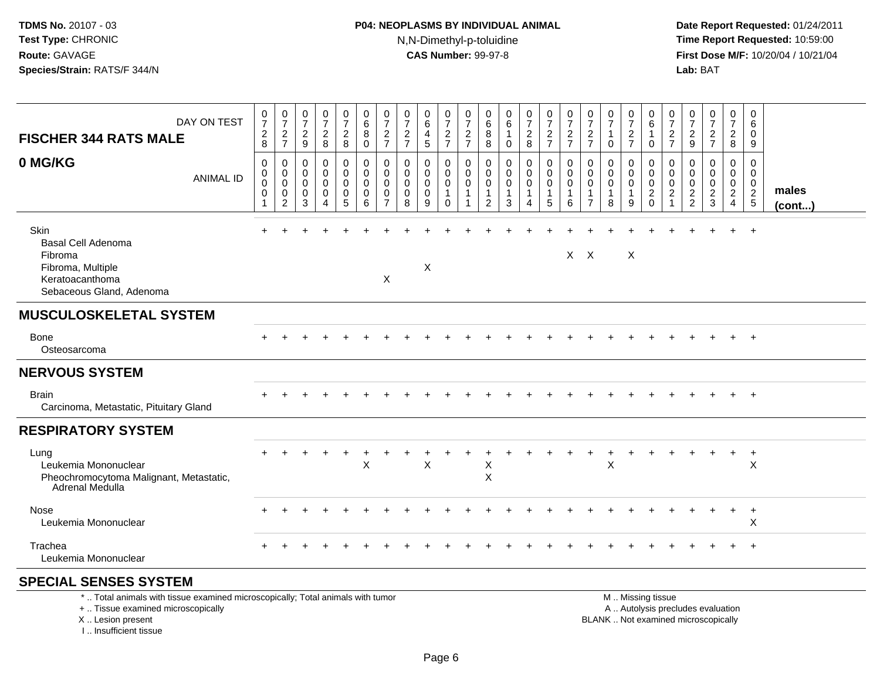**TDMS No.** 20107 - 03
**Test Type:** CHRONIC
**Route:** GAVAGE
**Species/Strain:** RATS/F 344/N

**P04: NEOPLASMS BY INDIVIDUAL ANIMAL**
N,N-Dimethyl-p-toluidine
**CAS Number:** 99-97-8

**Date Report Requested:** 01/24/2011
**Time Report Requested:** 10:59:00
**First Dose M/F:** 10/20/04 / 10/21/04
**Lab:** BAT

| FISCHER 344 RATS MALE — DAY ON TEST | 0728 | 0727 | 0729 | 0728 | 0728 | 0680 | 0727 | 0727 | 0645 | 0727 | 0727 | 0688 | 0610 | 0728 | 0727 | 0727 | 0727 | 0710 | 0727 | 0610 | 0727 | 0729 | 0727 | 0728 | 0609 | |
|---|---|---|---|---|---|---|---|---|---|---|---|---|---|---|---|---|---|---|---|---|---|---|---|---|---|---|
| **0 MG/KG** — ANIMAL ID | 0001 | 0002 | 0003 | 0004 | 0005 | 0006 | 0007 | 0008 | 0009 | 0010 | 0011 | 0012 | 0013 | 0014 | 0015 | 0016 | 0017 | 0018 | 0019 | 0020 | 0021 | 0022 | 0023 | 0024 | 0025 | **males (cont...)** |
| Skin | + | + | + | + | + | + | + | + | + | + | + | + | + | + | + | + | + | + | + | + | + | + | + | + | + | |
| Basal Cell Adenoma | | | | | | | | | | | | | | | | | | | | | | | | | | |
| Fibroma | | | | | | | | | | | | | | | | X | X | | X | | | | | | | |
| Fibroma, Multiple | | | | | | | | | X | | | | | | | | | | | | | | | | | |
| Keratoacanthoma | | | | | | | X | | | | | | | | | | | | | | | | | | | |
| Sebaceous Gland, Adenoma | | | | | | | | | | | | | | | | | | | | | | | | | | |
| **MUSCULOSKELETAL SYSTEM** | | | | | | | | | | | | | | | | | | | | | | | | | | |
| Bone | + | + | + | + | + | + | + | + | + | + | + | + | + | + | + | + | + | + | + | + | + | + | + | + | + | |
| Osteosarcoma | | | | | | | | | | | | | | | | | | | | | | | | | | |
| **NERVOUS SYSTEM** | | | | | | | | | | | | | | | | | | | | | | | | | | |
| Brain | + | + | + | + | + | + | + | + | + | + | + | + | + | + | + | + | + | + | + | + | + | + | + | + | + | |
| Carcinoma, Metastatic, Pituitary Gland | | | | | | | | | | | | | | | | | | | | | | | | | | |
| **RESPIRATORY SYSTEM** | | | | | | | | | | | | | | | | | | | | | | | | | | |
| Lung | + | + | + | + | + | + | + | + | + | + | + | + | + | + | + | + | + | + | + | + | + | + | + | + | + | |
| Leukemia Mononuclear | | | | | | X | | | X | | | X | | | | | | X | | | | | | | X | |
| Pheochromocytoma Malignant, Metastatic, Adrenal Medulla | | | | | | | | | | | | X | | | | | | | | | | | | | | |
| Nose | + | + | + | + | + | + | + | + | + | + | + | + | + | + | + | + | + | + | + | + | + | + | + | + | + | |
| Leukemia Mononuclear | | | | | | | | | | | | | | | | | | | | | | | | | X | |
| Trachea | + | + | + | + | + | + | + | + | + | + | + | + | + | + | + | + | + | + | + | + | + | + | + | + | + | |
| Leukemia Mononuclear | | | | | | | | | | | | | | | | | | | | | | | | | | |
| **SPECIAL SENSES SYSTEM** | | | | | | | | | | | | | | | | | | | | | | | | | | |

\* .. Total animals with tissue examined microscopically; Total animals with tumor
+ .. Tissue examined microscopically
X .. Lesion present
I .. Insufficient tissue

M .. Missing tissue
A .. Autolysis precludes evaluation
BLANK .. Not examined microscopically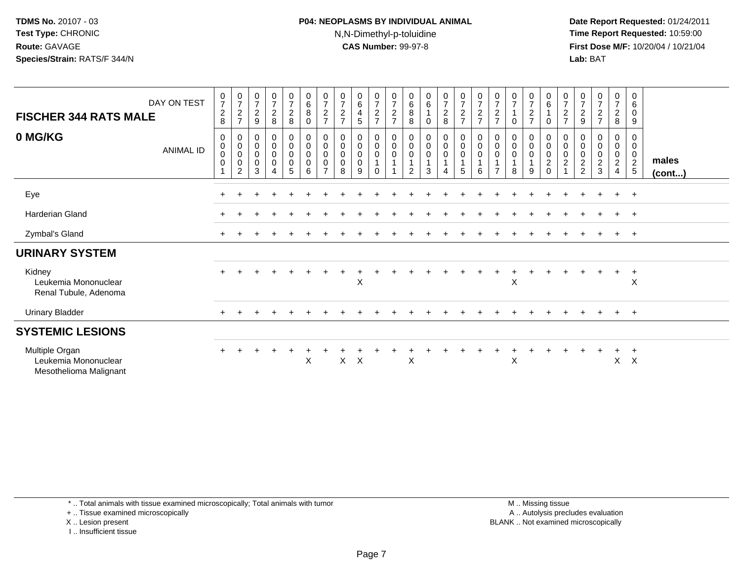TDMS No. 20107 - 03
Test Type: CHRONIC
Route: GAVAGE
Species/Strain: RATS/F 344/N

**P04: NEOPLASMS BY INDIVIDUAL ANIMAL**
N,N-Dimethyl-p-toluidine
**CAS Number:** 99-97-8

Date Report Requested: 01/24/2011
Time Report Requested: 10:59:00
First Dose M/F: 10/20/04 / 10/21/04
Lab: BAT

| FISCHER 344 RATS MALE — DAY ON TEST | 0728 | 0727 | 0729 | 0728 | 0728 | 0680 | 0727 | 0727 | 0645 | 0727 | 0727 | 0688 | 0610 | 0728 | 0727 | 0727 | 0727 | 0710 | 0727 | 0610 | 0727 | 0729 | 0727 | 0728 | 0609 | |
|---|---|---|---|---|---|---|---|---|---|---|---|---|---|---|---|---|---|---|---|---|---|---|---|---|---|---|
| **0 MG/KG** — ANIMAL ID | 0001 | 0002 | 0003 | 0004 | 0005 | 0006 | 0007 | 0008 | 0009 | 0010 | 0011 | 0012 | 0013 | 0014 | 0015 | 0016 | 0017 | 0018 | 0019 | 0020 | 0021 | 0022 | 0023 | 0024 | 0025 | **males (cont...)** |
| Eye | + | + | + | + | + | + | + | + | + | + | + | + | + | + | + | + | + | + | + | + | + | + | + | + | + | |
| Harderian Gland | + | + | + | + | + | + | + | + | + | + | + | + | + | + | + | + | + | + | + | + | + | + | + | + | + | |
| Zymbal's Gland | + | + | + | + | + | + | + | + | + | + | + | + | + | + | + | + | + | + | + | + | + | + | + | + | + | |
| **URINARY SYSTEM** | | | | | | | | | | | | | | | | | | | | | | | | | | |
| Kidney | + | + | + | + | + | + | + | + | + | + | + | + | + | + | + | + | + | + | + | + | + | + | + | + | + | |
| Leukemia Mononuclear | | | | | | | | | X | | | | | | | | | X | | | | | | | X | |
| Renal Tubule, Adenoma | | | | | | | | | | | | | | | | | | | | | | | | | | |
| Urinary Bladder | + | + | + | + | + | + | + | + | + | + | + | + | + | + | + | + | + | + | + | + | + | + | + | + | + | |
| **SYSTEMIC LESIONS** | | | | | | | | | | | | | | | | | | | | | | | | | | |
| Multiple Organ | + | + | + | + | + | + | + | + | + | + | + | + | + | + | + | + | + | + | + | + | + | + | + | + | + | |
| Leukemia Mononuclear | | | | | | X | | X | X | | | X | | | | | | X | | | | | | X | X | |
| Mesothelioma Malignant | | | | | | | | | | | | | | | | | | | | | | | | | | |

\* .. Total animals with tissue examined microscopically; Total animals with tumor
\+ .. Tissue examined microscopically
X .. Lesion present
I .. Insufficient tissue

M .. Missing tissue
A .. Autolysis precludes evaluation
BLANK .. Not examined microscopically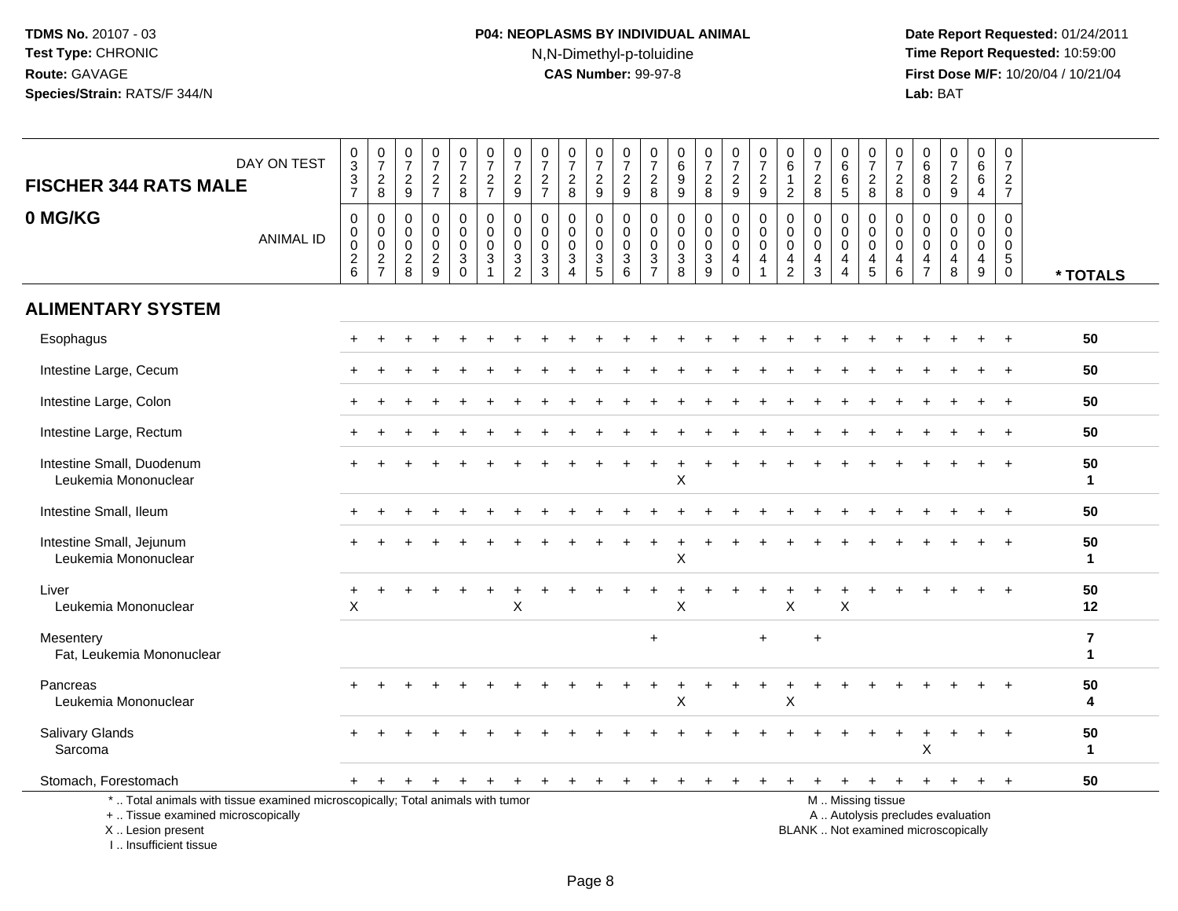## FISCHER 344 RATS MALE

## 0 MG/KG

| DAY ON TEST | 0337 | 0728 | 0729 | 0727 | 0728 | 0727 | 0729 | 0727 | 0728 | 0729 | 0729 | 0728 | 0699 | 0728 | 0729 | 0729 | 0612 | 0728 | 0665 | 0728 | 0728 | 0680 | 0729 | 0664 | 0727 | |
|---|---|---|---|---|---|---|---|---|---|---|---|---|---|---|---|---|---|---|---|---|---|---|---|---|---|---|
| **ANIMAL ID** | 0026 | 0027 | 0028 | 0029 | 0030 | 0031 | 0032 | 0033 | 0034 | 0035 | 0036 | 0037 | 0038 | 0039 | 0040 | 0041 | 0042 | 0043 | 0044 | 0045 | 0046 | 0047 | 0048 | 0049 | 0050 | *** TOTALS** |
| **ALIMENTARY SYSTEM** | | | | | | | | | | | | | | | | | | | | | | | | | | |
| Esophagus | + | + | + | + | + | + | + | + | + | + | + | + | + | + | + | + | + | + | + | + | + | + | + | + | + | 50 |
| Intestine Large, Cecum | + | + | + | + | + | + | + | + | + | + | + | + | + | + | + | + | + | + | + | + | + | + | + | + | + | 50 |
| Intestine Large, Colon | + | + | + | + | + | + | + | + | + | + | + | + | + | + | + | + | + | + | + | + | + | + | + | + | + | 50 |
| Intestine Large, Rectum | + | + | + | + | + | + | + | + | + | + | + | + | + | + | + | + | + | + | + | + | + | + | + | + | + | 50 |
| Intestine Small, Duodenum | + | + | + | + | + | + | + | + | + | + | + | + | + | + | + | + | + | + | + | + | + | + | + | + | + | 50 |
| Leukemia Mononuclear | | | | | | | | | | | | | X | | | | | | | | | | | | | 1 |
| Intestine Small, Ileum | + | + | + | + | + | + | + | + | + | + | + | + | + | + | + | + | + | + | + | + | + | + | + | + | + | 50 |
| Intestine Small, Jejunum | + | + | + | + | + | + | + | + | + | + | + | + | + | + | + | + | + | + | + | + | + | + | + | + | + | 50 |
| Leukemia Mononuclear | | | | | | | | | | | | | X | | | | | | | | | | | | | 1 |
| Liver | + | + | + | + | + | + | + | + | + | + | + | + | + | + | + | + | + | + | + | + | + | + | + | + | + | 50 |
| Leukemia Mononuclear | X | | | | | | X | | | | | | X | | | | X | | X | | | | | | | 12 |
| Mesentery | | | | | | | | | | | | + | | | | + | | + | | | | | | | | 7 |
| Fat, Leukemia Mononuclear | | | | | | | | | | | | | | | | | | | | | | | | | | 1 |
| Pancreas | + | + | + | + | + | + | + | + | + | + | + | + | + | + | + | + | + | + | + | + | + | + | + | + | + | 50 |
| Leukemia Mononuclear | | | | | | | | | | | | | X | | | | X | | | | | | | | | 4 |
| Salivary Glands | + | + | + | + | + | + | + | + | + | + | + | + | + | + | + | + | + | + | + | + | + | + | + | + | + | 50 |
| Sarcoma | | | | | | | | | | | | | | | | | | | | | | X | | | | 1 |
| Stomach, Forestomach | + | + | + | + | + | + | + | + | + | + | + | + | + | + | + | + | + | + | + | + | + | + | + | + | + | 50 |

\* .. Total animals with tissue examined microscopically; Total animals with tumor
\+ .. Tissue examined microscopically
X .. Lesion present
I .. Insufficient tissue

M .. Missing tissue
A .. Autolysis precludes evaluation
BLANK .. Not examined microscopically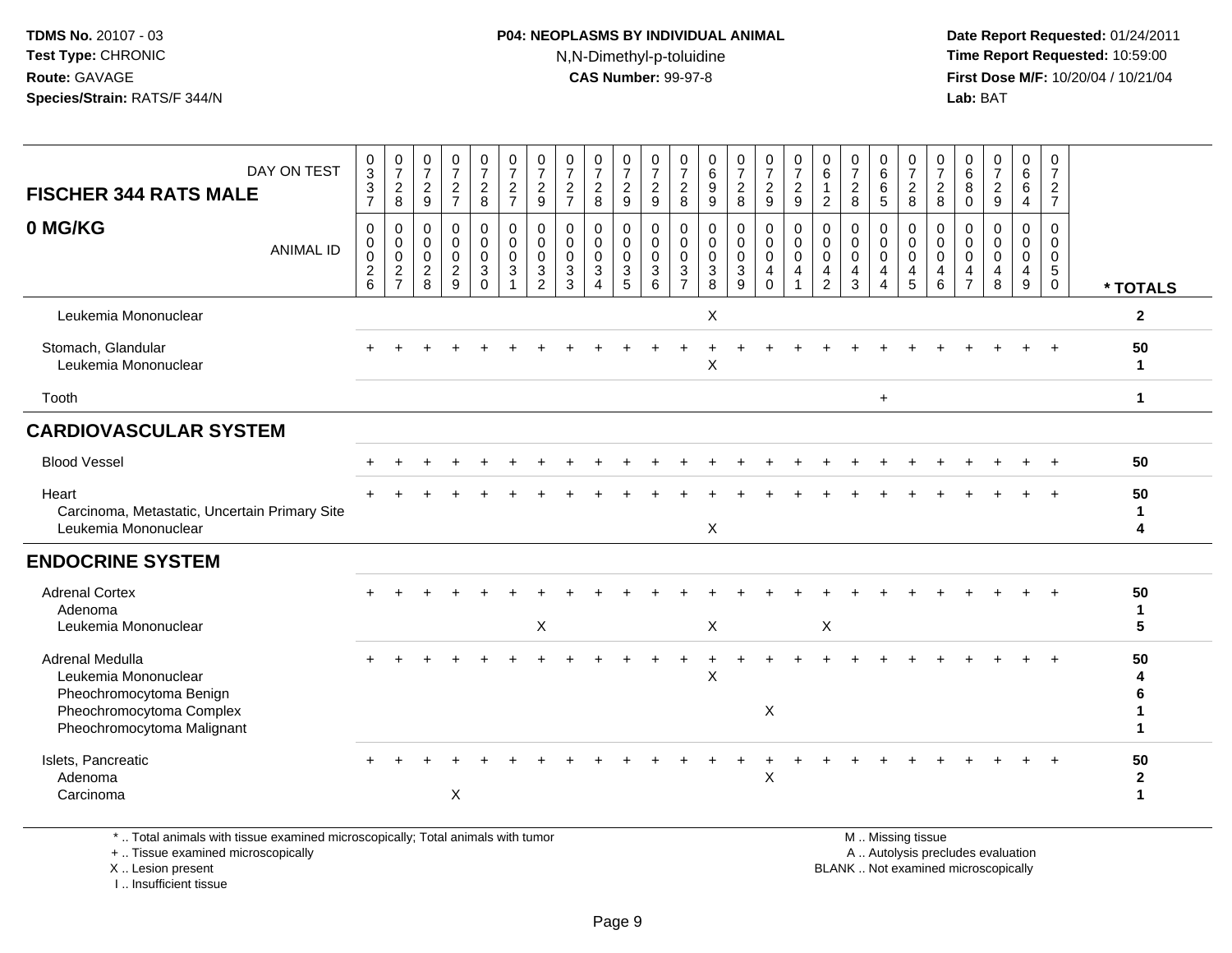**TDMS No.** 20107 - 03
**Test Type:** CHRONIC
**Route:** GAVAGE
**Species/Strain:** RATS/F 344/N

**P04: NEOPLASMS BY INDIVIDUAL ANIMAL**
N,N-Dimethyl-p-toluidine
**CAS Number:** 99-97-8

**Date Report Requested:** 01/24/2011
**Time Report Requested:** 10:59:00
**First Dose M/F:** 10/20/04 / 10/21/04
**Lab:** BAT

| FISCHER 344 RATS MALE — DAY ON TEST | 0337 | 0728 | 0729 | 0727 | 0728 | 0727 | 0729 | 0727 | 0728 | 0729 | 0729 | 0728 | 0699 | 0728 | 0729 | 0729 | 0612 | 0728 | 0665 | 0728 | 0728 | 0680 | 0729 | 0664 | 0727 | |
|---|---|---|---|---|---|---|---|---|---|---|---|---|---|---|---|---|---|---|---|---|---|---|---|---|---|---|
| **0 MG/KG** — ANIMAL ID | 0026 | 0027 | 0028 | 0029 | 0030 | 0031 | 0032 | 0033 | 0034 | 0035 | 0036 | 0037 | 0038 | 0039 | 0040 | 0041 | 0042 | 0043 | 0044 | 0045 | 0046 | 0047 | 0048 | 0049 | 0050 | **\* TOTALS** |
| Leukemia Mononuclear | | | | | | | | | | | | | X | | | | | | | | | | | | | **2** |
| Stomach, Glandular | + | + | + | + | + | + | + | + | + | + | + | + | + | + | + | + | + | + | + | + | + | + | + | + | + | **50** |
| Leukemia Mononuclear | | | | | | | | | | | | | X | | | | | | | | | | | | | **1** |
| Tooth | | | | | | | | | | | | | | | | | | | + | | | | | | | **1** |
| **CARDIOVASCULAR SYSTEM** | | | | | | | | | | | | | | | | | | | | | | | | | | |
| Blood Vessel | + | + | + | + | + | + | + | + | + | + | + | + | + | + | + | + | + | + | + | + | + | + | + | + | + | **50** |
| Heart | + | + | + | + | + | + | + | + | + | + | + | + | + | + | + | + | + | + | + | + | + | + | + | + | + | **50** |
| Carcinoma, Metastatic, Uncertain Primary Site | | | | | | | | | | | | | | | | | | | | | | | | | | **1** |
| Leukemia Mononuclear | | | | | | | | | | | | | X | | | | | | | | | | | | | **4** |
| **ENDOCRINE SYSTEM** | | | | | | | | | | | | | | | | | | | | | | | | | | |
| Adrenal Cortex | + | + | + | + | + | + | + | + | + | + | + | + | + | + | + | + | + | + | + | + | + | + | + | + | + | **50** |
| Adenoma | | | | | | | | | | | | | | | | | | | | | | | | | | **1** |
| Leukemia Mononuclear | | | | | | | X | | | | | | X | | | | X | | | | | | | | | **5** |
| Adrenal Medulla | + | + | + | + | + | + | + | + | + | + | + | + | + | + | + | + | + | + | + | + | + | + | + | + | + | **50** |
| Leukemia Mononuclear | | | | | | | | | | | | | X | | | | | | | | | | | | | **4** |
| Pheochromocytoma Benign | | | | | | | | | | | | | | | | | | | | | | | | | | **6** |
| Pheochromocytoma Complex | | | | | | | | | | | | | | | X | | | | | | | | | | | **1** |
| Pheochromocytoma Malignant | | | | | | | | | | | | | | | | | | | | | | | | | | **1** |
| Islets, Pancreatic | + | + | + | + | + | + | + | + | + | + | + | + | + | + | + | + | + | + | + | + | + | + | + | + | + | **50** |
| Adenoma | | | | | | | | | | | | | | | X | | | | | | | | | | | **2** |
| Carcinoma | | | | X | | | | | | | | | | | | | | | | | | | | | | **1** |

\* .. Total animals with tissue examined microscopically; Total animals with tumor
\+ .. Tissue examined microscopically
X .. Lesion present
I .. Insufficient tissue

M .. Missing tissue
A .. Autolysis precludes evaluation
BLANK .. Not examined microscopically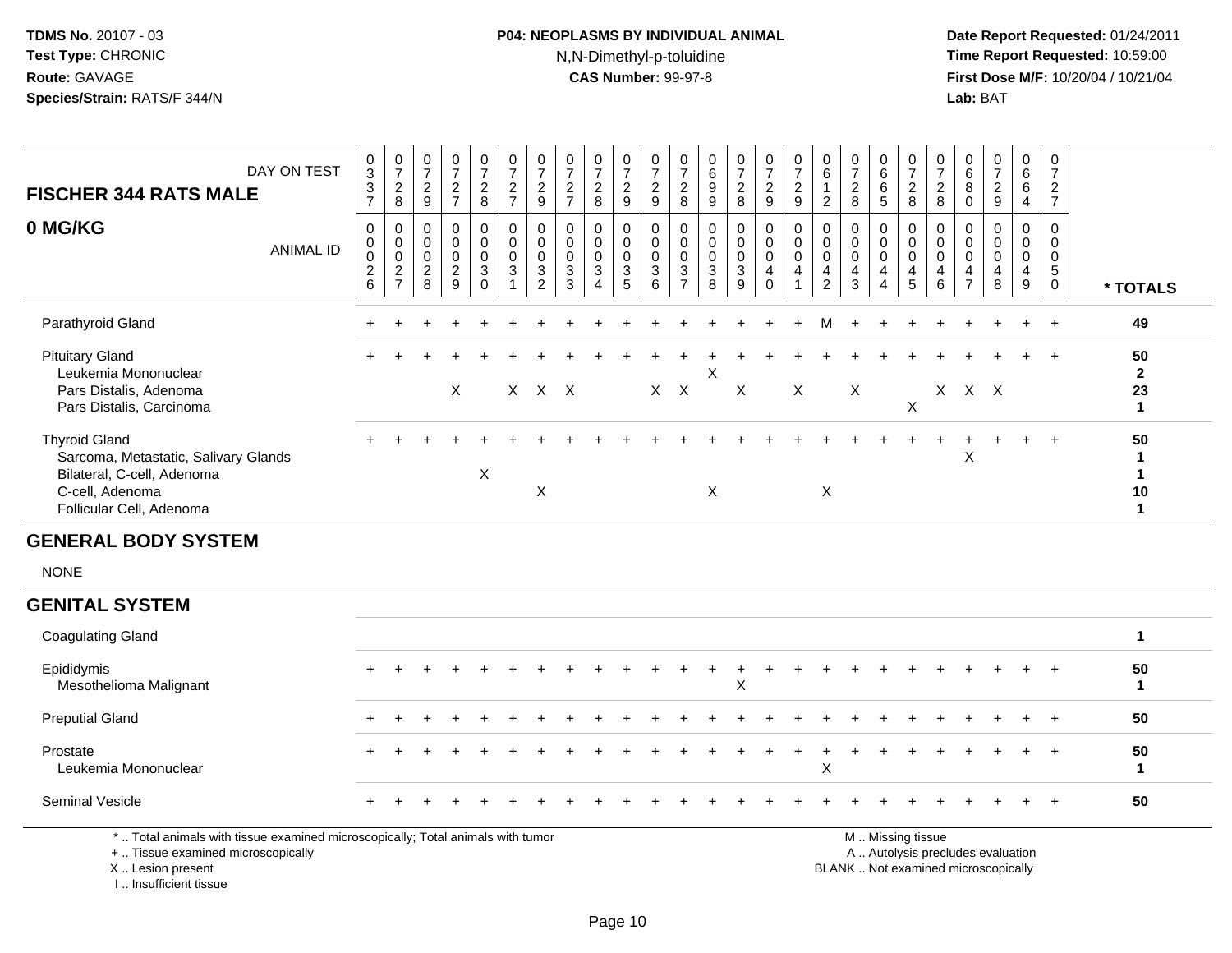**TDMS No.** 20107 - 03
**Test Type:** CHRONIC
**Route:** GAVAGE
**Species/Strain:** RATS/F 344/N

**P04: NEOPLASMS BY INDIVIDUAL ANIMAL**
N,N-Dimethyl-p-toluidine
**CAS Number:** 99-97-8

**Date Report Requested:** 01/24/2011
**Time Report Requested:** 10:59:00
**First Dose M/F:** 10/20/04 / 10/21/04
**Lab:** BAT

| FISCHER 344 RATS MALE — DAY ON TEST | 0337 | 0728 | 0729 | 0727 | 0728 | 0727 | 0729 | 0727 | 0728 | 0729 | 0729 | 0728 | 0699 | 0728 | 0729 | 0729 | 0612 | 0728 | 0665 | 0728 | 0728 | 0680 | 0729 | 0664 | 0727 | |
|---|---|---|---|---|---|---|---|---|---|---|---|---|---|---|---|---|---|---|---|---|---|---|---|---|---|---|
| **0 MG/KG** — ANIMAL ID | 0026 | 0027 | 0028 | 0029 | 0030 | 0031 | 0032 | 0033 | 0034 | 0035 | 0036 | 0037 | 0038 | 0039 | 0040 | 0041 | 0042 | 0043 | 0044 | 0045 | 0046 | 0047 | 0048 | 0049 | 0050 | **\* TOTALS** |
| Parathyroid Gland | + | + | + | + | + | + | + | + | + | + | + | + | + | + | + | + | M | + | + | + | + | + | + | + | + | **49** |
| Pituitary Gland | + | + | + | + | + | + | + | + | + | + | + | + | + | + | + | + | + | + | + | + | + | + | + | + | + | **50** |
| Leukemia Mononuclear | | | | | | | | | | | | | X | | | | | | | | | | | | | **2** |
| Pars Distalis, Adenoma | | | | X | | X | X | X | | | X | X | | X | | X | | X | | | X | X | X | | | **23** |
| Pars Distalis, Carcinoma | | | | | | | | | | | | | | | | | | | | X | | | | | | **1** |
| Thyroid Gland | + | + | + | + | + | + | + | + | + | + | + | + | + | + | + | + | + | + | + | + | + | + | + | + | + | **50** |
| Sarcoma, Metastatic, Salivary Glands | | | | | | | | | | | | | | | | | | | | | | X | | | | **1** |
| Bilateral, C-cell, Adenoma | | | | | X | | | | | | | | | | | | | | | | | | | | | **1** |
| C-cell, Adenoma | | | | | | | X | | | | | | X | | | | X | | | | | | | | | **10** |
| Follicular Cell, Adenoma | | | | | | | | | | | | | | | | | | | | | | | | | | **1** |
| **GENERAL BODY SYSTEM** | | | | | | | | | | | | | | | | | | | | | | | | | | |
| NONE | | | | | | | | | | | | | | | | | | | | | | | | | | |
| **GENITAL SYSTEM** | | | | | | | | | | | | | | | | | | | | | | | | | | |
| Coagulating Gland | | | | | | | | | | | | | | | | | | | | | | | | | | **1** |
| Epididymis | + | + | + | + | + | + | + | + | + | + | + | + | + | + | + | + | + | + | + | + | + | + | + | + | + | **50** |
| Mesothelioma Malignant | | | | | | | | | | | | | | X | | | | | | | | | | | | **1** |
| Preputial Gland | + | + | + | + | + | + | + | + | + | + | + | + | + | + | + | + | + | + | + | + | + | + | + | + | + | **50** |
| Prostate | + | + | + | + | + | + | + | + | + | + | + | + | + | + | + | + | + | + | + | + | + | + | + | + | + | **50** |
| Leukemia Mononuclear | | | | | | | | | | | | | | | | | X | | | | | | | | | **1** |
| Seminal Vesicle | + | + | + | + | + | + | + | + | + | + | + | + | + | + | + | + | + | + | + | + | + | + | + | + | + | **50** |

\* .. Total animals with tissue examined microscopically; Total animals with tumor
\+ .. Tissue examined microscopically
X .. Lesion present
I .. Insufficient tissue

M .. Missing tissue
A .. Autolysis precludes evaluation
BLANK .. Not examined microscopically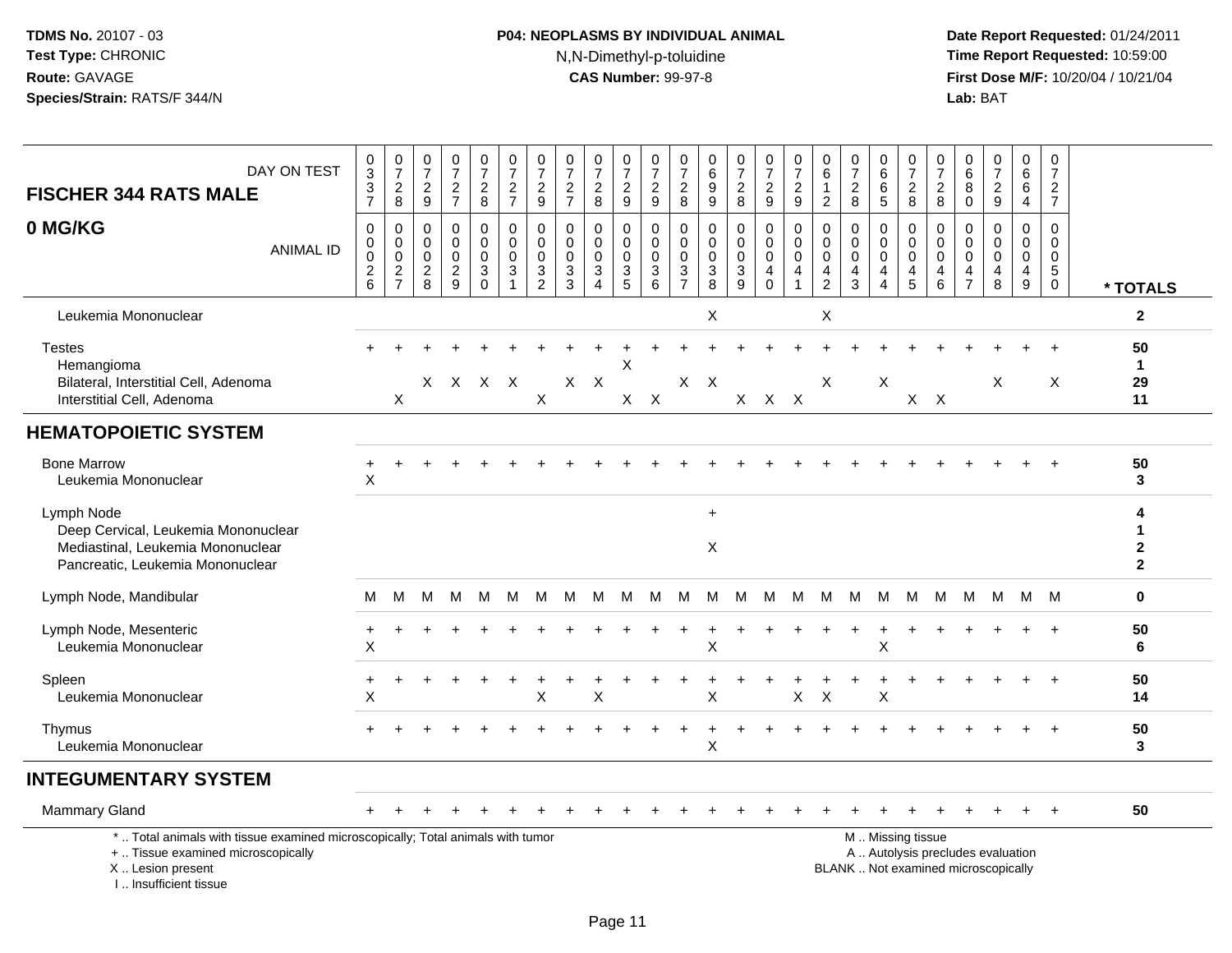**TDMS No.** 20107 - 03
**Test Type:** CHRONIC
**Route:** GAVAGE
**Species/Strain:** RATS/F 344/N

**P04: NEOPLASMS BY INDIVIDUAL ANIMAL**
N,N-Dimethyl-p-toluidine
**CAS Number:** 99-97-8

**Date Report Requested:** 01/24/2011
**Time Report Requested:** 10:59:00
**First Dose M/F:** 10/20/04 / 10/21/04
**Lab:** BAT

| FISCHER 344 RATS MALE — DAY ON TEST | 0337 | 0728 | 0729 | 0727 | 0728 | 0727 | 0729 | 0727 | 0728 | 0729 | 0729 | 0728 | 0699 | 0728 | 0729 | 0729 | 0612 | 0728 | 0665 | 0728 | 0728 | 0680 | 0729 | 0664 | 0727 | |
|---|---|---|---|---|---|---|---|---|---|---|---|---|---|---|---|---|---|---|---|---|---|---|---|---|---|---|
| **0 MG/KG** — ANIMAL ID | 0026 | 0027 | 0028 | 0029 | 0030 | 0031 | 0032 | 0033 | 0034 | 0035 | 0036 | 0037 | 0038 | 0039 | 0040 | 0041 | 0042 | 0043 | 0044 | 0045 | 0046 | 0047 | 0048 | 0049 | 0050 | **\* TOTALS** |
| Leukemia Mononuclear | | | | | | | | | | | | | X | | | | X | | | | | | | | | 2 |
| Testes | + | + | + | + | + | + | + | + | + | + | + | + | + | + | + | + | + | + | + | + | + | + | + | + | + | 50 |
| Hemangioma | | | | | | | | | | X | | | | | | | | | | | | | | | | 1 |
| Bilateral, Interstitial Cell, Adenoma | | | X | X | X | X | | X | X | | | X | X | | | | X | | X | | | | X | | X | 29 |
| Interstitial Cell, Adenoma | | X | | | | | X | | | X | X | | | X | X | X | | | | X | X | | | | | 11 |
| **HEMATOPOIETIC SYSTEM** | | | | | | | | | | | | | | | | | | | | | | | | | | |
| Bone Marrow | + | + | + | + | + | + | + | + | + | + | + | + | + | + | + | + | + | + | + | + | + | + | + | + | + | 50 |
| Leukemia Mononuclear | X | | | | | | | | | | | | | | | | | | | | | | | | | 3 |
| Lymph Node | | | | | | | | | | | | | + | | | | | | | | | | | | | 4 |
| Deep Cervical, Leukemia Mononuclear | | | | | | | | | | | | | | | | | | | | | | | | | | 1 |
| Mediastinal, Leukemia Mononuclear | | | | | | | | | | | | | X | | | | | | | | | | | | | 2 |
| Pancreatic, Leukemia Mononuclear | | | | | | | | | | | | | | | | | | | | | | | | | | 2 |
| Lymph Node, Mandibular | M | M | M | M | M | M | M | M | M | M | M | M | M | M | M | M | M | M | M | M | M | M | M | M | M | 0 |
| Lymph Node, Mesenteric | + | + | + | + | + | + | + | + | + | + | + | + | + | + | + | + | + | + | + | + | + | + | + | + | + | 50 |
| Leukemia Mononuclear | X | | | | | | | | | | | | X | | | | | | X | | | | | | | 6 |
| Spleen | + | + | + | + | + | + | + | + | + | + | + | + | + | + | + | + | + | + | + | + | + | + | + | + | + | 50 |
| Leukemia Mononuclear | X | | | | | | X | | X | | | | X | | | X | X | | X | | | | | | | 14 |
| Thymus | + | + | + | + | + | + | + | + | + | + | + | + | + | + | + | + | + | + | + | + | + | + | + | + | + | 50 |
| Leukemia Mononuclear | | | | | | | | | | | | | X | | | | | | | | | | | | | 3 |
| **INTEGUMENTARY SYSTEM** | | | | | | | | | | | | | | | | | | | | | | | | | | |
| Mammary Gland | + | + | + | + | + | + | + | + | + | + | + | + | + | + | + | + | + | + | + | + | + | + | + | + | + | 50 |

\* .. Total animals with tissue examined microscopically; Total animals with tumor
\+ .. Tissue examined microscopically
X .. Lesion present
I .. Insufficient tissue

M .. Missing tissue
A .. Autolysis precludes evaluation
BLANK .. Not examined microscopically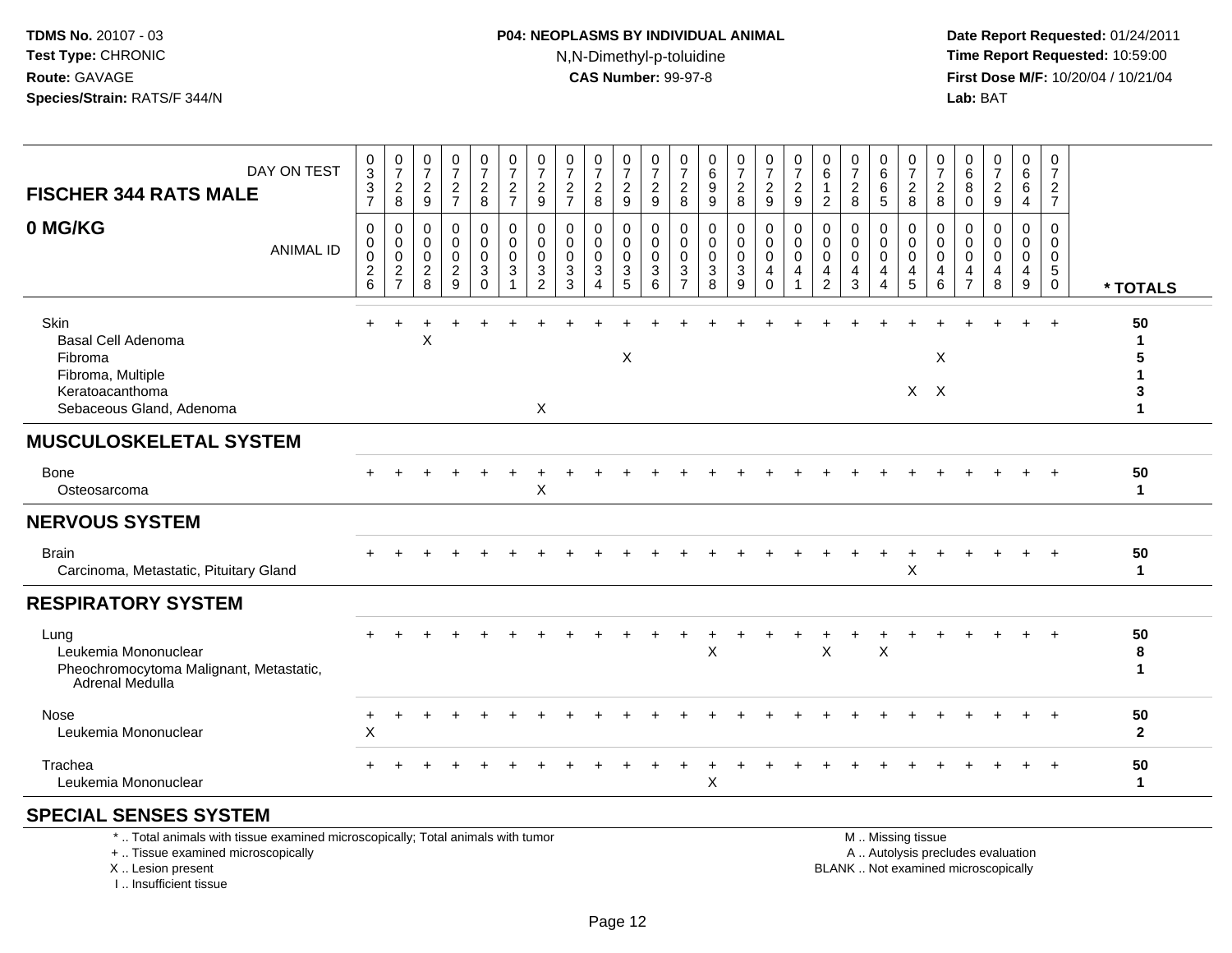TDMS No. 20107 - 03
Test Type: CHRONIC
Route: GAVAGE
Species/Strain: RATS/F 344/N

**P04: NEOPLASMS BY INDIVIDUAL ANIMAL**
N,N-Dimethyl-p-toluidine
**CAS Number:** 99-97-8

Date Report Requested: 01/24/2011
Time Report Requested: 10:59:00
First Dose M/F: 10/20/04 / 10/21/04
Lab: BAT

| FISCHER 344 RATS MALE — DAY ON TEST | 0337 | 0728 | 0729 | 0727 | 0728 | 0727 | 0729 | 0727 | 0728 | 0729 | 0729 | 0728 | 0699 | 0728 | 0729 | 0729 | 0612 | 0728 | 0665 | 0728 | 0728 | 0680 | 0729 | 0664 | 0727 | |
|---|---|---|---|---|---|---|---|---|---|---|---|---|---|---|---|---|---|---|---|---|---|---|---|---|---|---|
| **0 MG/KG** — ANIMAL ID | 0026 | 0027 | 0028 | 0029 | 0030 | 0031 | 0032 | 0033 | 0034 | 0035 | 0036 | 0037 | 0038 | 0039 | 0040 | 0041 | 0042 | 0043 | 0044 | 0045 | 0046 | 0047 | 0048 | 0049 | 0050 | * TOTALS |
| Skin | + | + | + | + | + | + | + | + | + | + | + | + | + | + | + | + | + | + | + | + | + | + | + | + | + | 50 |
| Basal Cell Adenoma | | | X | | | | | | | | | | | | | | | | | | | | | | | 1 |
| Fibroma | | | | | | | | | | X | | | | | | | | | | | X | | | | | 5 |
| Fibroma, Multiple | | | | | | | | | | | | | | | | | | | | | | | | | | 1 |
| Keratoacanthoma | | | | | | | | | | | | | | | | | | | | X | X | | | | | 3 |
| Sebaceous Gland, Adenoma | | | | | | | X | | | | | | | | | | | | | | | | | | | 1 |
| **MUSCULOSKELETAL SYSTEM** | | | | | | | | | | | | | | | | | | | | | | | | | | |
| Bone | + | + | + | + | + | + | + | + | + | + | + | + | + | + | + | + | + | + | + | + | + | + | + | + | + | 50 |
| Osteosarcoma | | | | | | | X | | | | | | | | | | | | | | | | | | | 1 |
| **NERVOUS SYSTEM** | | | | | | | | | | | | | | | | | | | | | | | | | | |
| Brain | + | + | + | + | + | + | + | + | + | + | + | + | + | + | + | + | + | + | + | + | + | + | + | + | + | 50 |
| Carcinoma, Metastatic, Pituitary Gland | | | | | | | | | | | | | | | | | | | | X | | | | | | 1 |
| **RESPIRATORY SYSTEM** | | | | | | | | | | | | | | | | | | | | | | | | | | |
| Lung | + | + | + | + | + | + | + | + | + | + | + | + | + | + | + | + | + | + | + | + | + | + | + | + | + | 50 |
| Leukemia Mononuclear | | | | | | | | | | | | | X | | | | X | | X | | | | | | | 8 |
| Pheochromocytoma Malignant, Metastatic, Adrenal Medulla | | | | | | | | | | | | | | | | | | | | | | | | | | 1 |
| Nose | + | + | + | + | + | + | + | + | + | + | + | + | + | + | + | + | + | + | + | + | + | + | + | + | + | 50 |
| Leukemia Mononuclear | X | | | | | | | | | | | | | | | | | | | | | | | | | 2 |
| Trachea | + | + | + | + | + | + | + | + | + | + | + | + | + | + | + | + | + | + | + | + | + | + | + | + | + | 50 |
| Leukemia Mononuclear | | | | | | | | | | | | | X | | | | | | | | | | | | | 1 |
| **SPECIAL SENSES SYSTEM** | | | | | | | | | | | | | | | | | | | | | | | | | | |

\* .. Total animals with tissue examined microscopically; Total animals with tumor
\+ .. Tissue examined microscopically
X .. Lesion present
I .. Insufficient tissue

M .. Missing tissue
A .. Autolysis precludes evaluation
BLANK .. Not examined microscopically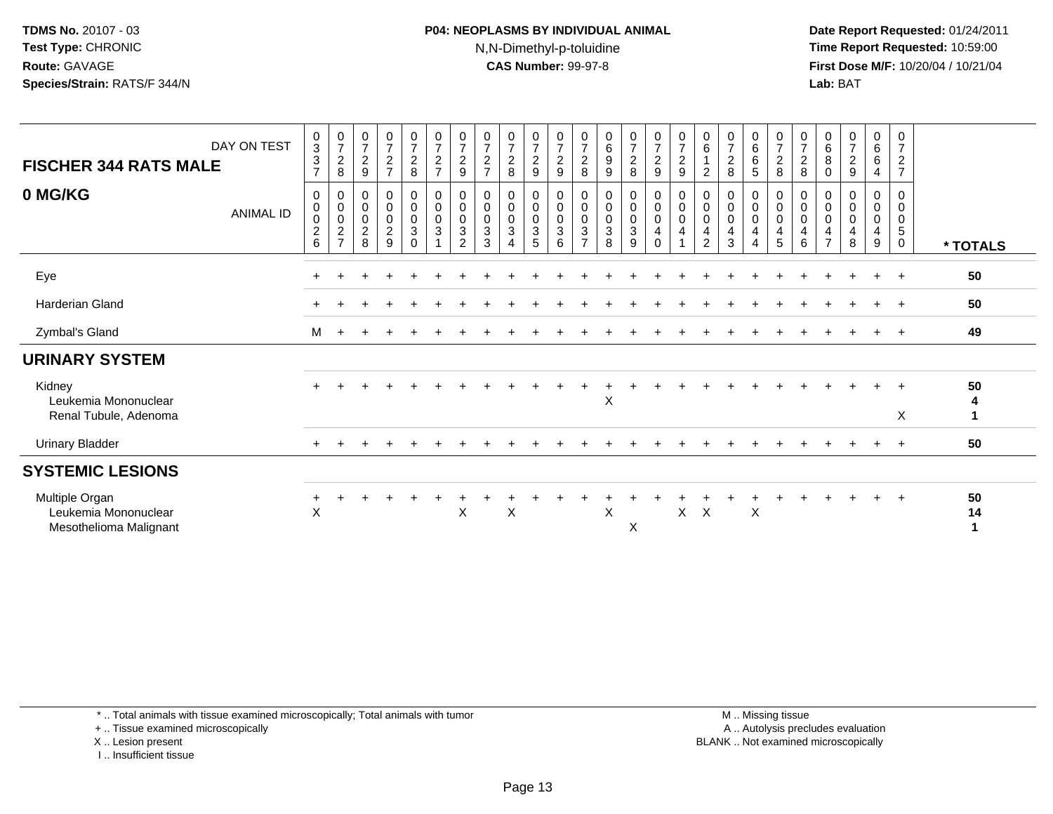**TDMS No.** 20107 - 03
**Test Type:** CHRONIC
**Route:** GAVAGE
**Species/Strain:** RATS/F 344/N

**P04: NEOPLASMS BY INDIVIDUAL ANIMAL**
N,N-Dimethyl-p-toluidine
**CAS Number:** 99-97-8

**Date Report Requested:** 01/24/2011
**Time Report Requested:** 10:59:00
**First Dose M/F:** 10/20/04 / 10/21/04
**Lab:** BAT

## FISCHER 344 RATS MALE

## 0 MG/KG

| DAY ON TEST | 0337 | 0728 | 0729 | 0727 | 0728 | 0727 | 0729 | 0727 | 0728 | 0729 | 0729 | 0728 | 0699 | 0728 | 0729 | 0729 | 0612 | 0728 | 0665 | 0728 | 0728 | 0680 | 0729 | 0664 | 0727 | |
|---|---|---|---|---|---|---|---|---|---|---|---|---|---|---|---|---|---|---|---|---|---|---|---|---|---|---|
| **ANIMAL ID** | 0026 | 0027 | 0028 | 0029 | 0030 | 0031 | 0032 | 0033 | 0034 | 0035 | 0036 | 0037 | 0038 | 0039 | 0040 | 0041 | 0042 | 0043 | 0044 | 0045 | 0046 | 0047 | 0048 | 0049 | 0050 | *** TOTALS** |
| Eye | + | + | + | + | + | + | + | + | + | + | + | + | + | + | + | + | + | + | + | + | + | + | + | + | + | **50** |
| Harderian Gland | + | + | + | + | + | + | + | + | + | + | + | + | + | + | + | + | + | + | + | + | + | + | + | + | + | **50** |
| Zymbal's Gland | M | + | + | + | + | + | + | + | + | + | + | + | + | + | + | + | + | + | + | + | + | + | + | + | + | **49** |
| **URINARY SYSTEM** | | | | | | | | | | | | | | | | | | | | | | | | | | |
| Kidney | + | + | + | + | + | + | + | + | + | + | + | + | + | + | + | + | + | + | + | + | + | + | + | + | + | **50** |
| Leukemia Mononuclear | | | | | | | | | | | | | X | | | | | | | | | | | | | **4** |
| Renal Tubule, Adenoma | | | | | | | | | | | | | | | | | | | | | | | | | X | **1** |
| Urinary Bladder | + | + | + | + | + | + | + | + | + | + | + | + | + | + | + | + | + | + | + | + | + | + | + | + | + | **50** |
| **SYSTEMIC LESIONS** | | | | | | | | | | | | | | | | | | | | | | | | | | |
| Multiple Organ | + | + | + | + | + | + | + | + | + | + | + | + | + | + | + | + | + | + | + | + | + | + | + | + | + | **50** |
| Leukemia Mononuclear | X | | | | | | X | | X | | | | X | | | X | X | | X | | | | | | | **14** |
| Mesothelioma Malignant | | | | | | | | | | | | | | X | | | | | | | | | | | | **1** |

\* .. Total animals with tissue examined microscopically; Total animals with tumor
\+ .. Tissue examined microscopically
X .. Lesion present
I .. Insufficient tissue

M .. Missing tissue
A .. Autolysis precludes evaluation
BLANK .. Not examined microscopically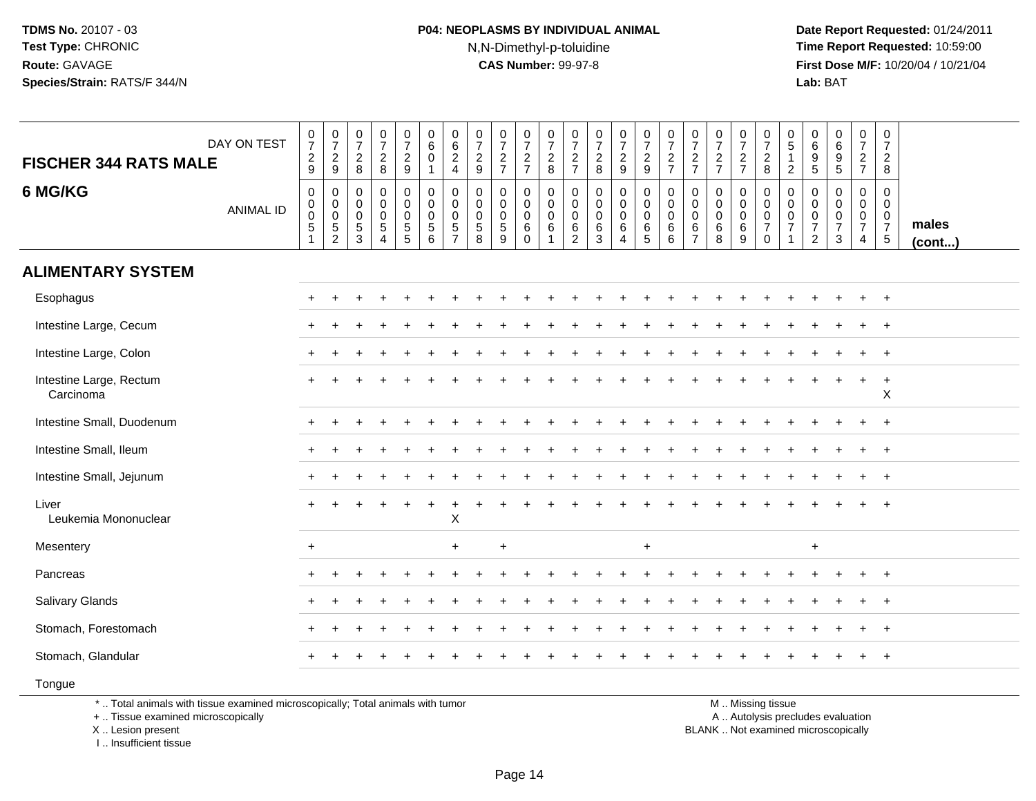**TDMS No.** 20107 - 03
**Test Type:** CHRONIC
**Route:** GAVAGE
**Species/Strain:** RATS/F 344/N

**P04: NEOPLASMS BY INDIVIDUAL ANIMAL**
N,N-Dimethyl-p-toluidine
**CAS Number:** 99-97-8

**Date Report Requested:** 01/24/2011
**Time Report Requested:** 10:59:00
**First Dose M/F:** 10/20/04 / 10/21/04
**Lab:** BAT

## FISCHER 344 RATS MALE
## 6 MG/KG

| DAY ON TEST | 0729 | 0729 | 0728 | 0728 | 0729 | 0601 | 0624 | 0729 | 0727 | 0727 | 0728 | 0727 | 0728 | 0729 | 0729 | 0727 | 0727 | 0727 | 0727 | 0728 | 0512 | 0695 | 0695 | 0727 | 0728 | |
|---|---|---|---|---|---|---|---|---|---|---|---|---|---|---|---|---|---|---|---|---|---|---|---|---|---|---|
| **ANIMAL ID** | 0005 1 | 0005 2 | 0005 3 | 0005 4 | 0005 5 | 0005 6 | 0005 7 | 0005 8 | 0005 9 | 0006 0 | 0006 1 | 0006 2 | 0006 3 | 0006 4 | 0006 5 | 0006 6 | 0006 7 | 0006 8 | 0006 9 | 0007 0 | 0007 1 | 0007 2 | 0007 3 | 0007 4 | 0007 5 | **males (cont...)** |
| **ALIMENTARY SYSTEM** | | | | | | | | | | | | | | | | | | | | | | | | | | |
| Esophagus | + | + | + | + | + | + | + | + | + | + | + | + | + | + | + | + | + | + | + | + | + | + | + | + | + | |
| Intestine Large, Cecum | + | + | + | + | + | + | + | + | + | + | + | + | + | + | + | + | + | + | + | + | + | + | + | + | + | |
| Intestine Large, Colon | + | + | + | + | + | + | + | + | + | + | + | + | + | + | + | + | + | + | + | + | + | + | + | + | + | |
| Intestine Large, Rectum | + | + | + | + | + | + | + | + | + | + | + | + | + | + | + | + | + | + | + | + | + | + | + | + | + | |
| Carcinoma | | | | | | | | | | | | | | | | | | | | | | | | | X | |
| Intestine Small, Duodenum | + | + | + | + | + | + | + | + | + | + | + | + | + | + | + | + | + | + | + | + | + | + | + | + | + | |
| Intestine Small, Ileum | + | + | + | + | + | + | + | + | + | + | + | + | + | + | + | + | + | + | + | + | + | + | + | + | + | |
| Intestine Small, Jejunum | + | + | + | + | + | + | + | + | + | + | + | + | + | + | + | + | + | + | + | + | + | + | + | + | + | |
| Liver | + | + | + | + | + | + | + | + | + | + | + | + | + | + | + | + | + | + | + | + | + | + | + | + | + | |
| Leukemia Mononuclear | | | | | | | X | | | | | | | | | | | | | | | | | | | |
| Mesentery | + | | | | | | + | | + | | | | | | + | | | | | | | + | | | | |
| Pancreas | + | + | + | + | + | + | + | + | + | + | + | + | + | + | + | + | + | + | + | + | + | + | + | + | + | |
| Salivary Glands | + | + | + | + | + | + | + | + | + | + | + | + | + | + | + | + | + | + | + | + | + | + | + | + | + | |
| Stomach, Forestomach | + | + | + | + | + | + | + | + | + | + | + | + | + | + | + | + | + | + | + | + | + | + | + | + | + | |
| Stomach, Glandular | + | + | + | + | + | + | + | + | + | + | + | + | + | + | + | + | + | + | + | + | + | + | + | + | + | |
| Tongue | | | | | | | | | | | | | | | | | | | | | | | | | | |

\* .. Total animals with tissue examined microscopically; Total animals with tumor
\+ .. Tissue examined microscopically
X .. Lesion present
I .. Insufficient tissue

M .. Missing tissue
A .. Autolysis precludes evaluation
BLANK .. Not examined microscopically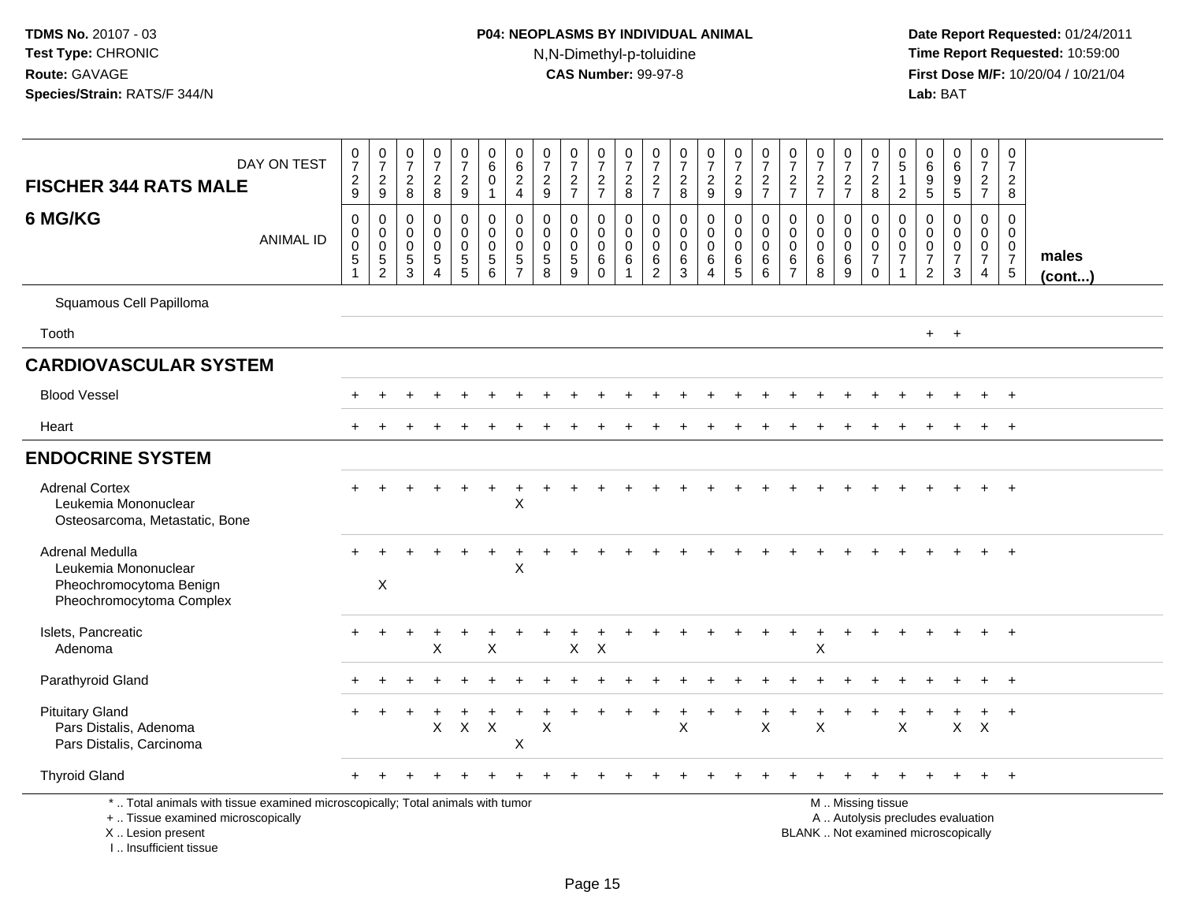**TDMS No.** 20107 - 03
**Test Type:** CHRONIC
**Route:** GAVAGE
**Species/Strain:** RATS/F 344/N

**P04: NEOPLASMS BY INDIVIDUAL ANIMAL**
N,N-Dimethyl-p-toluidine
**CAS Number:** 99-97-8

**Date Report Requested:** 01/24/2011
**Time Report Requested:** 10:59:00
**First Dose M/F:** 10/20/04 / 10/21/04
**Lab:** BAT

| FISCHER 344 RATS MALE<br>6 MG/KG | | | | | | | | | | | | | | | | | | | | | | | | | | |
|---|---|---|---|---|---|---|---|---|---|---|---|---|---|---|---|---|---|---|---|---|---|---|---|---|---|---|
| DAY ON TEST | 0729 | 0729 | 0728 | 0728 | 0729 | 0601 | 0624 | 0729 | 0727 | 0727 | 0728 | 0727 | 0728 | 0729 | 0729 | 0727 | 0727 | 0727 | 0727 | 0728 | 0512 | 0695 | 0695 | 0727 | 0728 | |
| ANIMAL ID | 0051 | 0052 | 0053 | 0054 | 0055 | 0056 | 0057 | 0058 | 0059 | 0060 | 0061 | 0062 | 0063 | 0064 | 0065 | 0066 | 0067 | 0068 | 0069 | 0070 | 0071 | 0072 | 0073 | 0074 | 0075 | males (cont...) |
| Squamous Cell Papilloma | | | | | | | | | | | | | | | | | | | | | | | | | | |
| Tooth | | | | | | | | | | | | | | | | | | | | | | + | + | | | |
| **CARDIOVASCULAR SYSTEM** | | | | | | | | | | | | | | | | | | | | | | | | | | |
| Blood Vessel | + | + | + | + | + | + | + | + | + | + | + | + | + | + | + | + | + | + | + | + | + | + | + | + | + | |
| Heart | + | + | + | + | + | + | + | + | + | + | + | + | + | + | + | + | + | + | + | + | + | + | + | + | + | |
| **ENDOCRINE SYSTEM** | | | | | | | | | | | | | | | | | | | | | | | | | | |
| Adrenal Cortex | + | + | + | + | + | + | + | + | + | + | + | + | + | + | + | + | + | + | + | + | + | + | + | + | + | |
| Leukemia Mononuclear | | | | | | | X | | | | | | | | | | | | | | | | | | | |
| Osteosarcoma, Metastatic, Bone | | | | | | | | | | | | | | | | | | | | | | | | | | |
| Adrenal Medulla | + | + | + | + | + | + | + | + | + | + | + | + | + | + | + | + | + | + | + | + | + | + | + | + | + | |
| Leukemia Mononuclear | | | | | | | X | | | | | | | | | | | | | | | | | | | |
| Pheochromocytoma Benign | | X | | | | | | | | | | | | | | | | | | | | | | | | |
| Pheochromocytoma Complex | | | | | | | | | | | | | | | | | | | | | | | | | | |
| Islets, Pancreatic | + | + | + | + | + | + | + | + | + | + | + | + | + | + | + | + | + | + | + | + | + | + | + | + | + | |
| Adenoma | | | | X | | X | | | X | X | | | | | | | | X | | | | | | | | |
| Parathyroid Gland | + | + | + | + | + | + | + | + | + | + | + | + | + | + | + | + | + | + | + | + | + | + | + | + | + | |
| Pituitary Gland | + | + | + | + | + | + | + | + | + | + | + | + | + | + | + | + | + | + | + | + | + | + | + | + | + | |
| Pars Distalis, Adenoma | | | | X | X | X | | X | | | | | X | | | X | | X | | | X | | X | X | | |
| Pars Distalis, Carcinoma | | | | | | | X | | | | | | | | | | | | | | | | | | | |
| Thyroid Gland | + | + | + | + | + | + | + | + | + | + | + | + | + | + | + | + | + | + | + | + | + | + | + | + | + | |

\* .. Total animals with tissue examined microscopically; Total animals with tumor
+ .. Tissue examined microscopically
X .. Lesion present
I .. Insufficient tissue

M .. Missing tissue
A .. Autolysis precludes evaluation
BLANK .. Not examined microscopically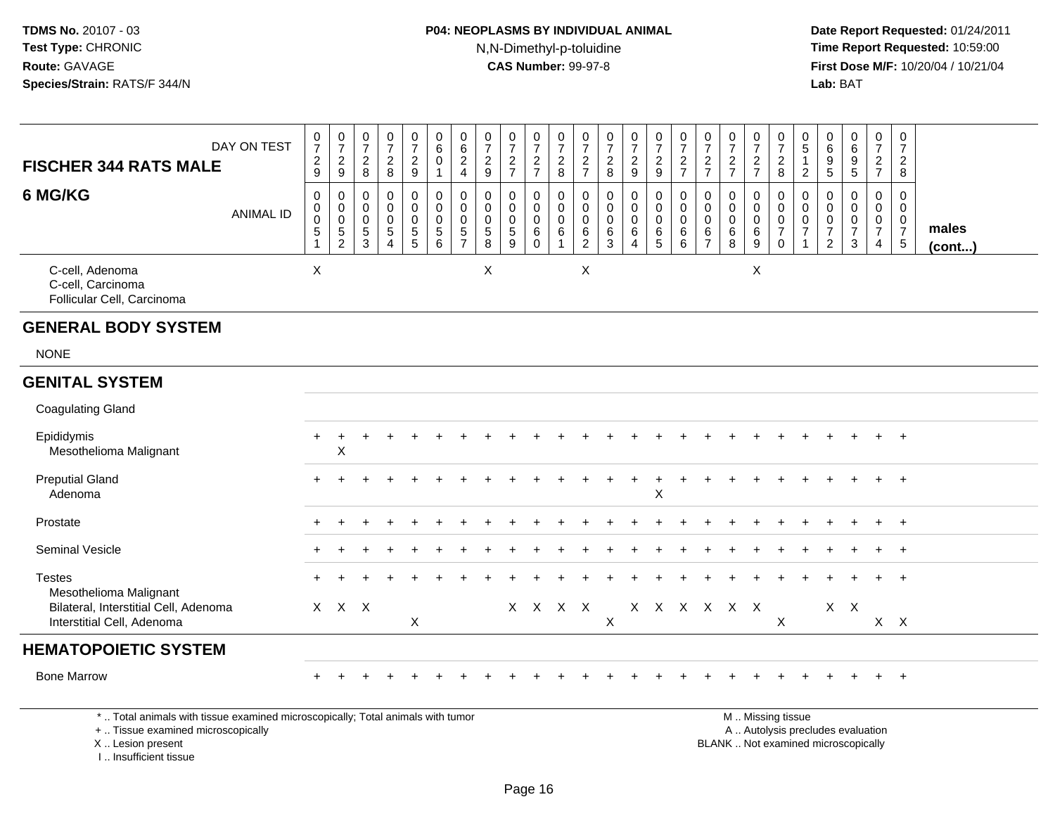**TDMS No.** 20107 - 03
**Test Type:** CHRONIC
**Route:** GAVAGE
**Species/Strain:** RATS/F 344/N

**P04: NEOPLASMS BY INDIVIDUAL ANIMAL**
N,N-Dimethyl-p-toluidine
**CAS Number:** 99-97-8

**Date Report Requested:** 01/24/2011
**Time Report Requested:** 10:59:00
**First Dose M/F:** 10/20/04 / 10/21/04
**Lab:** BAT

| FISCHER 344 RATS MALE 6 MG/KG | | | | | | | | | | | | | | | | | | | | | | | | | | |
|---|---|---|---|---|---|---|---|---|---|---|---|---|---|---|---|---|---|---|---|---|---|---|---|---|---|---|
| DAY ON TEST | 0729 | 0729 | 0728 | 0728 | 0729 | 0601 | 0624 | 0729 | 0727 | 0727 | 0728 | 0727 | 0728 | 0729 | 0729 | 0727 | 0727 | 0727 | 0727 | 0728 | 0512 | 0695 | 0695 | 0727 | 0728 | |
| ANIMAL ID | 0051 | 0052 | 0053 | 0054 | 0055 | 0056 | 0057 | 0058 | 0059 | 0060 | 0061 | 0062 | 0063 | 0064 | 0065 | 0066 | 0067 | 0068 | 0069 | 0070 | 0071 | 0072 | 0073 | 0074 | 0075 | males (cont...) |
| C-cell, Adenoma | X | | | | | | | X | | | | X | | | | | | | X | | | | | | | |
| C-cell, Carcinoma | | | | | | | | | | | | | | | | | | | | | | | | | | |
| Follicular Cell, Carcinoma | | | | | | | | | | | | | | | | | | | | | | | | | | |
| **GENERAL BODY SYSTEM** | | | | | | | | | | | | | | | | | | | | | | | | | | |
| NONE | | | | | | | | | | | | | | | | | | | | | | | | | | |
| **GENITAL SYSTEM** | | | | | | | | | | | | | | | | | | | | | | | | | | |
| Coagulating Gland | | | | | | | | | | | | | | | | | | | | | | | | | | |
| Epididymis | + | + | + | + | + | + | + | + | + | + | + | + | + | + | + | + | + | + | + | + | + | + | + | + | + | |
| Mesothelioma Malignant | | X | | | | | | | | | | | | | | | | | | | | | | | | |
| Preputial Gland | + | + | + | + | + | + | + | + | + | + | + | + | + | + | + | + | + | + | + | + | + | + | + | + | + | |
| Adenoma | | | | | | | | | | | | | | | X | | | | | | | | | | | |
| Prostate | + | + | + | + | + | + | + | + | + | + | + | + | + | + | + | + | + | + | + | + | + | + | + | + | + | |
| Seminal Vesicle | + | + | + | + | + | + | + | + | + | + | + | + | + | + | + | + | + | + | + | + | + | + | + | + | + | |
| Testes | + | + | + | + | + | + | + | + | + | + | + | + | + | + | + | + | + | + | + | + | + | + | + | + | + | |
| Mesothelioma Malignant | | | | | | | | | | | | | | | | | | | | | | | | | | |
| Bilateral, Interstitial Cell, Adenoma | X | X | X | | | | | | X | X | X | X | | X | X | X | X | X | X | | | X | X | | | |
| Interstitial Cell, Adenoma | | | | | X | | | | | | | | X | | | | | | | X | | | | X | X | |
| **HEMATOPOIETIC SYSTEM** | | | | | | | | | | | | | | | | | | | | | | | | | | |
| Bone Marrow | + | + | + | + | + | + | + | + | + | + | + | + | + | + | + | + | + | + | + | + | + | + | + | + | + | |

\* .. Total animals with tissue examined microscopically; Total animals with tumor
\+ .. Tissue examined microscopically
X .. Lesion present
I .. Insufficient tissue

M .. Missing tissue
A .. Autolysis precludes evaluation
BLANK .. Not examined microscopically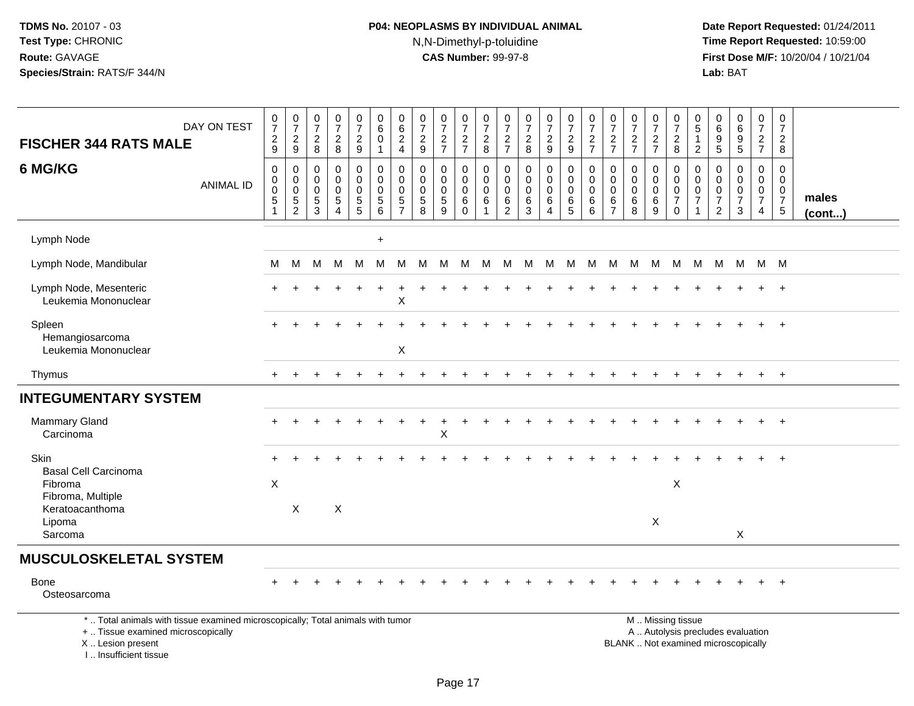**TDMS No.** 20107 - 03
**Test Type:** CHRONIC
**Route:** GAVAGE
**Species/Strain:** RATS/F 344/N

**P04: NEOPLASMS BY INDIVIDUAL ANIMAL**
N,N-Dimethyl-p-toluidine
**CAS Number:** 99-97-8

**Date Report Requested:** 01/24/2011
**Time Report Requested:** 10:59:00
**First Dose M/F:** 10/20/04 / 10/21/04
**Lab:** BAT

## FISCHER 344 RATS MALE
## 6 MG/KG

| DAY ON TEST | 0729 | 0729 | 0728 | 0728 | 0729 | 0601 | 0624 | 0729 | 0727 | 0727 | 0728 | 0727 | 0728 | 0729 | 0729 | 0727 | 0727 | 0727 | 0727 | 0728 | 0512 | 0695 | 0695 | 0727 | 0728 | |
|---|---|---|---|---|---|---|---|---|---|---|---|---|---|---|---|---|---|---|---|---|---|---|---|---|---|---|
| **ANIMAL ID** | 0051 | 0052 | 0053 | 0054 | 0055 | 0056 | 0057 | 0058 | 0059 | 0060 | 0061 | 0062 | 0063 | 0064 | 0065 | 0066 | 0067 | 0068 | 0069 | 0070 | 0071 | 0072 | 0073 | 0074 | 0075 | **males (cont...)** |
| Lymph Node | | | | | | + | | | | | | | | | | | | | | | | | | | | |
| Lymph Node, Mandibular | M | M | M | M | M | M | M | M | M | M | M | M | M | M | M | M | M | M | M | M | M | M | M | M | M | |
| Lymph Node, Mesenteric | + | + | + | + | + | + | + | + | + | + | + | + | + | + | + | + | + | + | + | + | + | + | + | + | + | |
| Leukemia Mononuclear | | | | | | | X | | | | | | | | | | | | | | | | | | | |
| Spleen | + | + | + | + | + | + | + | + | + | + | + | + | + | + | + | + | + | + | + | + | + | + | + | + | + | |
| Hemangiosarcoma | | | | | | | | | | | | | | | | | | | | | | | | | | |
| Leukemia Mononuclear | | | | | | | X | | | | | | | | | | | | | | | | | | | |
| Thymus | + | + | + | + | + | + | + | + | + | + | + | + | + | + | + | + | + | + | + | + | + | + | + | + | + | |
| **INTEGUMENTARY SYSTEM** | | | | | | | | | | | | | | | | | | | | | | | | | | |
| Mammary Gland | + | + | + | + | + | + | + | + | + | + | + | + | + | + | + | + | + | + | + | + | + | + | + | + | + | |
| Carcinoma | | | | | | | | | X | | | | | | | | | | | | | | | | | |
| Skin | + | + | + | + | + | + | + | + | + | + | + | + | + | + | + | + | + | + | + | + | + | + | + | + | + | |
| Basal Cell Carcinoma | | | | | | | | | | | | | | | | | | | | | | | | | | |
| Fibroma | X | | | | | | | | | | | | | | | | | | | X | | | | | | |
| Fibroma, Multiple | | | | | | | | | | | | | | | | | | | | | | | | | | |
| Keratoacanthoma | | X | | X | | | | | | | | | | | | | | | | | | | | | | |
| Lipoma | | | | | | | | | | | | | | | | | | | X | | | | | | | |
| Sarcoma | | | | | | | | | | | | | | | | | | | | | | | X | | | |
| **MUSCULOSKELETAL SYSTEM** | | | | | | | | | | | | | | | | | | | | | | | | | | |
| Bone | + | + | + | + | + | + | + | + | + | + | + | + | + | + | + | + | + | + | + | + | + | + | + | + | + | |
| Osteosarcoma | | | | | | | | | | | | | | | | | | | | | | | | | | |

\* .. Total animals with tissue examined microscopically; Total animals with tumor
\+ .. Tissue examined microscopically
X .. Lesion present
I .. Insufficient tissue

M .. Missing tissue
A .. Autolysis precludes evaluation
BLANK .. Not examined microscopically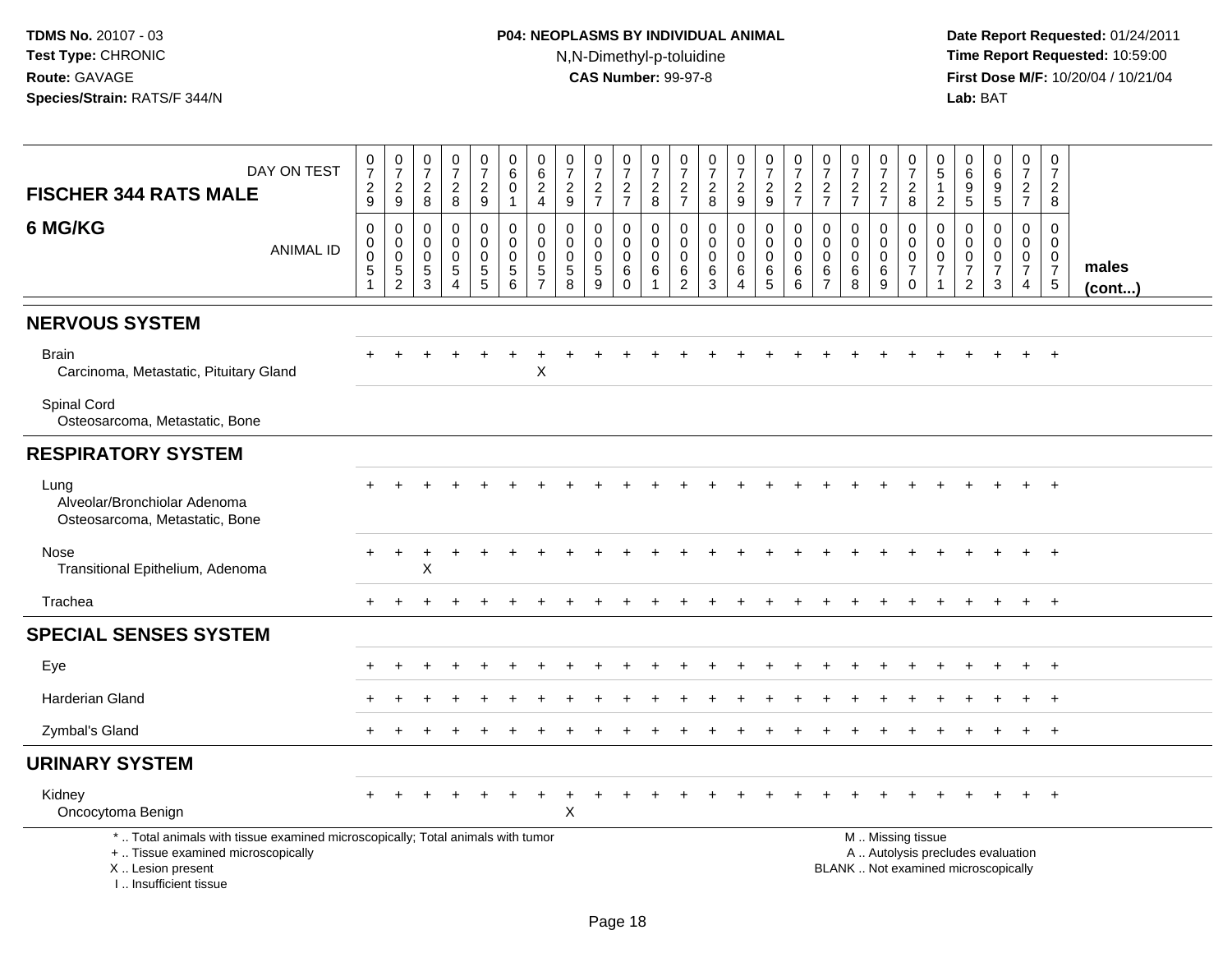**TDMS No.** 20107 - 03
**Test Type:** CHRONIC
**Route:** GAVAGE
**Species/Strain:** RATS/F 344/N

**P04: NEOPLASMS BY INDIVIDUAL ANIMAL**
N,N-Dimethyl-p-toluidine
**CAS Number:** 99-97-8

**Date Report Requested:** 01/24/2011
**Time Report Requested:** 10:59:00
**First Dose M/F:** 10/20/04 / 10/21/04
**Lab:** BAT

## FISCHER 344 RATS MALE 6 MG/KG

| DAY ON TEST | 0729 | 0729 | 0728 | 0728 | 0729 | 0601 | 0624 | 0729 | 0727 | 0727 | 0728 | 0727 | 0728 | 0729 | 0729 | 0727 | 0727 | 0727 | 0727 | 0728 | 0512 | 0695 | 0695 | 0727 | 0728 | |
|---|---|---|---|---|---|---|---|---|---|---|---|---|---|---|---|---|---|---|---|---|---|---|---|---|---|---|
| **ANIMAL ID** | 00051 | 00052 | 00053 | 00054 | 00055 | 00056 | 00057 | 00058 | 00059 | 00060 | 00061 | 00062 | 00063 | 00064 | 00065 | 00066 | 00067 | 00068 | 00069 | 00070 | 00071 | 00072 | 00073 | 00074 | 00075 | **males (cont...)** |
| **NERVOUS SYSTEM** | | | | | | | | | | | | | | | | | | | | | | | | | | |
| Brain | + | + | + | + | + | + | + | + | + | + | + | + | + | + | + | + | + | + | + | + | + | + | + | + | + | |
| Carcinoma, Metastatic, Pituitary Gland | | | | | | | X | | | | | | | | | | | | | | | | | | | |
| Spinal Cord | | | | | | | | | | | | | | | | | | | | | | | | | | |
| Osteosarcoma, Metastatic, Bone | | | | | | | | | | | | | | | | | | | | | | | | | | |
| **RESPIRATORY SYSTEM** | | | | | | | | | | | | | | | | | | | | | | | | | | |
| Lung | + | + | + | + | + | + | + | + | + | + | + | + | + | + | + | + | + | + | + | + | + | + | + | + | + | |
| Alveolar/Bronchiolar Adenoma | | | | | | | | | | | | | | | | | | | | | | | | | | |
| Osteosarcoma, Metastatic, Bone | | | | | | | | | | | | | | | | | | | | | | | | | | |
| Nose | + | + | + | + | + | + | + | + | + | + | + | + | + | + | + | + | + | + | + | + | + | + | + | + | + | |
| Transitional Epithelium, Adenoma | | | X | | | | | | | | | | | | | | | | | | | | | | | |
| Trachea | + | + | + | + | + | + | + | + | + | + | + | + | + | + | + | + | + | + | + | + | + | + | + | + | + | |
| **SPECIAL SENSES SYSTEM** | | | | | | | | | | | | | | | | | | | | | | | | | | |
| Eye | + | + | + | + | + | + | + | + | + | + | + | + | + | + | + | + | + | + | + | + | + | + | + | + | + | |
| Harderian Gland | + | + | + | + | + | + | + | + | + | + | + | + | + | + | + | + | + | + | + | + | + | + | + | + | + | |
| Zymbal's Gland | + | + | + | + | + | + | + | + | + | + | + | + | + | + | + | + | + | + | + | + | + | + | + | + | + | |
| **URINARY SYSTEM** | | | | | | | | | | | | | | | | | | | | | | | | | | |
| Kidney | + | + | + | + | + | + | + | + | + | + | + | + | + | + | + | + | + | + | + | + | + | + | + | + | + | |
| Oncocytoma Benign | | | | | | | | X | | | | | | | | | | | | | | | | | | |

\* .. Total animals with tissue examined microscopically; Total animals with tumor
\+ .. Tissue examined microscopically
X .. Lesion present
I .. Insufficient tissue

M .. Missing tissue
A .. Autolysis precludes evaluation
BLANK .. Not examined microscopically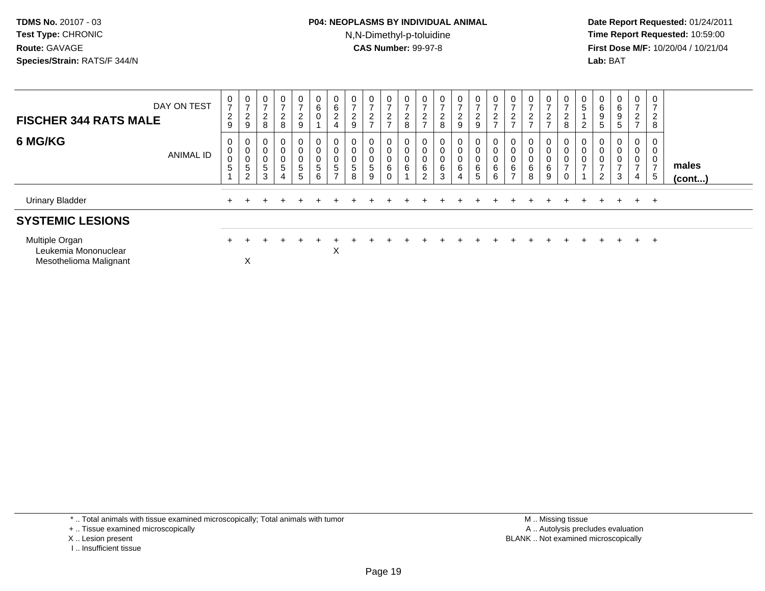**TDMS No.** 20107 - 03
**Test Type:** CHRONIC
**Route:** GAVAGE
**Species/Strain:** RATS/F 344/N

**P04: NEOPLASMS BY INDIVIDUAL ANIMAL**
N,N-Dimethyl-p-toluidine
**CAS Number:** 99-97-8

**Date Report Requested:** 01/24/2011
**Time Report Requested:** 10:59:00
**First Dose M/F:** 10/20/04 / 10/21/04
**Lab:** BAT

| FISCHER 344 RATS MALE — DAY ON TEST | 0729 | 0729 | 0728 | 0728 | 0729 | 0601 | 0624 | 0729 | 0727 | 0727 | 0728 | 0727 | 0728 | 0729 | 0729 | 0727 | 0727 | 0727 | 0727 | 0728 | 0512 | 0695 | 0695 | 0727 | 0728 | |
|---|---|---|---|---|---|---|---|---|---|---|---|---|---|---|---|---|---|---|---|---|---|---|---|---|---|---|
| **6 MG/KG** — ANIMAL ID | 0051 | 0052 | 0053 | 0054 | 0055 | 0056 | 0057 | 0058 | 0059 | 0060 | 0061 | 0062 | 0063 | 0064 | 0065 | 0066 | 0067 | 0068 | 0069 | 0070 | 0071 | 0072 | 0073 | 0074 | 0075 | **males (cont...)** |
| Urinary Bladder | + | + | + | + | + | + | + | + | + | + | + | + | + | + | + | + | + | + | + | + | + | + | + | + | + | |
| **SYSTEMIC LESIONS** | | | | | | | | | | | | | | | | | | | | | | | | | | |
| Multiple Organ | + | + | + | + | + | + | + | + | + | + | + | + | + | + | + | + | + | + | + | + | + | + | + | + | + | |
| Leukemia Mononuclear | | | | | | | X | | | | | | | | | | | | | | | | | | | |
| Mesothelioma Malignant | | X | | | | | | | | | | | | | | | | | | | | | | | | |

\* .. Total animals with tissue examined microscopically; Total animals with tumor
+ .. Tissue examined microscopically
X .. Lesion present
I .. Insufficient tissue

M .. Missing tissue
A .. Autolysis precludes evaluation
BLANK .. Not examined microscopically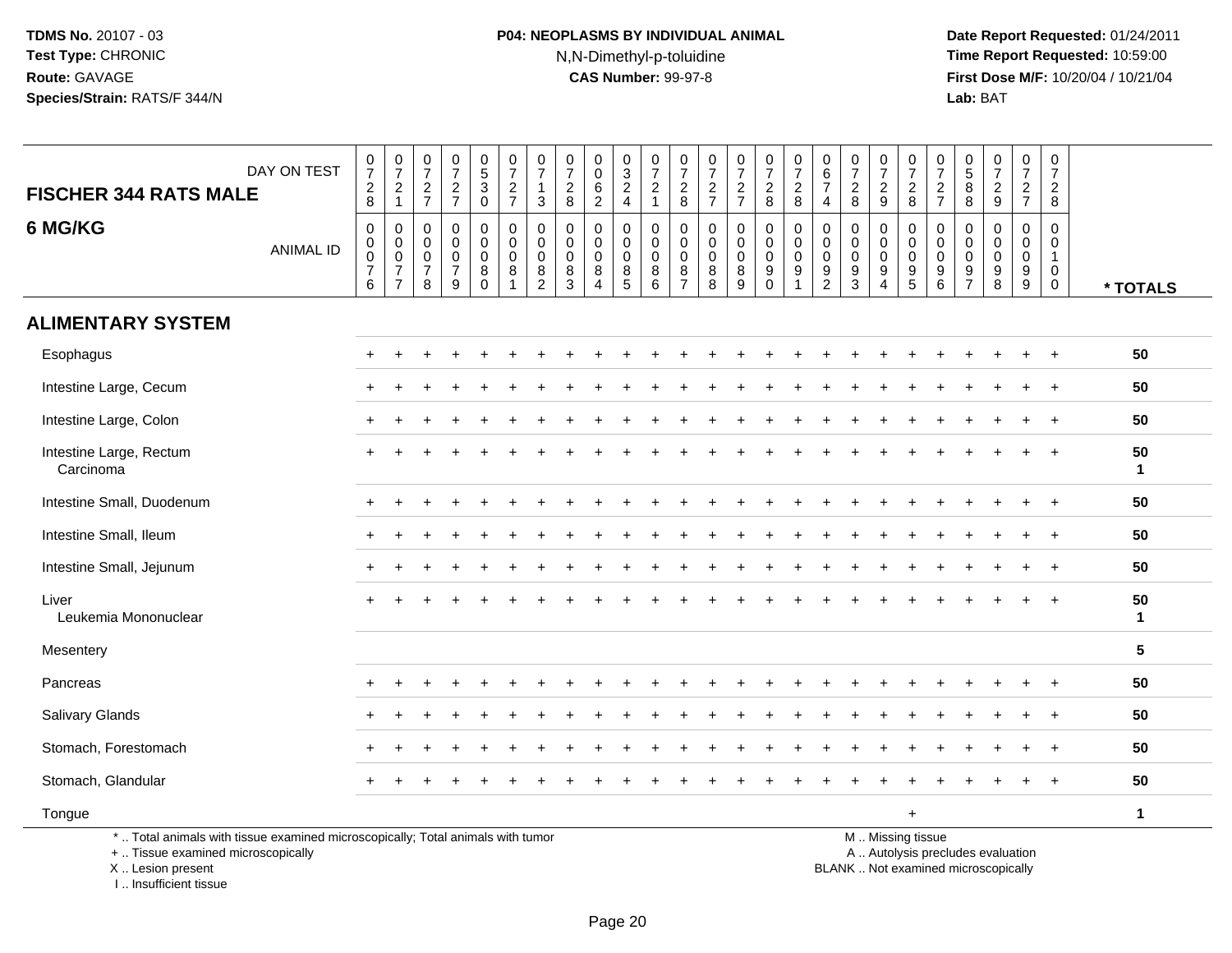TDMS No. 20107 - 03
Test Type: CHRONIC
Route: GAVAGE
Species/Strain: RATS/F 344/N

**P04: NEOPLASMS BY INDIVIDUAL ANIMAL**
N,N-Dimethyl-p-toluidine
**CAS Number:** 99-97-8

Date Report Requested: 01/24/2011
Time Report Requested: 10:59:00
First Dose M/F: 10/20/04 / 10/21/04
Lab: BAT

| FISCHER 344 RATS MALE — DAY ON TEST | 0728 | 0721 | 0727 | 0727 | 0530 | 0727 | 0713 | 0728 | 0062 | 0324 | 0721 | 0728 | 0727 | 0727 | 0728 | 0728 | 0674 | 0728 | 0729 | 0728 | 0727 | 0588 | 0729 | 0727 | 0728 | |
|---|---|---|---|---|---|---|---|---|---|---|---|---|---|---|---|---|---|---|---|---|---|---|---|---|---|---|
| **6 MG/KG** — ANIMAL ID | 00076 | 00077 | 00078 | 00079 | 00080 | 00081 | 00082 | 00083 | 00084 | 00085 | 00086 | 00087 | 00088 | 00089 | 00090 | 00091 | 00092 | 00093 | 00094 | 00095 | 00096 | 00097 | 00098 | 00099 | 00100 | * TOTALS |
| **ALIMENTARY SYSTEM** | | | | | | | | | | | | | | | | | | | | | | | | | | |
| Esophagus | + | + | + | + | + | + | + | + | + | + | + | + | + | + | + | + | + | + | + | + | + | + | + | + | + | 50 |
| Intestine Large, Cecum | + | + | + | + | + | + | + | + | + | + | + | + | + | + | + | + | + | + | + | + | + | + | + | + | + | 50 |
| Intestine Large, Colon | + | + | + | + | + | + | + | + | + | + | + | + | + | + | + | + | + | + | + | + | + | + | + | + | + | 50 |
| Intestine Large, Rectum | + | + | + | + | + | + | + | + | + | + | + | + | + | + | + | + | + | + | + | + | + | + | + | + | + | 50 |
| Carcinoma | | | | | | | | | | | | | | | | | | | | | | | | | | 1 |
| Intestine Small, Duodenum | + | + | + | + | + | + | + | + | + | + | + | + | + | + | + | + | + | + | + | + | + | + | + | + | + | 50 |
| Intestine Small, Ileum | + | + | + | + | + | + | + | + | + | + | + | + | + | + | + | + | + | + | + | + | + | + | + | + | + | 50 |
| Intestine Small, Jejunum | + | + | + | + | + | + | + | + | + | + | + | + | + | + | + | + | + | + | + | + | + | + | + | + | + | 50 |
| Liver | + | + | + | + | + | + | + | + | + | + | + | + | + | + | + | + | + | + | + | + | + | + | + | + | + | 50 |
| Leukemia Mononuclear | | | | | | | | | | | | | | | | | | | | | | | | | | 1 |
| Mesentery | | | | | | | | | | | | | | | | | | | | | | | | | | 5 |
| Pancreas | + | + | + | + | + | + | + | + | + | + | + | + | + | + | + | + | + | + | + | + | + | + | + | + | + | 50 |
| Salivary Glands | + | + | + | + | + | + | + | + | + | + | + | + | + | + | + | + | + | + | + | + | + | + | + | + | + | 50 |
| Stomach, Forestomach | + | + | + | + | + | + | + | + | + | + | + | + | + | + | + | + | + | + | + | + | + | + | + | + | + | 50 |
| Stomach, Glandular | + | + | + | + | + | + | + | + | + | + | + | + | + | + | + | + | + | + | + | + | + | + | + | + | + | 50 |
| Tongue | | | | | | | | | | | | | | | | | | | | + | | | | | | 1 |

\* .. Total animals with tissue examined microscopically; Total animals with tumor
\+ .. Tissue examined microscopically
X .. Lesion present
I .. Insufficient tissue

M .. Missing tissue
A .. Autolysis precludes evaluation
BLANK .. Not examined microscopically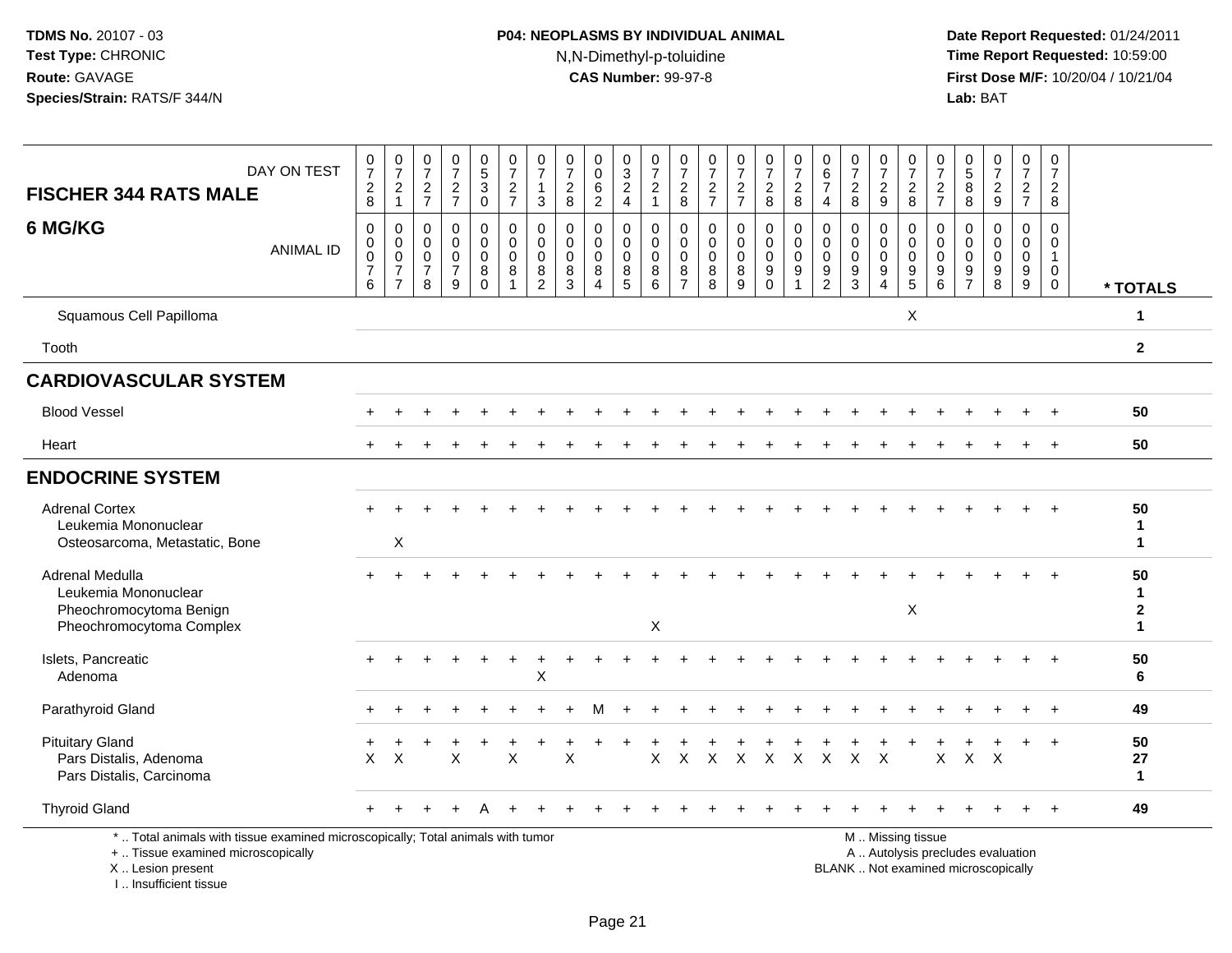P04: NEOPLASMS BY INDIVIDUAL ANIMAL

N,N-Dimethyl-p-toluidine

CAS Number: 99-97-8

| FISCHER 344 RATS MALE 6 MG/KG | | | | | | | | | | | | | | | | | | | | | | | | | | |
|---|---|---|---|---|---|---|---|---|---|---|---|---|---|---|---|---|---|---|---|---|---|---|---|---|---|---|
| DAY ON TEST | 0728 | 0721 | 0727 | 0727 | 0530 | 0727 | 0713 | 0728 | 0062 | 0324 | 0721 | 0728 | 0727 | 0727 | 0728 | 0728 | 0674 | 0728 | 0729 | 0728 | 0727 | 0588 | 0729 | 0727 | 0728 | |
| ANIMAL ID | 00076 | 00077 | 00078 | 00079 | 00080 | 00081 | 00082 | 00083 | 00084 | 00085 | 00086 | 00087 | 00088 | 00089 | 00090 | 00091 | 00092 | 00093 | 00094 | 00095 | 00096 | 00097 | 00098 | 00099 | 00100 | * TOTALS |
| Squamous Cell Papilloma | | | | | | | | | | | | | | | | | | | | X | | | | | | 1 |
| Tooth | | | | | | | | | | | | | | | | | | | | | | | | | | 2 |
| **CARDIOVASCULAR SYSTEM** | | | | | | | | | | | | | | | | | | | | | | | | | | |
| Blood Vessel | + | + | + | + | + | + | + | + | + | + | + | + | + | + | + | + | + | + | + | + | + | + | + | + | + | 50 |
| Heart | + | + | + | + | + | + | + | + | + | + | + | + | + | + | + | + | + | + | + | + | + | + | + | + | + | 50 |
| **ENDOCRINE SYSTEM** | | | | | | | | | | | | | | | | | | | | | | | | | | |
| Adrenal Cortex | + | + | + | + | + | + | + | + | + | + | + | + | + | + | + | + | + | + | + | + | + | + | + | + | + | 50 |
| Leukemia Mononuclear | | | | | | | | | | | | | | | | | | | | | | | | | | 1 |
| Osteosarcoma, Metastatic, Bone | | X | | | | | | | | | | | | | | | | | | | | | | | | 1 |
| Adrenal Medulla | + | + | + | + | + | + | + | + | + | + | + | + | + | + | + | + | + | + | + | + | + | + | + | + | + | 50 |
| Leukemia Mononuclear | | | | | | | | | | | | | | | | | | | | | | | | | | 1 |
| Pheochromocytoma Benign | | | | | | | | | | | | | | | | | | | | X | | | | | | 2 |
| Pheochromocytoma Complex | | | | | | | | | | | X | | | | | | | | | | | | | | | 1 |
| Islets, Pancreatic | + | + | + | + | + | + | + | + | + | + | + | + | + | + | + | + | + | + | + | + | + | + | + | + | + | 50 |
| Adenoma | | | | | | | X | | | | | | | | | | | | | | | | | | | 6 |
| Parathyroid Gland | + | + | + | + | + | + | + | + | M | + | + | + | + | + | + | + | + | + | + | + | + | + | + | + | + | 49 |
| Pituitary Gland | + | + | + | + | + | + | + | + | + | + | + | + | + | + | + | + | + | + | + | + | + | + | + | + | + | 50 |
| Pars Distalis, Adenoma | X | X | | X | | X | | X | | | X | X | X | X | X | X | X | X | X | | X | X | X | | | 27 |
| Pars Distalis, Carcinoma | | | | | | | | | | | | | | | | | | | | | | | | | | 1 |
| Thyroid Gland | + | + | + | + | A | + | + | + | + | + | + | + | + | + | + | + | + | + | + | + | + | + | + | + | + | 49 |

* .. Total animals with tissue examined microscopically; Total animals with tumor
+ .. Tissue examined microscopically
X .. Lesion present
I .. Insufficient tissue

M .. Missing tissue
A .. Autolysis precludes evaluation
BLANK .. Not examined microscopically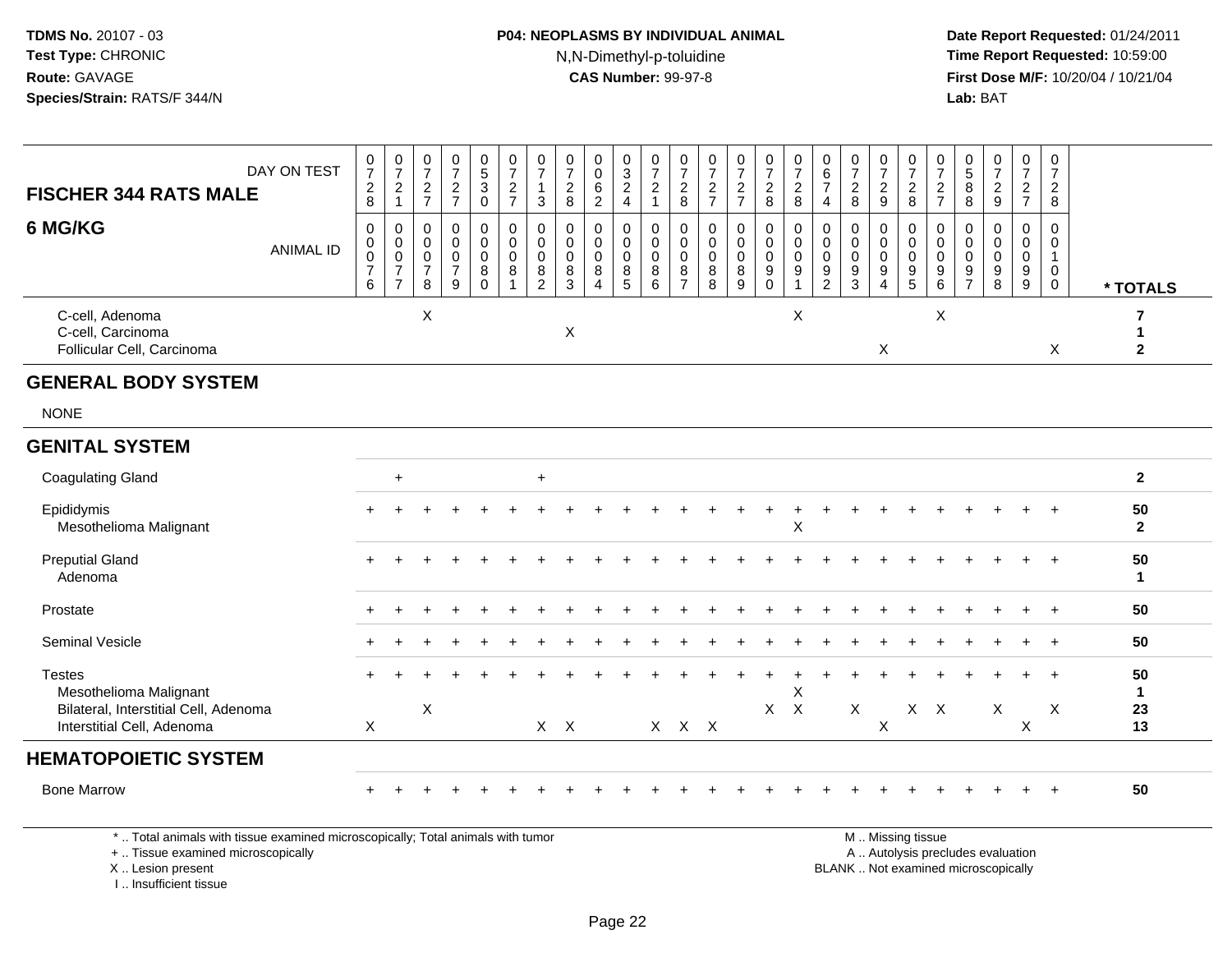**TDMS No.** 20107 - 03
**Test Type:** CHRONIC
**Route:** GAVAGE
**Species/Strain:** RATS/F 344/N

**P04: NEOPLASMS BY INDIVIDUAL ANIMAL**
N,N-Dimethyl-p-toluidine
**CAS Number:** 99-97-8

**Date Report Requested:** 01/24/2011
**Time Report Requested:** 10:59:00
**First Dose M/F:** 10/20/04 / 10/21/04
**Lab:** BAT

| FISCHER 344 RATS MALE 6 MG/KG | | | | | | | | | | | | | | | | | | | | | | | | | | |
|---|---|---|---|---|---|---|---|---|---|---|---|---|---|---|---|---|---|---|---|---|---|---|---|---|---|---|
| DAY ON TEST | 0728 | 0721 | 0727 | 0727 | 0530 | 0727 | 0713 | 0728 | 0062 | 0324 | 0721 | 0728 | 0727 | 0727 | 0728 | 0728 | 0674 | 0728 | 0729 | 0728 | 0727 | 0588 | 0729 | 0727 | 0728 | |
| ANIMAL ID | 0076 | 0077 | 0078 | 0079 | 0080 | 0081 | 0082 | 0083 | 0084 | 0085 | 0086 | 0087 | 0088 | 0089 | 0090 | 0091 | 0092 | 0093 | 0094 | 0095 | 0096 | 0097 | 0098 | 0099 | 0100 | * TOTALS |
| C-cell, Adenoma | | | X | | | | | | | | | | | | | X | | | | | X | | | | | 7 |
| C-cell, Carcinoma | | | | | | | | X | | | | | | | | | | | | | | | | | | 1 |
| Follicular Cell, Carcinoma | | | | | | | | | | | | | | | | | | | X | | | | | | X | 2 |
| **GENERAL BODY SYSTEM** | | | | | | | | | | | | | | | | | | | | | | | | | | |
| NONE | | | | | | | | | | | | | | | | | | | | | | | | | | |
| **GENITAL SYSTEM** | | | | | | | | | | | | | | | | | | | | | | | | | | |
| Coagulating Gland | | + | | | | | + | | | | | | | | | | | | | | | | | | | 2 |
| Epididymis | + | + | + | + | + | + | + | + | + | + | + | + | + | + | + | + | + | + | + | + | + | + | + | + | + | 50 |
| Mesothelioma Malignant | | | | | | | | | | | | | | | | X | | | | | | | | | | 2 |
| Preputial Gland | + | + | + | + | + | + | + | + | + | + | + | + | + | + | + | + | + | + | + | + | + | + | + | + | + | 50 |
| Adenoma | | | | | | | | | | | | | | | | | | | | | | | | | | 1 |
| Prostate | + | + | + | + | + | + | + | + | + | + | + | + | + | + | + | + | + | + | + | + | + | + | + | + | + | 50 |
| Seminal Vesicle | + | + | + | + | + | + | + | + | + | + | + | + | + | + | + | + | + | + | + | + | + | + | + | + | + | 50 |
| Testes | + | + | + | + | + | + | + | + | + | + | + | + | + | + | + | + | + | + | + | + | + | + | + | + | + | 50 |
| Mesothelioma Malignant | | | | | | | | | | | | | | | | X | | | | | | | | | | 1 |
| Bilateral, Interstitial Cell, Adenoma | | | X | | | | | | | | | | | | X | X | | X | | X | X | | X | | X | 23 |
| Interstitial Cell, Adenoma | X | | | | | | X | X | | | X | X | X | | | | | | X | | | | | X | | 13 |
| **HEMATOPOIETIC SYSTEM** | | | | | | | | | | | | | | | | | | | | | | | | | | |
| Bone Marrow | + | + | + | + | + | + | + | + | + | + | + | + | + | + | + | + | + | + | + | + | + | + | + | + | + | 50 |

* .. Total animals with tissue examined microscopically; Total animals with tumor
+ .. Tissue examined microscopically
X .. Lesion present
I .. Insufficient tissue

M .. Missing tissue
A .. Autolysis precludes evaluation
BLANK .. Not examined microscopically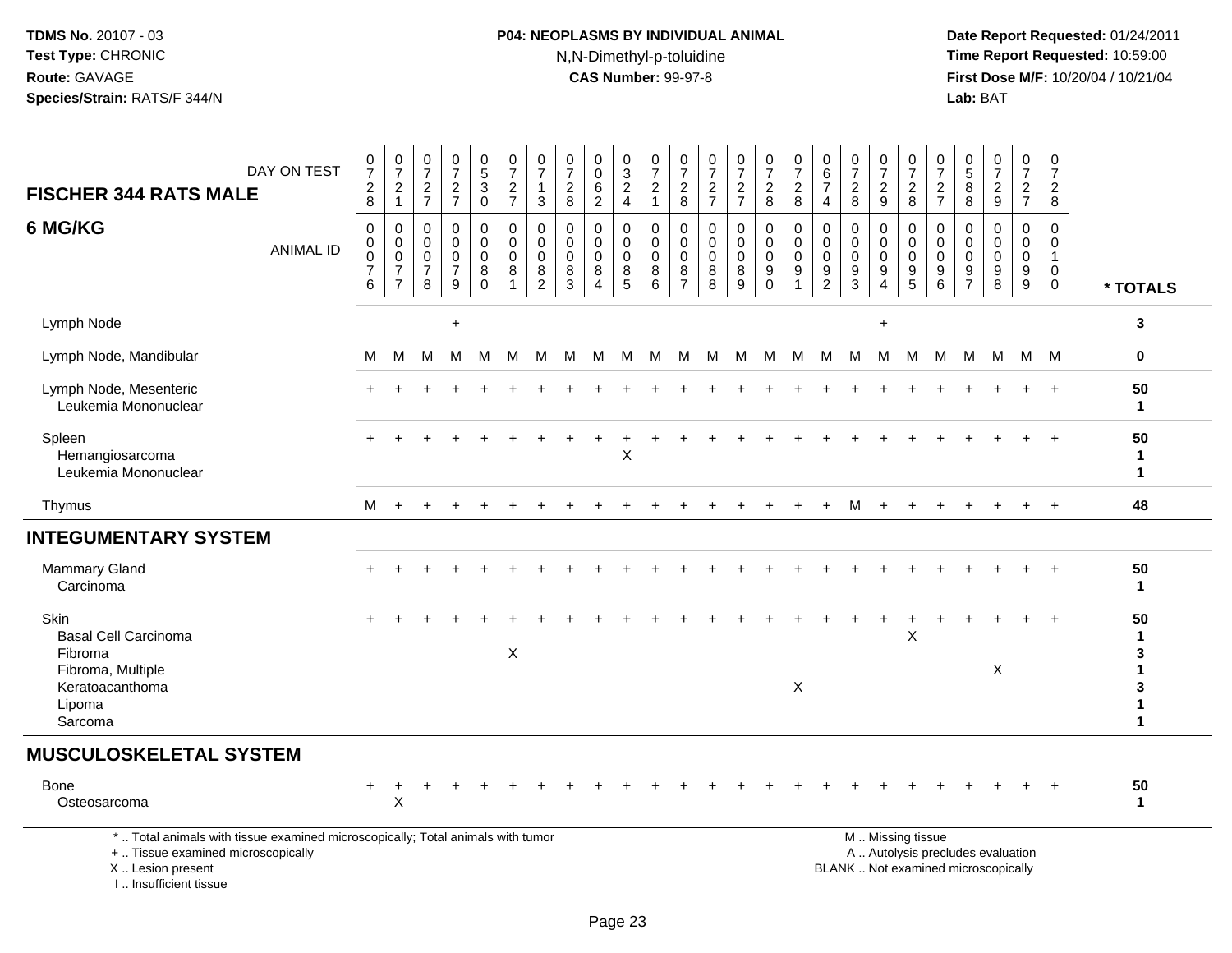**TDMS No.** 20107 - 03
**Test Type:** CHRONIC
**Route:** GAVAGE
**Species/Strain:** RATS/F 344/N

**P04: NEOPLASMS BY INDIVIDUAL ANIMAL**
N,N-Dimethyl-p-toluidine
**CAS Number:** 99-97-8

**Date Report Requested:** 01/24/2011
**Time Report Requested:** 10:59:00
**First Dose M/F:** 10/20/04 / 10/21/04
**Lab:** BAT

| FISCHER 344 RATS MALE 6 MG/KG | | | | | | | | | | | | | | | | | | | | | | | | | | |
|---|---|---|---|---|---|---|---|---|---|---|---|---|---|---|---|---|---|---|---|---|---|---|---|---|---|---|
| DAY ON TEST | 0728 | 0721 | 0727 | 0727 | 0530 | 0727 | 0713 | 0728 | 0062 | 0324 | 0721 | 0728 | 0727 | 0727 | 0728 | 0728 | 0674 | 0728 | 0729 | 0728 | 0727 | 0588 | 0729 | 0727 | 0728 | |
| ANIMAL ID | 0076 | 0077 | 0078 | 0079 | 0080 | 0081 | 0082 | 0083 | 0084 | 0085 | 0086 | 0087 | 0088 | 0089 | 0090 | 0091 | 0092 | 0093 | 0094 | 0095 | 0096 | 0097 | 0098 | 0099 | 0100 | * TOTALS |
| Lymph Node | | | | + | | | | | | | | | | | | | | | + | | | | | | | 3 |
| Lymph Node, Mandibular | M | M | M | M | M | M | M | M | M | M | M | M | M | M | M | M | M | M | M | M | M | M | M | M | M | 0 |
| Lymph Node, Mesenteric | + | + | + | + | + | + | + | + | + | + | + | + | + | + | + | + | + | + | + | + | + | + | + | + | + | 50 |
| Leukemia Mononuclear | | | | | | | | | | | | | | | | | | | | | | | | | | 1 |
| Spleen | + | + | + | + | + | + | + | + | + | + | + | + | + | + | + | + | + | + | + | + | + | + | + | + | + | 50 |
| Hemangiosarcoma | | | | | | | | | | X | | | | | | | | | | | | | | | | 1 |
| Leukemia Mononuclear | | | | | | | | | | | | | | | | | | | | | | | | | | 1 |
| Thymus | M | + | + | + | + | + | + | + | + | + | + | + | + | + | + | + | + | M | + | + | + | + | + | + | + | 48 |
| **INTEGUMENTARY SYSTEM** | | | | | | | | | | | | | | | | | | | | | | | | | | |
| Mammary Gland | + | + | + | + | + | + | + | + | + | + | + | + | + | + | + | + | + | + | + | + | + | + | + | + | + | 50 |
| Carcinoma | | | | | | | | | | | | | | | | | | | | | | | | | | 1 |
| Skin | + | + | + | + | + | + | + | + | + | + | + | + | + | + | + | + | + | + | + | + | + | + | + | + | + | 50 |
| Basal Cell Carcinoma | | | | | | | | | | | | | | | | | | | | X | | | | | | 1 |
| Fibroma | | | | | | X | | | | | | | | | | | | | | | | | | | | 3 |
| Fibroma, Multiple | | | | | | | | | | | | | | | | | | | | | | | X | | | 1 |
| Keratoacanthoma | | | | | | | | | | | | | | | | X | | | | | | | | | | 3 |
| Lipoma | | | | | | | | | | | | | | | | | | | | | | | | | | 1 |
| Sarcoma | | | | | | | | | | | | | | | | | | | | | | | | | | 1 |
| **MUSCULOSKELETAL SYSTEM** | | | | | | | | | | | | | | | | | | | | | | | | | | |
| Bone | + | + | + | + | + | + | + | + | + | + | + | + | + | + | + | + | + | + | + | + | + | + | + | + | + | 50 |
| Osteosarcoma | | X | | | | | | | | | | | | | | | | | | | | | | | | 1 |

\* .. Total animals with tissue examined microscopically; Total animals with tumor
\+ .. Tissue examined microscopically
X .. Lesion present
I .. Insufficient tissue

M .. Missing tissue
A .. Autolysis precludes evaluation
BLANK .. Not examined microscopically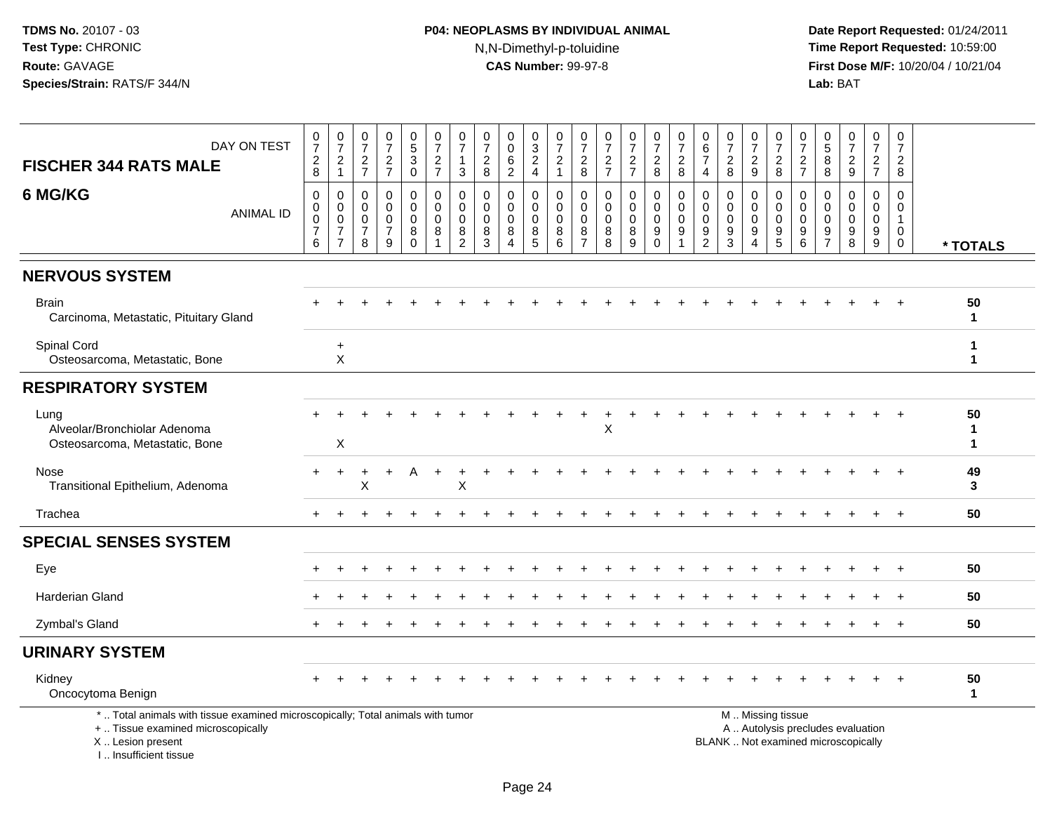**TDMS No.** 20107 - 03
**Test Type:** CHRONIC
**Route:** GAVAGE
**Species/Strain:** RATS/F 344/N

**P04: NEOPLASMS BY INDIVIDUAL ANIMAL**
N,N-Dimethyl-p-toluidine
**CAS Number:** 99-97-8

**Date Report Requested:** 01/24/2011
**Time Report Requested:** 10:59:00
**First Dose M/F:** 10/20/04 / 10/21/04
**Lab:** BAT

| FISCHER 344 RATS MALE — DAY ON TEST | 0728 | 0721 | 0727 | 0727 | 0530 | 0727 | 0713 | 0728 | 0062 | 0324 | 0721 | 0728 | 0727 | 0727 | 0728 | 0728 | 0674 | 0728 | 0729 | 0728 | 0727 | 0588 | 0729 | 0727 | 0728 | |
|---|---|---|---|---|---|---|---|---|---|---|---|---|---|---|---|---|---|---|---|---|---|---|---|---|---|---|
| **6 MG/KG** — ANIMAL ID | 0076 | 0077 | 0078 | 0079 | 0080 | 0081 | 0082 | 0083 | 0084 | 0085 | 0086 | 0087 | 0088 | 0089 | 0090 | 0091 | 0092 | 0093 | 0094 | 0095 | 0096 | 0097 | 0098 | 0099 | 0100 | *** TOTALS** |
| **NERVOUS SYSTEM** | | | | | | | | | | | | | | | | | | | | | | | | | | |
| Brain | + | + | + | + | + | + | + | + | + | + | + | + | + | + | + | + | + | + | + | + | + | + | + | + | + | **50** |
| Carcinoma, Metastatic, Pituitary Gland | | | | | | | | | | | | | | | | | | | | | | | | | | **1** |
| Spinal Cord | | + | | | | | | | | | | | | | | | | | | | | | | | | **1** |
| Osteosarcoma, Metastatic, Bone | | X | | | | | | | | | | | | | | | | | | | | | | | | **1** |
| **RESPIRATORY SYSTEM** | | | | | | | | | | | | | | | | | | | | | | | | | | |
| Lung | + | + | + | + | + | + | + | + | + | + | + | + | + | + | + | + | + | + | + | + | + | + | + | + | + | **50** |
| Alveolar/Bronchiolar Adenoma | | | | | | | | | | | | | X | | | | | | | | | | | | | **1** |
| Osteosarcoma, Metastatic, Bone | | X | | | | | | | | | | | | | | | | | | | | | | | | **1** |
| Nose | + | + | + | + | A | + | + | + | + | + | + | + | + | + | + | + | + | + | + | + | + | + | + | + | + | **49** |
| Transitional Epithelium, Adenoma | | | X | | | | X | | | | | | | | | | | | | | | | | | | **3** |
| Trachea | + | + | + | + | + | + | + | + | + | + | + | + | + | + | + | + | + | + | + | + | + | + | + | + | + | **50** |
| **SPECIAL SENSES SYSTEM** | | | | | | | | | | | | | | | | | | | | | | | | | | |
| Eye | + | + | + | + | + | + | + | + | + | + | + | + | + | + | + | + | + | + | + | + | + | + | + | + | + | **50** |
| Harderian Gland | + | + | + | + | + | + | + | + | + | + | + | + | + | + | + | + | + | + | + | + | + | + | + | + | + | **50** |
| Zymbal's Gland | + | + | + | + | + | + | + | + | + | + | + | + | + | + | + | + | + | + | + | + | + | + | + | + | + | **50** |
| **URINARY SYSTEM** | | | | | | | | | | | | | | | | | | | | | | | | | | |
| Kidney | + | + | + | + | + | + | + | + | + | + | + | + | + | + | + | + | + | + | + | + | + | + | + | + | + | **50** |
| Oncocytoma Benign | | | | | | | | | | | | | | | | | | | | | | | | | | **1** |

\* .. Total animals with tissue examined microscopically; Total animals with tumor
\+ .. Tissue examined microscopically
X .. Lesion present
I .. Insufficient tissue

M .. Missing tissue
A .. Autolysis precludes evaluation
BLANK .. Not examined microscopically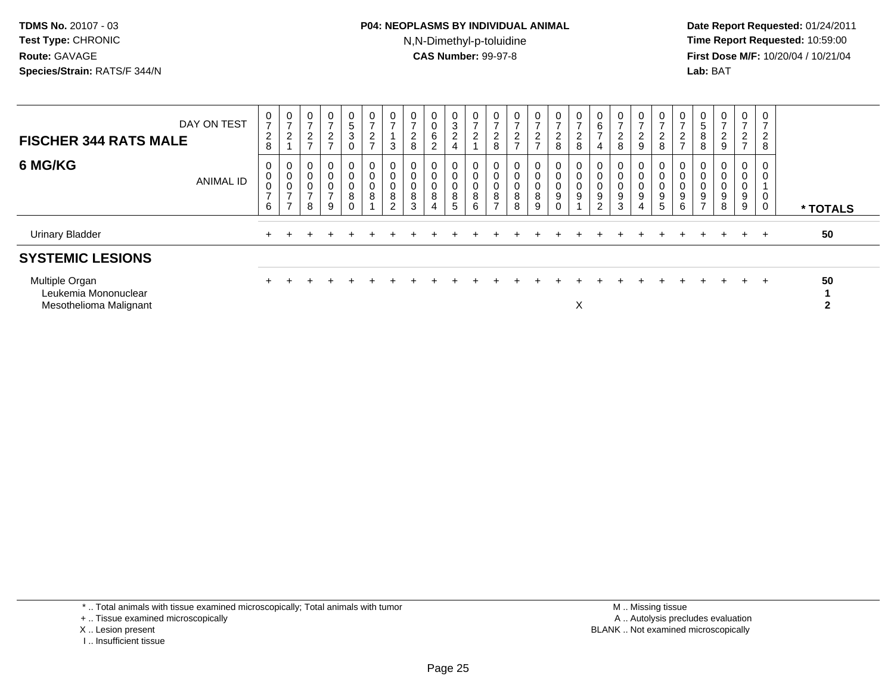**TDMS No.** 20107 - 03
**Test Type:** CHRONIC
**Route:** GAVAGE
**Species/Strain:** RATS/F 344/N

**P04: NEOPLASMS BY INDIVIDUAL ANIMAL**
N,N-Dimethyl-p-toluidine
**CAS Number:** 99-97-8

**Date Report Requested:** 01/24/2011
**Time Report Requested:** 10:59:00
**First Dose M/F:** 10/20/04 / 10/21/04
**Lab:** BAT

| FISCHER 344 RATS MALE — DAY ON TEST | 0728 | 0721 | 0727 | 0727 | 0530 | 0727 | 0713 | 0728 | 0062 | 0324 | 0721 | 0728 | 0727 | 0727 | 0728 | 0728 | 0674 | 0728 | 0729 | 0728 | 0727 | 0588 | 0729 | 0727 | 0728 | |
|---|---|---|---|---|---|---|---|---|---|---|---|---|---|---|---|---|---|---|---|---|---|---|---|---|---|---|
| **6 MG/KG** — ANIMAL ID | 00076 | 00077 | 00078 | 00079 | 00080 | 00081 | 00082 | 00083 | 00084 | 00085 | 00086 | 00087 | 00088 | 00089 | 00090 | 00091 | 00092 | 00093 | 00094 | 00095 | 00096 | 00097 | 00098 | 00099 | 00100 | *** TOTALS** |
| Urinary Bladder | + | + | + | + | + | + | + | + | + | + | + | + | + | + | + | + | + | + | + | + | + | + | + | + | + | **50** |
| **SYSTEMIC LESIONS** | | | | | | | | | | | | | | | | | | | | | | | | | | |
| Multiple Organ | + | + | + | + | + | + | + | + | + | + | + | + | + | + | + | + | + | + | + | + | + | + | + | + | + | **50** |
| Leukemia Mononuclear | | | | | | | | | | | | | | | | | | | | | | | | | | **1** |
| Mesothelioma Malignant | | | | | | | | | | | | | | | | X | | | | | | | | | | **2** |

* .. Total animals with tissue examined microscopically; Total animals with tumor
+ .. Tissue examined microscopically
X .. Lesion present
I .. Insufficient tissue

M .. Missing tissue
A .. Autolysis precludes evaluation
BLANK .. Not examined microscopically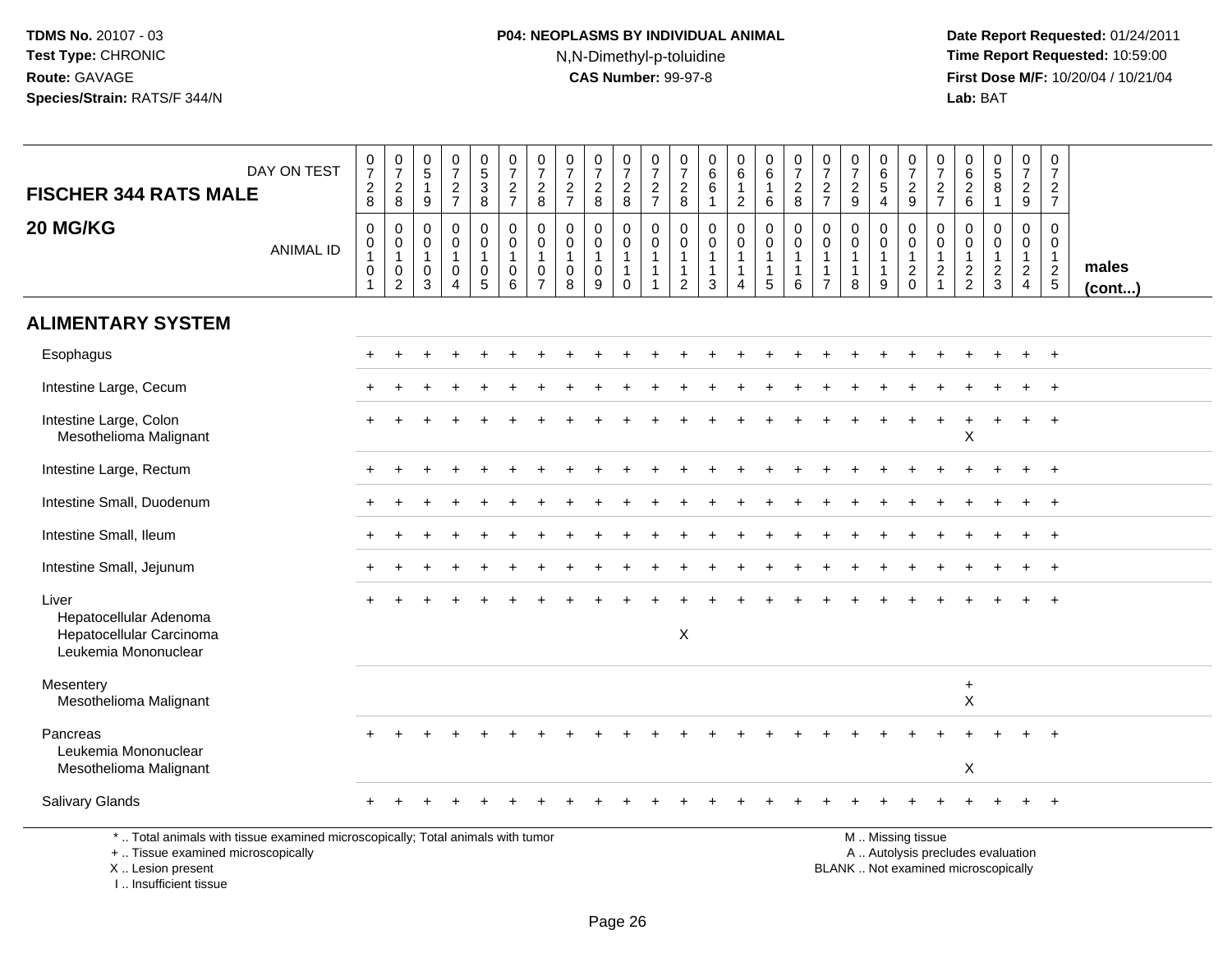TDMS No. 20107 - 03
Test Type: CHRONIC
Route: GAVAGE
Species/Strain: RATS/F 344/N

**P04: NEOPLASMS BY INDIVIDUAL ANIMAL**
N,N-Dimethyl-p-toluidine
**CAS Number:** 99-97-8

Date Report Requested: 01/24/2011
Time Report Requested: 10:59:00
First Dose M/F: 10/20/04 / 10/21/04
Lab: BAT

| FISCHER 344 RATS MALE — DAY ON TEST | 0728 | 0728 | 0519 | 0727 | 0538 | 0727 | 0728 | 0727 | 0728 | 0728 | 0727 | 0728 | 0661 | 0612 | 0616 | 0728 | 0727 | 0729 | 0654 | 0729 | 0727 | 0626 | 0581 | 0729 | 0727 | |
|---|---|---|---|---|---|---|---|---|---|---|---|---|---|---|---|---|---|---|---|---|---|---|---|---|---|---|
| **20 MG/KG** — ANIMAL ID | 00101 | 00102 | 00103 | 00104 | 00105 | 00106 | 00107 | 00108 | 00109 | 00110 | 00111 | 00112 | 00113 | 00114 | 00115 | 00116 | 00117 | 00118 | 00119 | 00120 | 00121 | 00122 | 00123 | 00124 | 00125 | **males (cont...)** |
| **ALIMENTARY SYSTEM** | | | | | | | | | | | | | | | | | | | | | | | | | | |
| Esophagus | + | + | + | + | + | + | + | + | + | + | + | + | + | + | + | + | + | + | + | + | + | + | + | + | + | |
| Intestine Large, Cecum | + | + | + | + | + | + | + | + | + | + | + | + | + | + | + | + | + | + | + | + | + | + | + | + | + | |
| Intestine Large, Colon | + | + | + | + | + | + | + | + | + | + | + | + | + | + | + | + | + | + | + | + | + | + | + | + | + | |
| Mesothelioma Malignant | | | | | | | | | | | | | | | | | | | | | | X | | | | |
| Intestine Large, Rectum | + | + | + | + | + | + | + | + | + | + | + | + | + | + | + | + | + | + | + | + | + | + | + | + | + | |
| Intestine Small, Duodenum | + | + | + | + | + | + | + | + | + | + | + | + | + | + | + | + | + | + | + | + | + | + | + | + | + | |
| Intestine Small, Ileum | + | + | + | + | + | + | + | + | + | + | + | + | + | + | + | + | + | + | + | + | + | + | + | + | + | |
| Intestine Small, Jejunum | + | + | + | + | + | + | + | + | + | + | + | + | + | + | + | + | + | + | + | + | + | + | + | + | + | |
| Liver | + | + | + | + | + | + | + | + | + | + | + | + | + | + | + | + | + | + | + | + | + | + | + | + | + | |
| Hepatocellular Adenoma | | | | | | | | | | | | | | | | | | | | | | | | | | |
| Hepatocellular Carcinoma | | | | | | | | | | | | X | | | | | | | | | | | | | | |
| Leukemia Mononuclear | | | | | | | | | | | | | | | | | | | | | | | | | | |
| Mesentery | | | | | | | | | | | | | | | | | | | | | | + | | | | |
| Mesothelioma Malignant | | | | | | | | | | | | | | | | | | | | | | X | | | | |
| Pancreas | + | + | + | + | + | + | + | + | + | + | + | + | + | + | + | + | + | + | + | + | + | + | + | + | + | |
| Leukemia Mononuclear | | | | | | | | | | | | | | | | | | | | | | | | | | |
| Mesothelioma Malignant | | | | | | | | | | | | | | | | | | | | | | X | | | | |
| Salivary Glands | + | + | + | + | + | + | + | + | + | + | + | + | + | + | + | + | + | + | + | + | + | + | + | + | + | |

\* .. Total animals with tissue examined microscopically; Total animals with tumor
\+ .. Tissue examined microscopically
X .. Lesion present
I .. Insufficient tissue

M .. Missing tissue
A .. Autolysis precludes evaluation
BLANK .. Not examined microscopically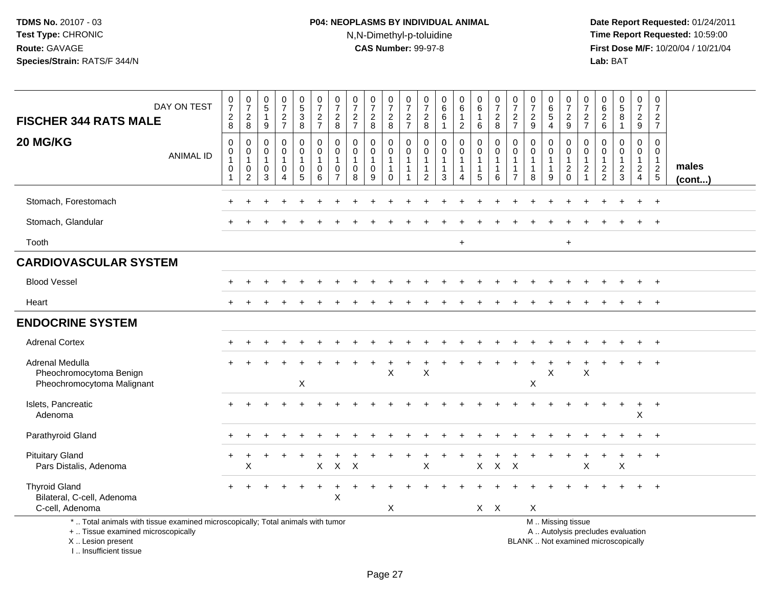## P04: NEOPLASMS BY INDIVIDUAL ANIMAL

N,N-Dimethyl-p-toluidine

**CAS Number:** 99-97-8

**FISCHER 344 RATS MALE — 20 MG/KG**

| DAY ON TEST | 0728 | 0728 | 0519 | 0727 | 0538 | 0727 | 0728 | 0727 | 0728 | 0728 | 0727 | 0728 | 0661 | 0612 | 0616 | 0728 | 0727 | 0729 | 0654 | 0729 | 0727 | 0626 | 0581 | 0729 | 0727 | |
|---|---|---|---|---|---|---|---|---|---|---|---|---|---|---|---|---|---|---|---|---|---|---|---|---|---|---|
| ANIMAL ID | 00101 | 00102 | 00103 | 00104 | 00105 | 00106 | 00107 | 00108 | 00109 | 00110 | 00111 | 00112 | 00113 | 00114 | 00115 | 00116 | 00117 | 00118 | 00119 | 00120 | 00121 | 00122 | 00123 | 00124 | 00125 | males (cont...) |
| Stomach, Forestomach | + | + | + | + | + | + | + | + | + | + | + | + | + | + | + | + | + | + | + | + | + | + | + | + | + | |
| Stomach, Glandular | + | + | + | + | + | + | + | + | + | + | + | + | + | + | + | + | + | + | + | + | + | + | + | + | + | |
| Tooth | | | | | | | | | | | | | | + | | | | | | + | | | | | | |
| **CARDIOVASCULAR SYSTEM** | | | | | | | | | | | | | | | | | | | | | | | | | | |
| Blood Vessel | + | + | + | + | + | + | + | + | + | + | + | + | + | + | + | + | + | + | + | + | + | + | + | + | + | |
| Heart | + | + | + | + | + | + | + | + | + | + | + | + | + | + | + | + | + | + | + | + | + | + | + | + | + | |
| **ENDOCRINE SYSTEM** | | | | | | | | | | | | | | | | | | | | | | | | | | |
| Adrenal Cortex | + | + | + | + | + | + | + | + | + | + | + | + | + | + | + | + | + | + | + | + | + | + | + | + | + | |
| Adrenal Medulla | + | + | + | + | + | + | + | + | + | + | + | + | + | + | + | + | + | + | + | + | + | + | + | + | + | |
| Pheochromocytoma Benign | | | | | | | | | | X | | X | | | | | | | X | | X | | | | | |
| Pheochromocytoma Malignant | | | | | X | | | | | | | | | | | | | X | | | | | | | | |
| Islets, Pancreatic | + | + | + | + | + | + | + | + | + | + | + | + | + | + | + | + | + | + | + | + | + | + | + | + | + | |
| Adenoma | | | | | | | | | | | | | | | | | | | | | | | | X | | |
| Parathyroid Gland | + | + | + | + | + | + | + | + | + | + | + | + | + | + | + | + | + | + | + | + | + | + | + | + | + | |
| Pituitary Gland | + | + | + | + | + | + | + | + | + | + | + | + | + | + | + | + | + | + | + | + | + | + | + | + | + | |
| Pars Distalis, Adenoma | | X | | | | X | X | X | | | | X | | | X | X | X | | | | X | | X | | | |
| Thyroid Gland | + | + | + | + | + | + | + | + | + | + | + | + | + | + | + | + | + | + | + | + | + | + | + | + | + | |
| Bilateral, C-cell, Adenoma | | | | | | | X | | | | | | | | | | | | | | | | | | | |
| C-cell, Adenoma | | | | | | | | | | X | | | | | X | X | | X | | | | | | | | |

\* .. Total animals with tissue examined microscopically; Total animals with tumor
\+ .. Tissue examined microscopically
X .. Lesion present
I .. Insufficient tissue

M .. Missing tissue
A .. Autolysis precludes evaluation
BLANK .. Not examined microscopically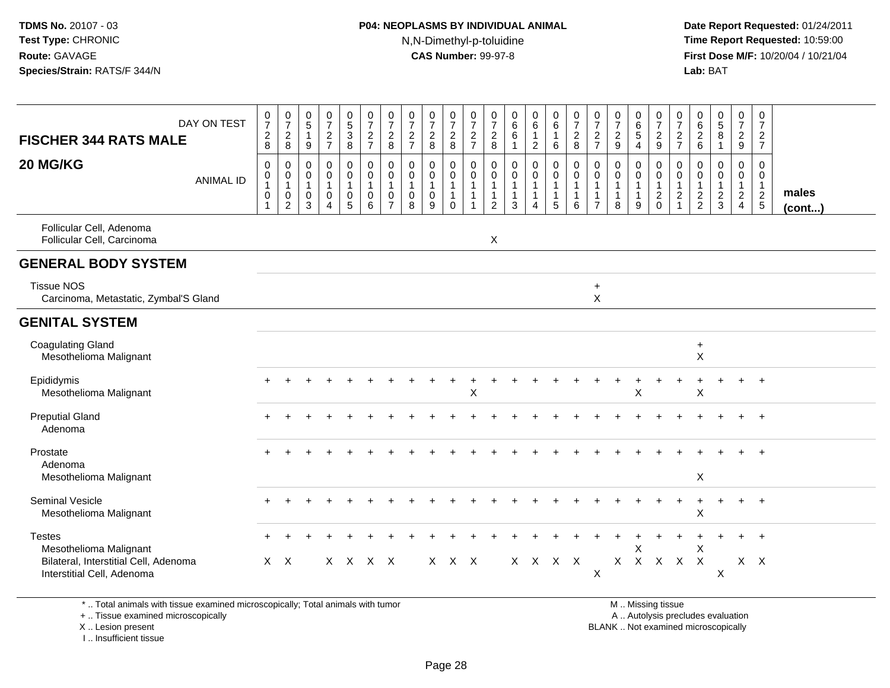**TDMS No.** 20107 - 03
**Test Type:** CHRONIC
**Route:** GAVAGE
**Species/Strain:** RATS/F 344/N

**P04: NEOPLASMS BY INDIVIDUAL ANIMAL**
N,N-Dimethyl-p-toluidine
**CAS Number:** 99-97-8

**Date Report Requested:** 01/24/2011
**Time Report Requested:** 10:59:00
**First Dose M/F:** 10/20/04 / 10/21/04
**Lab:** BAT

| FISCHER 344 RATS MALE — DAY ON TEST | 0728 | 0728 | 0519 | 0727 | 0538 | 0727 | 0728 | 0727 | 0728 | 0728 | 0727 | 0728 | 0661 | 0612 | 0616 | 0728 | 0727 | 0729 | 0654 | 0729 | 0727 | 0626 | 0581 | 0729 | 0727 | |
|---|---|---|---|---|---|---|---|---|---|---|---|---|---|---|---|---|---|---|---|---|---|---|---|---|---|---|
| **20 MG/KG** — ANIMAL ID | 00101 | 00102 | 00103 | 00104 | 00105 | 00106 | 00107 | 00108 | 00109 | 00110 | 00111 | 00112 | 00113 | 00114 | 00115 | 00116 | 00117 | 00118 | 00119 | 00120 | 00121 | 00122 | 00123 | 00124 | 00125 | **males (cont...)** |
| Follicular Cell, Adenoma | | | | | | | | | | | | | | | | | | | | | | | | | | |
| Follicular Cell, Carcinoma | | | | | | | | | | | | X | | | | | | | | | | | | | | |
| **GENERAL BODY SYSTEM** | | | | | | | | | | | | | | | | | | | | | | | | | | |
| Tissue NOS | | | | | | | | | | | | | | | | | + | | | | | | | | | |
| Carcinoma, Metastatic, Zymbal'S Gland | | | | | | | | | | | | | | | | | X | | | | | | | | | |
| **GENITAL SYSTEM** | | | | | | | | | | | | | | | | | | | | | | | | | | |
| Coagulating Gland | | | | | | | | | | | | | | | | | | | | | | + | | | | |
| Mesothelioma Malignant | | | | | | | | | | | | | | | | | | | | | | X | | | | |
| Epididymis | + | + | + | + | + | + | + | + | + | + | + | + | + | + | + | + | + | + | + | + | + | + | + | + | + | |
| Mesothelioma Malignant | | | | | | | | | | | X | | | | | | | | X | | | X | | | | |
| Preputial Gland | + | + | + | + | + | + | + | + | + | + | + | + | + | + | + | + | + | + | + | + | + | + | + | + | + | |
| Adenoma | | | | | | | | | | | | | | | | | | | | | | | | | | |
| Prostate | + | + | + | + | + | + | + | + | + | + | + | + | + | + | + | + | + | + | + | + | + | + | + | + | + | |
| Adenoma | | | | | | | | | | | | | | | | | | | | | | | | | | |
| Mesothelioma Malignant | | | | | | | | | | | | | | | | | | | | | | X | | | | |
| Seminal Vesicle | + | + | + | + | + | + | + | + | + | + | + | + | + | + | + | + | + | + | + | + | + | + | + | + | + | |
| Mesothelioma Malignant | | | | | | | | | | | | | | | | | | | | | | X | | | | |
| Testes | + | + | + | + | + | + | + | + | + | + | + | + | + | + | + | + | + | + | + | + | + | + | + | + | + | |
| Mesothelioma Malignant | | | | | | | | | | | | | | | | | | | X | | | X | | | | |
| Bilateral, Interstitial Cell, Adenoma | X | X | | X | X | X | X | | X | X | X | | X | X | X | X | | X | X | X | X | X | | X | X | |
| Interstitial Cell, Adenoma | | | | | | | | | | | | | | | | | X | | | | | | X | | | |

\* .. Total animals with tissue examined microscopically; Total animals with tumor
\+ .. Tissue examined microscopically
X .. Lesion present
I .. Insufficient tissue

M .. Missing tissue
A .. Autolysis precludes evaluation
BLANK .. Not examined microscopically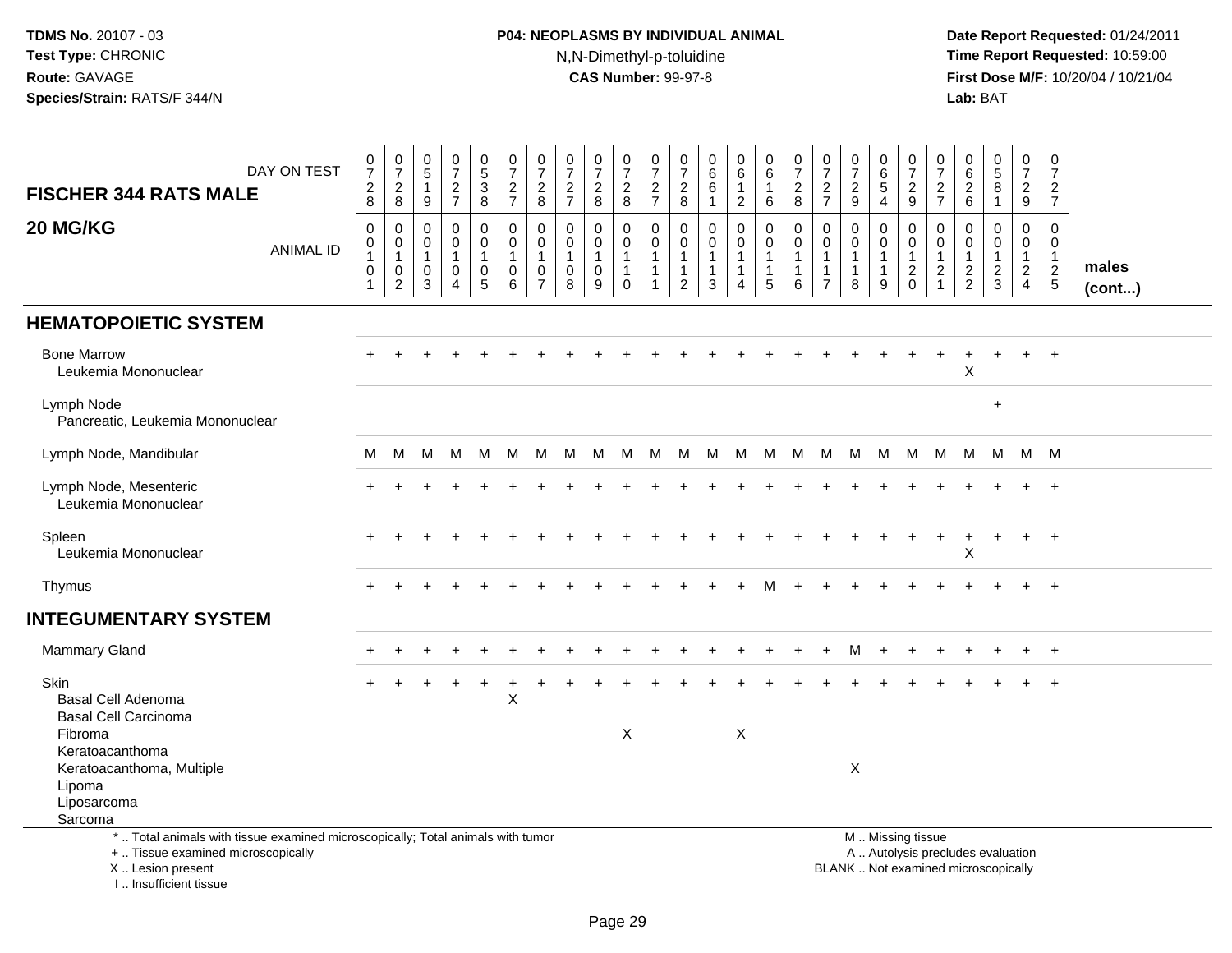TDMS No. 20107 - 03
Test Type: CHRONIC
Route: GAVAGE
Species/Strain: RATS/F 344/N

**P04: NEOPLASMS BY INDIVIDUAL ANIMAL**
N,N-Dimethyl-p-toluidine
**CAS Number:** 99-97-8

Date Report Requested: 01/24/2011
Time Report Requested: 10:59:00
First Dose M/F: 10/20/04 / 10/21/04
Lab: BAT

**FISCHER 344 RATS MALE**
**20 MG/KG**

| DAY ON TEST | 0728 | 0728 | 0519 | 0727 | 0538 | 0727 | 0728 | 0727 | 0728 | 0728 | 0727 | 0728 | 0661 | 0612 | 0616 | 0728 | 0727 | 0729 | 0654 | 0729 | 0727 | 0626 | 0581 | 0729 | 0727 | |
|---|---|---|---|---|---|---|---|---|---|---|---|---|---|---|---|---|---|---|---|---|---|---|---|---|---|---|
| ANIMAL ID | 00101 | 00102 | 00103 | 00104 | 00105 | 00106 | 00107 | 00108 | 00109 | 00110 | 00111 | 00112 | 00113 | 00114 | 00115 | 00116 | 00117 | 00118 | 00119 | 00120 | 00121 | 00122 | 00123 | 00124 | 00125 | males (cont...) |
| **HEMATOPOIETIC SYSTEM** | | | | | | | | | | | | | | | | | | | | | | | | | | |
| Bone Marrow | + | + | + | + | + | + | + | + | + | + | + | + | + | + | + | + | + | + | + | + | + | + | + | + | + | |
| Leukemia Mononuclear | | | | | | | | | | | | | | | | | | | | | | X | | | | |
| Lymph Node | | | | | | | | | | | | | | | | | | | | | | | + | | | |
| Pancreatic, Leukemia Mononuclear | | | | | | | | | | | | | | | | | | | | | | | | | | |
| Lymph Node, Mandibular | M | M | M | M | M | M | M | M | M | M | M | M | M | M | M | M | M | M | M | M | M | M | M | M | M | |
| Lymph Node, Mesenteric | + | + | + | + | + | + | + | + | + | + | + | + | + | + | + | + | + | + | + | + | + | + | + | + | + | |
| Leukemia Mononuclear | | | | | | | | | | | | | | | | | | | | | | | | | | |
| Spleen | + | + | + | + | + | + | + | + | + | + | + | + | + | + | + | + | + | + | + | + | + | + | + | + | + | |
| Leukemia Mononuclear | | | | | | | | | | | | | | | | | | | | | | X | | | | |
| Thymus | + | + | + | + | + | + | + | + | + | + | + | + | + | + | M | + | + | + | + | + | + | + | + | + | + | |
| **INTEGUMENTARY SYSTEM** | | | | | | | | | | | | | | | | | | | | | | | | | | |
| Mammary Gland | + | + | + | + | + | + | + | + | + | + | + | + | + | + | + | + | + | M | + | + | + | + | + | + | + | |
| Skin | + | + | + | + | + | + | + | + | + | + | + | + | + | + | + | + | + | + | + | + | + | + | + | + | + | |
| Basal Cell Adenoma | | | | | | X | | | | | | | | | | | | | | | | | | | | |
| Basal Cell Carcinoma | | | | | | | | | | | | | | | | | | | | | | | | | | |
| Fibroma | | | | | | | | | | X | | | | X | | | | | | | | | | | | |
| Keratoacanthoma | | | | | | | | | | | | | | | | | | | | | | | | | | |
| Keratoacanthoma, Multiple | | | | | | | | | | | | | | | | | | X | | | | | | | | |
| Lipoma | | | | | | | | | | | | | | | | | | | | | | | | | | |
| Liposarcoma | | | | | | | | | | | | | | | | | | | | | | | | | | |
| Sarcoma | | | | | | | | | | | | | | | | | | | | | | | | | | |

\* .. Total animals with tissue examined microscopically; Total animals with tumor
\+ .. Tissue examined microscopically
X .. Lesion present
I .. Insufficient tissue

M .. Missing tissue
A .. Autolysis precludes evaluation
BLANK .. Not examined microscopically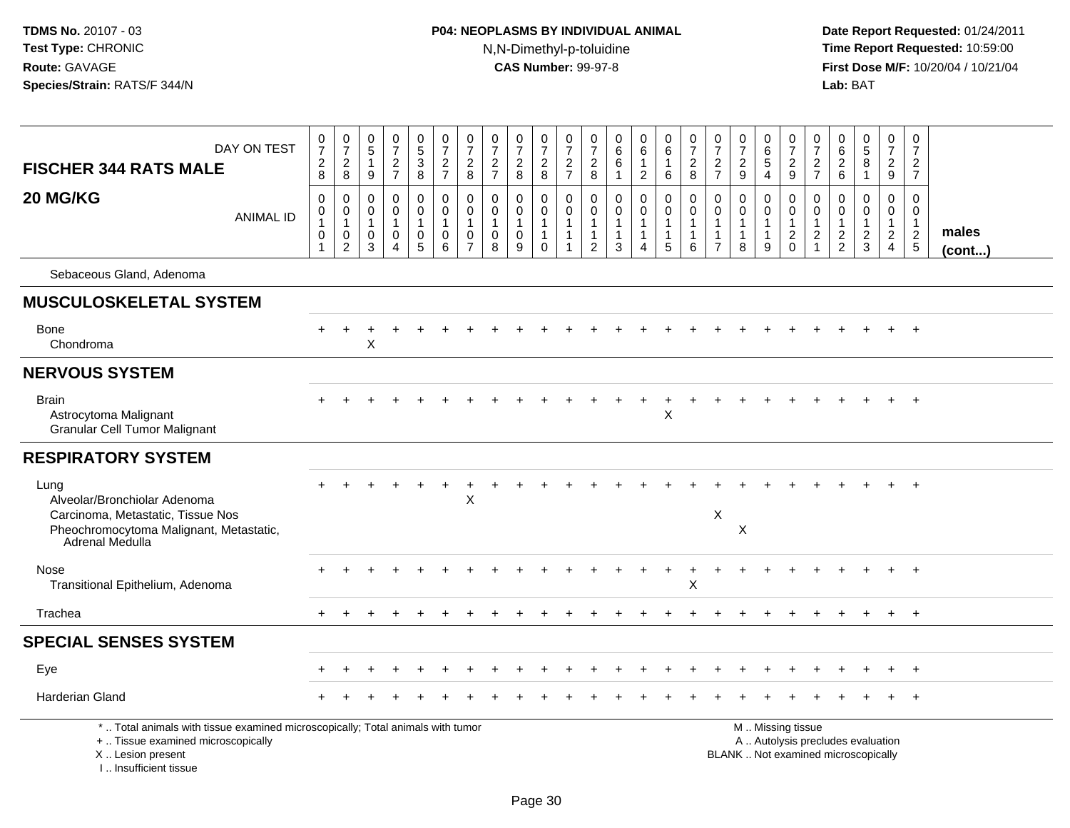| FISCHER 344 RATS MALE 20 MG/KG | | | | | | | | | | | | | | | | | | | | | | | | | | |
|---|---|---|---|---|---|---|---|---|---|---|---|---|---|---|---|---|---|---|---|---|---|---|---|---|---|---|
| DAY ON TEST | 0728 | 0728 | 0519 | 0727 | 0538 | 0727 | 0728 | 0727 | 0728 | 0728 | 0727 | 0728 | 0661 | 0612 | 0616 | 0728 | 0727 | 0729 | 0654 | 0729 | 0727 | 0626 | 0581 | 0729 | 0727 | |
| ANIMAL ID | 0010101 | 0010102 | 0010103 | 0010104 | 0010105 | 0010106 | 0010107 | 0010108 | 0010109 | 0010110 | 0010111 | 0010112 | 0010113 | 0010114 | 0010115 | 0010116 | 0010117 | 0010118 | 0010119 | 0010120 | 0010121 | 0010122 | 0010123 | 0010124 | 0010125 | males (cont...) |
| Sebaceous Gland, Adenoma | | | | | | | | | | | | | | | | | | | | | | | | | | |
| **MUSCULOSKELETAL SYSTEM** | | | | | | | | | | | | | | | | | | | | | | | | | | |
| Bone | + | + | + | + | + | + | + | + | + | + | + | + | + | + | + | + | + | + | + | + | + | + | + | + | + | |
| Chondroma | | | X | | | | | | | | | | | | | | | | | | | | | | | |
| **NERVOUS SYSTEM** | | | | | | | | | | | | | | | | | | | | | | | | | | |
| Brain | + | + | + | + | + | + | + | + | + | + | + | + | + | + | + | + | + | + | + | + | + | + | + | + | + | |
| Astrocytoma Malignant | | | | | | | | | | | | | | | X | | | | | | | | | | | |
| Granular Cell Tumor Malignant | | | | | | | | | | | | | | | | | | | | | | | | | | |
| **RESPIRATORY SYSTEM** | | | | | | | | | | | | | | | | | | | | | | | | | | |
| Lung | + | + | + | + | + | + | + | + | + | + | + | + | + | + | + | + | + | + | + | + | + | + | + | + | + | |
| Alveolar/Bronchiolar Adenoma | | | | | | | X | | | | | | | | | | | | | | | | | | | |
| Carcinoma, Metastatic, Tissue Nos | | | | | | | | | | | | | | | | | X | | | | | | | | | |
| Pheochromocytoma Malignant, Metastatic, Adrenal Medulla | | | | | | | | | | | | | | | | | | X | | | | | | | | |
| Nose | + | + | + | + | + | + | + | + | + | + | + | + | + | + | + | + | + | + | + | + | + | + | + | + | + | |
| Transitional Epithelium, Adenoma | | | | | | | | | | | | | | | | X | | | | | | | | | | |
| Trachea | + | + | + | + | + | + | + | + | + | + | + | + | + | + | + | + | + | + | + | + | + | + | + | + | + | |
| **SPECIAL SENSES SYSTEM** | | | | | | | | | | | | | | | | | | | | | | | | | | |
| Eye | + | + | + | + | + | + | + | + | + | + | + | + | + | + | + | + | + | + | + | + | + | + | + | + | + | |
| Harderian Gland | + | + | + | + | + | + | + | + | + | + | + | + | + | + | + | + | + | + | + | + | + | + | + | + | + | |

\* .. Total animals with tissue examined microscopically; Total animals with tumor
+ .. Tissue examined microscopically
X .. Lesion present
I .. Insufficient tissue

M .. Missing tissue
A .. Autolysis precludes evaluation
BLANK .. Not examined microscopically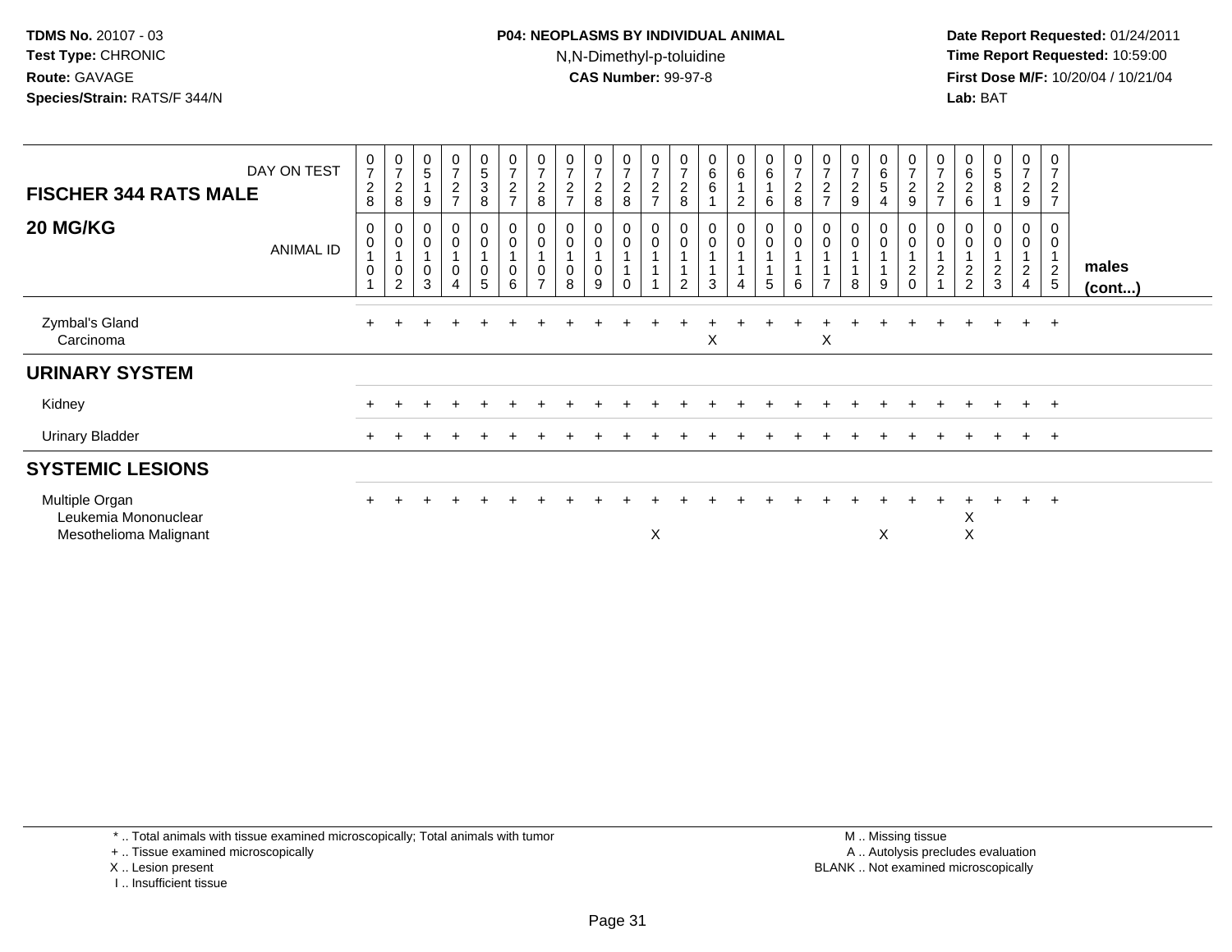TDMS No. 20107 - 03
Test Type: CHRONIC
Route: GAVAGE
Species/Strain: RATS/F 344/N

**P04: NEOPLASMS BY INDIVIDUAL ANIMAL**
N,N-Dimethyl-p-toluidine
**CAS Number:** 99-97-8

Date Report Requested: 01/24/2011
Time Report Requested: 10:59:00
First Dose M/F: 10/20/04 / 10/21/04
Lab: BAT

| FISCHER 344 RATS MALE — DAY ON TEST | 0728 | 0728 | 0519 | 0727 | 0538 | 0727 | 0728 | 0727 | 0728 | 0728 | 0727 | 0728 | 0661 | 0612 | 0616 | 0728 | 0727 | 0729 | 0654 | 0729 | 0727 | 0626 | 0581 | 0729 | 0727 | |
|---|---|---|---|---|---|---|---|---|---|---|---|---|---|---|---|---|---|---|---|---|---|---|---|---|---|---|
| **20 MG/KG** — ANIMAL ID | 00101 | 00102 | 00103 | 00104 | 00105 | 00106 | 00107 | 00108 | 00109 | 00110 | 00111 | 00112 | 00113 | 00114 | 00115 | 00116 | 00117 | 00118 | 00119 | 00120 | 00121 | 00122 | 00123 | 00124 | 00125 | **males (cont...)** |
| Zymbal's Gland | + | + | + | + | + | + | + | + | + | + | + | + | + | + | + | + | + | + | + | + | + | + | + | + | + | |
| Carcinoma | | | | | | | | | | | | | X | | | | X | | | | | | | | | |
| **URINARY SYSTEM** | | | | | | | | | | | | | | | | | | | | | | | | | | |
| Kidney | + | + | + | + | + | + | + | + | + | + | + | + | + | + | + | + | + | + | + | + | + | + | + | + | + | |
| Urinary Bladder | + | + | + | + | + | + | + | + | + | + | + | + | + | + | + | + | + | + | + | + | + | + | + | + | + | |
| **SYSTEMIC LESIONS** | | | | | | | | | | | | | | | | | | | | | | | | | | |
| Multiple Organ | + | + | + | + | + | + | + | + | + | + | + | + | + | + | + | + | + | + | + | + | + | + | + | + | + | |
| Leukemia Mononuclear | | | | | | | | | | | | | | | | | | | | | | X | | | | |
| Mesothelioma Malignant | | | | | | | | | | | X | | | | | | | | X | | | X | | | | |

\* .. Total animals with tissue examined microscopically; Total animals with tumor
\+ .. Tissue examined microscopically
X .. Lesion present
I .. Insufficient tissue

M .. Missing tissue
A .. Autolysis precludes evaluation
BLANK .. Not examined microscopically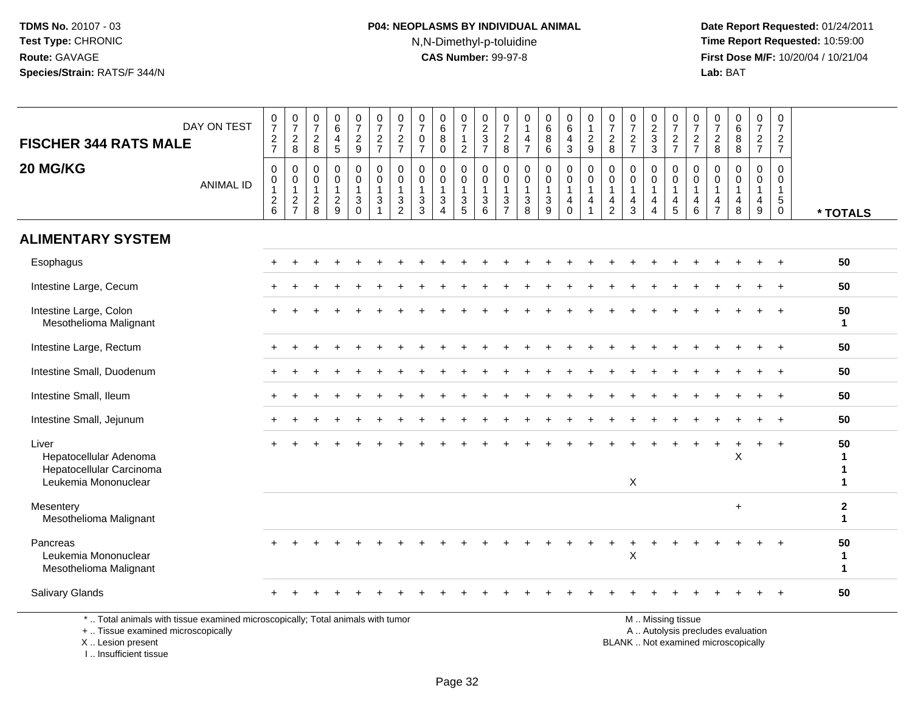**TDMS No.** 20107 - 03
**Test Type:** CHRONIC
**Route:** GAVAGE
**Species/Strain:** RATS/F 344/N

**P04: NEOPLASMS BY INDIVIDUAL ANIMAL**
N,N-Dimethyl-p-toluidine
**CAS Number:** 99-97-8

**Date Report Requested:** 01/24/2011
**Time Report Requested:** 10:59:00
**First Dose M/F:** 10/20/04 / 10/21/04
**Lab:** BAT

**FISCHER 344 RATS MALE**

**20 MG/KG**

| DAY ON TEST | 0727 | 0728 | 0728 | 0645 | 0729 | 0727 | 0727 | 0707 | 0680 | 0712 | 0237 | 0728 | 0147 | 0686 | 0643 | 0129 | 0728 | 0727 | 0233 | 0727 | 0727 | 0728 | 0688 | 0727 | 0727 | |
|---|---|---|---|---|---|---|---|---|---|---|---|---|---|---|---|---|---|---|---|---|---|---|---|---|---|---|
| **ANIMAL ID** | 0126 | 0127 | 0128 | 0129 | 0130 | 0131 | 0132 | 0133 | 0134 | 0135 | 0136 | 0137 | 0138 | 0139 | 0140 | 0141 | 0142 | 0143 | 0144 | 0145 | 0146 | 0147 | 0148 | 0149 | 0150 | *** TOTALS** |
| **ALIMENTARY SYSTEM** | | | | | | | | | | | | | | | | | | | | | | | | | | |
| Esophagus | + | + | + | + | + | + | + | + | + | + | + | + | + | + | + | + | + | + | + | + | + | + | + | + | + | 50 |
| Intestine Large, Cecum | + | + | + | + | + | + | + | + | + | + | + | + | + | + | + | + | + | + | + | + | + | + | + | + | + | 50 |
| Intestine Large, Colon | + | + | + | + | + | + | + | + | + | + | + | + | + | + | + | + | + | + | + | + | + | + | + | + | + | 50 |
| Mesothelioma Malignant | | | | | | | | | | | | | | | | | | | | | | | | | | 1 |
| Intestine Large, Rectum | + | + | + | + | + | + | + | + | + | + | + | + | + | + | + | + | + | + | + | + | + | + | + | + | + | 50 |
| Intestine Small, Duodenum | + | + | + | + | + | + | + | + | + | + | + | + | + | + | + | + | + | + | + | + | + | + | + | + | + | 50 |
| Intestine Small, Ileum | + | + | + | + | + | + | + | + | + | + | + | + | + | + | + | + | + | + | + | + | + | + | + | + | + | 50 |
| Intestine Small, Jejunum | + | + | + | + | + | + | + | + | + | + | + | + | + | + | + | + | + | + | + | + | + | + | + | + | + | 50 |
| Liver | + | + | + | + | + | + | + | + | + | + | + | + | + | + | + | + | + | + | + | + | + | + | + | + | + | 50 |
| Hepatocellular Adenoma | | | | | | | | | | | | | | | | | | | | | | | X | | | 1 |
| Hepatocellular Carcinoma | | | | | | | | | | | | | | | | | | | | | | | | | | 1 |
| Leukemia Mononuclear | | | | | | | | | | | | | | | | | | X | | | | | | | | 1 |
| Mesentery | | | | | | | | | | | | | | | | | | | | | | | + | | | 2 |
| Mesothelioma Malignant | | | | | | | | | | | | | | | | | | | | | | | | | | 1 |
| Pancreas | + | + | + | + | + | + | + | + | + | + | + | + | + | + | + | + | + | + | + | + | + | + | + | + | + | 50 |
| Leukemia Mononuclear | | | | | | | | | | | | | | | | | | X | | | | | | | | 1 |
| Mesothelioma Malignant | | | | | | | | | | | | | | | | | | | | | | | | | | 1 |
| Salivary Glands | + | + | + | + | + | + | + | + | + | + | + | + | + | + | + | + | + | + | + | + | + | + | + | + | + | 50 |

* .. Total animals with tissue examined microscopically; Total animals with tumor
+ .. Tissue examined microscopically
X .. Lesion present
I .. Insufficient tissue

M .. Missing tissue
A .. Autolysis precludes evaluation
BLANK .. Not examined microscopically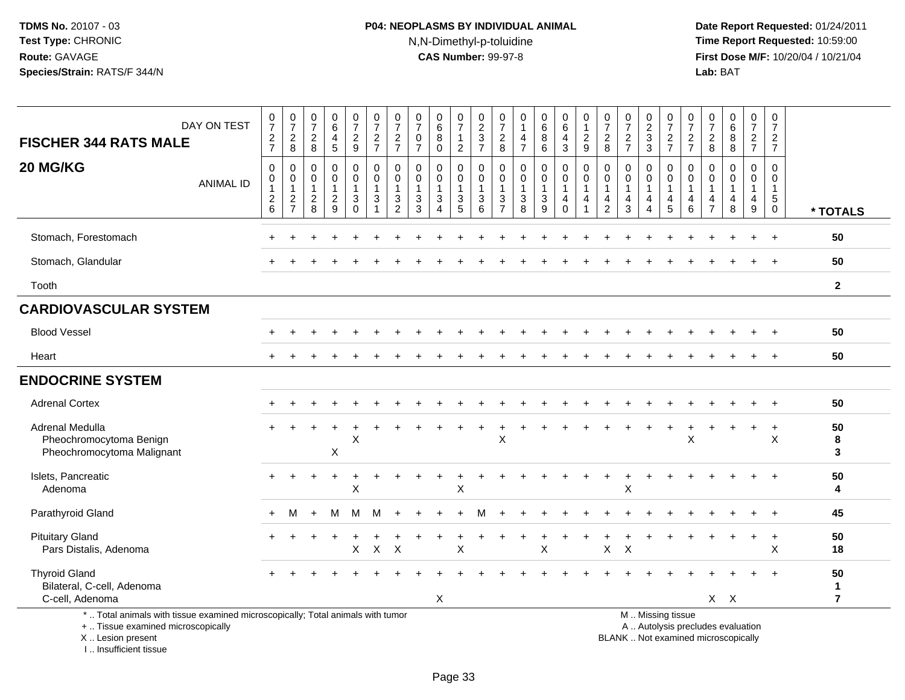**P04: NEOPLASMS BY INDIVIDUAL ANIMAL**

N,N-Dimethyl-p-toluidine

**CAS Number:** 99-97-8

| FISCHER 344 RATS MALE 20 MG/KG | | | | | | | | | | | | | | | | | | | | | | | | | | |
|---|---|---|---|---|---|---|---|---|---|---|---|---|---|---|---|---|---|---|---|---|---|---|---|---|---|---|
| DAY ON TEST | 0727 | 0728 | 0728 | 0645 | 0729 | 0727 | 0727 | 0707 | 0680 | 0712 | 0237 | 0728 | 0147 | 0686 | 0643 | 0129 | 0728 | 0727 | 0233 | 0727 | 0727 | 0728 | 0688 | 0727 | 0727 | |
| ANIMAL ID | 0126 | 0127 | 0128 | 0129 | 0130 | 0131 | 0132 | 0133 | 0134 | 0135 | 0136 | 0137 | 0138 | 0139 | 0140 | 0141 | 0142 | 0143 | 0144 | 0145 | 0146 | 0147 | 0148 | 0149 | 0150 | * TOTALS |
| Stomach, Forestomach | + | + | + | + | + | + | + | + | + | + | + | + | + | + | + | + | + | + | + | + | + | + | + | + | + | 50 |
| Stomach, Glandular | + | + | + | + | + | + | + | + | + | + | + | + | + | + | + | + | + | + | + | + | + | + | + | + | + | 50 |
| Tooth | | | | | | | | | | | | | | | | | | | | | | | | | | 2 |
| **CARDIOVASCULAR SYSTEM** | | | | | | | | | | | | | | | | | | | | | | | | | | |
| Blood Vessel | + | + | + | + | + | + | + | + | + | + | + | + | + | + | + | + | + | + | + | + | + | + | + | + | + | 50 |
| Heart | + | + | + | + | + | + | + | + | + | + | + | + | + | + | + | + | + | + | + | + | + | + | + | + | + | 50 |
| **ENDOCRINE SYSTEM** | | | | | | | | | | | | | | | | | | | | | | | | | | |
| Adrenal Cortex | + | + | + | + | + | + | + | + | + | + | + | + | + | + | + | + | + | + | + | + | + | + | + | + | + | 50 |
| Adrenal Medulla | + | + | + | + | + | + | + | + | + | + | + | + | + | + | + | + | + | + | + | + | + | + | + | + | + | 50 |
| Pheochromocytoma Benign | | | | | X | | | | | | | X | | | | | | | | | X | | | | X | 8 |
| Pheochromocytoma Malignant | | | | X | | | | | | | | | | | | | | | | | | | | | | 3 |
| Islets, Pancreatic | + | + | + | + | + | + | + | + | + | + | + | + | + | + | + | + | + | + | + | + | + | + | + | + | + | 50 |
| Adenoma | | | | | X | | | | | X | | | | | | | | X | | | | | | | | 4 |
| Parathyroid Gland | + | M | + | M | M | M | + | + | + | + | M | + | + | + | + | + | + | + | + | + | + | + | + | + | + | 45 |
| Pituitary Gland | + | + | + | + | + | + | + | + | + | + | + | + | + | + | + | + | + | + | + | + | + | + | + | + | + | 50 |
| Pars Distalis, Adenoma | | | | | X | X | X | | | X | | | | X | | | X | X | | | | | | | X | 18 |
| Thyroid Gland | + | + | + | + | + | + | + | + | + | + | + | + | + | + | + | + | + | + | + | + | + | + | + | + | + | 50 |
| Bilateral, C-cell, Adenoma | | | | | | | | | | | | | | | | | | | | | | | | | | 1 |
| C-cell, Adenoma | | | | | | | | | X | | | | | | | | | | | | | X | X | | | 7 |

\* .. Total animals with tissue examined microscopically; Total animals with tumor
+ .. Tissue examined microscopically
X .. Lesion present
I .. Insufficient tissue

M .. Missing tissue
A .. Autolysis precludes evaluation
BLANK .. Not examined microscopically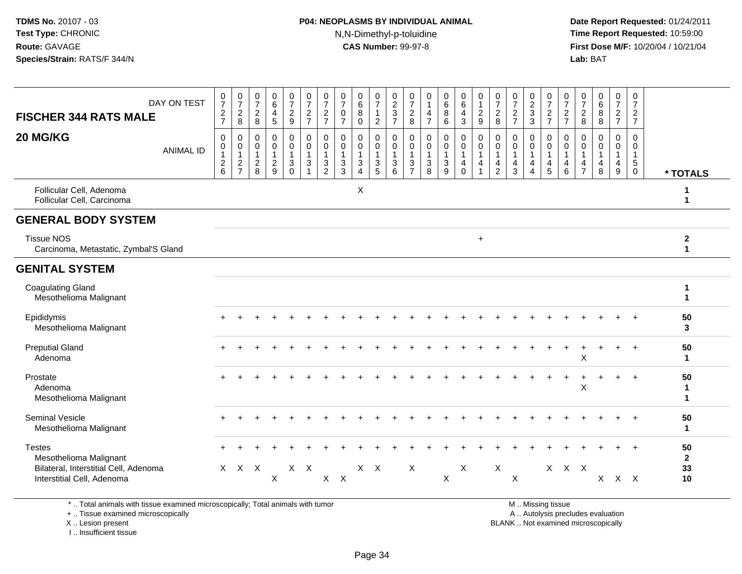| DAY ON TEST<br>**FISCHER 344 RATS MALE**<br>**20 MG/KG**<br>ANIMAL ID | 0727 | 0728 | 0728 | 0645 | 0729 | 0727 | 0727 | 0707 | 0680 | 0712 | 0237 | 0728 | 0147 | 0686 | 0643 | 0129 | 0728 | 0727 | 0233 | 0727 | 0727 | 0728 | 0688 | 0727 | 0727 | * TOTALS |
|---|---|---|---|---|---|---|---|---|---|---|---|---|---|---|---|---|---|---|---|---|---|---|---|---|---|---|
| | 0126 | 0127 | 0128 | 0129 | 0130 | 0131 | 0132 | 0133 | 0134 | 0135 | 0136 | 0137 | 0138 | 0139 | 0140 | 0141 | 0142 | 0143 | 0144 | 0145 | 0146 | 0147 | 0148 | 0149 | 0150 | |
| Follicular Cell, Adenoma | | | | | | | | | X | | | | | | | | | | | | | | | | | 1 |
| Follicular Cell, Carcinoma | | | | | | | | | | | | | | | | | | | | | | | | | | 1 |
| **GENERAL BODY SYSTEM** | | | | | | | | | | | | | | | | | | | | | | | | | | |
| Tissue NOS | | | | | | | | | | | | | | | | + | | | | | | | | | | 2 |
| Carcinoma, Metastatic, Zymbal'S Gland | | | | | | | | | | | | | | | | | | | | | | | | | | 1 |
| **GENITAL SYSTEM** | | | | | | | | | | | | | | | | | | | | | | | | | | |
| Coagulating Gland | | | | | | | | | | | | | | | | | | | | | | | | | | 1 |
| Mesothelioma Malignant | | | | | | | | | | | | | | | | | | | | | | | | | | 1 |
| Epididymis | + | + | + | + | + | + | + | + | + | + | + | + | + | + | + | + | + | + | + | + | + | + | + | + | + | 50 |
| Mesothelioma Malignant | | | | | | | | | | | | | | | | | | | | | | | | | | 3 |
| Preputial Gland | + | + | + | + | + | + | + | + | + | + | + | + | + | + | + | + | + | + | + | + | + | + | + | + | + | 50 |
| Adenoma | | | | | | | | | | | | | | | | | | | | | | X | | | | 1 |
| Prostate | + | + | + | + | + | + | + | + | + | + | + | + | + | + | + | + | + | + | + | + | + | + | + | + | + | 50 |
| Adenoma | | | | | | | | | | | | | | | | | | | | | | X | | | | 1 |
| Mesothelioma Malignant | | | | | | | | | | | | | | | | | | | | | | | | | | 1 |
| Seminal Vesicle | + | + | + | + | + | + | + | + | + | + | + | + | + | + | + | + | + | + | + | + | + | + | + | + | + | 50 |
| Mesothelioma Malignant | | | | | | | | | | | | | | | | | | | | | | | | | | 1 |
| Testes | + | + | + | + | + | + | + | + | + | + | + | + | + | + | + | + | + | + | + | + | + | + | + | + | + | 50 |
| Mesothelioma Malignant | | | | | | | | | | | | | | | | | | | | | | | | | | 2 |
| Bilateral, Interstitial Cell, Adenoma | X | X | X | | X | X | | | X | X | | X | | | X | | X | | | X | X | X | | | | 33 |
| Interstitial Cell, Adenoma | | | | X | | | X | X | | | | | | X | | | | X | | | | | X | X | X | 10 |

\* .. Total animals with tissue examined microscopically; Total animals with tumor
\+ .. Tissue examined microscopically
X .. Lesion present
I .. Insufficient tissue

M .. Missing tissue
A .. Autolysis precludes evaluation
BLANK .. Not examined microscopically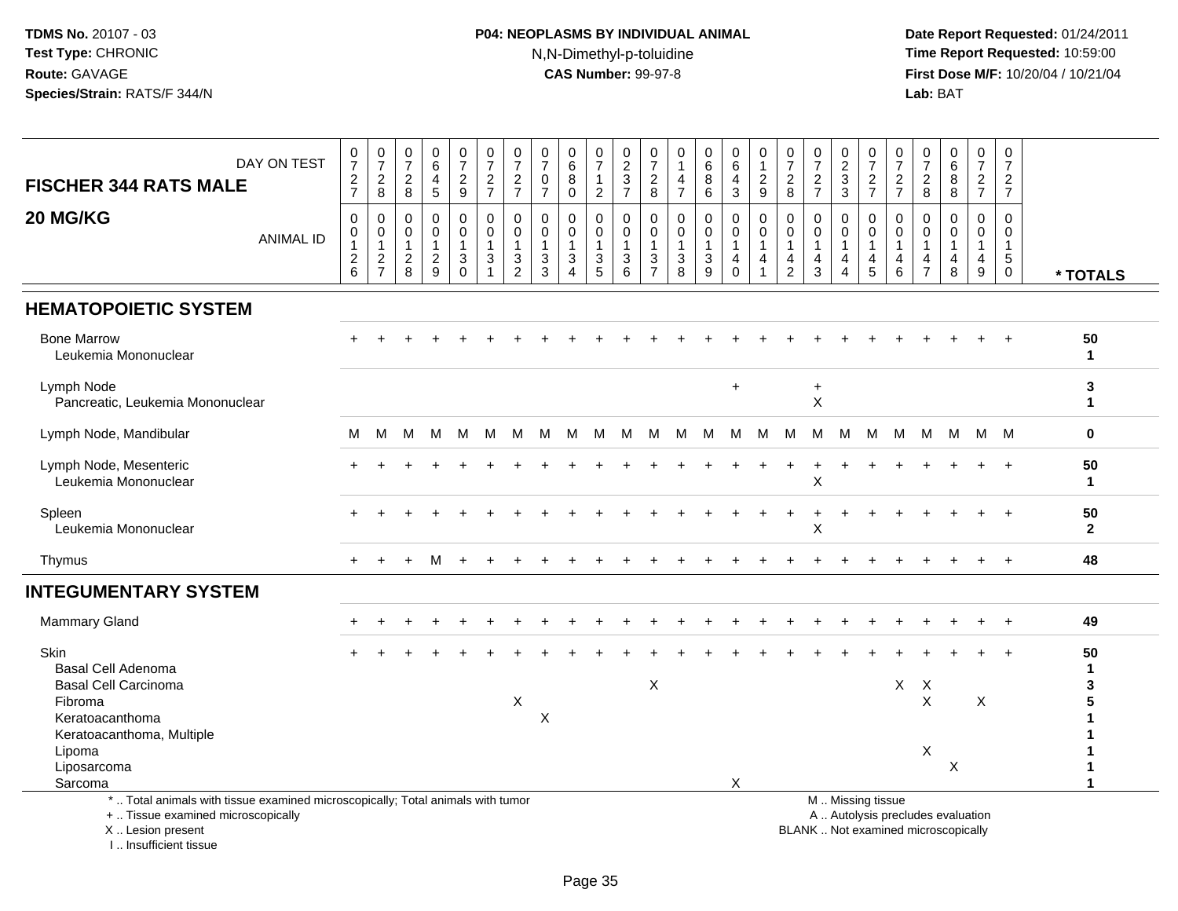**TDMS No.** 20107 - 03
**Test Type:** CHRONIC
**Route:** GAVAGE
**Species/Strain:** RATS/F 344/N

**P04: NEOPLASMS BY INDIVIDUAL ANIMAL**
N,N-Dimethyl-p-toluidine
**CAS Number:** 99-97-8

**Date Report Requested:** 01/24/2011
**Time Report Requested:** 10:59:00
**First Dose M/F:** 10/20/04 / 10/21/04
**Lab:** BAT

| FISCHER 344 RATS MALE 20 MG/KG | | | | | | | | | | | | | | | | | | | | | | | | | | |
|---|---|---|---|---|---|---|---|---|---|---|---|---|---|---|---|---|---|---|---|---|---|---|---|---|---|---|
| DAY ON TEST | 0727 | 0728 | 0728 | 0645 | 0729 | 0727 | 0727 | 0707 | 0680 | 0712 | 0237 | 0728 | 0147 | 0686 | 0643 | 0129 | 0728 | 0727 | 0233 | 0727 | 0727 | 0728 | 0688 | 0727 | 0727 | |
| ANIMAL ID | 0126 | 0127 | 0128 | 0129 | 0130 | 0131 | 0132 | 0133 | 0134 | 0135 | 0136 | 0137 | 0138 | 0139 | 0140 | 0141 | 0142 | 0143 | 0144 | 0145 | 0146 | 0147 | 0148 | 0149 | 0150 | * TOTALS |
| **HEMATOPOIETIC SYSTEM** | | | | | | | | | | | | | | | | | | | | | | | | | | |
| Bone Marrow | + | + | + | + | + | + | + | + | + | + | + | + | + | + | + | + | + | + | + | + | + | + | + | + | + | 50 |
| Leukemia Mononuclear | | | | | | | | | | | | | | | | | | | | | | | | | | 1 |
| Lymph Node | | | | | | | | | | | | | | | + | | | + | | | | | | | | 3 |
| Pancreatic, Leukemia Mononuclear | | | | | | | | | | | | | | | | | | X | | | | | | | | 1 |
| Lymph Node, Mandibular | M | M | M | M | M | M | M | M | M | M | M | M | M | M | M | M | M | M | M | M | M | M | M | M | M | 0 |
| Lymph Node, Mesenteric | + | + | + | + | + | + | + | + | + | + | + | + | + | + | + | + | + | + | + | + | + | + | + | + | + | 50 |
| Leukemia Mononuclear | | | | | | | | | | | | | | | | | | X | | | | | | | | 1 |
| Spleen | + | + | + | + | + | + | + | + | + | + | + | + | + | + | + | + | + | + | + | + | + | + | + | + | + | 50 |
| Leukemia Mononuclear | | | | | | | | | | | | | | | | | | X | | | | | | | | 2 |
| Thymus | + | + | + | M | + | + | + | + | + | + | + | + | + | + | + | + | + | + | + | + | + | + | + | + | + | 48 |
| **INTEGUMENTARY SYSTEM** | | | | | | | | | | | | | | | | | | | | | | | | | | |
| Mammary Gland | + | + | + | + | + | + | + | + | + | + | + | + | + | + | + | + | + | + | + | + | + | + | + | + | + | 49 |
| Skin | + | + | + | + | + | + | + | + | + | + | + | + | + | + | + | + | + | + | + | + | + | + | + | + | + | 50 |
| Basal Cell Adenoma | | | | | | | | | | | | | | | | | | | | | | | | | | 1 |
| Basal Cell Carcinoma | | | | | | | | | | | | X | | | | | | | | | X | X | | | | 3 |
| Fibroma | | | | | | | X | | | | | | | | | | | | | | | X | | X | | 5 |
| Keratoacanthoma | | | | | | | | X | | | | | | | | | | | | | | | | | | 1 |
| Keratoacanthoma, Multiple | | | | | | | | | | | | | | | | | | | | | | | | | | 1 |
| Lipoma | | | | | | | | | | | | | | | | | | | | | | X | | | | 1 |
| Liposarcoma | | | | | | | | | | | | | | | | | | | | | | | X | | | 1 |
| Sarcoma | | | | | | | | | | | | | | | X | | | | | | | | | | | 1 |

* .. Total animals with tissue examined microscopically; Total animals with tumor
+ .. Tissue examined microscopically
X .. Lesion present
I .. Insufficient tissue

M .. Missing tissue
A .. Autolysis precludes evaluation
BLANK .. Not examined microscopically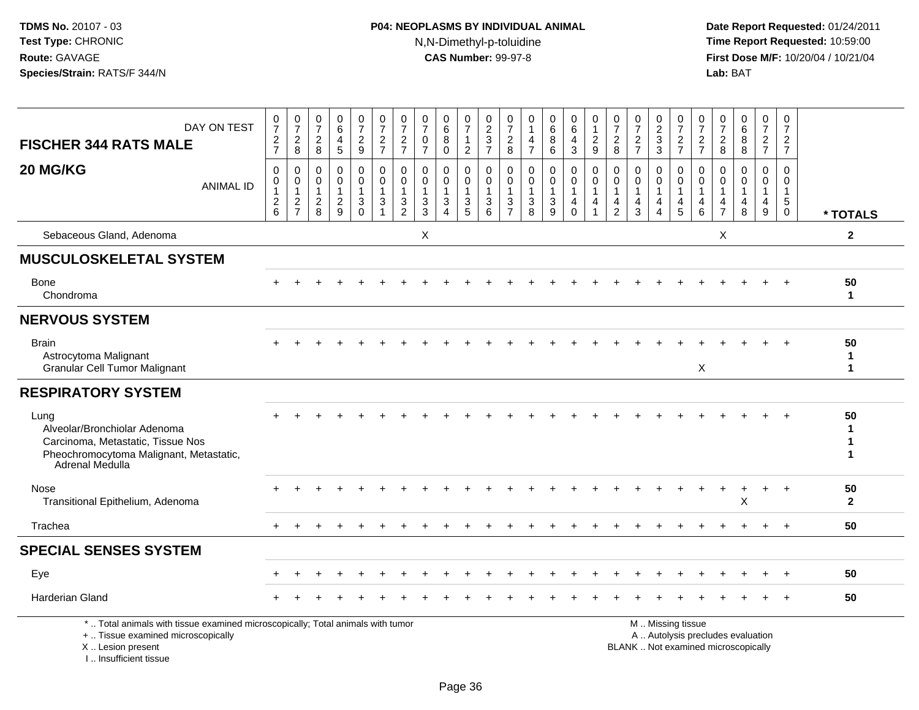TDMS No. 20107 - 03
Test Type: CHRONIC
Route: GAVAGE
Species/Strain: RATS/F 344/N

**P04: NEOPLASMS BY INDIVIDUAL ANIMAL**
N,N-Dimethyl-p-toluidine
**CAS Number:** 99-97-8

Date Report Requested: 01/24/2011
Time Report Requested: 10:59:00
First Dose M/F: 10/20/04 / 10/21/04
Lab: BAT

**FISCHER 344 RATS MALE**

**20 MG/KG**

| DAY ON TEST | 0727 | 0728 | 0728 | 0645 | 0729 | 0727 | 0727 | 0707 | 0680 | 0712 | 0237 | 0728 | 0147 | 0686 | 0643 | 0129 | 0728 | 0727 | 0233 | 0727 | 0727 | 0728 | 0688 | 0727 | 0727 | |
|---|---|---|---|---|---|---|---|---|---|---|---|---|---|---|---|---|---|---|---|---|---|---|---|---|---|---|
| **ANIMAL ID** | 0126 | 0127 | 0128 | 0129 | 0130 | 0131 | 0132 | 0133 | 0134 | 0135 | 0136 | 0137 | 0138 | 0139 | 0140 | 0141 | 0142 | 0143 | 0144 | 0145 | 0146 | 0147 | 0148 | 0149 | 0150 | *** TOTALS** |
| Sebaceous Gland, Adenoma | | | | | | | | X | | | | | | | | | | | | | | X | | | | 2 |
| **MUSCULOSKELETAL SYSTEM** | | | | | | | | | | | | | | | | | | | | | | | | | | |
| Bone | + | + | + | + | + | + | + | + | + | + | + | + | + | + | + | + | + | + | + | + | + | + | + | + | + | 50 |
| Chondroma | | | | | | | | | | | | | | | | | | | | | | | | | | 1 |
| **NERVOUS SYSTEM** | | | | | | | | | | | | | | | | | | | | | | | | | | |
| Brain | + | + | + | + | + | + | + | + | + | + | + | + | + | + | + | + | + | + | + | + | + | + | + | + | + | 50 |
| Astrocytoma Malignant | | | | | | | | | | | | | | | | | | | | | | | | | | 1 |
| Granular Cell Tumor Malignant | | | | | | | | | | | | | | | | | | | | | X | | | | | 1 |
| **RESPIRATORY SYSTEM** | | | | | | | | | | | | | | | | | | | | | | | | | | |
| Lung | + | + | + | + | + | + | + | + | + | + | + | + | + | + | + | + | + | + | + | + | + | + | + | + | + | 50 |
| Alveolar/Bronchiolar Adenoma | | | | | | | | | | | | | | | | | | | | | | | | | | 1 |
| Carcinoma, Metastatic, Tissue Nos | | | | | | | | | | | | | | | | | | | | | | | | | | 1 |
| Pheochromocytoma Malignant, Metastatic, Adrenal Medulla | | | | | | | | | | | | | | | | | | | | | | | | | | 1 |
| Nose | + | + | + | + | + | + | + | + | + | + | + | + | + | + | + | + | + | + | + | + | + | + | + | + | + | 50 |
| Transitional Epithelium, Adenoma | | | | | | | | | | | | | | | | | | | | | | | X | | | 2 |
| Trachea | + | + | + | + | + | + | + | + | + | + | + | + | + | + | + | + | + | + | + | + | + | + | + | + | + | 50 |
| **SPECIAL SENSES SYSTEM** | | | | | | | | | | | | | | | | | | | | | | | | | | |
| Eye | + | + | + | + | + | + | + | + | + | + | + | + | + | + | + | + | + | + | + | + | + | + | + | + | + | 50 |
| Harderian Gland | + | + | + | + | + | + | + | + | + | + | + | + | + | + | + | + | + | + | + | + | + | + | + | + | + | 50 |

* .. Total animals with tissue examined microscopically; Total animals with tumor
+ .. Tissue examined microscopically
X .. Lesion present
I .. Insufficient tissue

M .. Missing tissue
A .. Autolysis precludes evaluation
BLANK .. Not examined microscopically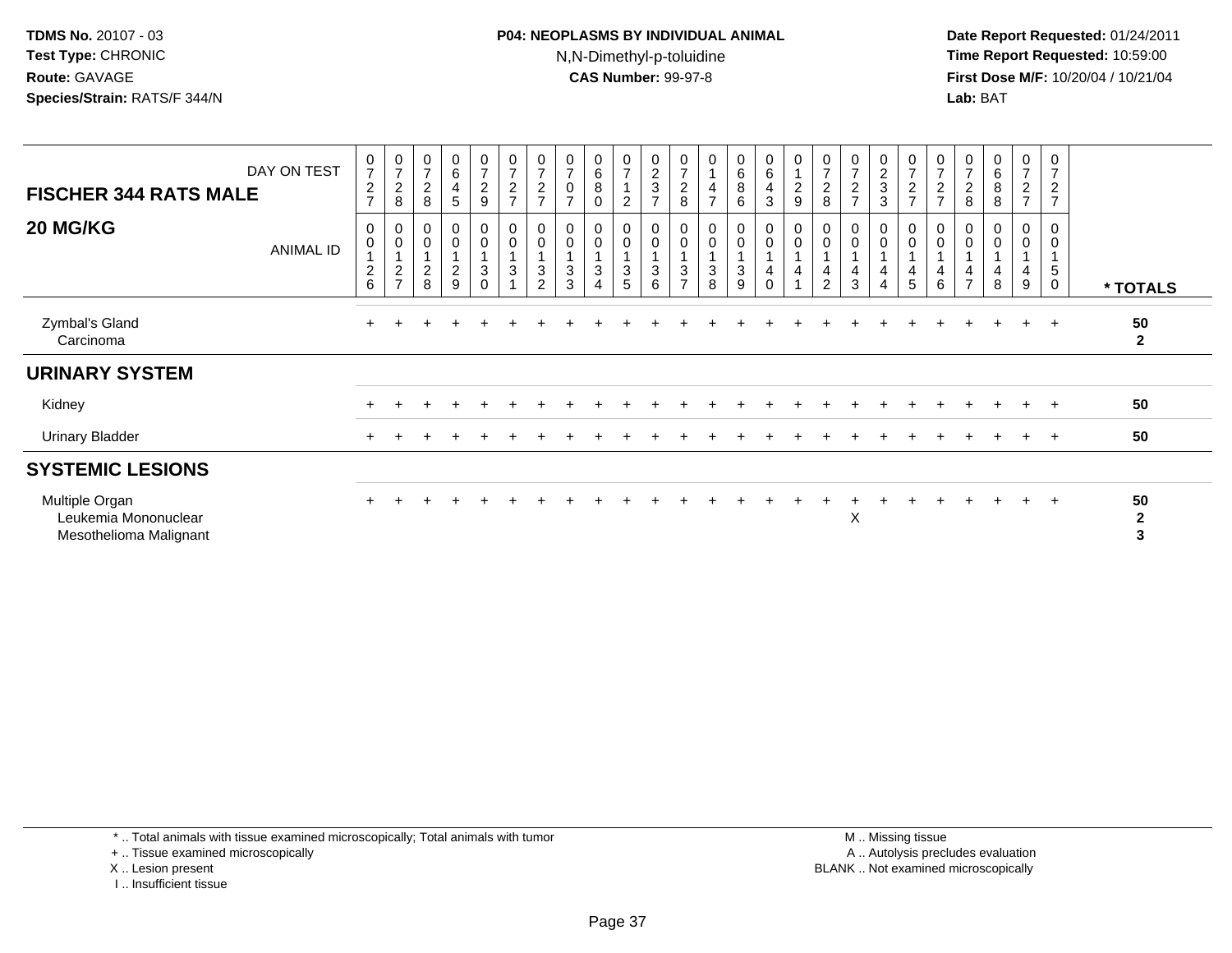**TDMS No.** 20107 - 03
**Test Type:** CHRONIC
**Route:** GAVAGE
**Species/Strain:** RATS/F 344/N

**P04: NEOPLASMS BY INDIVIDUAL ANIMAL**
N,N-Dimethyl-p-toluidine
**CAS Number:** 99-97-8

**Date Report Requested:** 01/24/2011
**Time Report Requested:** 10:59:00
**First Dose M/F:** 10/20/04 / 10/21/04
**Lab:** BAT

| FISCHER 344 RATS MALE 20 MG/KG | | | | | | | | | | | | | | | | | | | | | | | | | | |
|---|---|---|---|---|---|---|---|---|---|---|---|---|---|---|---|---|---|---|---|---|---|---|---|---|---|---|
| DAY ON TEST | 0727 | 0728 | 0728 | 0645 | 0729 | 0727 | 0727 | 0707 | 0680 | 0712 | 0237 | 0728 | 0147 | 0686 | 0643 | 0129 | 0728 | 0727 | 0233 | 0727 | 0727 | 0728 | 0688 | 0727 | 0727 | |
| ANIMAL ID | 00126 | 00127 | 00128 | 00129 | 00130 | 00131 | 00132 | 00133 | 00134 | 00135 | 00136 | 00137 | 00138 | 00139 | 00140 | 00141 | 00142 | 00143 | 00144 | 00145 | 00146 | 00147 | 00148 | 00149 | 00150 | * TOTALS |
| Zymbal's Gland | + | + | + | + | + | + | + | + | + | + | + | + | + | + | + | + | + | + | + | + | + | + | + | + | + | 50 |
| Carcinoma | | | | | | | | | | | | | | | | | | | | | | | | | | 2 |
| **URINARY SYSTEM** | | | | | | | | | | | | | | | | | | | | | | | | | | |
| Kidney | + | + | + | + | + | + | + | + | + | + | + | + | + | + | + | + | + | + | + | + | + | + | + | + | + | 50 |
| Urinary Bladder | + | + | + | + | + | + | + | + | + | + | + | + | + | + | + | + | + | + | + | + | + | + | + | + | + | 50 |
| **SYSTEMIC LESIONS** | | | | | | | | | | | | | | | | | | | | | | | | | | |
| Multiple Organ | + | + | + | + | + | + | + | + | + | + | + | + | + | + | + | + | + | + | + | + | + | + | + | + | + | 50 |
| Leukemia Mononuclear | | | | | | | | | | | | | | | | | | X | | | | | | | | 2 |
| Mesothelioma Malignant | | | | | | | | | | | | | | | | | | | | | | | | | | 3 |

\* .. Total animals with tissue examined microscopically; Total animals with tumor
\+ .. Tissue examined microscopically
X .. Lesion present
I .. Insufficient tissue

M .. Missing tissue
A .. Autolysis precludes evaluation
BLANK .. Not examined microscopically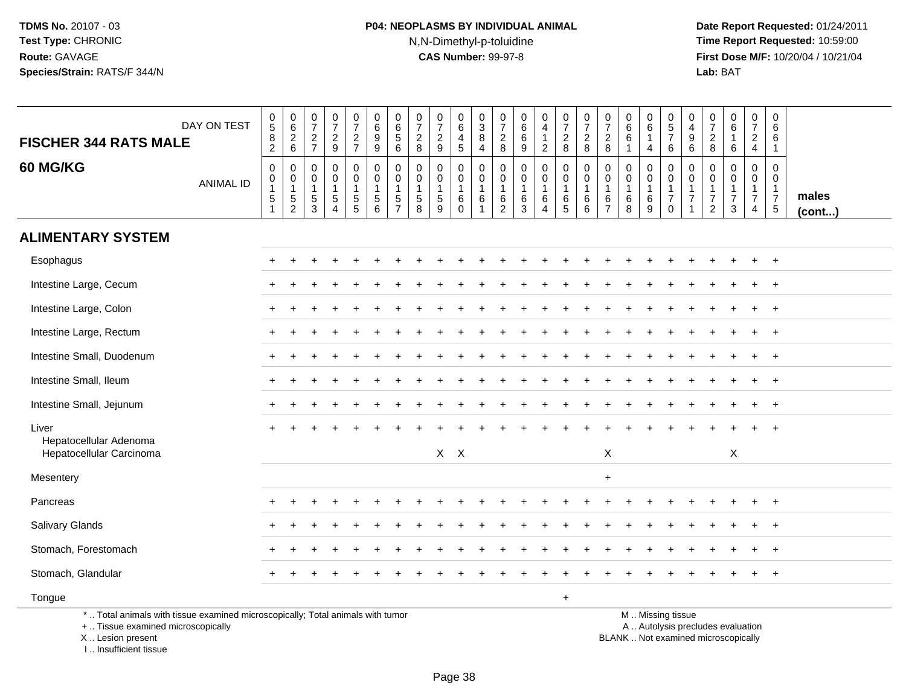**TDMS No.** 20107 - 03
**Test Type:** CHRONIC
**Route:** GAVAGE
**Species/Strain:** RATS/F 344/N

**P04: NEOPLASMS BY INDIVIDUAL ANIMAL**
N,N-Dimethyl-p-toluidine
**CAS Number:** 99-97-8

**Date Report Requested:** 01/24/2011
**Time Report Requested:** 10:59:00
**First Dose M/F:** 10/20/04 / 10/21/04
**Lab:** BAT

| FISCHER 344 RATS MALE — DAY ON TEST | 0582 | 0626 | 0727 | 0729 | 0727 | 0699 | 0656 | 0728 | 0729 | 0645 | 0384 | 0728 | 0669 | 0412 | 0728 | 0728 | 0728 | 0661 | 0614 | 0576 | 0496 | 0728 | 0616 | 0724 | 0661 | |
|---|---|---|---|---|---|---|---|---|---|---|---|---|---|---|---|---|---|---|---|---|---|---|---|---|---|---|
| **60 MG/KG** — ANIMAL ID | 0151 | 0152 | 0153 | 0154 | 0155 | 0156 | 0157 | 0158 | 0159 | 0160 | 0161 | 0162 | 0163 | 0164 | 0165 | 0166 | 0167 | 0168 | 0169 | 0170 | 0171 | 0172 | 0173 | 0174 | 0175 | **males (cont...)** |
| **ALIMENTARY SYSTEM** | | | | | | | | | | | | | | | | | | | | | | | | | | |
| Esophagus | + | + | + | + | + | + | + | + | + | + | + | + | + | + | + | + | + | + | + | + | + | + | + | + | + | |
| Intestine Large, Cecum | + | + | + | + | + | + | + | + | + | + | + | + | + | + | + | + | + | + | + | + | + | + | + | + | + | |
| Intestine Large, Colon | + | + | + | + | + | + | + | + | + | + | + | + | + | + | + | + | + | + | + | + | + | + | + | + | + | |
| Intestine Large, Rectum | + | + | + | + | + | + | + | + | + | + | + | + | + | + | + | + | + | + | + | + | + | + | + | + | + | |
| Intestine Small, Duodenum | + | + | + | + | + | + | + | + | + | + | + | + | + | + | + | + | + | + | + | + | + | + | + | + | + | |
| Intestine Small, Ileum | + | + | + | + | + | + | + | + | + | + | + | + | + | + | + | + | + | + | + | + | + | + | + | + | + | |
| Intestine Small, Jejunum | + | + | + | + | + | + | + | + | + | + | + | + | + | + | + | + | + | + | + | + | + | + | + | + | + | |
| Liver | + | + | + | + | + | + | + | + | + | + | + | + | + | + | + | + | + | + | + | + | + | + | + | + | + | |
| Hepatocellular Adenoma | | | | | | | | | | | | | | | | | | | | | | | | | | |
| Hepatocellular Carcinoma | | | | | | | | | X | X | | | | | | | X | | | | | | X | | | |
| Mesentery | | | | | | | | | | | | | | | | | + | | | | | | | | | |
| Pancreas | + | + | + | + | + | + | + | + | + | + | + | + | + | + | + | + | + | + | + | + | + | + | + | + | + | |
| Salivary Glands | + | + | + | + | + | + | + | + | + | + | + | + | + | + | + | + | + | + | + | + | + | + | + | + | + | |
| Stomach, Forestomach | + | + | + | + | + | + | + | + | + | + | + | + | + | + | + | + | + | + | + | + | + | + | + | + | + | |
| Stomach, Glandular | + | + | + | + | + | + | + | + | + | + | + | + | + | + | + | + | + | + | + | + | + | + | + | + | + | |
| Tongue | | | | | | | | | | | | | | | + | | | | | | | | | | | |

* .. Total animals with tissue examined microscopically; Total animals with tumor
+ .. Tissue examined microscopically
X .. Lesion present
I .. Insufficient tissue

M .. Missing tissue
A .. Autolysis precludes evaluation
BLANK .. Not examined microscopically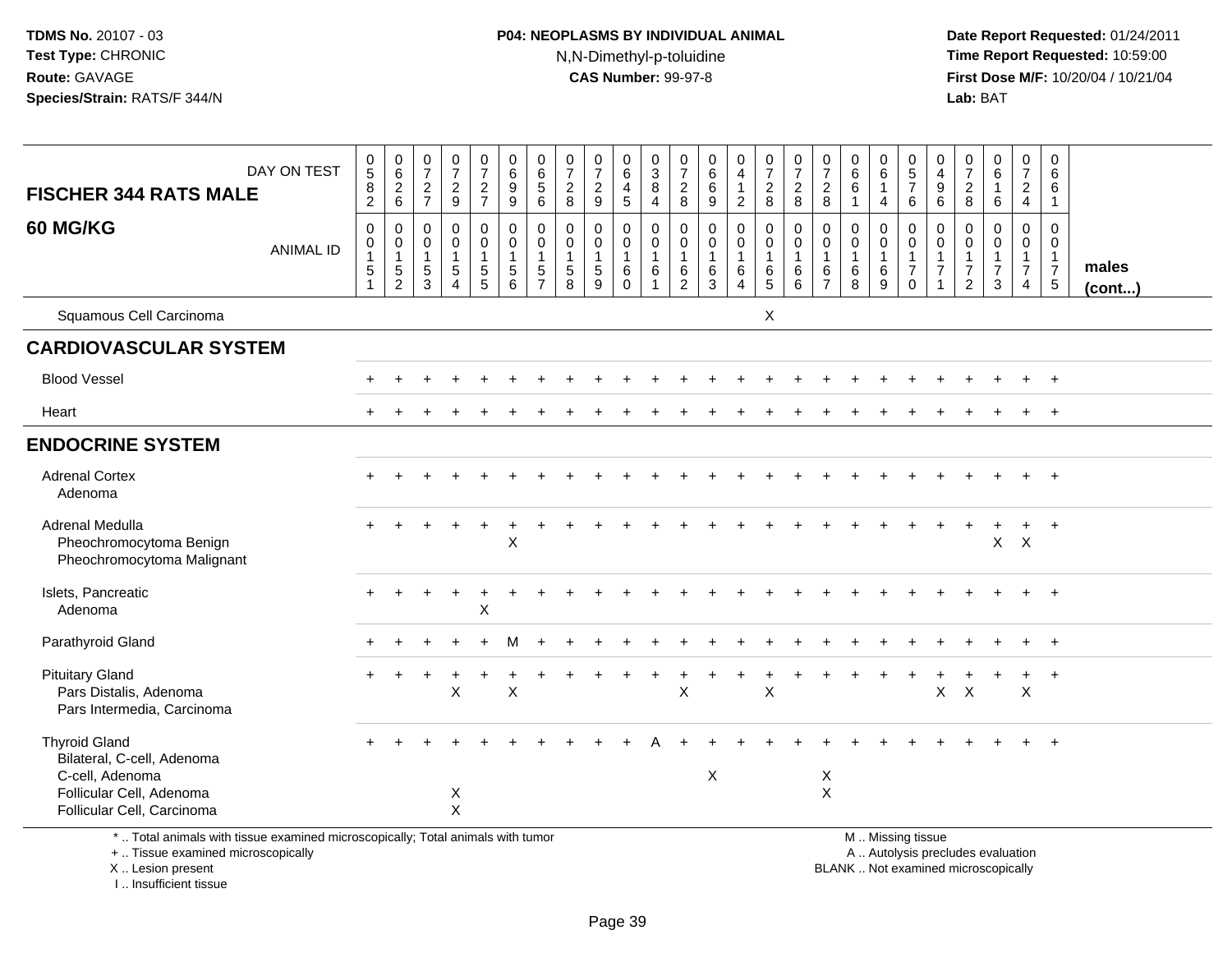**TDMS No.** 20107 - 03
**Test Type:** CHRONIC
**Route:** GAVAGE
**Species/Strain:** RATS/F 344/N

**P04: NEOPLASMS BY INDIVIDUAL ANIMAL**
N,N-Dimethyl-p-toluidine
**CAS Number:** 99-97-8

**Date Report Requested:** 01/24/2011
**Time Report Requested:** 10:59:00
**First Dose M/F:** 10/20/04 / 10/21/04
**Lab:** BAT

| FISCHER 344 RATS MALE 60 MG/KG | | | | | | | | | | | | | | | | | | | | | | | | | | |
|---|---|---|---|---|---|---|---|---|---|---|---|---|---|---|---|---|---|---|---|---|---|---|---|---|---|---|
| DAY ON TEST | 0582 | 0626 | 0727 | 0729 | 0727 | 0699 | 0656 | 0728 | 0729 | 0645 | 0384 | 0728 | 0669 | 0412 | 0728 | 0728 | 0728 | 0661 | 0614 | 0576 | 0496 | 0728 | 0616 | 0724 | 0661 | |
| ANIMAL ID | 00151 | 00152 | 00153 | 00154 | 00155 | 00156 | 00157 | 00158 | 00159 | 00160 | 00161 | 00162 | 00163 | 00164 | 00165 | 00166 | 00167 | 00168 | 00169 | 00170 | 00171 | 00172 | 00173 | 00174 | 00175 | males (cont...) |
| Squamous Cell Carcinoma | | | | | | | | | | | | | | | X | | | | | | | | | | | |
| **CARDIOVASCULAR SYSTEM** | | | | | | | | | | | | | | | | | | | | | | | | | | |
| Blood Vessel | + | + | + | + | + | + | + | + | + | + | + | + | + | + | + | + | + | + | + | + | + | + | + | + | + | |
| Heart | + | + | + | + | + | + | + | + | + | + | + | + | + | + | + | + | + | + | + | + | + | + | + | + | + | |
| **ENDOCRINE SYSTEM** | | | | | | | | | | | | | | | | | | | | | | | | | | |
| Adrenal Cortex | + | + | + | + | + | + | + | + | + | + | + | + | + | + | + | + | + | + | + | + | + | + | + | + | + | |
| Adenoma | | | | | | | | | | | | | | | | | | | | | | | | | | |
| Adrenal Medulla | + | + | + | + | + | + | + | + | + | + | + | + | + | + | + | + | + | + | + | + | + | + | + | + | + | |
| Pheochromocytoma Benign | | | | | | X | | | | | | | | | | | | | | | | | X | X | | |
| Pheochromocytoma Malignant | | | | | | | | | | | | | | | | | | | | | | | | | | |
| Islets, Pancreatic | + | + | + | + | + | + | + | + | + | + | + | + | + | + | + | + | + | + | + | + | + | + | + | + | + | |
| Adenoma | | | | | X | | | | | | | | | | | | | | | | | | | | | |
| Parathyroid Gland | + | + | + | + | + | M | + | + | + | + | + | + | + | + | + | + | + | + | + | + | + | + | + | + | + | |
| Pituitary Gland | + | + | + | + | + | + | + | + | + | + | + | + | + | + | + | + | + | + | + | + | + | + | + | + | + | |
| Pars Distalis, Adenoma | | | | X | | X | | | | | | X | | | X | | | | | | X | X | | X | | |
| Pars Intermedia, Carcinoma | | | | | | | | | | | | | | | | | | | | | | | | | | |
| Thyroid Gland | + | + | + | + | + | + | + | + | + | + | A | + | + | + | + | + | + | + | + | + | + | + | + | + | + | |
| Bilateral, C-cell, Adenoma | | | | | | | | | | | | | | | | | | | | | | | | | | |
| C-cell, Adenoma | | | | | | | | | | | | | X | | | | X | | | | | | | | | |
| Follicular Cell, Adenoma | | | | X | | | | | | | | | | | | | X | | | | | | | | | |
| Follicular Cell, Carcinoma | | | | X | | | | | | | | | | | | | | | | | | | | | | |

\* .. Total animals with tissue examined microscopically; Total animals with tumor
\+ .. Tissue examined microscopically
X .. Lesion present
I .. Insufficient tissue

M .. Missing tissue
A .. Autolysis precludes evaluation
BLANK .. Not examined microscopically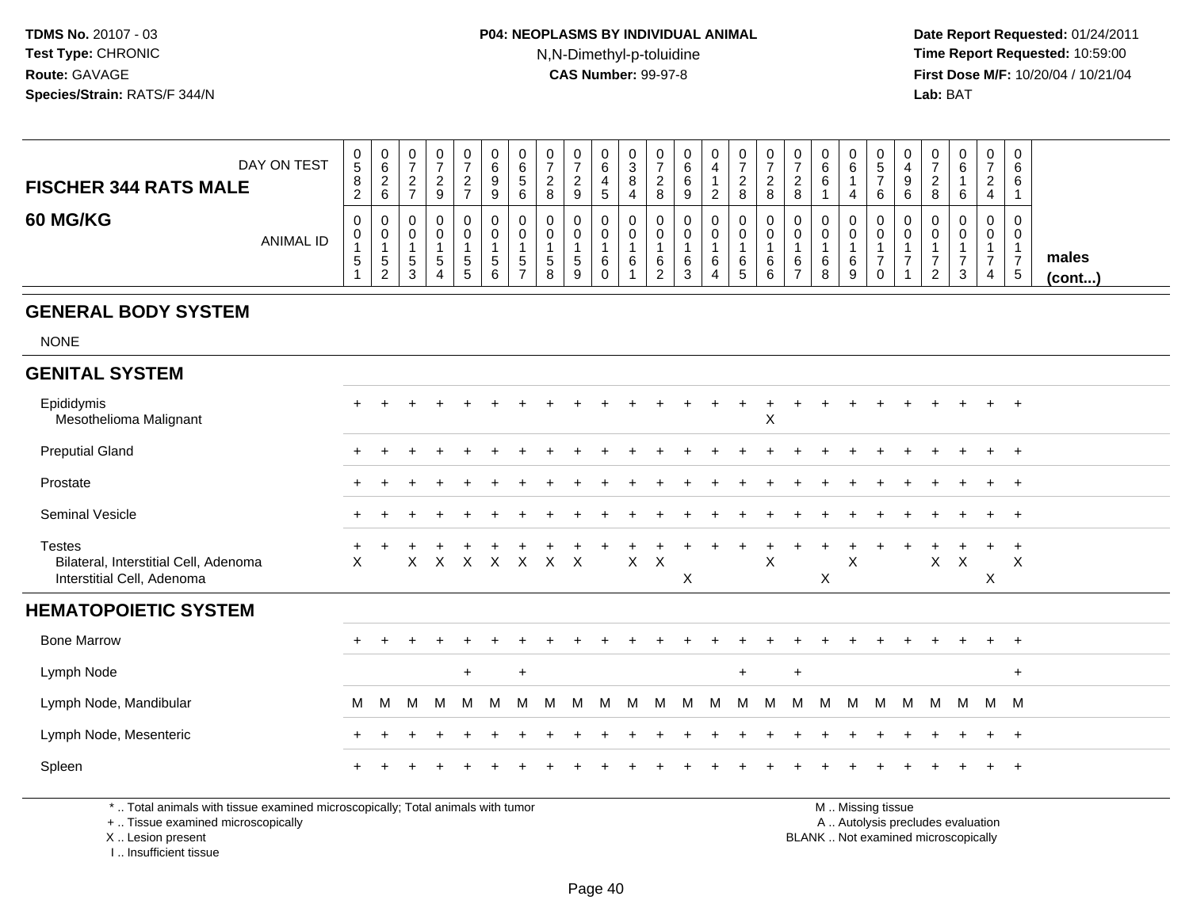TDMS No. 20107 - 03
Test Type: CHRONIC
Route: GAVAGE
Species/Strain: RATS/F 344/N

**P04: NEOPLASMS BY INDIVIDUAL ANIMAL**
N,N-Dimethyl-p-toluidine
**CAS Number:** 99-97-8

Date Report Requested: 01/24/2011
Time Report Requested: 10:59:00
First Dose M/F: 10/20/04 / 10/21/04
Lab: BAT

| FISCHER 344 RATS MALE — DAY ON TEST | 0582 | 0626 | 0727 | 0729 | 0727 | 0699 | 0656 | 0728 | 0729 | 0645 | 0384 | 0728 | 0669 | 0412 | 0728 | 0728 | 0728 | 0661 | 0614 | 0576 | 0496 | 0728 | 0616 | 0724 | 0661 | |
|---|---|---|---|---|---|---|---|---|---|---|---|---|---|---|---|---|---|---|---|---|---|---|---|---|---|---|
| **60 MG/KG** — ANIMAL ID | 00151 | 00152 | 00153 | 00154 | 00155 | 00156 | 00157 | 00158 | 00159 | 00160 | 00161 | 00162 | 00163 | 00164 | 00165 | 00166 | 00167 | 00168 | 00169 | 00170 | 00171 | 00172 | 00173 | 00174 | 00175 | **males (cont...)** |
| **GENERAL BODY SYSTEM** | | | | | | | | | | | | | | | | | | | | | | | | | | |
| NONE | | | | | | | | | | | | | | | | | | | | | | | | | | |
| **GENITAL SYSTEM** | | | | | | | | | | | | | | | | | | | | | | | | | | |
| Epididymis | + | + | + | + | + | + | + | + | + | + | + | + | + | + | + | + | + | + | + | + | + | + | + | + | + | |
| Mesothelioma Malignant | | | | | | | | | | | | | | | | X | | | | | | | | | | |
| Preputial Gland | + | + | + | + | + | + | + | + | + | + | + | + | + | + | + | + | + | + | + | + | + | + | + | + | + | |
| Prostate | + | + | + | + | + | + | + | + | + | + | + | + | + | + | + | + | + | + | + | + | + | + | + | + | + | |
| Seminal Vesicle | + | + | + | + | + | + | + | + | + | + | + | + | + | + | + | + | + | + | + | + | + | + | + | + | + | |
| Testes | + | + | + | + | + | + | + | + | + | + | + | + | + | + | + | + | + | + | + | + | + | + | + | + | + | |
| Bilateral, Interstitial Cell, Adenoma | X | | X | X | X | X | X | X | X | | X | X | | | | X | | | X | | | X | X | | X | |
| Interstitial Cell, Adenoma | | | | | | | | | | | | | X | | | | | X | | | | | | X | | |
| **HEMATOPOIETIC SYSTEM** | | | | | | | | | | | | | | | | | | | | | | | | | | |
| Bone Marrow | + | + | + | + | + | + | + | + | + | + | + | + | + | + | + | + | + | + | + | + | + | + | + | + | + | |
| Lymph Node | | | | | + | | + | | | | | | | | + | | + | | | | | | | | + | |
| Lymph Node, Mandibular | M | M | M | M | M | M | M | M | M | M | M | M | M | M | M | M | M | M | M | M | M | M | M | M | M | |
| Lymph Node, Mesenteric | + | + | + | + | + | + | + | + | + | + | + | + | + | + | + | + | + | + | + | + | + | + | + | + | + | |
| Spleen | + | + | + | + | + | + | + | + | + | + | + | + | + | + | + | + | + | + | + | + | + | + | + | + | + | |

\* .. Total animals with tissue examined microscopically; Total animals with tumor
+ .. Tissue examined microscopically
X .. Lesion present
I .. Insufficient tissue

M .. Missing tissue
A .. Autolysis precludes evaluation
BLANK .. Not examined microscopically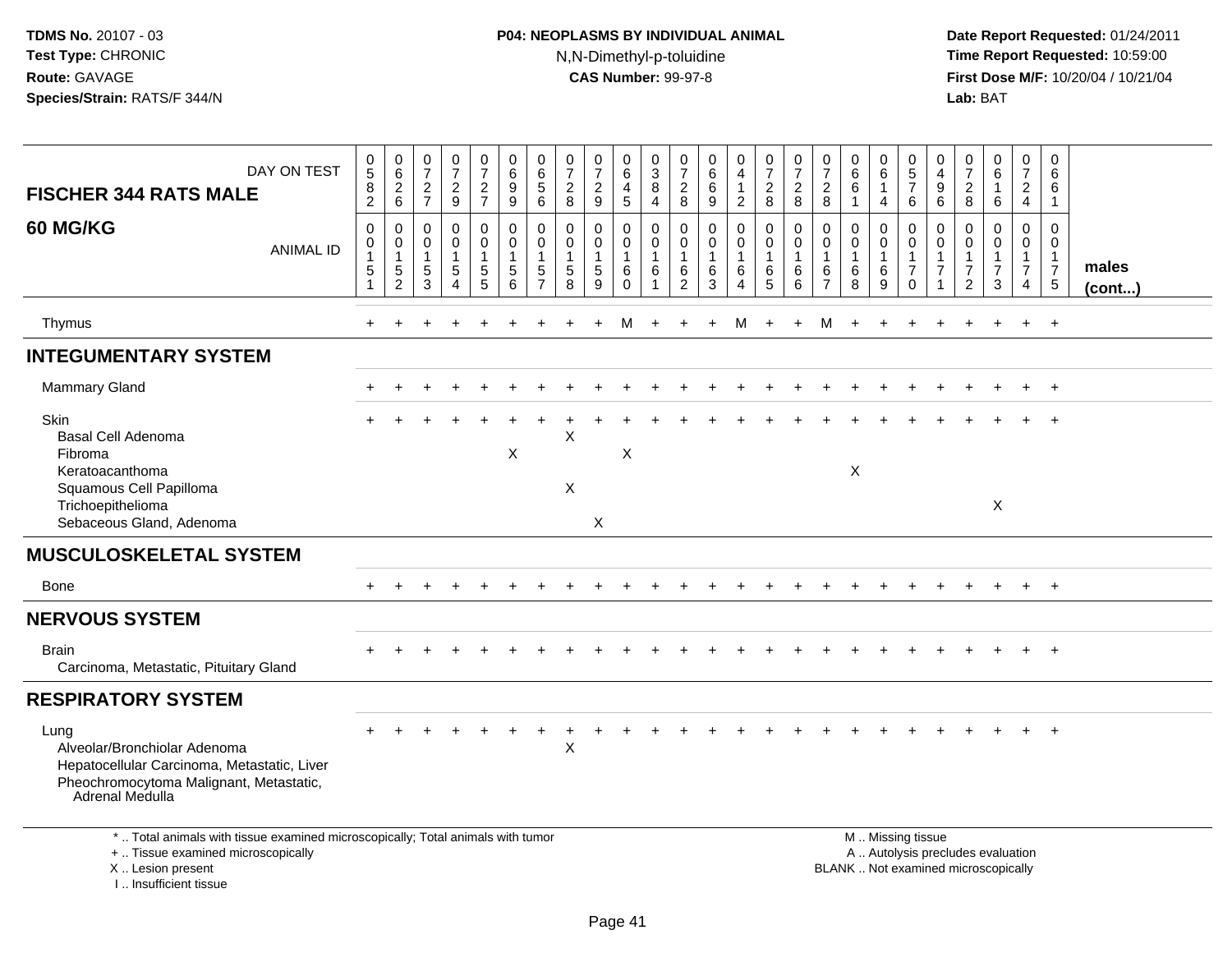**TDMS No.** 20107 - 03
**Test Type:** CHRONIC
**Route:** GAVAGE
**Species/Strain:** RATS/F 344/N

**P04: NEOPLASMS BY INDIVIDUAL ANIMAL**
N,N-Dimethyl-p-toluidine
**CAS Number:** 99-97-8

**Date Report Requested:** 01/24/2011
**Time Report Requested:** 10:59:00
**First Dose M/F:** 10/20/04 / 10/21/04
**Lab:** BAT

| FISCHER 344 RATS MALE — DAY ON TEST | 0582 | 0626 | 0727 | 0729 | 0727 | 0699 | 0656 | 0728 | 0729 | 0645 | 0384 | 0728 | 0669 | 0412 | 0728 | 0728 | 0728 | 0661 | 0614 | 0576 | 0496 | 0728 | 0616 | 0724 | 0661 | |
|---|---|---|---|---|---|---|---|---|---|---|---|---|---|---|---|---|---|---|---|---|---|---|---|---|---|---|
| **60 MG/KG** — ANIMAL ID | 0015 1 | 0015 2 | 0015 3 | 0015 4 | 0015 5 | 0015 6 | 0015 7 | 0015 8 | 0015 9 | 0016 0 | 0016 1 | 0016 2 | 0016 3 | 0016 4 | 0016 5 | 0016 6 | 0016 7 | 0016 8 | 0016 9 | 0017 0 | 0017 1 | 0017 2 | 0017 3 | 0017 4 | 0017 5 | **males (cont...)** |
| Thymus | + | + | + | + | + | + | + | + | + | M | + | + | + | M | + | + | M | + | + | + | + | + | + | + | + | |
| **INTEGUMENTARY SYSTEM** | | | | | | | | | | | | | | | | | | | | | | | | | | |
| Mammary Gland | + | + | + | + | + | + | + | + | + | + | + | + | + | + | + | + | + | + | + | + | + | + | + | + | + | |
| Skin | + | + | + | + | + | + | + | + | + | + | + | + | + | + | + | + | + | + | + | + | + | + | + | + | + | |
| Basal Cell Adenoma | | | | | | | | X | | | | | | | | | | | | | | | | | | |
| Fibroma | | | | | | X | | | | X | | | | | | | | | | | | | | | | |
| Keratoacanthoma | | | | | | | | | | | | | | | | | | X | | | | | | | | |
| Squamous Cell Papilloma | | | | | | | | X | | | | | | | | | | | | | | | | | | |
| Trichoepithelioma | | | | | | | | | | | | | | | | | | | | | | | X | | | |
| Sebaceous Gland, Adenoma | | | | | | | | | X | | | | | | | | | | | | | | | | | |
| **MUSCULOSKELETAL SYSTEM** | | | | | | | | | | | | | | | | | | | | | | | | | | |
| Bone | + | + | + | + | + | + | + | + | + | + | + | + | + | + | + | + | + | + | + | + | + | + | + | + | + | |
| **NERVOUS SYSTEM** | | | | | | | | | | | | | | | | | | | | | | | | | | |
| Brain | + | + | + | + | + | + | + | + | + | + | + | + | + | + | + | + | + | + | + | + | + | + | + | + | + | |
| Carcinoma, Metastatic, Pituitary Gland | | | | | | | | | | | | | | | | | | | | | | | | | | |
| **RESPIRATORY SYSTEM** | | | | | | | | | | | | | | | | | | | | | | | | | | |
| Lung | + | + | + | + | + | + | + | + | + | + | + | + | + | + | + | + | + | + | + | + | + | + | + | + | + | |
| Alveolar/Bronchiolar Adenoma | | | | | | | | X | | | | | | | | | | | | | | | | | | |
| Hepatocellular Carcinoma, Metastatic, Liver | | | | | | | | | | | | | | | | | | | | | | | | | | |
| Pheochromocytoma Malignant, Metastatic, Adrenal Medulla | | | | | | | | | | | | | | | | | | | | | | | | | | |

\* .. Total animals with tissue examined microscopically; Total animals with tumor
\+ .. Tissue examined microscopically
X .. Lesion present
I .. Insufficient tissue

M .. Missing tissue
A .. Autolysis precludes evaluation
BLANK .. Not examined microscopically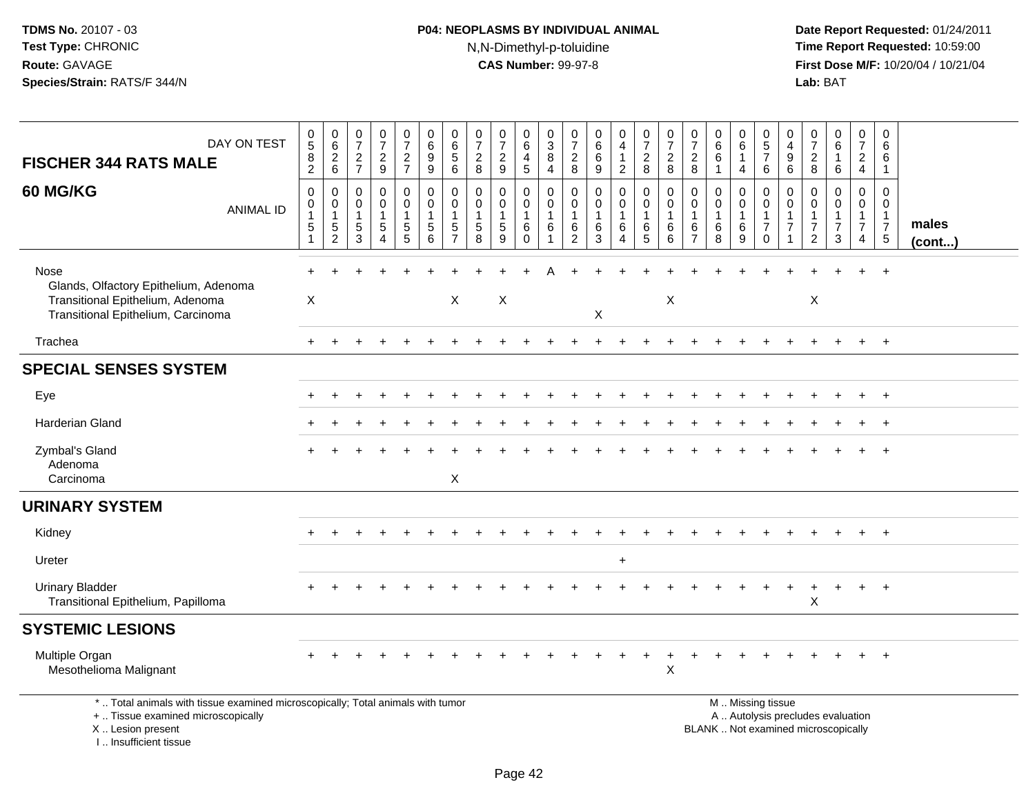**TDMS No.** 20107 - 03
**Test Type:** CHRONIC
**Route:** GAVAGE
**Species/Strain:** RATS/F 344/N

**P04: NEOPLASMS BY INDIVIDUAL ANIMAL**
N,N-Dimethyl-p-toluidine
**CAS Number:** 99-97-8

**Date Report Requested:** 01/24/2011
**Time Report Requested:** 10:59:00
**First Dose M/F:** 10/20/04 / 10/21/04
**Lab:** BAT

| FISCHER 344 RATS MALE — DAY ON TEST | 0582 | 0626 | 0727 | 0729 | 0727 | 0699 | 0656 | 0728 | 0729 | 0645 | 0384 | 0728 | 0669 | 0412 | 0728 | 0728 | 0728 | 0661 | 0614 | 0576 | 0496 | 0728 | 0616 | 0724 | 0661 | |
|---|---|---|---|---|---|---|---|---|---|---|---|---|---|---|---|---|---|---|---|---|---|---|---|---|---|---|
| **60 MG/KG** — ANIMAL ID | 00151 | 00152 | 00153 | 00154 | 00155 | 00156 | 00157 | 00158 | 00159 | 00160 | 00161 | 00162 | 00163 | 00164 | 00165 | 00166 | 00167 | 00168 | 00169 | 00170 | 00171 | 00172 | 00173 | 00174 | 00175 | **males (cont...)** |
| Nose | + | + | + | + | + | + | + | + | + | + | A | + | + | + | + | + | + | + | + | + | + | + | + | + | + | |
| Glands, Olfactory Epithelium, Adenoma | | | | | | | | | | | | | | | | | | | | | | | | | | |
| Transitional Epithelium, Adenoma | X | | | | | | X | | X | | | | | | | X | | | | | | X | | | | |
| Transitional Epithelium, Carcinoma | | | | | | | | | | | | | X | | | | | | | | | | | | | |
| Trachea | + | + | + | + | + | + | + | + | + | + | + | + | + | + | + | + | + | + | + | + | + | + | + | + | + | |
| **SPECIAL SENSES SYSTEM** | | | | | | | | | | | | | | | | | | | | | | | | | | |
| Eye | + | + | + | + | + | + | + | + | + | + | + | + | + | + | + | + | + | + | + | + | + | + | + | + | + | |
| Harderian Gland | + | + | + | + | + | + | + | + | + | + | + | + | + | + | + | + | + | + | + | + | + | + | + | + | + | |
| Zymbal's Gland | + | + | + | + | + | + | + | + | + | + | + | + | + | + | + | + | + | + | + | + | + | + | + | + | + | |
| Adenoma | | | | | | | | | | | | | | | | | | | | | | | | | | |
| Carcinoma | | | | | | | X | | | | | | | | | | | | | | | | | | | |
| **URINARY SYSTEM** | | | | | | | | | | | | | | | | | | | | | | | | | | |
| Kidney | + | + | + | + | + | + | + | + | + | + | + | + | + | + | + | + | + | + | + | + | + | + | + | + | + | |
| Ureter | | | | | | | | | | | | | | + | | | | | | | | | | | | |
| Urinary Bladder | + | + | + | + | + | + | + | + | + | + | + | + | + | + | + | + | + | + | + | + | + | + | + | + | + | |
| Transitional Epithelium, Papilloma | | | | | | | | | | | | | | | | | | | | | | X | | | | |
| **SYSTEMIC LESIONS** | | | | | | | | | | | | | | | | | | | | | | | | | | |
| Multiple Organ | + | + | + | + | + | + | + | + | + | + | + | + | + | + | + | + | + | + | + | + | + | + | + | + | + | |
| Mesothelioma Malignant | | | | | | | | | | | | | | | | X | | | | | | | | | | |

\* .. Total animals with tissue examined microscopically; Total animals with tumor
+ .. Tissue examined microscopically
X .. Lesion present
I .. Insufficient tissue

M .. Missing tissue
A .. Autolysis precludes evaluation
BLANK .. Not examined microscopically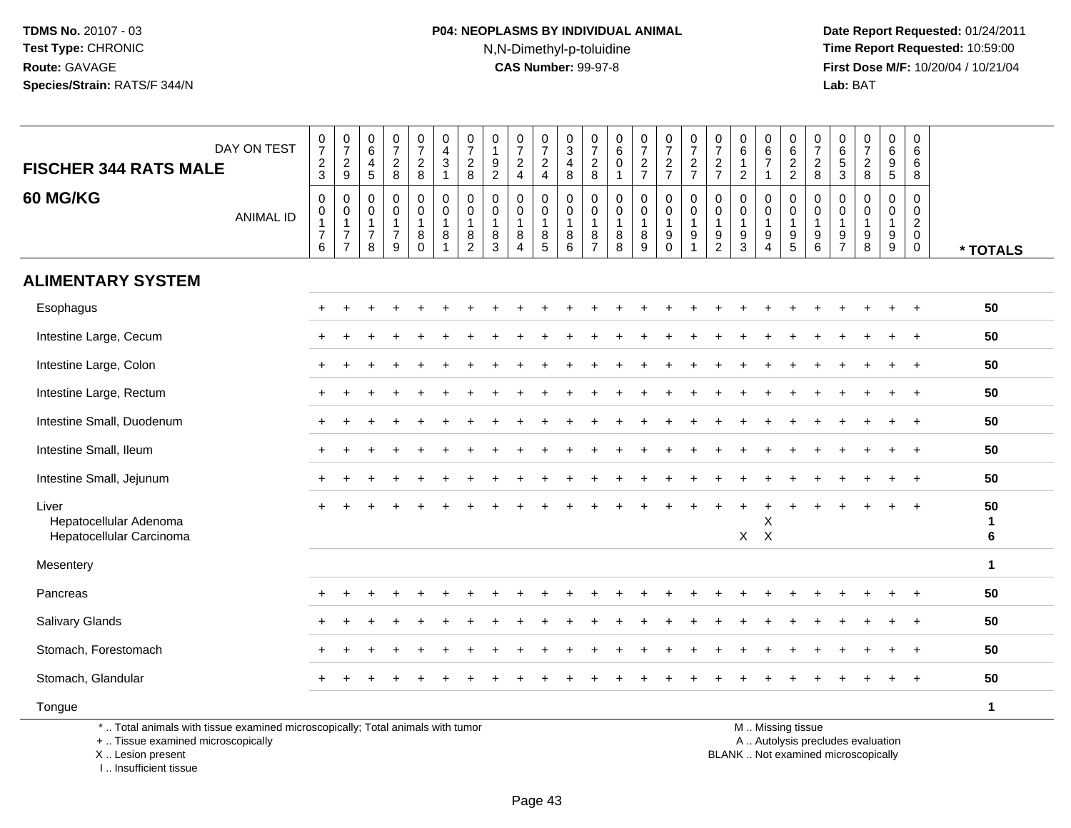**TDMS No.** 20107 - 03
**Test Type:** CHRONIC
**Route:** GAVAGE
**Species/Strain:** RATS/F 344/N

**P04: NEOPLASMS BY INDIVIDUAL ANIMAL**
N,N-Dimethyl-p-toluidine
**CAS Number:** 99-97-8

**Date Report Requested:** 01/24/2011
**Time Report Requested:** 10:59:00
**First Dose M/F:** 10/20/04 / 10/21/04
**Lab:** BAT

## FISCHER 344 RATS MALE

## 60 MG/KG

| DAY ON TEST | 0723 | 0729 | 0645 | 0728 | 0728 | 0431 | 0728 | 0192 | 0724 | 0724 | 0348 | 0728 | 0601 | 0727 | 0727 | 0727 | 0727 | 0612 | 0671 | 0622 | 0728 | 0653 | 0728 | 0695 | 0668 | |
|---|---|---|---|---|---|---|---|---|---|---|---|---|---|---|---|---|---|---|---|---|---|---|---|---|---|---|
| **ANIMAL ID** | 00176 | 00177 | 00178 | 00179 | 00180 | 00181 | 00182 | 00183 | 00184 | 00185 | 00186 | 00187 | 00188 | 00189 | 00190 | 00191 | 00192 | 00193 | 00194 | 00195 | 00196 | 00197 | 00198 | 00199 | 00200 | *** TOTALS** |
| **ALIMENTARY SYSTEM** | | | | | | | | | | | | | | | | | | | | | | | | | | |
| Esophagus | + | + | + | + | + | + | + | + | + | + | + | + | + | + | + | + | + | + | + | + | + | + | + | + | + | 50 |
| Intestine Large, Cecum | + | + | + | + | + | + | + | + | + | + | + | + | + | + | + | + | + | + | + | + | + | + | + | + | + | 50 |
| Intestine Large, Colon | + | + | + | + | + | + | + | + | + | + | + | + | + | + | + | + | + | + | + | + | + | + | + | + | + | 50 |
| Intestine Large, Rectum | + | + | + | + | + | + | + | + | + | + | + | + | + | + | + | + | + | + | + | + | + | + | + | + | + | 50 |
| Intestine Small, Duodenum | + | + | + | + | + | + | + | + | + | + | + | + | + | + | + | + | + | + | + | + | + | + | + | + | + | 50 |
| Intestine Small, Ileum | + | + | + | + | + | + | + | + | + | + | + | + | + | + | + | + | + | + | + | + | + | + | + | + | + | 50 |
| Intestine Small, Jejunum | + | + | + | + | + | + | + | + | + | + | + | + | + | + | + | + | + | + | + | + | + | + | + | + | + | 50 |
| Liver | + | + | + | + | + | + | + | + | + | + | + | + | + | + | + | + | + | + | + | + | + | + | + | + | + | 50 |
| Hepatocellular Adenoma | | | | | | | | | | | | | | | | | | | X | | | | | | | 1 |
| Hepatocellular Carcinoma | | | | | | | | | | | | | | | | | | X | X | | | | | | | 6 |
| Mesentery | | | | | | | | | | | | | | | | | | | | | | | | | | 1 |
| Pancreas | + | + | + | + | + | + | + | + | + | + | + | + | + | + | + | + | + | + | + | + | + | + | + | + | + | 50 |
| Salivary Glands | + | + | + | + | + | + | + | + | + | + | + | + | + | + | + | + | + | + | + | + | + | + | + | + | + | 50 |
| Stomach, Forestomach | + | + | + | + | + | + | + | + | + | + | + | + | + | + | + | + | + | + | + | + | + | + | + | + | + | 50 |
| Stomach, Glandular | + | + | + | + | + | + | + | + | + | + | + | + | + | + | + | + | + | + | + | + | + | + | + | + | + | 50 |
| Tongue | | | | | | | | | | | | | | | | | | | | | | | | | | 1 |

\* .. Total animals with tissue examined microscopically; Total animals with tumor
\+ .. Tissue examined microscopically
X .. Lesion present
I .. Insufficient tissue

M .. Missing tissue
A .. Autolysis precludes evaluation
BLANK .. Not examined microscopically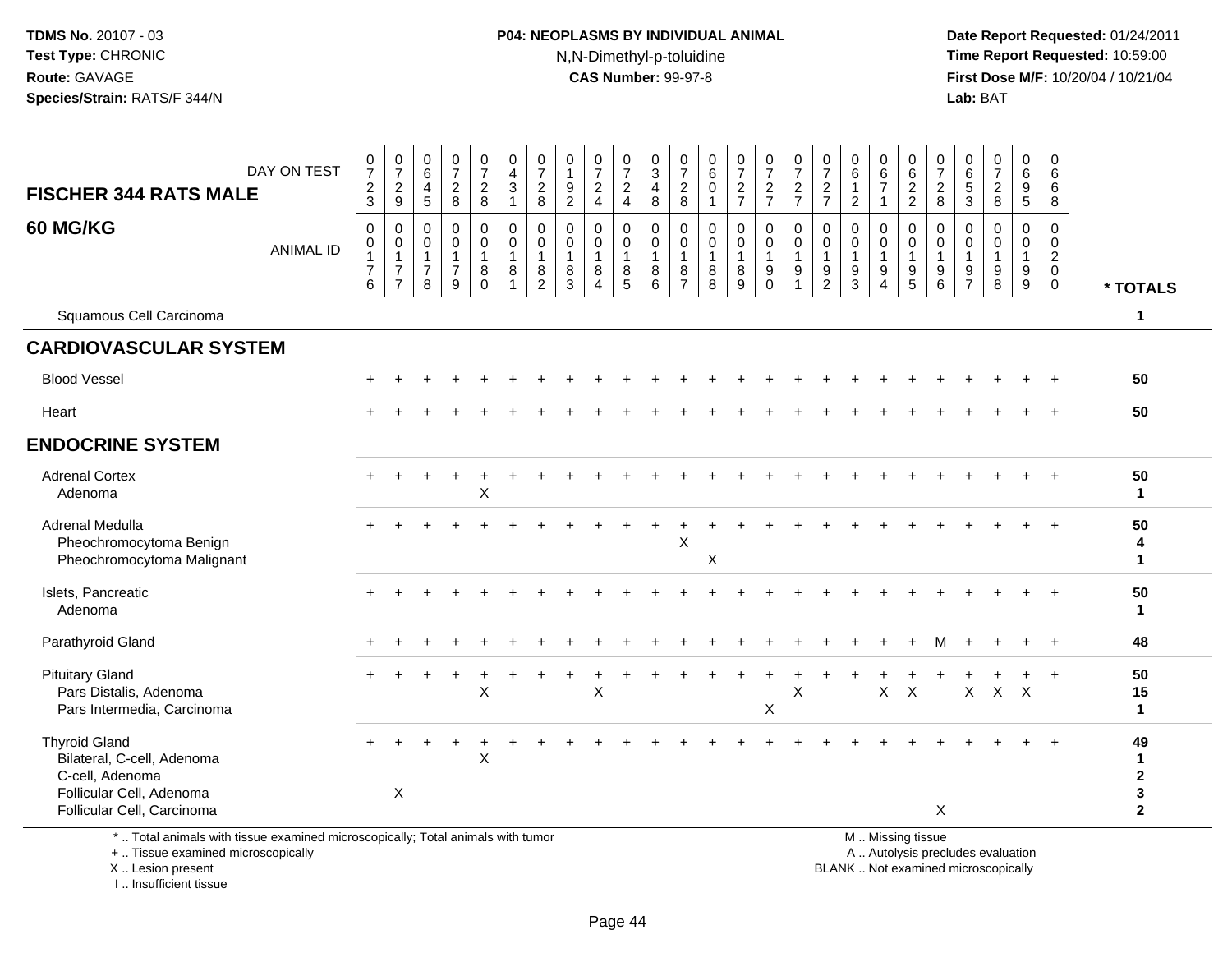## FISCHER 344 RATS MALE 60 MG/KG

| | 0723 | 0729 | 0645 | 0728 | 0728 | 0431 | 0728 | 0192 | 0724 | 0724 | 0348 | 0728 | 0601 | 0727 | 0727 | 0727 | 0727 | 0612 | 0671 | 0622 | 0728 | 0653 | 0728 | 0695 | 0668 | |
|---|---|---|---|---|---|---|---|---|---|---|---|---|---|---|---|---|---|---|---|---|---|---|---|---|---|---|
| **DAY ON TEST / ANIMAL ID** | 0176 | 0177 | 0178 | 0179 | 0180 | 0181 | 0182 | 0183 | 0184 | 0185 | 0186 | 0187 | 0188 | 0189 | 0190 | 0191 | 0192 | 0193 | 0194 | 0195 | 0196 | 0197 | 0198 | 0199 | 0200 | **\* TOTALS** |
| Squamous Cell Carcinoma | | | | | | | | | | | | | | | | | | | | | | | | | | 1 |
| **CARDIOVASCULAR SYSTEM** | | | | | | | | | | | | | | | | | | | | | | | | | | |
| Blood Vessel | + | + | + | + | + | + | + | + | + | + | + | + | + | + | + | + | + | + | + | + | + | + | + | + | + | 50 |
| Heart | + | + | + | + | + | + | + | + | + | + | + | + | + | + | + | + | + | + | + | + | + | + | + | + | + | 50 |
| **ENDOCRINE SYSTEM** | | | | | | | | | | | | | | | | | | | | | | | | | | |
| Adrenal Cortex | + | + | + | + | + | + | + | + | + | + | + | + | + | + | + | + | + | + | + | + | + | + | + | + | + | 50 |
| Adenoma | | | | | X | | | | | | | | | | | | | | | | | | | | | 1 |
| Adrenal Medulla | + | + | + | + | + | + | + | + | + | + | + | + | + | + | + | + | + | + | + | + | + | + | + | + | + | 50 |
| Pheochromocytoma Benign | | | | | | | | | | | | X | | | | | | | | | | | | | | 4 |
| Pheochromocytoma Malignant | | | | | | | | | | | | | X | | | | | | | | | | | | | 1 |
| Islets, Pancreatic | + | + | + | + | + | + | + | + | + | + | + | + | + | + | + | + | + | + | + | + | + | + | + | + | + | 50 |
| Adenoma | | | | | | | | | | | | | | | | | | | | | | | | | | 1 |
| Parathyroid Gland | + | + | + | + | + | + | + | + | + | + | + | + | + | + | + | + | + | + | + | + | M | + | + | + | + | 48 |
| Pituitary Gland | + | + | + | + | + | + | + | + | + | + | + | + | + | + | + | + | + | + | + | + | + | + | + | + | + | 50 |
| Pars Distalis, Adenoma | | | | | X | | | | X | | | | | | | X | | | X | X | | X | X | X | | 15 |
| Pars Intermedia, Carcinoma | | | | | | | | | | | | | | | X | | | | | | | | | | | 1 |
| Thyroid Gland | + | + | + | + | + | + | + | + | + | + | + | + | + | + | + | + | + | + | + | + | + | + | + | + | + | 49 |
| Bilateral, C-cell, Adenoma | | | | | X | | | | | | | | | | | | | | | | | | | | | 1 |
| C-cell, Adenoma | | | | | | | | | | | | | | | | | | | | | | | | | | 2 |
| Follicular Cell, Adenoma | | X | | | | | | | | | | | | | | | | | | | | | | | | 3 |
| Follicular Cell, Carcinoma | | | | | | | | | | | | | | | | | | | | | X | | | | | 2 |

\* .. Total animals with tissue examined microscopically; Total animals with tumor
\+ .. Tissue examined microscopically
X .. Lesion present
I .. Insufficient tissue

M .. Missing tissue
A .. Autolysis precludes evaluation
BLANK .. Not examined microscopically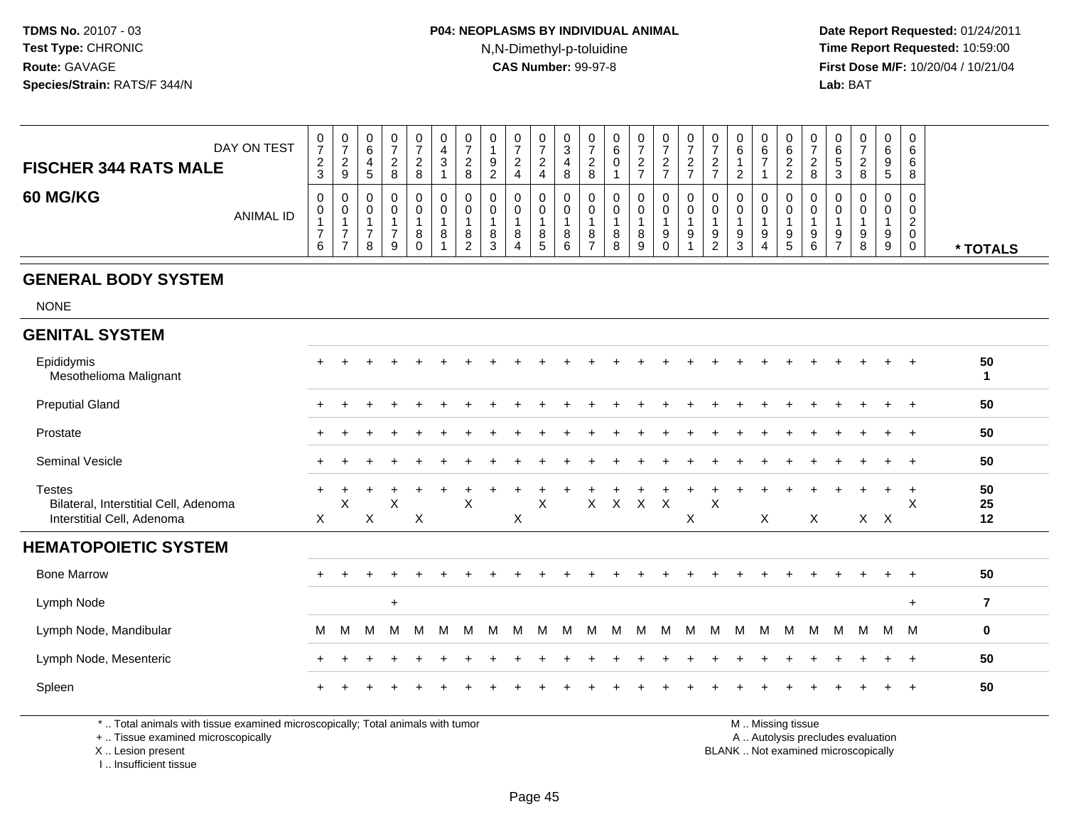# FISCHER 344 RATS MALE

## 60 MG/KG

| DAY ON TEST | 0723 | 0729 | 0645 | 0728 | 0728 | 0431 | 0728 | 0192 | 0724 | 0724 | 0348 | 0728 | 0601 | 0727 | 0727 | 0727 | 0727 | 0612 | 0671 | 0622 | 0728 | 0653 | 0728 | 0695 | 0668 | |
|---|---|---|---|---|---|---|---|---|---|---|---|---|---|---|---|---|---|---|---|---|---|---|---|---|---|---|
| **ANIMAL ID** | 0176 | 0177 | 0178 | 0179 | 0180 | 0181 | 0182 | 0183 | 0184 | 0185 | 0186 | 0187 | 0188 | 0189 | 0190 | 0191 | 0192 | 0193 | 0194 | 0195 | 0196 | 0197 | 0198 | 0199 | 0200 | *** TOTALS** |
| **GENERAL BODY SYSTEM** | | | | | | | | | | | | | | | | | | | | | | | | | | |
| NONE | | | | | | | | | | | | | | | | | | | | | | | | | | |
| **GENITAL SYSTEM** | | | | | | | | | | | | | | | | | | | | | | | | | | |
| Epididymis | + | + | + | + | + | + | + | + | + | + | + | + | + | + | + | + | + | + | + | + | + | + | + | + | + | 50 |
| Mesothelioma Malignant | | | | | | | | | | | | | | | | | | | | | | | | | | 1 |
| Preputial Gland | + | + | + | + | + | + | + | + | + | + | + | + | + | + | + | + | + | + | + | + | + | + | + | + | + | 50 |
| Prostate | + | + | + | + | + | + | + | + | + | + | + | + | + | + | + | + | + | + | + | + | + | + | + | + | + | 50 |
| Seminal Vesicle | + | + | + | + | + | + | + | + | + | + | + | + | + | + | + | + | + | + | + | + | + | + | + | + | + | 50 |
| Testes | + | + | + | + | + | + | + | + | + | + | + | + | + | + | + | + | + | + | + | + | + | + | + | + | + | 50 |
| Bilateral, Interstitial Cell, Adenoma | | X | | X | | | X | | | X | | X | X | X | X | | X | | | | | | | | X | 25 |
| Interstitial Cell, Adenoma | X | | X | | X | | | | X | | | | | | | X | | | X | | X | | X | X | | 12 |
| **HEMATOPOIETIC SYSTEM** | | | | | | | | | | | | | | | | | | | | | | | | | | |
| Bone Marrow | + | + | + | + | + | + | + | + | + | + | + | + | + | + | + | + | + | + | + | + | + | + | + | + | + | 50 |
| Lymph Node | | | | + | | | | | | | | | | | | | | | | | | | | | + | 7 |
| Lymph Node, Mandibular | M | M | M | M | M | M | M | M | M | M | M | M | M | M | M | M | M | M | M | M | M | M | M | M | M | 0 |
| Lymph Node, Mesenteric | + | + | + | + | + | + | + | + | + | + | + | + | + | + | + | + | + | + | + | + | + | + | + | + | + | 50 |
| Spleen | + | + | + | + | + | + | + | + | + | + | + | + | + | + | + | + | + | + | + | + | + | + | + | + | + | 50 |

\* .. Total animals with tissue examined microscopically; Total animals with tumor
\+ .. Tissue examined microscopically
X .. Lesion present
I .. Insufficient tissue

M .. Missing tissue
A .. Autolysis precludes evaluation
BLANK .. Not examined microscopically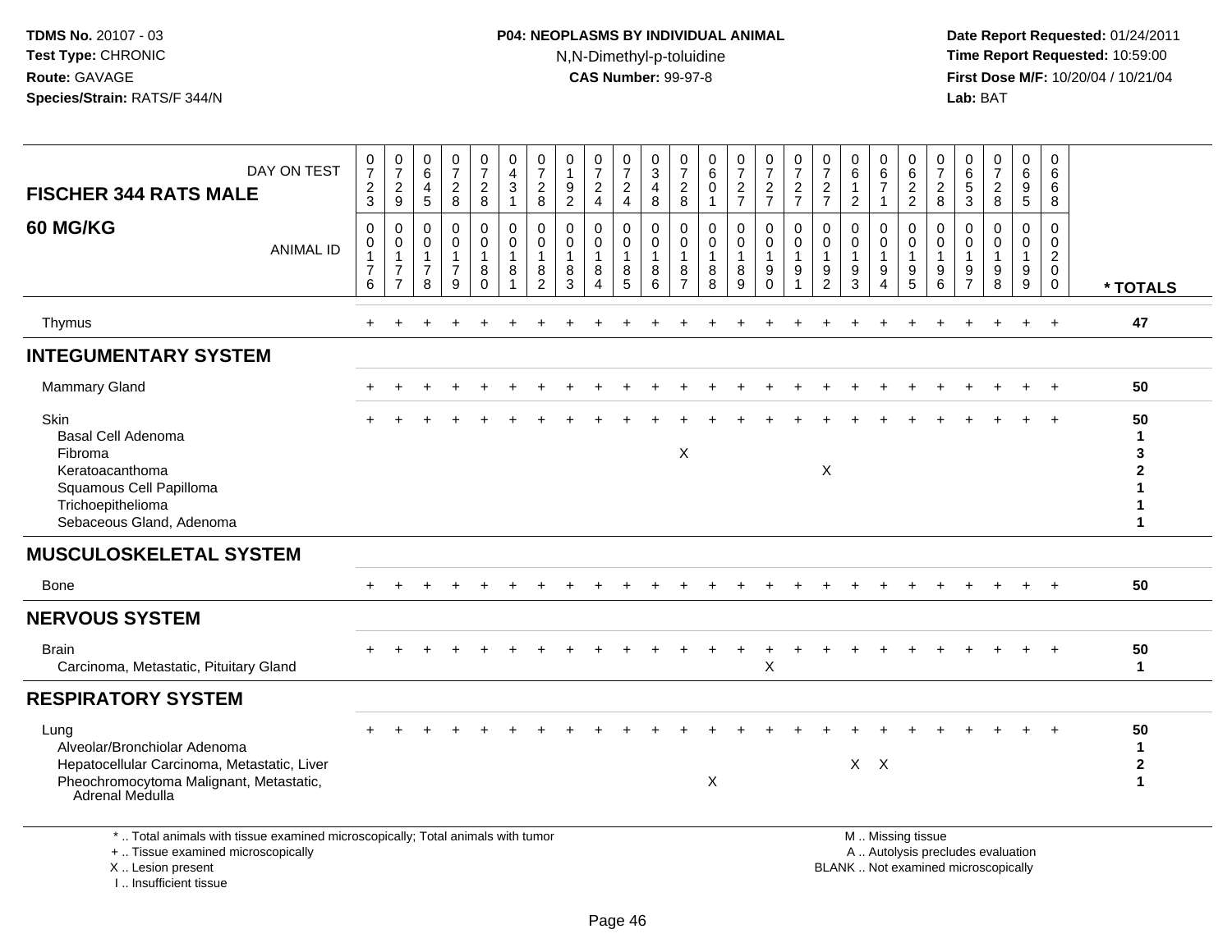**TDMS No.** 20107 - 03
**Test Type:** CHRONIC
**Route:** GAVAGE
**Species/Strain:** RATS/F 344/N

**P04: NEOPLASMS BY INDIVIDUAL ANIMAL**
N,N-Dimethyl-p-toluidine
**CAS Number:** 99-97-8

**Date Report Requested:** 01/24/2011
**Time Report Requested:** 10:59:00
**First Dose M/F:** 10/20/04 / 10/21/04
**Lab:** BAT

| FISCHER 344 RATS MALE — DAY ON TEST | 0723 | 0729 | 0645 | 0728 | 0728 | 0431 | 0728 | 0192 | 0724 | 0724 | 0348 | 0728 | 0601 | 0727 | 0727 | 0727 | 0727 | 0612 | 0671 | 0622 | 0728 | 0653 | 0728 | 0695 | 0668 | |
|---|---|---|---|---|---|---|---|---|---|---|---|---|---|---|---|---|---|---|---|---|---|---|---|---|---|---|
| **60 MG/KG** — ANIMAL ID | 00176 | 00177 | 00178 | 00179 | 00180 | 00181 | 00182 | 00183 | 00184 | 00185 | 00186 | 00187 | 00188 | 00189 | 00190 | 00191 | 00192 | 00193 | 00194 | 00195 | 00196 | 00197 | 00198 | 00199 | 00200 | * TOTALS |
| Thymus | + | + | + | + | + | + | + | + | + | + | + | + | + | + | + | + | + | + | + | + | + | + | + | + | + | 47 |
| **INTEGUMENTARY SYSTEM** | | | | | | | | | | | | | | | | | | | | | | | | | | |
| Mammary Gland | + | + | + | + | + | + | + | + | + | + | + | + | + | + | + | + | + | + | + | + | + | + | + | + | + | 50 |
| Skin | + | + | + | + | + | + | + | + | + | + | + | + | + | + | + | + | + | + | + | + | + | + | + | + | + | 50 |
| Basal Cell Adenoma | | | | | | | | | | | | | | | | | | | | | | | | | | 1 |
| Fibroma | | | | | | | | | | | | X | | | | | | | | | | | | | | 3 |
| Keratoacanthoma | | | | | | | | | | | | | | | | | X | | | | | | | | | 2 |
| Squamous Cell Papilloma | | | | | | | | | | | | | | | | | | | | | | | | | | 1 |
| Trichoepithelioma | | | | | | | | | | | | | | | | | | | | | | | | | | 1 |
| Sebaceous Gland, Adenoma | | | | | | | | | | | | | | | | | | | | | | | | | | 1 |
| **MUSCULOSKELETAL SYSTEM** | | | | | | | | | | | | | | | | | | | | | | | | | | |
| Bone | + | + | + | + | + | + | + | + | + | + | + | + | + | + | + | + | + | + | + | + | + | + | + | + | + | 50 |
| **NERVOUS SYSTEM** | | | | | | | | | | | | | | | | | | | | | | | | | | |
| Brain | + | + | + | + | + | + | + | + | + | + | + | + | + | + | + | + | + | + | + | + | + | + | + | + | + | 50 |
| Carcinoma, Metastatic, Pituitary Gland | | | | | | | | | | | | | | | X | | | | | | | | | | | 1 |
| **RESPIRATORY SYSTEM** | | | | | | | | | | | | | | | | | | | | | | | | | | |
| Lung | + | + | + | + | + | + | + | + | + | + | + | + | + | + | + | + | + | + | + | + | + | + | + | + | + | 50 |
| Alveolar/Bronchiolar Adenoma | | | | | | | | | | | | | | | | | | | | | | | | | | 1 |
| Hepatocellular Carcinoma, Metastatic, Liver | | | | | | | | | | | | | | | | | | X | X | | | | | | | 2 |
| Pheochromocytoma Malignant, Metastatic, Adrenal Medulla | | | | | | | | | | | | | X | | | | | | | | | | | | | 1 |

\* .. Total animals with tissue examined microscopically; Total animals with tumor
\+ .. Tissue examined microscopically
X .. Lesion present
I .. Insufficient tissue

M .. Missing tissue
A .. Autolysis precludes evaluation
BLANK .. Not examined microscopically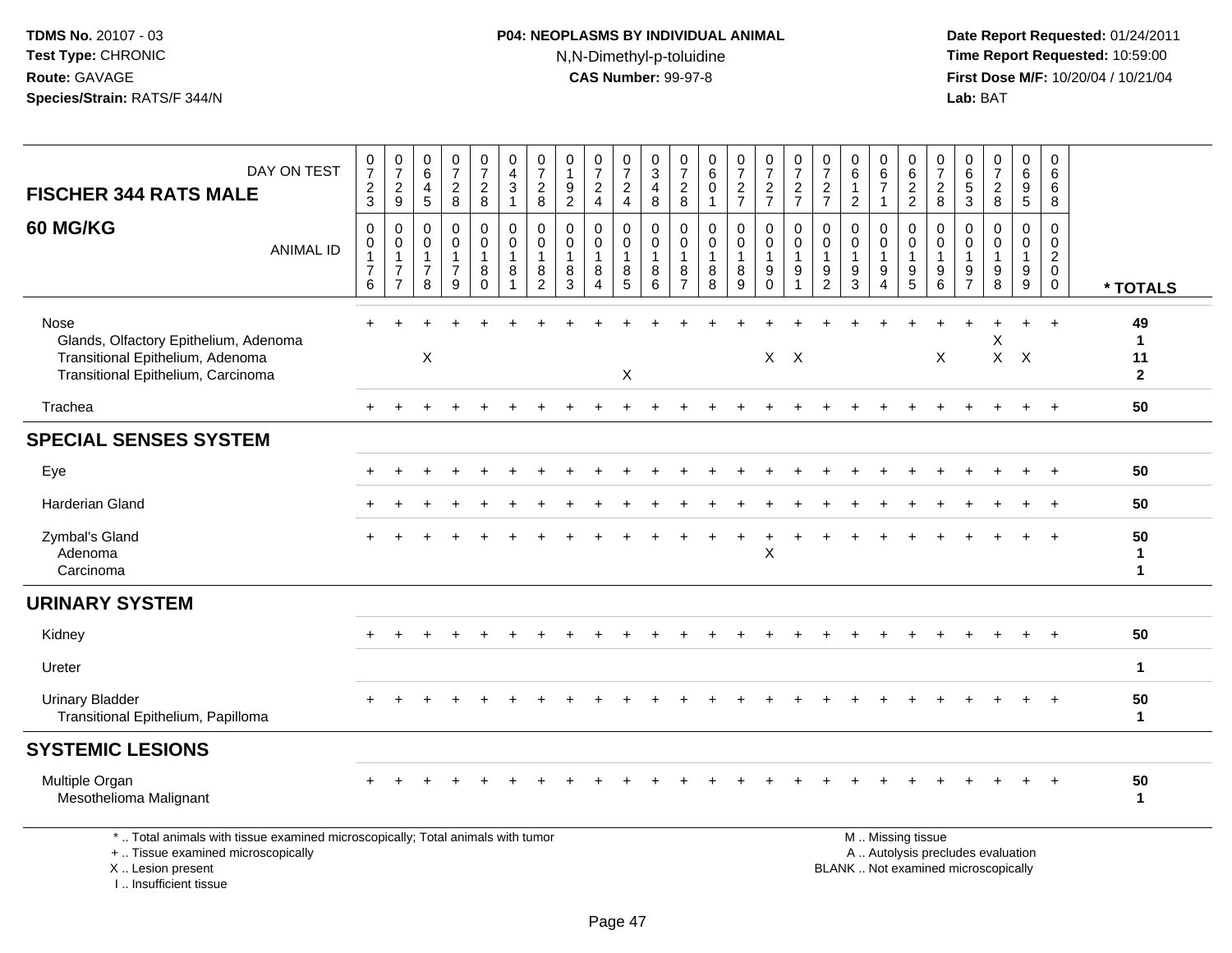**TDMS No.** 20107 - 03
**Test Type:** CHRONIC
**Route:** GAVAGE
**Species/Strain:** RATS/F 344/N

**P04: NEOPLASMS BY INDIVIDUAL ANIMAL**
N,N-Dimethyl-p-toluidine
**CAS Number:** 99-97-8

**Date Report Requested:** 01/24/2011
**Time Report Requested:** 10:59:00
**First Dose M/F:** 10/20/04 / 10/21/04
**Lab:** BAT

## FISCHER 344 RATS MALE
## 60 MG/KG

| DAY ON TEST | 0723 | 0729 | 0645 | 0728 | 0728 | 0431 | 0728 | 0192 | 0724 | 0724 | 0348 | 0728 | 0601 | 0727 | 0727 | 0727 | 0727 | 0612 | 0671 | 0622 | 0728 | 0653 | 0728 | 0695 | 0668 | |
|---|---|---|---|---|---|---|---|---|---|---|---|---|---|---|---|---|---|---|---|---|---|---|---|---|---|---|
| ANIMAL ID | 00176 | 00177 | 00178 | 00179 | 00180 | 00181 | 00182 | 00183 | 00184 | 00185 | 00186 | 00187 | 00188 | 00189 | 00190 | 00191 | 00192 | 00193 | 00194 | 00195 | 00196 | 00197 | 00198 | 00199 | 00200 | * TOTALS |
| Nose | + | + | + | + | + | + | + | + | + | + | + | + | + | + | + | + | + | + | + | + | + | + | + | + | + | 49 |
| Glands, Olfactory Epithelium, Adenoma | | | | | | | | | | | | | | | | | | | | | | | X | | | 1 |
| Transitional Epithelium, Adenoma | | | X | | | | | | | | | | | | X | X | | | | | X | | X | X | | 11 |
| Transitional Epithelium, Carcinoma | | | | | | | | | | X | | | | | | | | | | | | | | | | 2 |
| Trachea | + | + | + | + | + | + | + | + | + | + | + | + | + | + | + | + | + | + | + | + | + | + | + | + | + | 50 |
| **SPECIAL SENSES SYSTEM** | | | | | | | | | | | | | | | | | | | | | | | | | | |
| Eye | + | + | + | + | + | + | + | + | + | + | + | + | + | + | + | + | + | + | + | + | + | + | + | + | + | 50 |
| Harderian Gland | + | + | + | + | + | + | + | + | + | + | + | + | + | + | + | + | + | + | + | + | + | + | + | + | + | 50 |
| Zymbal's Gland | + | + | + | + | + | + | + | + | + | + | + | + | + | + | + | + | + | + | + | + | + | + | + | + | + | 50 |
| Adenoma | | | | | | | | | | | | | | | X | | | | | | | | | | | 1 |
| Carcinoma | | | | | | | | | | | | | | | | | | | | | | | | | | 1 |
| **URINARY SYSTEM** | | | | | | | | | | | | | | | | | | | | | | | | | | |
| Kidney | + | + | + | + | + | + | + | + | + | + | + | + | + | + | + | + | + | + | + | + | + | + | + | + | + | 50 |
| Ureter | | | | | | | | | | | | | | | | | | | | | | | | | | 1 |
| Urinary Bladder | + | + | + | + | + | + | + | + | + | + | + | + | + | + | + | + | + | + | + | + | + | + | + | + | + | 50 |
| Transitional Epithelium, Papilloma | | | | | | | | | | | | | | | | | | | | | | | | | | 1 |
| **SYSTEMIC LESIONS** | | | | | | | | | | | | | | | | | | | | | | | | | | |
| Multiple Organ | + | + | + | + | + | + | + | + | + | + | + | + | + | + | + | + | + | + | + | + | + | + | + | + | + | 50 |
| Mesothelioma Malignant | | | | | | | | | | | | | | | | | | | | | | | | | | 1 |

\* .. Total animals with tissue examined microscopically; Total animals with tumor
\+ .. Tissue examined microscopically
X .. Lesion present
I .. Insufficient tissue

M .. Missing tissue
A .. Autolysis precludes evaluation
BLANK .. Not examined microscopically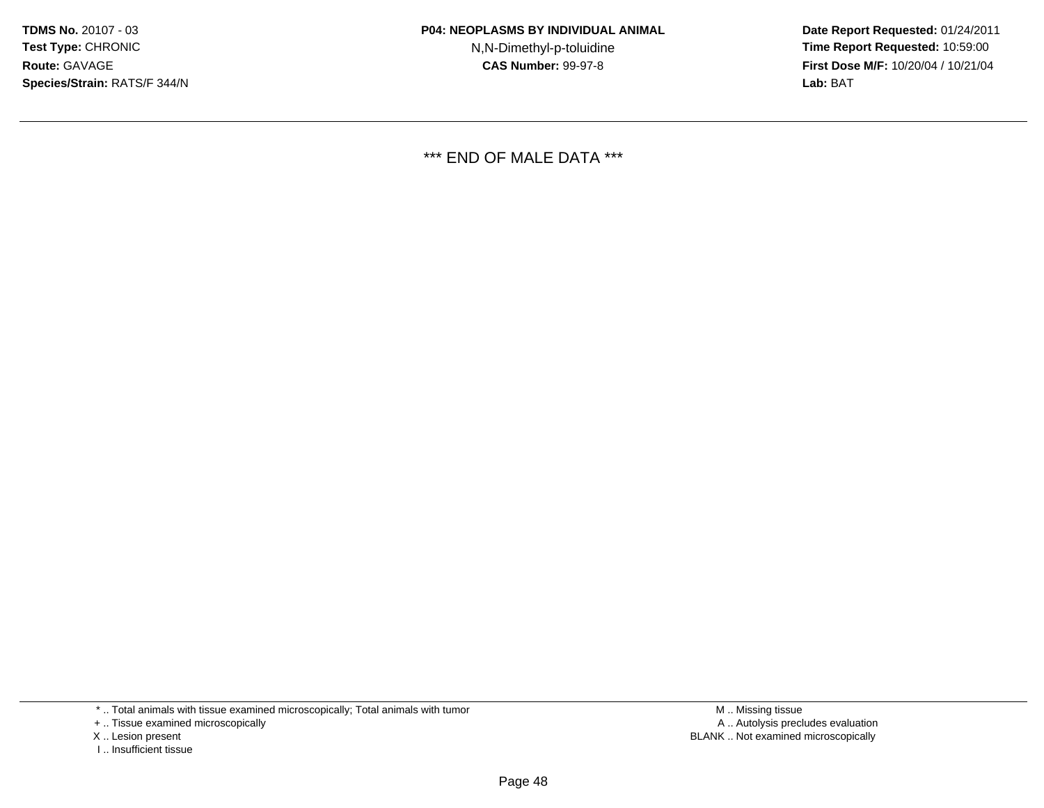**TDMS No.** 20107 - 03
**Test Type:** CHRONIC
**Route:** GAVAGE
**Species/Strain:** RATS/F 344/N

**P04: NEOPLASMS BY INDIVIDUAL ANIMAL**
N,N-Dimethyl-p-toluidine
**CAS Number:** 99-97-8

**Date Report Requested:** 01/24/2011
**Time Report Requested:** 10:59:00
**First Dose M/F:** 10/20/04 / 10/21/04
**Lab:** BAT

*** END OF MALE DATA ***

* .. Total animals with tissue examined microscopically; Total animals with tumor
+ .. Tissue examined microscopically
X .. Lesion present
I .. Insufficient tissue

M .. Missing tissue
A .. Autolysis precludes evaluation
BLANK .. Not examined microscopically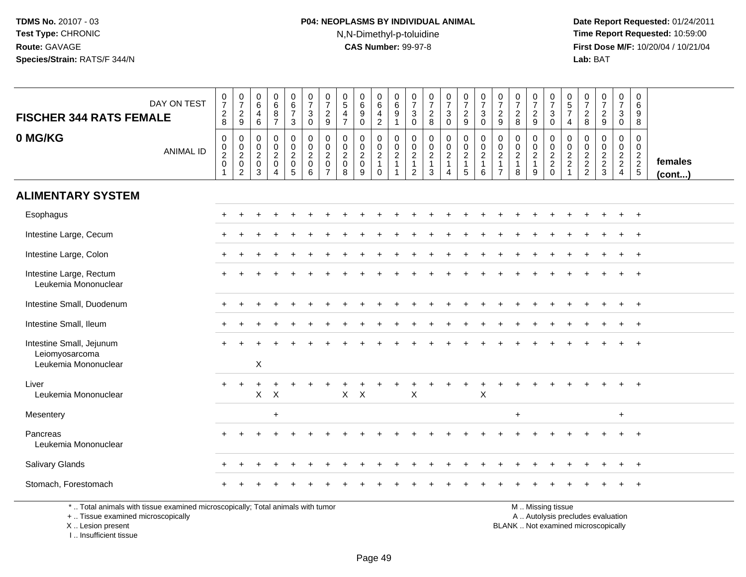**TDMS No.** 20107 - 03
**Test Type:** CHRONIC
**Route:** GAVAGE
**Species/Strain:** RATS/F 344/N

**P04: NEOPLASMS BY INDIVIDUAL ANIMAL**
N,N-Dimethyl-p-toluidine
**CAS Number:** 99-97-8

**Date Report Requested:** 01/24/2011
**Time Report Requested:** 10:59:00
**First Dose M/F:** 10/20/04 / 10/21/04
**Lab:** BAT

## FISCHER 344 RATS FEMALE
## 0 MG/KG

| DAY ON TEST | 0728 | 0729 | 0646 | 0687 | 0673 | 0730 | 0729 | 0547 | 0690 | 0642 | 0691 | 0730 | 0728 | 0730 | 0729 | 0730 | 0729 | 0728 | 0729 | 0730 | 0574 | 0728 | 0729 | 0730 | 0698 | |
|---|---|---|---|---|---|---|---|---|---|---|---|---|---|---|---|---|---|---|---|---|---|---|---|---|---|---|
| **ANIMAL ID** | 0020 1 | 0020 2 | 0020 3 | 0020 4 | 0020 5 | 0020 6 | 0020 7 | 0020 8 | 0020 9 | 0021 0 | 0021 1 | 0021 2 | 0021 3 | 0021 4 | 0021 5 | 0021 6 | 0021 7 | 0021 8 | 0021 9 | 0022 0 | 0022 1 | 0022 2 | 0022 3 | 0022 4 | 0022 5 | **females (cont...)** |
| **ALIMENTARY SYSTEM** | | | | | | | | | | | | | | | | | | | | | | | | | | |
| Esophagus | + | + | + | + | + | + | + | + | + | + | + | + | + | + | + | + | + | + | + | + | + | + | + | + | + | |
| Intestine Large, Cecum | + | + | + | + | + | + | + | + | + | + | + | + | + | + | + | + | + | + | + | + | + | + | + | + | + | |
| Intestine Large, Colon | + | + | + | + | + | + | + | + | + | + | + | + | + | + | + | + | + | + | + | + | + | + | + | + | + | |
| Intestine Large, Rectum | + | + | + | + | + | + | + | + | + | + | + | + | + | + | + | + | + | + | + | + | + | + | + | + | + | |
| Leukemia Mononuclear | | | | | | | | | | | | | | | | | | | | | | | | | | |
| Intestine Small, Duodenum | + | + | + | + | + | + | + | + | + | + | + | + | + | + | + | + | + | + | + | + | + | + | + | + | + | |
| Intestine Small, Ileum | + | + | + | + | + | + | + | + | + | + | + | + | + | + | + | + | + | + | + | + | + | + | + | + | + | |
| Intestine Small, Jejunum | + | + | + | + | + | + | + | + | + | + | + | + | + | + | + | + | + | + | + | + | + | + | + | + | + | |
| Leiomyosarcoma | | | | | | | | | | | | | | | | | | | | | | | | | | |
| Leukemia Mononuclear | | | X | | | | | | | | | | | | | | | | | | | | | | | |
| Liver | + | + | + | + | + | + | + | + | + | + | + | + | + | + | + | + | + | + | + | + | + | + | + | + | + | |
| Leukemia Mononuclear | | | X | X | | | | X | X | | | X | | | | X | | | | | | | | | | |
| Mesentery | | | | + | | | | | | | | | | | | | | + | | | | | | + | | |
| Pancreas | + | + | + | + | + | + | + | + | + | + | + | + | + | + | + | + | + | + | + | + | + | + | + | + | + | |
| Leukemia Mononuclear | | | | | | | | | | | | | | | | | | | | | | | | | | |
| Salivary Glands | + | + | + | + | + | + | + | + | + | + | + | + | + | + | + | + | + | + | + | + | + | + | + | + | + | |
| Stomach, Forestomach | + | + | + | + | + | + | + | + | + | + | + | + | + | + | + | + | + | + | + | + | + | + | + | + | + | |

\* .. Total animals with tissue examined microscopically; Total animals with tumor
\+ .. Tissue examined microscopically
X .. Lesion present
I .. Insufficient tissue

M .. Missing tissue
A .. Autolysis precludes evaluation
BLANK .. Not examined microscopically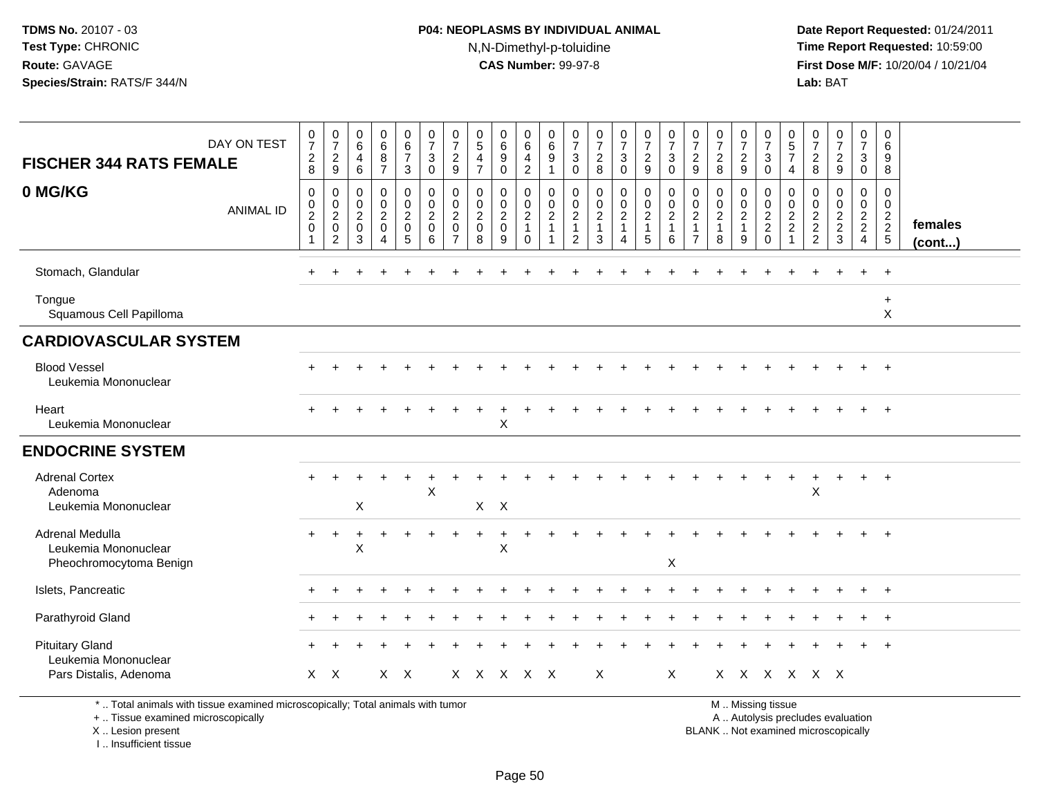**TDMS No.** 20107 - 03
**Test Type:** CHRONIC
**Route:** GAVAGE
**Species/Strain:** RATS/F 344/N

**P04: NEOPLASMS BY INDIVIDUAL ANIMAL**
N,N-Dimethyl-p-toluidine
**CAS Number:** 99-97-8

**Date Report Requested:** 01/24/2011
**Time Report Requested:** 10:59:00
**First Dose M/F:** 10/20/04 / 10/21/04
**Lab:** BAT

| FISCHER 344 RATS FEMALE — DAY ON TEST | 0728 | 0729 | 0646 | 0687 | 0673 | 0730 | 0729 | 0547 | 0690 | 0642 | 0691 | 0730 | 0728 | 0730 | 0729 | 0730 | 0729 | 0728 | 0729 | 0730 | 0574 | 0728 | 0729 | 0730 | 0698 | |
|---|---|---|---|---|---|---|---|---|---|---|---|---|---|---|---|---|---|---|---|---|---|---|---|---|---|---|
| **0 MG/KG** — ANIMAL ID | 00201 | 00202 | 00203 | 00204 | 00205 | 00206 | 00207 | 00208 | 00209 | 00210 | 00211 | 00212 | 00213 | 00214 | 00215 | 00216 | 00217 | 00218 | 00219 | 00220 | 00221 | 00222 | 00223 | 00224 | 00225 | **females (cont...)** |
| Stomach, Glandular | + | + | + | + | + | + | + | + | + | + | + | + | + | + | + | + | + | + | + | + | + | + | + | + | + | |
| Tongue | | | | | | | | | | | | | | | | | | | | | | | | | + | |
| Squamous Cell Papilloma | | | | | | | | | | | | | | | | | | | | | | | | | X | |
| **CARDIOVASCULAR SYSTEM** | | | | | | | | | | | | | | | | | | | | | | | | | | |
| Blood Vessel | + | + | + | + | + | + | + | + | + | + | + | + | + | + | + | + | + | + | + | + | + | + | + | + | + | |
| Leukemia Mononuclear | | | | | | | | | | | | | | | | | | | | | | | | | | |
| Heart | + | + | + | + | + | + | + | + | + | + | + | + | + | + | + | + | + | + | + | + | + | + | + | + | + | |
| Leukemia Mononuclear | | | | | | | | | X | | | | | | | | | | | | | | | | | |
| **ENDOCRINE SYSTEM** | | | | | | | | | | | | | | | | | | | | | | | | | | |
| Adrenal Cortex | + | + | + | + | + | + | + | + | + | + | + | + | + | + | + | + | + | + | + | + | + | + | + | + | + | |
| Adenoma | | | | | | X | | | | | | | | | | | | | | | | X | | | | |
| Leukemia Mononuclear | | | X | | | | | X | X | | | | | | | | | | | | | | | | | |
| Adrenal Medulla | + | + | + | + | + | + | + | + | + | + | + | + | + | + | + | + | + | + | + | + | + | + | + | + | + | |
| Leukemia Mononuclear | | | X | | | | | | X | | | | | | | | | | | | | | | | | |
| Pheochromocytoma Benign | | | | | | | | | | | | | | | | X | | | | | | | | | | |
| Islets, Pancreatic | + | + | + | + | + | + | + | + | + | + | + | + | + | + | + | + | + | + | + | + | + | + | + | + | + | |
| Parathyroid Gland | + | + | + | + | + | + | + | + | + | + | + | + | + | + | + | + | + | + | + | + | + | + | + | + | + | |
| Pituitary Gland | + | + | + | + | + | + | + | + | + | + | + | + | + | + | + | + | + | + | + | + | + | + | + | + | + | |
| Leukemia Mononuclear | | | | | | | | | | | | | | | | | | | | | | | | | | |
| Pars Distalis, Adenoma | X | X | | X | X | | X | X | X | X | X | | X | | | X | | X | X | X | X | X | X | | | |

\* .. Total animals with tissue examined microscopically; Total animals with tumor
\+ .. Tissue examined microscopically
X .. Lesion present
I .. Insufficient tissue

M .. Missing tissue
A .. Autolysis precludes evaluation
BLANK .. Not examined microscopically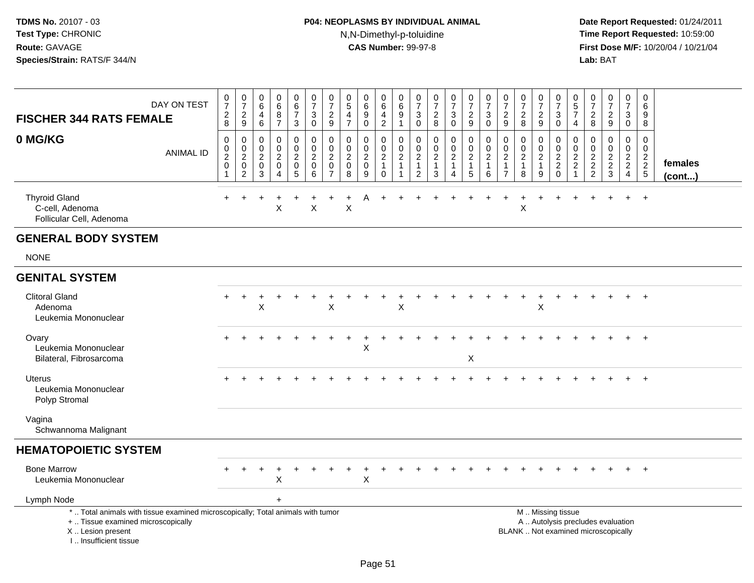**TDMS No.** 20107 - 03
**Test Type:** CHRONIC
**Route:** GAVAGE
**Species/Strain:** RATS/F 344/N

**P04: NEOPLASMS BY INDIVIDUAL ANIMAL**
N,N-Dimethyl-p-toluidine
**CAS Number:** 99-97-8

**Date Report Requested:** 01/24/2011
**Time Report Requested:** 10:59:00
**First Dose M/F:** 10/20/04 / 10/21/04
**Lab:** BAT

| FISCHER 344 RATS FEMALE 0 MG/KG | | | | | | | | | | | | | | | | | | | | | | | | | | |
|---|---|---|---|---|---|---|---|---|---|---|---|---|---|---|---|---|---|---|---|---|---|---|---|---|---|---|
| DAY ON TEST | 0728 | 0729 | 0646 | 0687 | 0673 | 0730 | 0729 | 0547 | 0690 | 0642 | 0691 | 0730 | 0728 | 0730 | 0729 | 0730 | 0729 | 0728 | 0729 | 0730 | 0574 | 0728 | 0729 | 0730 | 0698 | |
| ANIMAL ID | 00201 | 00202 | 00203 | 00204 | 00205 | 00206 | 00207 | 00208 | 00209 | 00210 | 00211 | 00212 | 00213 | 00214 | 00215 | 00216 | 00217 | 00218 | 00219 | 00220 | 00221 | 00222 | 00223 | 00224 | 00225 | females (cont...) |
| Thyroid Gland | + | + | + | + | + | + | + | + | A | + | + | + | + | + | + | + | + | + | + | + | + | + | + | + | + | |
| C-cell, Adenoma | | | | X | | X | | X | | | | | | | | | | X | | | | | | | | |
| Follicular Cell, Adenoma | | | | | | | | | | | | | | | | | | | | | | | | | | |
| **GENERAL BODY SYSTEM** | | | | | | | | | | | | | | | | | | | | | | | | | | |
| NONE | | | | | | | | | | | | | | | | | | | | | | | | | | |
| **GENITAL SYSTEM** | | | | | | | | | | | | | | | | | | | | | | | | | | |
| Clitoral Gland | + | + | + | + | + | + | + | + | + | + | + | + | + | + | + | + | + | + | + | + | + | + | + | + | + | |
| Adenoma | | | X | | | | X | | | | X | | | | | | | | X | | | | | | | |
| Leukemia Mononuclear | | | | | | | | | | | | | | | | | | | | | | | | | | |
| Ovary | + | + | + | + | + | + | + | + | + | + | + | + | + | + | + | + | + | + | + | + | + | + | + | + | + | |
| Leukemia Mononuclear | | | | | | | | | X | | | | | | | | | | | | | | | | | |
| Bilateral, Fibrosarcoma | | | | | | | | | | | | | | | X | | | | | | | | | | | |
| Uterus | + | + | + | + | + | + | + | + | + | + | + | + | + | + | + | + | + | + | + | + | + | + | + | + | + | |
| Leukemia Mononuclear | | | | | | | | | | | | | | | | | | | | | | | | | | |
| Polyp Stromal | | | | | | | | | | | | | | | | | | | | | | | | | | |
| Vagina | | | | | | | | | | | | | | | | | | | | | | | | | | |
| Schwannoma Malignant | | | | | | | | | | | | | | | | | | | | | | | | | | |
| **HEMATOPOIETIC SYSTEM** | | | | | | | | | | | | | | | | | | | | | | | | | | |
| Bone Marrow | + | + | + | + | + | + | + | + | + | + | + | + | + | + | + | + | + | + | + | + | + | + | + | + | + | |
| Leukemia Mononuclear | | | | X | | | | | X | | | | | | | | | | | | | | | | | |
| Lymph Node | | | | + | | | | | | | | | | | | | | | | | | | | | | |

\* .. Total animals with tissue examined microscopically; Total animals with tumor
\+ .. Tissue examined microscopically
X .. Lesion present
I .. Insufficient tissue

M .. Missing tissue
A .. Autolysis precludes evaluation
BLANK .. Not examined microscopically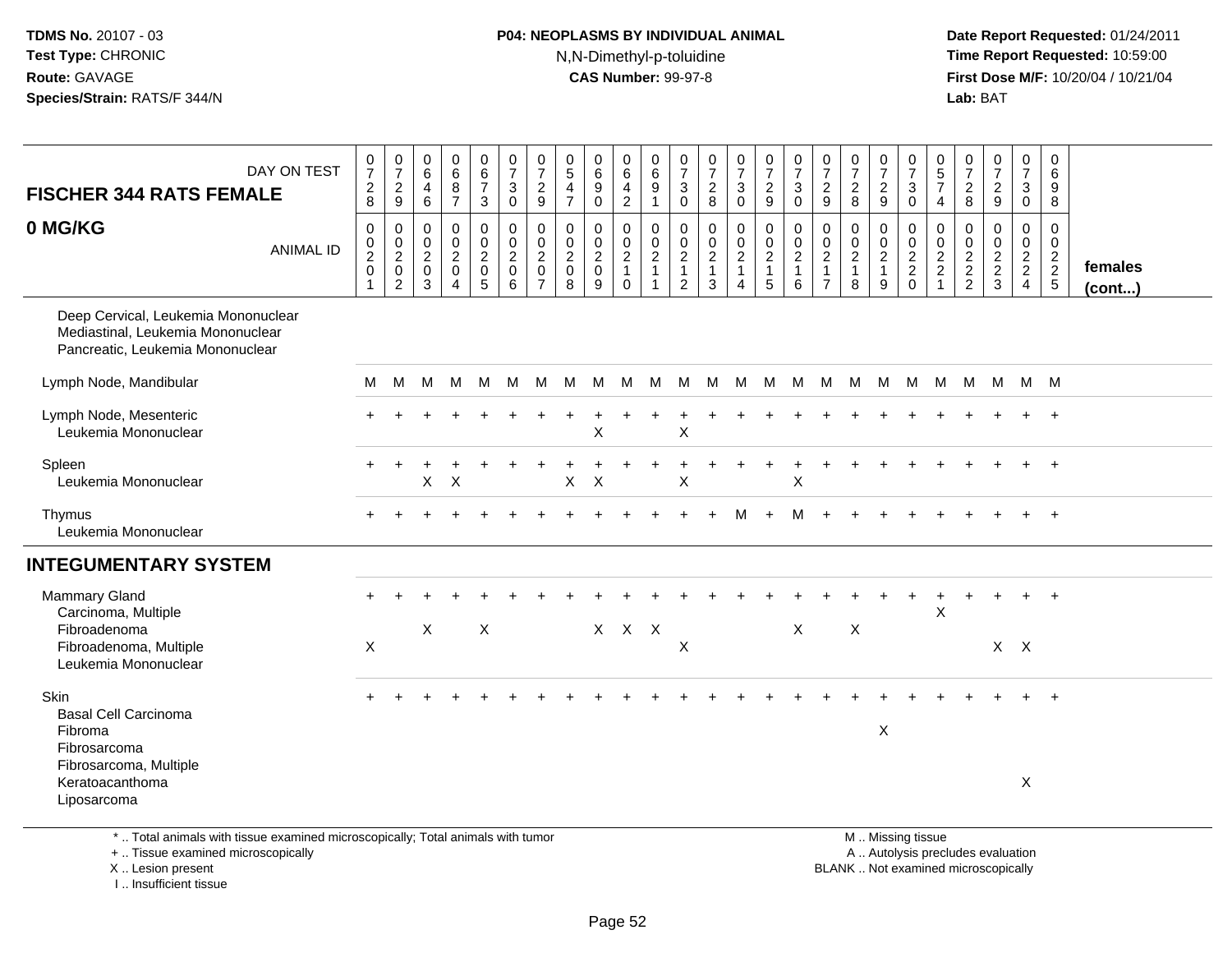TDMS No. 20107 - 03
Test Type: CHRONIC
Route: GAVAGE
Species/Strain: RATS/F 344/N

**P04: NEOPLASMS BY INDIVIDUAL ANIMAL**
N,N-Dimethyl-p-toluidine
**CAS Number:** 99-97-8

Date Report Requested: 01/24/2011
Time Report Requested: 10:59:00
First Dose M/F: 10/20/04 / 10/21/04
Lab: BAT

| FISCHER 344 RATS FEMALE 0 MG/KG — DAY ON TEST | 728 | 729 | 646 | 687 | 673 | 730 | 729 | 547 | 690 | 642 | 691 | 730 | 728 | 730 | 729 | 730 | 729 | 728 | 729 | 730 | 574 | 728 | 729 | 730 | 698 | |
|---|---|---|---|---|---|---|---|---|---|---|---|---|---|---|---|---|---|---|---|---|---|---|---|---|---|---|
| ANIMAL ID | 0020 1 | 0020 2 | 0020 3 | 0020 4 | 0020 5 | 0020 6 | 0020 7 | 0020 8 | 0020 9 | 0021 0 | 0021 1 | 0021 2 | 0021 3 | 0021 4 | 0021 5 | 0021 6 | 0021 7 | 0021 8 | 0021 9 | 0022 0 | 0022 1 | 0022 2 | 0022 3 | 0022 4 | 0022 5 | females (cont...) |
| Deep Cervical, Leukemia Mononuclear | | | | | | | | | | | | | | | | | | | | | | | | | | |
| Mediastinal, Leukemia Mononuclear | | | | | | | | | | | | | | | | | | | | | | | | | | |
| Pancreatic, Leukemia Mononuclear | | | | | | | | | | | | | | | | | | | | | | | | | | |
| Lymph Node, Mandibular | M | M | M | M | M | M | M | M | M | M | M | M | M | M | M | M | M | M | M | M | M | M | M | M | M | |
| Lymph Node, Mesenteric | + | + | + | + | + | + | + | + | + | + | + | + | + | + | + | + | + | + | + | + | + | + | + | + | + | |
| Leukemia Mononuclear | | | | | | | | | X | | | X | | | | | | | | | | | | | | |
| Spleen | + | + | + | + | + | + | + | + | + | + | + | + | + | + | + | + | + | + | + | + | + | + | + | + | + | |
| Leukemia Mononuclear | | | X | X | | | | X | X | | | X | | | | X | | | | | | | | | | |
| Thymus | + | + | + | + | + | + | + | + | + | + | + | + | + | M | + | M | + | + | + | + | + | + | + | + | + | |
| Leukemia Mononuclear | | | | | | | | | | | | | | | | | | | | | | | | | | |
| **INTEGUMENTARY SYSTEM** | | | | | | | | | | | | | | | | | | | | | | | | | | |
| Mammary Gland | + | + | + | + | + | + | + | + | + | + | + | + | + | + | + | + | + | + | + | + | + | + | + | + | + | |
| Carcinoma, Multiple | | | | | | | | | | | | | | | | | | | | | X | | | | | |
| Fibroadenoma | | | X | | X | | | | X | X | X | | | | | X | | X | | | | | | | | |
| Fibroadenoma, Multiple | X | | | | | | | | | | | X | | | | | | | | | | | X | X | | |
| Leukemia Mononuclear | | | | | | | | | | | | | | | | | | | | | | | | | | |
| Skin | + | + | + | + | + | + | + | + | + | + | + | + | + | + | + | + | + | + | + | + | + | + | + | + | + | |
| Basal Cell Carcinoma | | | | | | | | | | | | | | | | | | | | | | | | | | |
| Fibroma | | | | | | | | | | | | | | | | | | | X | | | | | | | |
| Fibrosarcoma | | | | | | | | | | | | | | | | | | | | | | | | | | |
| Fibrosarcoma, Multiple | | | | | | | | | | | | | | | | | | | | | | | | | | |
| Keratoacanthoma | | | | | | | | | | | | | | | | | | | | | | | | X | | |
| Liposarcoma | | | | | | | | | | | | | | | | | | | | | | | | | | |

\* .. Total animals with tissue examined microscopically; Total animals with tumor
\+ .. Tissue examined microscopically
X .. Lesion present
I .. Insufficient tissue

M .. Missing tissue
A .. Autolysis precludes evaluation
BLANK .. Not examined microscopically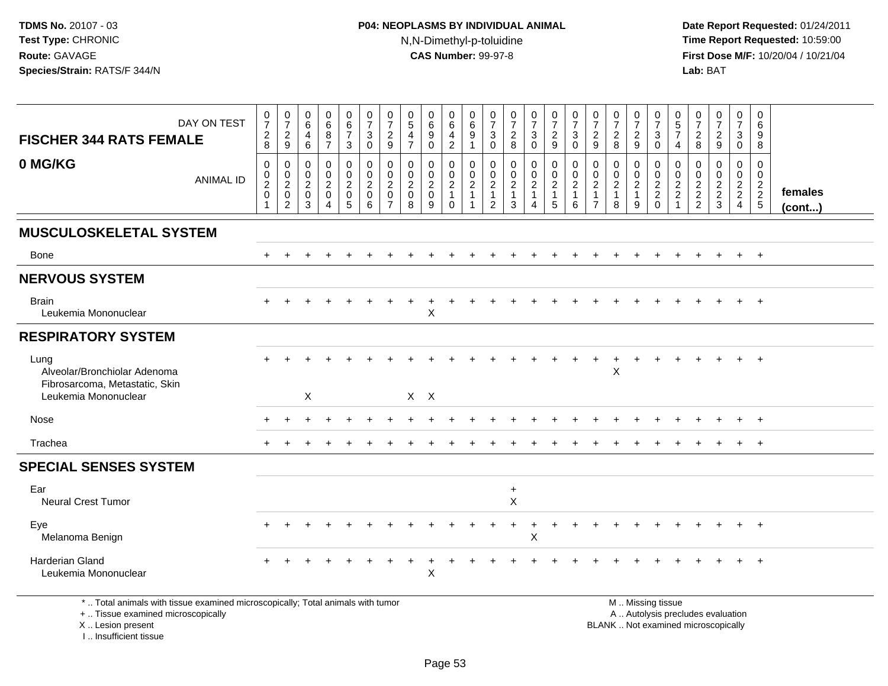**TDMS No.** 20107 - 03
**Test Type:** CHRONIC
**Route:** GAVAGE
**Species/Strain:** RATS/F 344/N

**P04: NEOPLASMS BY INDIVIDUAL ANIMAL**
N,N-Dimethyl-p-toluidine
**CAS Number:** 99-97-8

**Date Report Requested:** 01/24/2011
**Time Report Requested:** 10:59:00
**First Dose M/F:** 10/20/04 / 10/21/04
**Lab:** BAT

## FISCHER 344 RATS FEMALE
## 0 MG/KG

| DAY ON TEST | 0728 | 0729 | 0646 | 0687 | 0673 | 0730 | 0729 | 0547 | 0690 | 0642 | 0691 | 0730 | 0728 | 0730 | 0729 | 0730 | 0729 | 0728 | 0729 | 0730 | 0574 | 0728 | 0729 | 0730 | 0698 | |
|---|---|---|---|---|---|---|---|---|---|---|---|---|---|---|---|---|---|---|---|---|---|---|---|---|---|---|
| **ANIMAL ID** | 00201 | 00202 | 00203 | 00204 | 00205 | 00206 | 00207 | 00208 | 00209 | 00210 | 00211 | 00212 | 00213 | 00214 | 00215 | 00216 | 00217 | 00218 | 00219 | 00220 | 00221 | 00222 | 00223 | 00224 | 00225 | **females (cont...)** |
| **MUSCULOSKELETAL SYSTEM** | | | | | | | | | | | | | | | | | | | | | | | | | | |
| Bone | + | + | + | + | + | + | + | + | + | + | + | + | + | + | + | + | + | + | + | + | + | + | + | + | + | |
| **NERVOUS SYSTEM** | | | | | | | | | | | | | | | | | | | | | | | | | | |
| Brain | + | + | + | + | + | + | + | + | + | + | + | + | + | + | + | + | + | + | + | + | + | + | + | + | + | |
| Leukemia Mononuclear | | | | | | | | | X | | | | | | | | | | | | | | | | | |
| **RESPIRATORY SYSTEM** | | | | | | | | | | | | | | | | | | | | | | | | | | |
| Lung | + | + | + | + | + | + | + | + | + | + | + | + | + | + | + | + | + | + | + | + | + | + | + | + | + | |
| Alveolar/Bronchiolar Adenoma | | | | | | | | | | | | | | | | | | X | | | | | | | | |
| Fibrosarcoma, Metastatic, Skin | | | | | | | | | | | | | | | | | | | | | | | | | | |
| Leukemia Mononuclear | | | X | | | | | X | X | | | | | | | | | | | | | | | | | |
| Nose | + | + | + | + | + | + | + | + | + | + | + | + | + | + | + | + | + | + | + | + | + | + | + | + | + | |
| Trachea | + | + | + | + | + | + | + | + | + | + | + | + | + | + | + | + | + | + | + | + | + | + | + | + | + | |
| **SPECIAL SENSES SYSTEM** | | | | | | | | | | | | | | | | | | | | | | | | | | |
| Ear | | | | | | | | | | | | | + | | | | | | | | | | | | | |
| Neural Crest Tumor | | | | | | | | | | | | | X | | | | | | | | | | | | | |
| Eye | + | + | + | + | + | + | + | + | + | + | + | + | + | + | + | + | + | + | + | + | + | + | + | + | + | |
| Melanoma Benign | | | | | | | | | | | | | | X | | | | | | | | | | | | |
| Harderian Gland | + | + | + | + | + | + | + | + | + | + | + | + | + | + | + | + | + | + | + | + | + | + | + | + | + | |
| Leukemia Mononuclear | | | | | | | | | X | | | | | | | | | | | | | | | | | |

\* .. Total animals with tissue examined microscopically; Total animals with tumor
\+ .. Tissue examined microscopically
X .. Lesion present
I .. Insufficient tissue

M .. Missing tissue
A .. Autolysis precludes evaluation
BLANK .. Not examined microscopically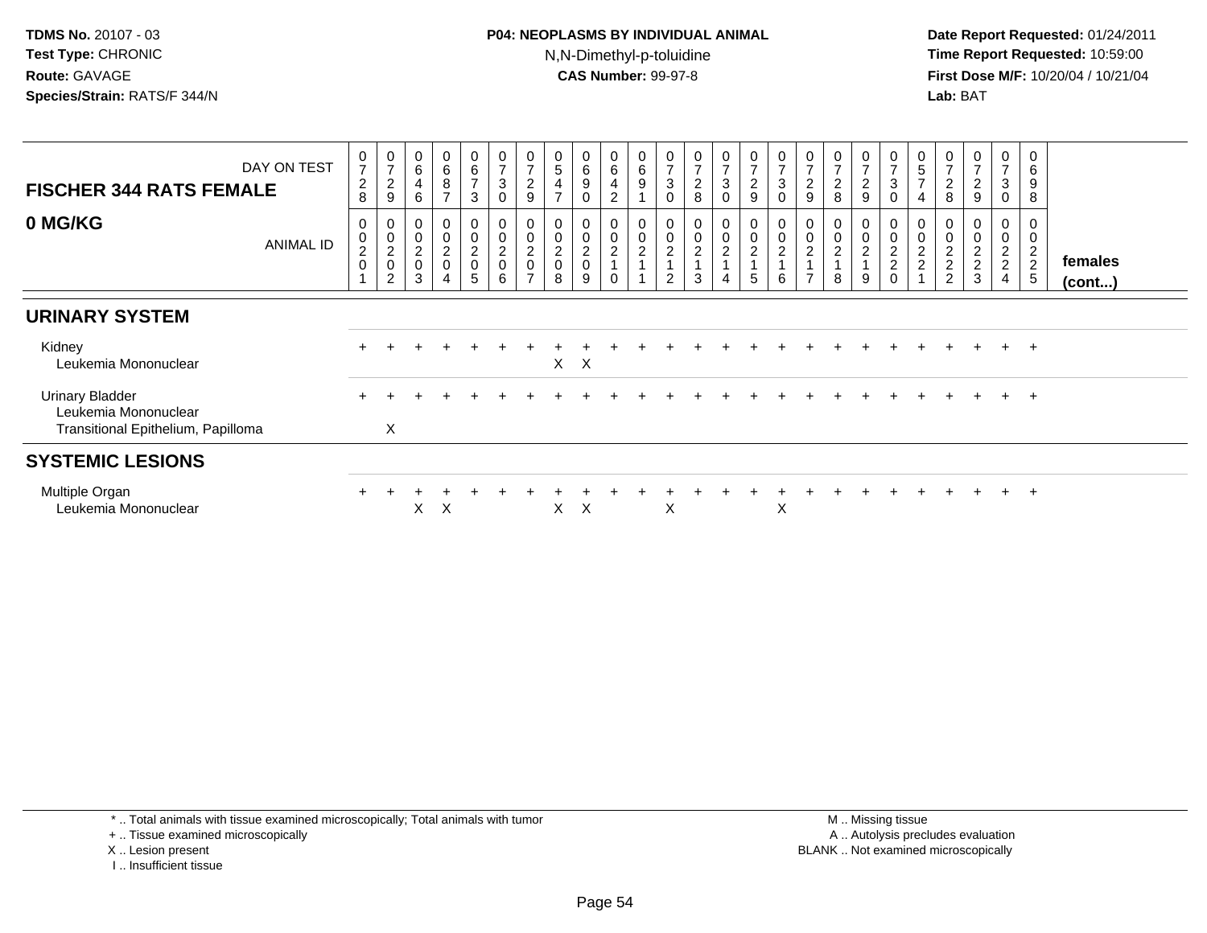**TDMS No.** 20107 - 03
**Test Type:** CHRONIC
**Route:** GAVAGE
**Species/Strain:** RATS/F 344/N

**P04: NEOPLASMS BY INDIVIDUAL ANIMAL**
N,N-Dimethyl-p-toluidine
**CAS Number:** 99-97-8

**Date Report Requested:** 01/24/2011
**Time Report Requested:** 10:59:00
**First Dose M/F:** 10/20/04 / 10/21/04
**Lab:** BAT

## FISCHER 344 RATS FEMALE
## 0 MG/KG

| DAY ON TEST | 0728 | 0729 | 0646 | 0687 | 0673 | 0730 | 0729 | 0547 | 0690 | 0642 | 0691 | 0730 | 0728 | 0730 | 0729 | 0730 | 0729 | 0728 | 0729 | 0730 | 0574 | 0728 | 0729 | 0730 | 0698 | |
|---|---|---|---|---|---|---|---|---|---|---|---|---|---|---|---|---|---|---|---|---|---|---|---|---|---|---|
| **ANIMAL ID** | 00201 | 00202 | 00203 | 00204 | 00205 | 00206 | 00207 | 00208 | 00209 | 00210 | 00211 | 00212 | 00213 | 00214 | 00215 | 00216 | 00217 | 00218 | 00219 | 00220 | 00221 | 00222 | 00223 | 00224 | 00225 | **females (cont...)** |
| **URINARY SYSTEM** | | | | | | | | | | | | | | | | | | | | | | | | | | |
| Kidney | + | + | + | + | + | + | + | + | + | + | + | + | + | + | + | + | + | + | + | + | + | + | + | + | + | |
| Leukemia Mononuclear | | | | | | | | X | X | | | | | | | | | | | | | | | | | |
| Urinary Bladder | + | + | + | + | + | + | + | + | + | + | + | + | + | + | + | + | + | + | + | + | + | + | + | + | + | |
| Leukemia Mononuclear | | | | | | | | | | | | | | | | | | | | | | | | | | |
| Transitional Epithelium, Papilloma | | X | | | | | | | | | | | | | | | | | | | | | | | | |
| **SYSTEMIC LESIONS** | | | | | | | | | | | | | | | | | | | | | | | | | | |
| Multiple Organ | + | + | + | + | + | + | + | + | + | + | + | + | + | + | + | + | + | + | + | + | + | + | + | + | + | |
| Leukemia Mononuclear | | | X | X | | | | X | X | | | X | | | | X | | | | | | | | | | |

\* .. Total animals with tissue examined microscopically; Total animals with tumor
\+ .. Tissue examined microscopically
X .. Lesion present
I .. Insufficient tissue

M .. Missing tissue
A .. Autolysis precludes evaluation
BLANK .. Not examined microscopically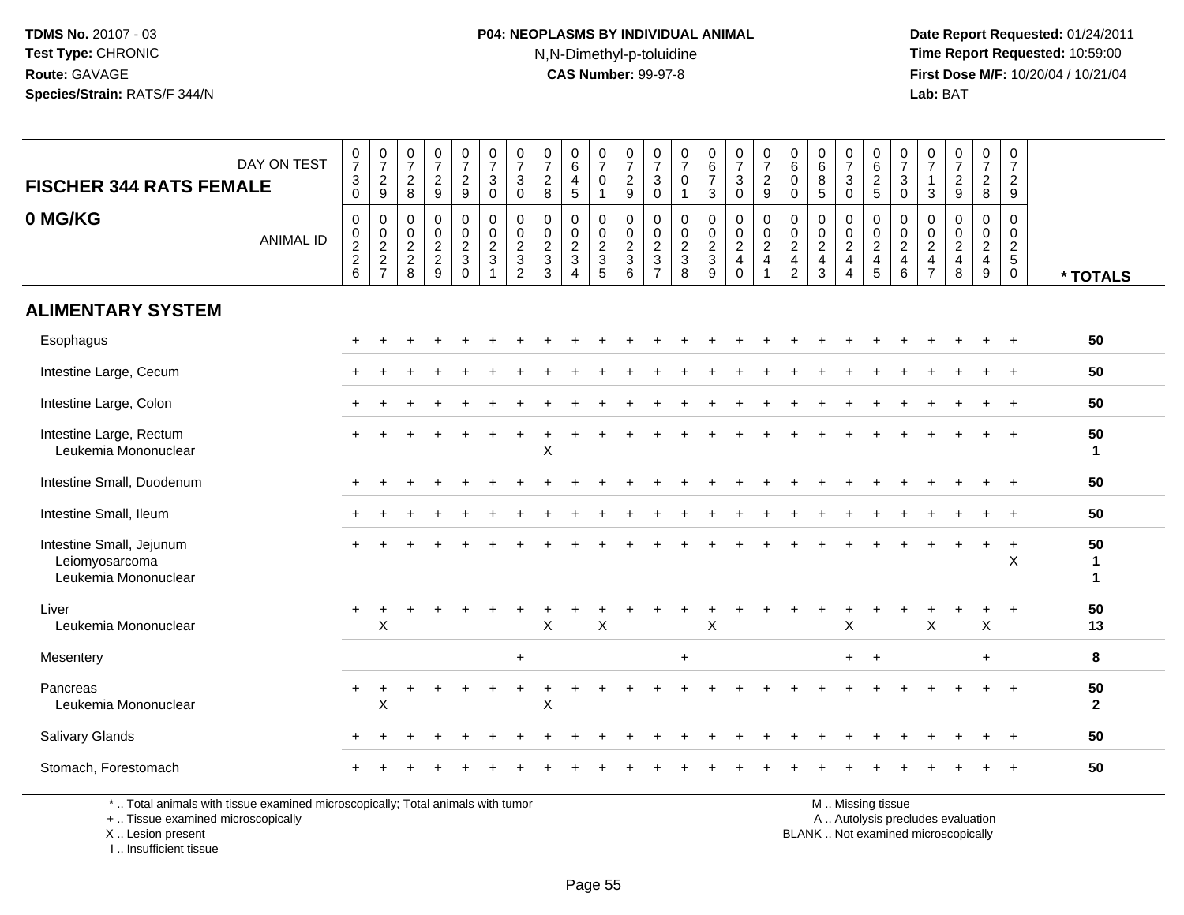**TDMS No.** 20107 - 03
**Test Type:** CHRONIC
**Route:** GAVAGE
**Species/Strain:** RATS/F 344/N

**P04: NEOPLASMS BY INDIVIDUAL ANIMAL**
N,N-Dimethyl-p-toluidine
**CAS Number:** 99-97-8

**Date Report Requested:** 01/24/2011
**Time Report Requested:** 10:59:00
**First Dose M/F:** 10/20/04 / 10/21/04
**Lab:** BAT

## FISCHER 344 RATS FEMALE
## 0 MG/KG

| DAY ON TEST | 0730 | 0729 | 0728 | 0729 | 0729 | 0730 | 0730 | 0728 | 0645 | 0701 | 0729 | 0730 | 0701 | 0673 | 0730 | 0729 | 0600 | 0685 | 0730 | 0625 | 0730 | 0713 | 0729 | 0728 | 0729 | |
|---|---|---|---|---|---|---|---|---|---|---|---|---|---|---|---|---|---|---|---|---|---|---|---|---|---|---|
| **ANIMAL ID** | 00226 | 00227 | 00228 | 00229 | 00230 | 00231 | 00232 | 00233 | 00234 | 00235 | 00236 | 00237 | 00238 | 00239 | 00240 | 00241 | 00242 | 00243 | 00244 | 00245 | 00246 | 00247 | 00248 | 00249 | 00250 | *** TOTALS** |
| **ALIMENTARY SYSTEM** | | | | | | | | | | | | | | | | | | | | | | | | | | |
| Esophagus | + | + | + | + | + | + | + | + | + | + | + | + | + | + | + | + | + | + | + | + | + | + | + | + | + | **50** |
| Intestine Large, Cecum | + | + | + | + | + | + | + | + | + | + | + | + | + | + | + | + | + | + | + | + | + | + | + | + | + | **50** |
| Intestine Large, Colon | + | + | + | + | + | + | + | + | + | + | + | + | + | + | + | + | + | + | + | + | + | + | + | + | + | **50** |
| Intestine Large, Rectum | + | + | + | + | + | + | + | + | + | + | + | + | + | + | + | + | + | + | + | + | + | + | + | + | + | **50** |
| Leukemia Mononuclear | | | | | | | | X | | | | | | | | | | | | | | | | | | **1** |
| Intestine Small, Duodenum | + | + | + | + | + | + | + | + | + | + | + | + | + | + | + | + | + | + | + | + | + | + | + | + | + | **50** |
| Intestine Small, Ileum | + | + | + | + | + | + | + | + | + | + | + | + | + | + | + | + | + | + | + | + | + | + | + | + | + | **50** |
| Intestine Small, Jejunum | + | + | + | + | + | + | + | + | + | + | + | + | + | + | + | + | + | + | + | + | + | + | + | + | + | **50** |
| Leiomyosarcoma | | | | | | | | | | | | | | | | | | | | | | | | | X | **1** |
| Leukemia Mononuclear | | | | | | | | | | | | | | | | | | | | | | | | | | **1** |
| Liver | + | + | + | + | + | + | + | + | + | + | + | + | + | + | + | + | + | + | + | + | + | + | + | + | + | **50** |
| Leukemia Mononuclear | | X | | | | | | X | | X | | | | X | | | | | X | | | X | | X | | **13** |
| Mesentery | | | | | | | + | | | | | | + | | | | | | + | + | | | | + | | **8** |
| Pancreas | + | + | + | + | + | + | + | + | + | + | + | + | + | + | + | + | + | + | + | + | + | + | + | + | + | **50** |
| Leukemia Mononuclear | | X | | | | | | X | | | | | | | | | | | | | | | | | | **2** |
| Salivary Glands | + | + | + | + | + | + | + | + | + | + | + | + | + | + | + | + | + | + | + | + | + | + | + | + | + | **50** |
| Stomach, Forestomach | + | + | + | + | + | + | + | + | + | + | + | + | + | + | + | + | + | + | + | + | + | + | + | + | + | **50** |

* .. Total animals with tissue examined microscopically; Total animals with tumor
+ .. Tissue examined microscopically
X .. Lesion present
I .. Insufficient tissue

M .. Missing tissue
A .. Autolysis precludes evaluation
BLANK .. Not examined microscopically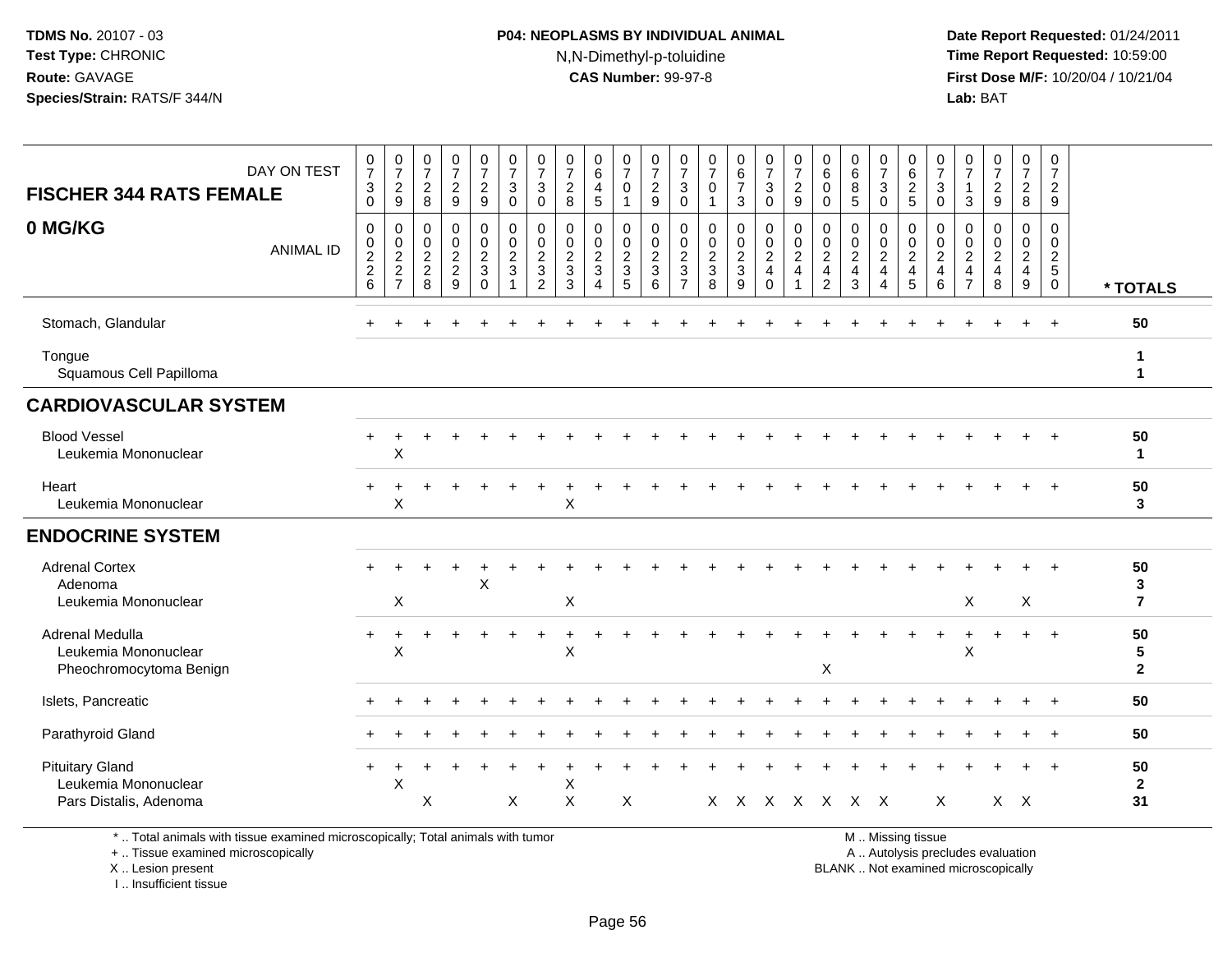# FISCHER 344 RATS FEMALE

## 0 MG/KG

| DAY ON TEST | 0730 | 0729 | 0728 | 0729 | 0729 | 0730 | 0730 | 0728 | 0645 | 0701 | 0729 | 0730 | 0701 | 0673 | 0730 | 0729 | 0600 | 0685 | 0730 | 0625 | 0730 | 0713 | 0729 | 0728 | 0729 | |
|---|---|---|---|---|---|---|---|---|---|---|---|---|---|---|---|---|---|---|---|---|---|---|---|---|---|---|
| **ANIMAL ID** | 0226 | 0227 | 0228 | 0229 | 0230 | 0231 | 0232 | 0233 | 0234 | 0235 | 0236 | 0237 | 0238 | 0239 | 0240 | 0241 | 0242 | 0243 | 0244 | 0245 | 0246 | 0247 | 0248 | 0249 | 0250 | **\* TOTALS** |
| Stomach, Glandular | + | + | + | + | + | + | + | + | + | + | + | + | + | + | + | + | + | + | + | + | + | + | + | + | + | 50 |
| Tongue | | | | | | | | | | | | | | | | | | | | | | | | | | 1 |
| Squamous Cell Papilloma | | | | | | | | | | | | | | | | | | | | | | | | | | 1 |
| **CARDIOVASCULAR SYSTEM** | | | | | | | | | | | | | | | | | | | | | | | | | | |
| Blood Vessel | + | + | + | + | + | + | + | + | + | + | + | + | + | + | + | + | + | + | + | + | + | + | + | + | + | 50 |
| Leukemia Mononuclear | | X | | | | | | | | | | | | | | | | | | | | | | | | 1 |
| Heart | + | + | + | + | + | + | + | + | + | + | + | + | + | + | + | + | + | + | + | + | + | + | + | + | + | 50 |
| Leukemia Mononuclear | | X | | | | | | X | | | | | | | | | | | | | | | | | | 3 |
| **ENDOCRINE SYSTEM** | | | | | | | | | | | | | | | | | | | | | | | | | | |
| Adrenal Cortex | + | + | + | + | + | + | + | + | + | + | + | + | + | + | + | + | + | + | + | + | + | + | + | + | + | 50 |
| Adenoma | | | | | X | | | | | | | | | | | | | | | | | | | | | 3 |
| Leukemia Mononuclear | | X | | | | | | X | | | | | | | | | | | | | | X | | X | | 7 |
| Adrenal Medulla | + | + | + | + | + | + | + | + | + | + | + | + | + | + | + | + | + | + | + | + | + | + | + | + | + | 50 |
| Leukemia Mononuclear | | X | | | | | | X | | | | | | | | | | | | | | X | | | | 5 |
| Pheochromocytoma Benign | | | | | | | | | | | | | | | | | X | | | | | | | | | 2 |
| Islets, Pancreatic | + | + | + | + | + | + | + | + | + | + | + | + | + | + | + | + | + | + | + | + | + | + | + | + | + | 50 |
| Parathyroid Gland | + | + | + | + | + | + | + | + | + | + | + | + | + | + | + | + | + | + | + | + | + | + | + | + | + | 50 |
| Pituitary Gland | + | + | + | + | + | + | + | + | + | + | + | + | + | + | + | + | + | + | + | + | + | + | + | + | + | 50 |
| Leukemia Mononuclear | | X | | | | | | X | | | | | | | | | | | | | | | | | | 2 |
| Pars Distalis, Adenoma | | | X | | | X | | X | | X | | | X | X | X | X | X | X | X | | X | | X | X | | 31 |

\* .. Total animals with tissue examined microscopically; Total animals with tumor
\+ .. Tissue examined microscopically
X .. Lesion present
I .. Insufficient tissue

M .. Missing tissue
A .. Autolysis precludes evaluation
BLANK .. Not examined microscopically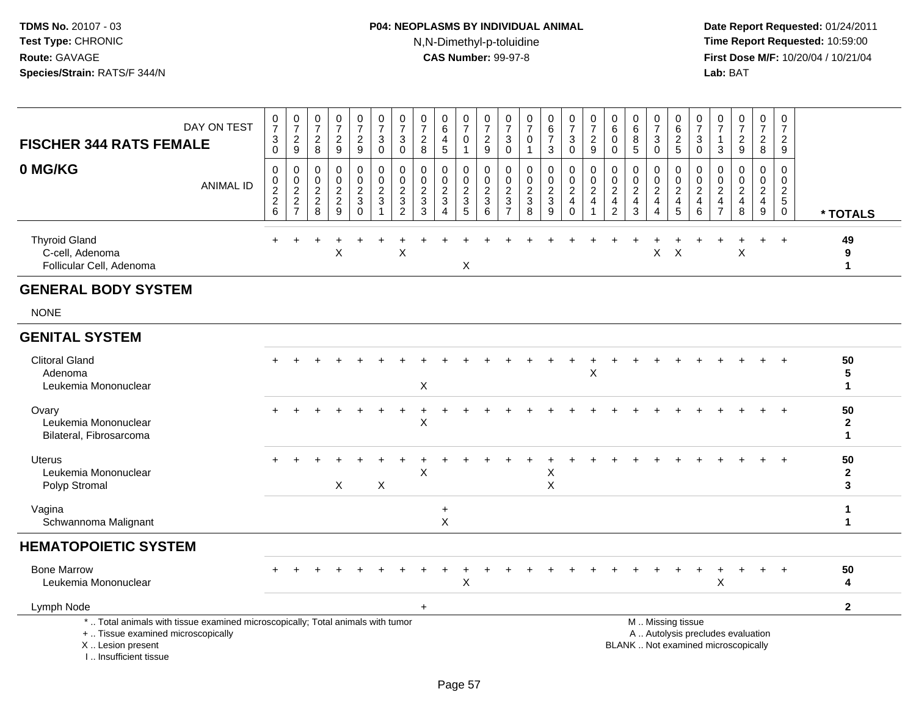## FISCHER 344 RATS FEMALE

## 0 MG/KG

| | | | | | | | | | | | | | | | | | | | | | | | | | | |
|---|---|---|---|---|---|---|---|---|---|---|---|---|---|---|---|---|---|---|---|---|---|---|---|---|---|---|
| DAY ON TEST | 0730 | 0729 | 0728 | 0729 | 0729 | 0730 | 0730 | 0728 | 0645 | 0701 | 0729 | 0730 | 0701 | 0673 | 0730 | 0729 | 0600 | 0685 | 0730 | 0625 | 0730 | 0713 | 0729 | 0728 | 0729 | |
| ANIMAL ID | 0226 | 0227 | 0228 | 0229 | 0230 | 0231 | 0232 | 0233 | 0234 | 0235 | 0236 | 0237 | 0238 | 0239 | 0240 | 0241 | 0242 | 0243 | 0244 | 0245 | 0246 | 0247 | 0248 | 0249 | 0250 | * TOTALS |
| Thyroid Gland | + | + | + | + | + | + | + | + | + | + | + | + | + | + | + | + | + | + | + | + | + | + | + | + | + | 49 |
| C-cell, Adenoma | | | | X | | | X | | | | | | | | | | | | | X | X | | | X | | 9 |
| Follicular Cell, Adenoma | | | | | | | | | | X | | | | | | | | | | | | | | | | 1 |

## GENERAL BODY SYSTEM

NONE

## GENITAL SYSTEM

| | | | | | | | | | | | | | | | | | | | | | | | | | | |
|---|---|---|---|---|---|---|---|---|---|---|---|---|---|---|---|---|---|---|---|---|---|---|---|---|---|---|
| Clitoral Gland | + | + | + | + | + | + | + | + | + | + | + | + | + | + | + | + | + | + | + | + | + | + | + | + | + | 50 |
| Adenoma | | | | | | | | | | | | | | | | X | | | | | | | | | | 5 |
| Leukemia Mononuclear | | | | | | | | X | | | | | | | | | | | | | | | | | | 1 |
| Ovary | + | + | + | + | + | + | + | + | + | + | + | + | + | + | + | + | + | + | + | + | + | + | + | + | + | 50 |
| Leukemia Mononuclear | | | | | | | | X | | | | | | | | | | | | | | | | | | 2 |
| Bilateral, Fibrosarcoma | | | | | | | | | | | | | | | | | | | | | | | | | | 1 |
| Uterus | + | + | + | + | + | + | + | + | + | + | + | + | + | + | + | + | + | + | + | + | + | + | + | + | + | 50 |
| Leukemia Mononuclear | | | | | | | | X | | | | | | X | | | | | | | | | | | | 2 |
| Polyp Stromal | | | | X | | X | | | | | | | | X | | | | | | | | | | | | 3 |
| Vagina | | | | | | | | | + | | | | | | | | | | | | | | | | | 1 |
| Schwannoma Malignant | | | | | | | | | X | | | | | | | | | | | | | | | | | 1 |

## HEMATOPOIETIC SYSTEM

| | | | | | | | | | | | | | | | | | | | | | | | | | | |
|---|---|---|---|---|---|---|---|---|---|---|---|---|---|---|---|---|---|---|---|---|---|---|---|---|---|---|
| Bone Marrow | + | + | + | + | + | + | + | + | + | + | + | + | + | + | + | + | + | + | + | + | + | + | + | + | + | 50 |
| Leukemia Mononuclear | | | | | | | | | | X | | | | | | | | | | | | | X | | | 4 |
| Lymph Node | | | | | | | | + | | | | | | | | | | | | | | | | | | 2 |

* .. Total animals with tissue examined microscopically; Total animals with tumor
+ .. Tissue examined microscopically
X .. Lesion present
I .. Insufficient tissue

M .. Missing tissue
A .. Autolysis precludes evaluation
BLANK .. Not examined microscopically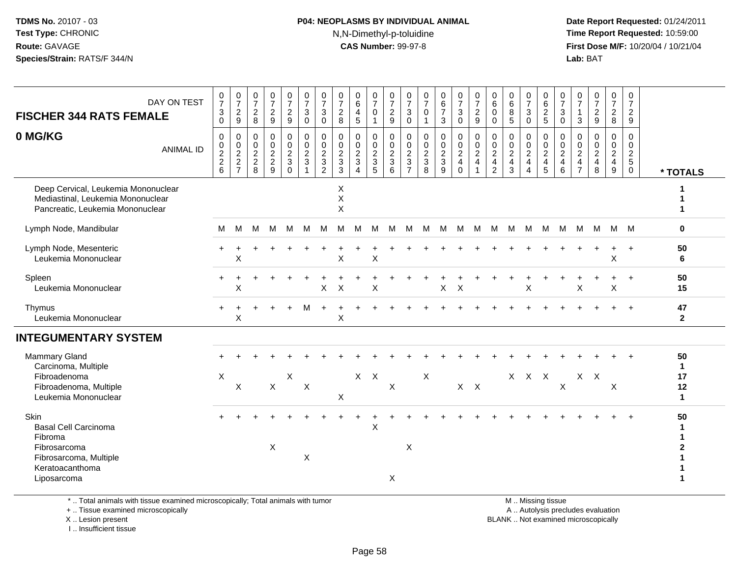| FISCHER 344 RATS FEMALE 0 MG/KG | | | | | | | | | | | | | | | | | | | | | | | | | | |
|---|---|---|---|---|---|---|---|---|---|---|---|---|---|---|---|---|---|---|---|---|---|---|---|---|---|---|
| DAY ON TEST | 0730 | 0729 | 0728 | 0729 | 0729 | 0730 | 0730 | 0728 | 0645 | 0701 | 0729 | 0730 | 0701 | 0673 | 0730 | 0729 | 0600 | 0685 | 0730 | 0625 | 0730 | 0713 | 0729 | 0728 | 0729 | |
| ANIMAL ID | 0226 | 0227 | 0228 | 0229 | 0230 | 0231 | 0232 | 0233 | 0234 | 0235 | 0236 | 0237 | 0238 | 0239 | 0240 | 0241 | 0242 | 0243 | 0244 | 0245 | 0246 | 0247 | 0248 | 0249 | 0250 | * TOTALS |
| Deep Cervical, Leukemia Mononuclear | | | | | | | | X | | | | | | | | | | | | | | | | | | 1 |
| Mediastinal, Leukemia Mononuclear | | | | | | | | X | | | | | | | | | | | | | | | | | | 1 |
| Pancreatic, Leukemia Mononuclear | | | | | | | | X | | | | | | | | | | | | | | | | | | 1 |
| Lymph Node, Mandibular | M | M | M | M | M | M | M | M | M | M | M | M | M | M | M | M | M | M | M | M | M | M | M | M | M | 0 |
| Lymph Node, Mesenteric | + | + | + | + | + | + | + | + | + | + | + | + | + | + | + | + | + | + | + | + | + | + | + | + | + | 50 |
| Leukemia Mononuclear | | X | | | | | | X | | X | | | | | | | | | | | | | | X | | 6 |
| Spleen | + | + | + | + | + | + | + | + | + | + | + | + | + | + | + | + | + | + | + | + | + | + | + | + | + | 50 |
| Leukemia Mononuclear | | X | | | | | X | X | | X | | | | X | X | | | | X | | | X | | X | | 15 |
| Thymus | + | + | + | + | + | M | + | + | + | + | + | + | + | + | + | + | + | + | + | + | + | + | + | + | + | 47 |
| Leukemia Mononuclear | | X | | | | | | X | | | | | | | | | | | | | | | | | | 2 |
| **INTEGUMENTARY SYSTEM** | | | | | | | | | | | | | | | | | | | | | | | | | | |
| Mammary Gland | + | + | + | + | + | + | + | + | + | + | + | + | + | + | + | + | + | + | + | + | + | + | + | + | + | 50 |
| Carcinoma, Multiple | | | | | | | | | | | | | | | | | | | | | | | | | | 1 |
| Fibroadenoma | X | | | | X | | | | X | X | | | X | | | | | X | X | X | | X | X | | | 17 |
| Fibroadenoma, Multiple | | X | | X | | X | | | | | X | | | | X | X | | | | | X | | | X | | 12 |
| Leukemia Mononuclear | | | | | | | | X | | | | | | | | | | | | | | | | | | 1 |
| Skin | + | + | + | + | + | + | + | + | + | + | + | + | + | + | + | + | + | + | + | + | + | + | + | + | + | 50 |
| Basal Cell Carcinoma | | | | | | | | | | X | | | | | | | | | | | | | | | | 1 |
| Fibroma | | | | | | | | | | | | | | | | | | | | | | | | | | 1 |
| Fibrosarcoma | | | | X | | | | | | | | X | | | | | | | | | | | | | | 2 |
| Fibrosarcoma, Multiple | | | | | | X | | | | | | | | | | | | | | | | | | | | 1 |
| Keratoacanthoma | | | | | | | | | | | | | | | | | | | | | | | | | | 1 |
| Liposarcoma | | | | | | | | | | | X | | | | | | | | | | | | | | | 1 |

\* .. Total animals with tissue examined microscopically; Total animals with tumor
\+ .. Tissue examined microscopically
X .. Lesion present
I .. Insufficient tissue

M .. Missing tissue
A .. Autolysis precludes evaluation
BLANK .. Not examined microscopically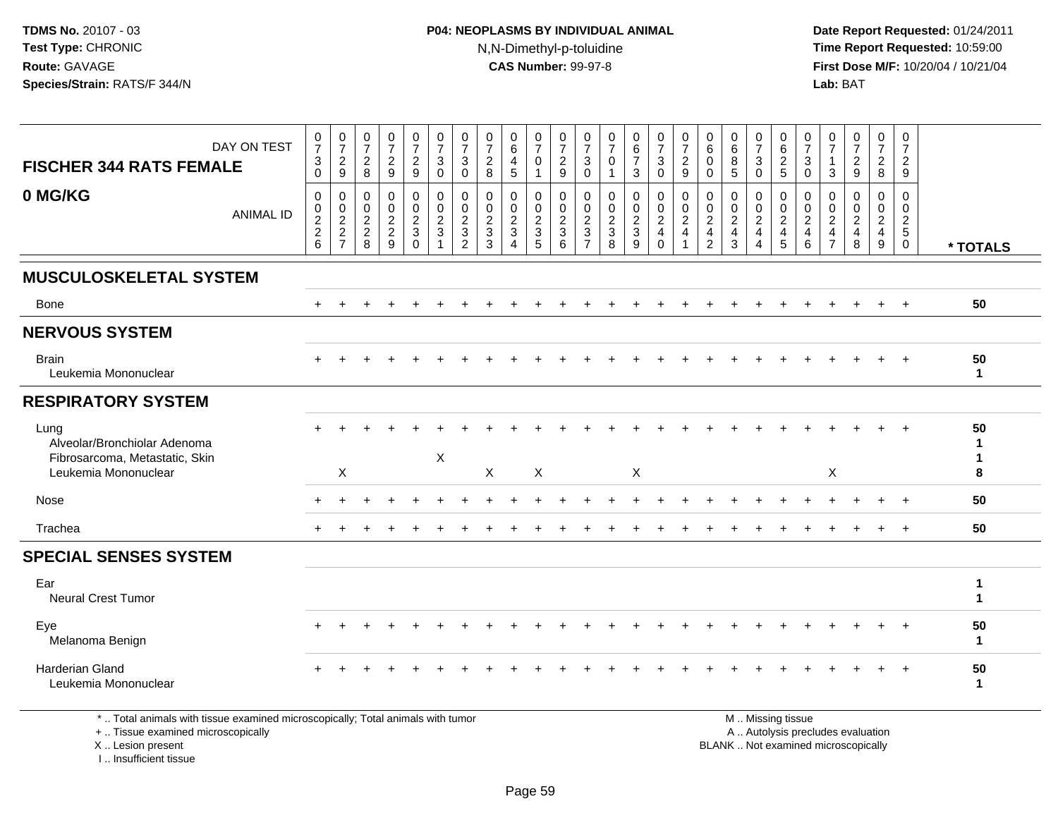TDMS No. 20107 - 03
Test Type: CHRONIC
Route: GAVAGE
Species/Strain: RATS/F 344/N

**P04: NEOPLASMS BY INDIVIDUAL ANIMAL**
N,N-Dimethyl-p-toluidine
**CAS Number:** 99-97-8

Date Report Requested: 01/24/2011
Time Report Requested: 10:59:00
First Dose M/F: 10/20/04 / 10/21/04
Lab: BAT

| FISCHER 344 RATS FEMALE 0 MG/KG | | | | | | | | | | | | | | | | | | | | | | | | | | |
|---|---|---|---|---|---|---|---|---|---|---|---|---|---|---|---|---|---|---|---|---|---|---|---|---|---|---|
| DAY ON TEST | 0730 | 0729 | 0728 | 0729 | 0729 | 0730 | 0730 | 0728 | 0645 | 0701 | 0729 | 0730 | 0701 | 0673 | 0730 | 0729 | 0600 | 0685 | 0730 | 0625 | 0730 | 0713 | 0729 | 0728 | 0729 | |
| ANIMAL ID | 0226 | 0227 | 0228 | 0229 | 0230 | 0231 | 0232 | 0233 | 0234 | 0235 | 0236 | 0237 | 0238 | 0239 | 0240 | 0241 | 0242 | 0243 | 0244 | 0245 | 0246 | 0247 | 0248 | 0249 | 0250 | * TOTALS |
| **MUSCULOSKELETAL SYSTEM** | | | | | | | | | | | | | | | | | | | | | | | | | | |
| Bone | + | + | + | + | + | + | + | + | + | + | + | + | + | + | + | + | + | + | + | + | + | + | + | + | + | 50 |
| **NERVOUS SYSTEM** | | | | | | | | | | | | | | | | | | | | | | | | | | |
| Brain | + | + | + | + | + | + | + | + | + | + | + | + | + | + | + | + | + | + | + | + | + | + | + | + | + | 50 |
| Leukemia Mononuclear | | | | | | | | | | | | | | | | | | | | | | | | | | 1 |
| **RESPIRATORY SYSTEM** | | | | | | | | | | | | | | | | | | | | | | | | | | |
| Lung | + | + | + | + | + | + | + | + | + | + | + | + | + | + | + | + | + | + | + | + | + | + | + | + | + | 50 |
| Alveolar/Bronchiolar Adenoma | | | | | | | | | | | | | | | | | | | | | | | | | | 1 |
| Fibrosarcoma, Metastatic, Skin | | | | | | X | | | | | | | | | | | | | | | | | | | | 1 |
| Leukemia Mononuclear | | X | | | | | | X | | X | | | | X | | | | | | | | X | | | | 8 |
| Nose | + | + | + | + | + | + | + | + | + | + | + | + | + | + | + | + | + | + | + | + | + | + | + | + | + | 50 |
| Trachea | + | + | + | + | + | + | + | + | + | + | + | + | + | + | + | + | + | + | + | + | + | + | + | + | + | 50 |
| **SPECIAL SENSES SYSTEM** | | | | | | | | | | | | | | | | | | | | | | | | | | |
| Ear | | | | | | | | | | | | | | | | | | | | | | | | | | 1 |
| Neural Crest Tumor | | | | | | | | | | | | | | | | | | | | | | | | | | 1 |
| Eye | + | + | + | + | + | + | + | + | + | + | + | + | + | + | + | + | + | + | + | + | + | + | + | + | + | 50 |
| Melanoma Benign | | | | | | | | | | | | | | | | | | | | | | | | | | 1 |
| Harderian Gland | + | + | + | + | + | + | + | + | + | + | + | + | + | + | + | + | + | + | + | + | + | + | + | + | + | 50 |
| Leukemia Mononuclear | | | | | | | | | | | | | | | | | | | | | | | | | | 1 |

* .. Total animals with tissue examined microscopically; Total animals with tumor
+ .. Tissue examined microscopically
X .. Lesion present
I .. Insufficient tissue

M .. Missing tissue
A .. Autolysis precludes evaluation
BLANK .. Not examined microscopically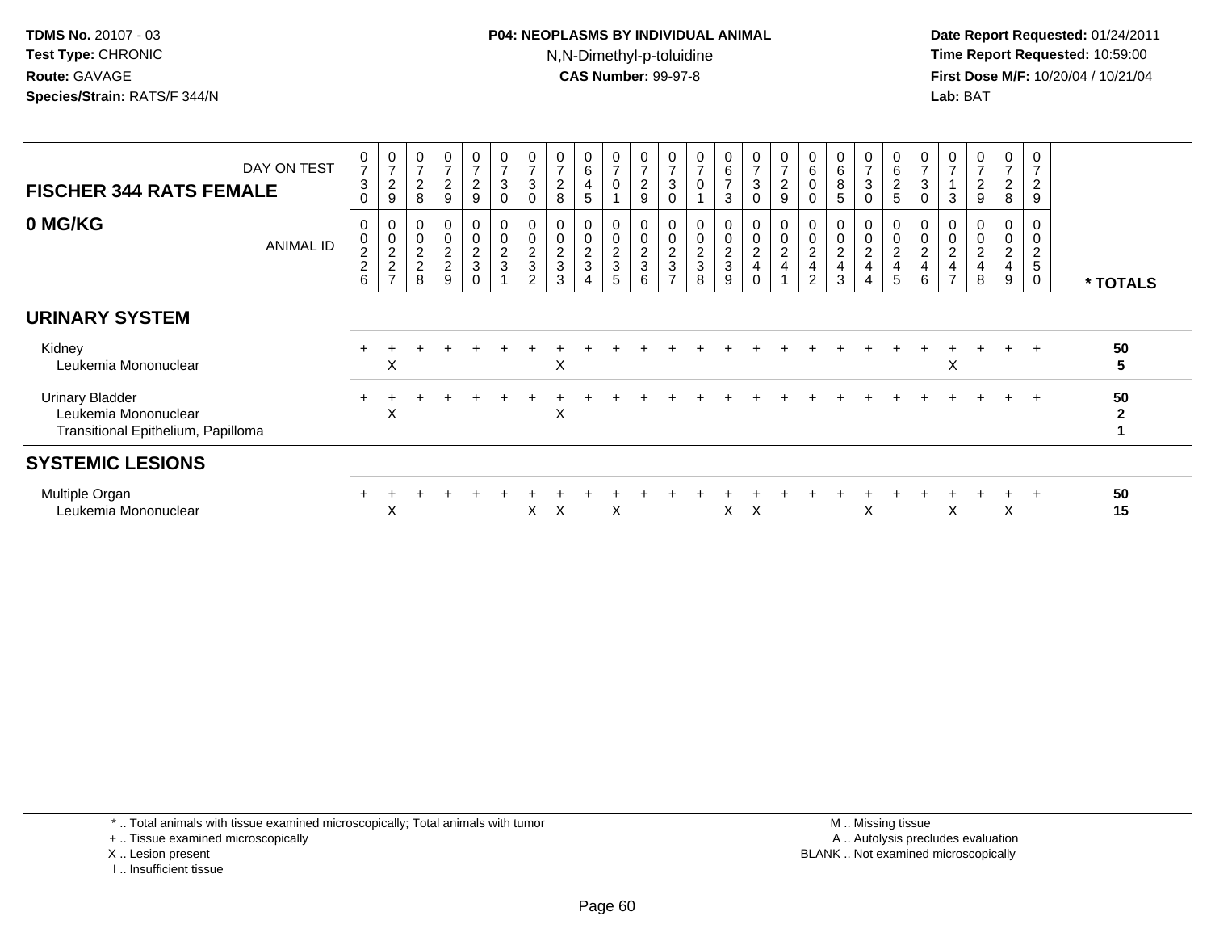**TDMS No.** 20107 - 03
**Test Type:** CHRONIC
**Route:** GAVAGE
**Species/Strain:** RATS/F 344/N

**P04: NEOPLASMS BY INDIVIDUAL ANIMAL**
N,N-Dimethyl-p-toluidine
**CAS Number:** 99-97-8

**Date Report Requested:** 01/24/2011
**Time Report Requested:** 10:59:00
**First Dose M/F:** 10/20/04 / 10/21/04
**Lab:** BAT

## FISCHER 344 RATS FEMALE

## 0 MG/KG

| DAY ON TEST | 0730 | 0729 | 0728 | 0729 | 0729 | 0730 | 0730 | 0728 | 0645 | 0701 | 0729 | 0730 | 0701 | 0673 | 0730 | 0729 | 0600 | 0685 | 0730 | 0625 | 0730 | 0713 | 0729 | 0728 | 0729 | |
|---|---|---|---|---|---|---|---|---|---|---|---|---|---|---|---|---|---|---|---|---|---|---|---|---|---|---|
| ANIMAL ID | 0226 | 0227 | 0228 | 0229 | 0230 | 0231 | 0232 | 0233 | 0234 | 0235 | 0236 | 0237 | 0238 | 0239 | 0240 | 0241 | 0242 | 0243 | 0244 | 0245 | 0246 | 0247 | 0248 | 0249 | 0250 | * TOTALS |
| **URINARY SYSTEM** | | | | | | | | | | | | | | | | | | | | | | | | | | |
| Kidney | + | + | + | + | + | + | + | + | + | + | + | + | + | + | + | + | + | + | + | + | + | + | + | + | + | **50** |
| Leukemia Mononuclear | | X | | | | | | X | | | | | | | | | | | | | | X | | | | **5** |
| Urinary Bladder | + | + | + | + | + | + | + | + | + | + | + | + | + | + | + | + | + | + | + | + | + | + | + | + | + | **50** |
| Leukemia Mononuclear | | X | | | | | | X | | | | | | | | | | | | | | | | | | **2** |
| Transitional Epithelium, Papilloma | | | | | | | | | | | | | | | | | | | | | | | | | | **1** |
| **SYSTEMIC LESIONS** | | | | | | | | | | | | | | | | | | | | | | | | | | |
| Multiple Organ | + | + | + | + | + | + | + | + | + | + | + | + | + | + | + | + | + | + | + | + | + | + | + | + | + | **50** |
| Leukemia Mononuclear | | X | | | | | X | X | | X | | | | X | X | | | | X | | | X | | X | | **15** |

\* .. Total animals with tissue examined microscopically; Total animals with tumor
\+ .. Tissue examined microscopically
X .. Lesion present
I .. Insufficient tissue

M .. Missing tissue
A .. Autolysis precludes evaluation
BLANK .. Not examined microscopically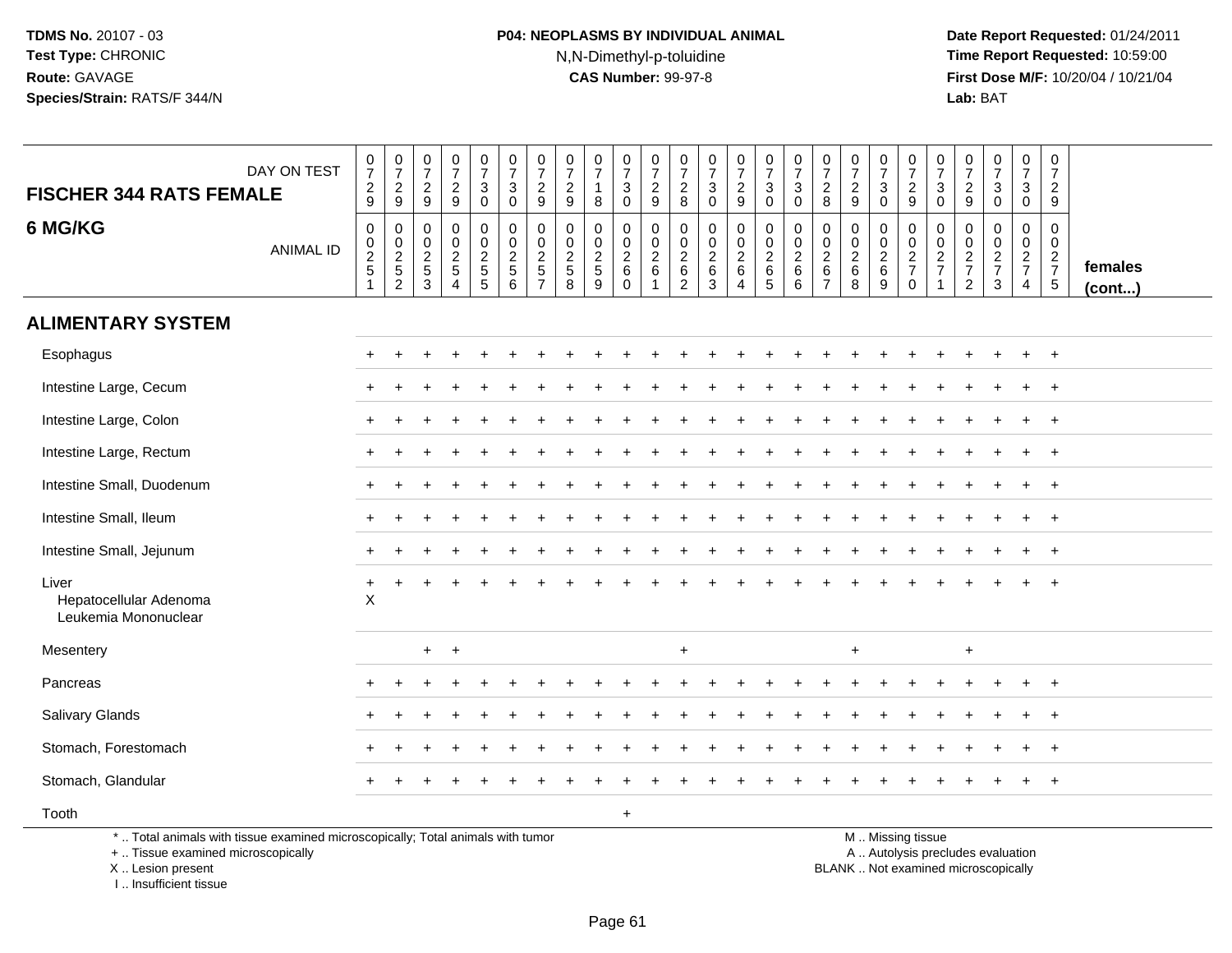**TDMS No.** 20107 - 03
**Test Type:** CHRONIC
**Route:** GAVAGE
**Species/Strain:** RATS/F 344/N

**P04: NEOPLASMS BY INDIVIDUAL ANIMAL**
N,N-Dimethyl-p-toluidine
**CAS Number:** 99-97-8

**Date Report Requested:** 01/24/2011
**Time Report Requested:** 10:59:00
**First Dose M/F:** 10/20/04 / 10/21/04
**Lab:** BAT

| FISCHER 344 RATS FEMALE<br>6 MG/KG | 0729 | 0729 | 0729 | 0729 | 0730 | 0730 | 0729 | 0729 | 0718 | 0730 | 0729 | 0728 | 0730 | 0729 | 0730 | 0730 | 0728 | 0729 | 0730 | 0729 | 0730 | 0729 | 0730 | 0730 | 0729 | |
|---|---|---|---|---|---|---|---|---|---|---|---|---|---|---|---|---|---|---|---|---|---|---|---|---|---|---|
| ANIMAL ID | 0025 1 | 0025 2 | 0025 3 | 0025 4 | 0025 5 | 0025 6 | 0025 7 | 0025 8 | 0025 9 | 0026 0 | 0026 1 | 0026 2 | 0026 3 | 0026 4 | 0026 5 | 0026 6 | 0026 7 | 0026 8 | 0026 9 | 0027 0 | 0027 1 | 0027 2 | 0027 3 | 0027 4 | 0027 5 | females (cont...) |
| **ALIMENTARY SYSTEM** | | | | | | | | | | | | | | | | | | | | | | | | | | |
| Esophagus | + | + | + | + | + | + | + | + | + | + | + | + | + | + | + | + | + | + | + | + | + | + | + | + | + | |
| Intestine Large, Cecum | + | + | + | + | + | + | + | + | + | + | + | + | + | + | + | + | + | + | + | + | + | + | + | + | + | |
| Intestine Large, Colon | + | + | + | + | + | + | + | + | + | + | + | + | + | + | + | + | + | + | + | + | + | + | + | + | + | |
| Intestine Large, Rectum | + | + | + | + | + | + | + | + | + | + | + | + | + | + | + | + | + | + | + | + | + | + | + | + | + | |
| Intestine Small, Duodenum | + | + | + | + | + | + | + | + | + | + | + | + | + | + | + | + | + | + | + | + | + | + | + | + | + | |
| Intestine Small, Ileum | + | + | + | + | + | + | + | + | + | + | + | + | + | + | + | + | + | + | + | + | + | + | + | + | + | |
| Intestine Small, Jejunum | + | + | + | + | + | + | + | + | + | + | + | + | + | + | + | + | + | + | + | + | + | + | + | + | + | |
| Liver | + | + | + | + | + | + | + | + | + | + | + | + | + | + | + | + | + | + | + | + | + | + | + | + | + | |
| Hepatocellular Adenoma | X | | | | | | | | | | | | | | | | | | | | | | | | | |
| Leukemia Mononuclear | | | | | | | | | | | | | | | | | | | | | | | | | | |
| Mesentery | | | + | + | | | | | | | | + | | | | | | + | | | | + | | | | |
| Pancreas | + | + | + | + | + | + | + | + | + | + | + | + | + | + | + | + | + | + | + | + | + | + | + | + | + | |
| Salivary Glands | + | + | + | + | + | + | + | + | + | + | + | + | + | + | + | + | + | + | + | + | + | + | + | + | + | |
| Stomach, Forestomach | + | + | + | + | + | + | + | + | + | + | + | + | + | + | + | + | + | + | + | + | + | + | + | + | + | |
| Stomach, Glandular | + | + | + | + | + | + | + | + | + | + | + | + | + | + | + | + | + | + | + | + | + | + | + | + | + | |
| Tooth | | | | | | | | | | + | | | | | | | | | | | | | | | | |

\* .. Total animals with tissue examined microscopically; Total animals with tumor
\+ .. Tissue examined microscopically
X .. Lesion present
I .. Insufficient tissue

M .. Missing tissue
A .. Autolysis precludes evaluation
BLANK .. Not examined microscopically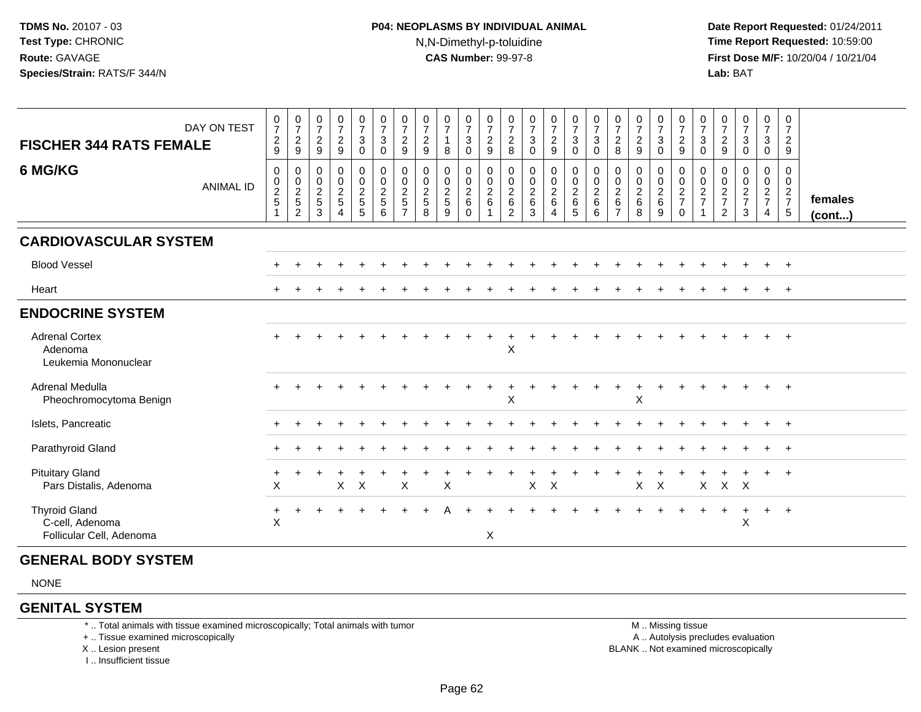| FISCHER 344 RATS FEMALE 6 MG/KG | | | | | | | | | | | | | | | | | | | | | | | | | | |
|---|---|---|---|---|---|---|---|---|---|---|---|---|---|---|---|---|---|---|---|---|---|---|---|---|---|---|
| DAY ON TEST | 0729 | 0729 | 0729 | 0729 | 0730 | 0730 | 0729 | 0729 | 0718 | 0730 | 0729 | 0728 | 0730 | 0729 | 0730 | 0730 | 0728 | 0729 | 0730 | 0729 | 0730 | 0729 | 0730 | 0730 | 0729 | |
| ANIMAL ID | 0251 | 0252 | 0253 | 0254 | 0255 | 0256 | 0257 | 0258 | 0259 | 0260 | 0261 | 0262 | 0263 | 0264 | 0265 | 0266 | 0267 | 0268 | 0269 | 0270 | 0271 | 0272 | 0273 | 0274 | 0275 | females (cont...) |
| **CARDIOVASCULAR SYSTEM** | | | | | | | | | | | | | | | | | | | | | | | | | | |
| Blood Vessel | + | + | + | + | + | + | + | + | + | + | + | + | + | + | + | + | + | + | + | + | + | + | + | + | + | |
| Heart | + | + | + | + | + | + | + | + | + | + | + | + | + | + | + | + | + | + | + | + | + | + | + | + | + | |
| **ENDOCRINE SYSTEM** | | | | | | | | | | | | | | | | | | | | | | | | | | |
| Adrenal Cortex | + | + | + | + | + | + | + | + | + | + | + | + | + | + | + | + | + | + | + | + | + | + | + | + | + | |
| Adenoma | | | | | | | | | | | | X | | | | | | | | | | | | | | |
| Leukemia Mononuclear | | | | | | | | | | | | | | | | | | | | | | | | | | |
| Adrenal Medulla | + | + | + | + | + | + | + | + | + | + | + | + | + | + | + | + | + | + | + | + | + | + | + | + | + | |
| Pheochromocytoma Benign | | | | | | | | | | | | X | | | | | | X | | | | | | | | |
| Islets, Pancreatic | + | + | + | + | + | + | + | + | + | + | + | + | + | + | + | + | + | + | + | + | + | + | + | + | + | |
| Parathyroid Gland | + | + | + | + | + | + | + | + | + | + | + | + | + | + | + | + | + | + | + | + | + | + | + | + | + | |
| Pituitary Gland | + | + | + | + | + | + | + | + | + | + | + | + | + | + | + | + | + | + | + | + | + | + | + | + | + | |
| Pars Distalis, Adenoma | X | | | X | X | | X | | X | | | | X | X | | | | X | X | | X | X | X | | | |
| Thyroid Gland | + | + | + | + | + | + | + | + | A | + | + | + | + | + | + | + | + | + | + | + | + | + | + | + | + | |
| C-cell, Adenoma | X | | | | | | | | | | | | | | | | | | | | | | X | | | |
| Follicular Cell, Adenoma | | | | | | | | | | | X | | | | | | | | | | | | | | | |
| **GENERAL BODY SYSTEM** | | | | | | | | | | | | | | | | | | | | | | | | | | |
| NONE | | | | | | | | | | | | | | | | | | | | | | | | | | |
| **GENITAL SYSTEM** | | | | | | | | | | | | | | | | | | | | | | | | | | |

\* .. Total animals with tissue examined microscopically; Total animals with tumor
+ .. Tissue examined microscopically
X .. Lesion present
I .. Insufficient tissue

M .. Missing tissue
A .. Autolysis precludes evaluation
BLANK .. Not examined microscopically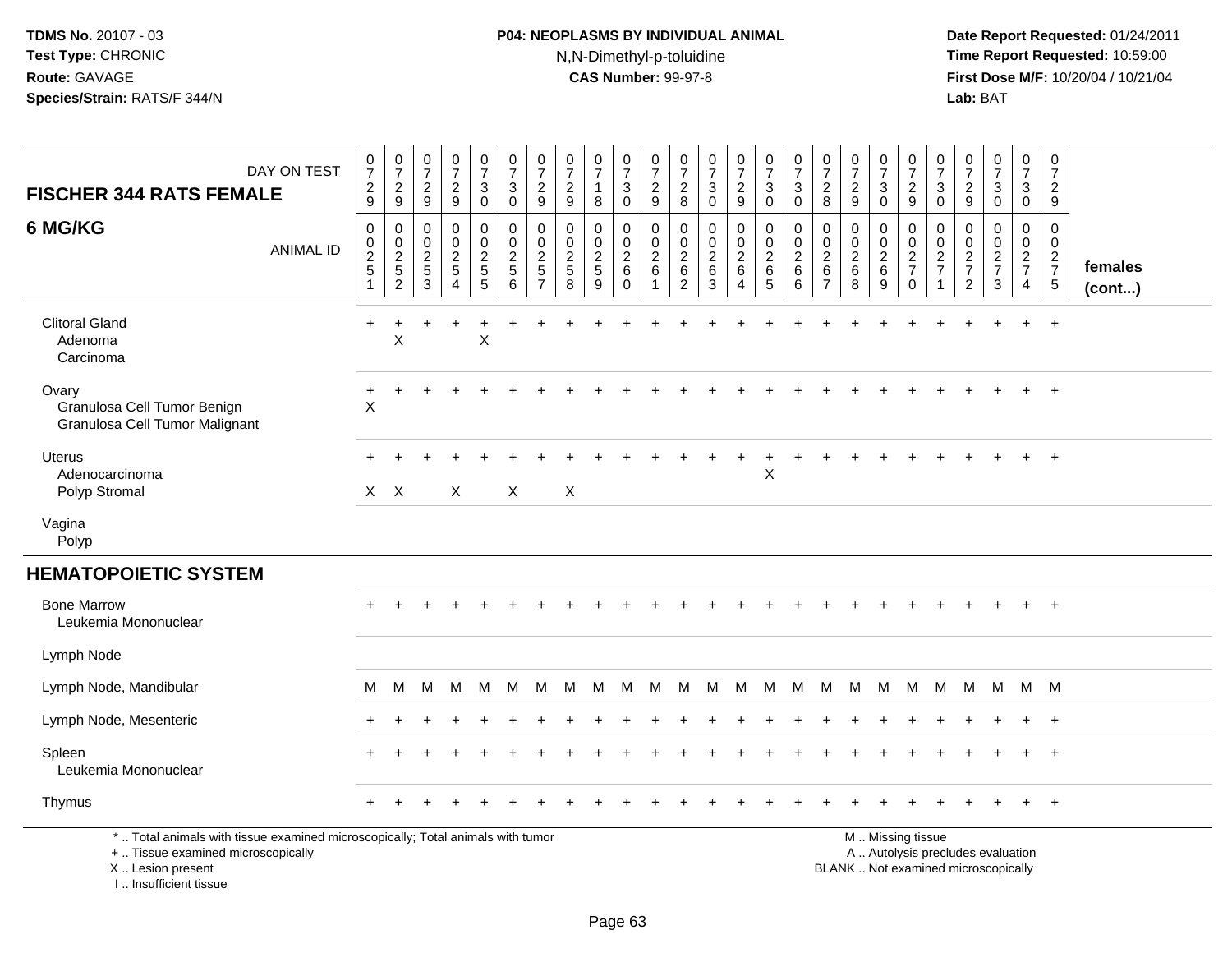**TDMS No.** 20107 - 03
**Test Type:** CHRONIC
**Route:** GAVAGE
**Species/Strain:** RATS/F 344/N

**P04: NEOPLASMS BY INDIVIDUAL ANIMAL**
N,N-Dimethyl-p-toluidine
**CAS Number:** 99-97-8

**Date Report Requested:** 01/24/2011
**Time Report Requested:** 10:59:00
**First Dose M/F:** 10/20/04 / 10/21/04
**Lab:** BAT

## FISCHER 344 RATS FEMALE

## 6 MG/KG

| DAY ON TEST | 0729 | 0729 | 0729 | 0729 | 0730 | 0730 | 0729 | 0729 | 0718 | 0730 | 0729 | 0728 | 0730 | 0729 | 0730 | 0730 | 0728 | 0729 | 0730 | 0729 | 0730 | 0729 | 0730 | 0730 | 0729 | |
|---|---|---|---|---|---|---|---|---|---|---|---|---|---|---|---|---|---|---|---|---|---|---|---|---|---|---|
| ANIMAL ID | 00251 | 00252 | 00253 | 00254 | 00255 | 00256 | 00257 | 00258 | 00259 | 00260 | 00261 | 00262 | 00263 | 00264 | 00265 | 00266 | 00267 | 00268 | 00269 | 00270 | 00271 | 00272 | 00273 | 00274 | 00275 | **females (cont...)** |
| Clitoral Gland | + | + | + | + | + | + | + | + | + | + | + | + | + | + | + | + | + | + | + | + | + | + | + | + | + | |
| Adenoma | | X | | | X | | | | | | | | | | | | | | | | | | | | | |
| Carcinoma | | | | | | | | | | | | | | | | | | | | | | | | | | |
| Ovary | + | + | + | + | + | + | + | + | + | + | + | + | + | + | + | + | + | + | + | + | + | + | + | + | + | |
| Granulosa Cell Tumor Benign | X | | | | | | | | | | | | | | | | | | | | | | | | | |
| Granulosa Cell Tumor Malignant | | | | | | | | | | | | | | | | | | | | | | | | | | |
| Uterus | + | + | + | + | + | + | + | + | + | + | + | + | + | + | + | + | + | + | + | + | + | + | + | + | + | |
| Adenocarcinoma | | | | | | | | | | | | | | | X | | | | | | | | | | | |
| Polyp Stromal | X | X | | X | | X | | X | | | | | | | | | | | | | | | | | | |
| Vagina | | | | | | | | | | | | | | | | | | | | | | | | | | |
| Polyp | | | | | | | | | | | | | | | | | | | | | | | | | | |
| **HEMATOPOIETIC SYSTEM** | | | | | | | | | | | | | | | | | | | | | | | | | | |
| Bone Marrow | + | + | + | + | + | + | + | + | + | + | + | + | + | + | + | + | + | + | + | + | + | + | + | + | + | |
| Leukemia Mononuclear | | | | | | | | | | | | | | | | | | | | | | | | | | |
| Lymph Node | | | | | | | | | | | | | | | | | | | | | | | | | | |
| Lymph Node, Mandibular | M | M | M | M | M | M | M | M | M | M | M | M | M | M | M | M | M | M | M | M | M | M | M | M | M | |
| Lymph Node, Mesenteric | + | + | + | + | + | + | + | + | + | + | + | + | + | + | + | + | + | + | + | + | + | + | + | + | + | |
| Spleen | + | + | + | + | + | + | + | + | + | + | + | + | + | + | + | + | + | + | + | + | + | + | + | + | + | |
| Leukemia Mononuclear | | | | | | | | | | | | | | | | | | | | | | | | | | |
| Thymus | + | + | + | + | + | + | + | + | + | + | + | + | + | + | + | + | + | + | + | + | + | + | + | + | + | |

\* .. Total animals with tissue examined microscopically; Total animals with tumor
\+ .. Tissue examined microscopically
X .. Lesion present
I .. Insufficient tissue

M .. Missing tissue
A .. Autolysis precludes evaluation
BLANK .. Not examined microscopically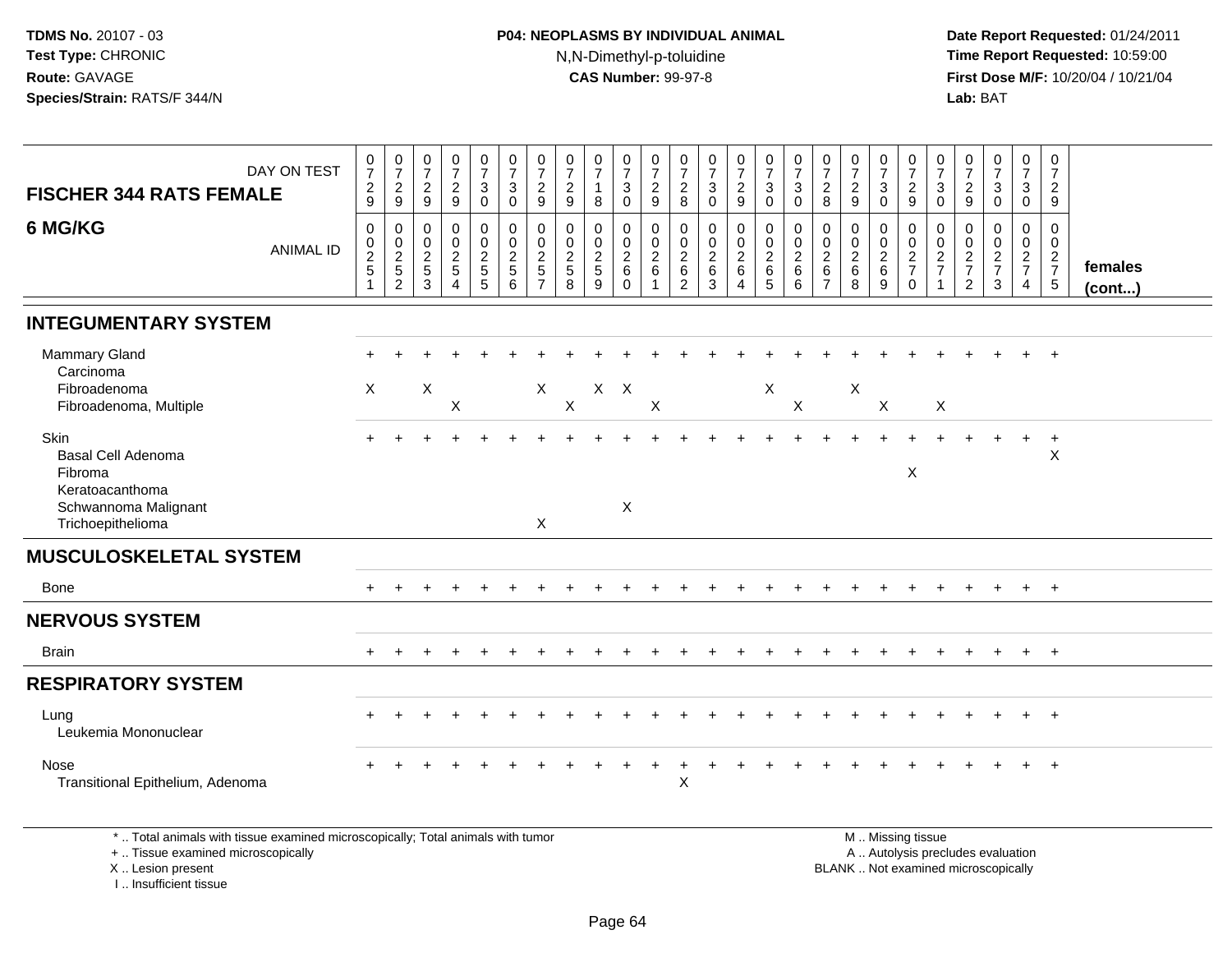**TDMS No.** 20107 - 03
**Test Type:** CHRONIC
**Route:** GAVAGE
**Species/Strain:** RATS/F 344/N

**P04: NEOPLASMS BY INDIVIDUAL ANIMAL**
N,N-Dimethyl-p-toluidine
**CAS Number:** 99-97-8

**Date Report Requested:** 01/24/2011
**Time Report Requested:** 10:59:00
**First Dose M/F:** 10/20/04 / 10/21/04
**Lab:** BAT

| FISCHER 344 RATS FEMALE 6 MG/KG | | | | | | | | | | | | | | | | | | | | | | | | | | |
|---|---|---|---|---|---|---|---|---|---|---|---|---|---|---|---|---|---|---|---|---|---|---|---|---|---|---|
| DAY ON TEST | 0729 | 0729 | 0729 | 0729 | 0730 | 0730 | 0729 | 0729 | 0718 | 0730 | 0729 | 0728 | 0730 | 0729 | 0730 | 0730 | 0728 | 0729 | 0730 | 0729 | 0730 | 0729 | 0730 | 0730 | 0729 | |
| ANIMAL ID | 0251 | 0252 | 0253 | 0254 | 0255 | 0256 | 0257 | 0258 | 0259 | 0260 | 0261 | 0262 | 0263 | 0264 | 0265 | 0266 | 0267 | 0268 | 0269 | 0270 | 0271 | 0272 | 0273 | 0274 | 0275 | females (cont...) |
| **INTEGUMENTARY SYSTEM** | | | | | | | | | | | | | | | | | | | | | | | | | | |
| Mammary Gland | + | + | + | + | + | + | + | + | + | + | + | + | + | + | + | + | + | + | + | + | + | + | + | + | + | |
| Carcinoma | | | | | | | | | | | | | | | | | | | | | | | | | | |
| Fibroadenoma | X | | X | | | | X | | X | X | | | | | X | | | X | | | | | | | | |
| Fibroadenoma, Multiple | | | | X | | | | X | | | X | | | | | X | | | X | | X | | | | | |
| Skin | + | + | + | + | + | + | + | + | + | + | + | + | + | + | + | + | + | + | + | + | + | + | + | + | + | |
| Basal Cell Adenoma | | | | | | | | | | | | | | | | | | | | | | | | | X | |
| Fibroma | | | | | | | | | | | | | | | | | | | | X | | | | | | |
| Keratoacanthoma | | | | | | | | | | | | | | | | | | | | | | | | | | |
| Schwannoma Malignant | | | | | | | | | | X | | | | | | | | | | | | | | | | |
| Trichoepithelioma | | | | | | | X | | | | | | | | | | | | | | | | | | | |
| **MUSCULOSKELETAL SYSTEM** | | | | | | | | | | | | | | | | | | | | | | | | | | |
| Bone | + | + | + | + | + | + | + | + | + | + | + | + | + | + | + | + | + | + | + | + | + | + | + | + | + | |
| **NERVOUS SYSTEM** | | | | | | | | | | | | | | | | | | | | | | | | | | |
| Brain | + | + | + | + | + | + | + | + | + | + | + | + | + | + | + | + | + | + | + | + | + | + | + | + | + | |
| **RESPIRATORY SYSTEM** | | | | | | | | | | | | | | | | | | | | | | | | | | |
| Lung | + | + | + | + | + | + | + | + | + | + | + | + | + | + | + | + | + | + | + | + | + | + | + | + | + | |
| Leukemia Mononuclear | | | | | | | | | | | | | | | | | | | | | | | | | | |
| Nose | + | + | + | + | + | + | + | + | + | + | + | + | + | + | + | + | + | + | + | + | + | + | + | + | + | |
| Transitional Epithelium, Adenoma | | | | | | | | | | | | X | | | | | | | | | | | | | | |

\* .. Total animals with tissue examined microscopically; Total animals with tumor
\+ .. Tissue examined microscopically
X .. Lesion present
I .. Insufficient tissue

M .. Missing tissue
A .. Autolysis precludes evaluation
BLANK .. Not examined microscopically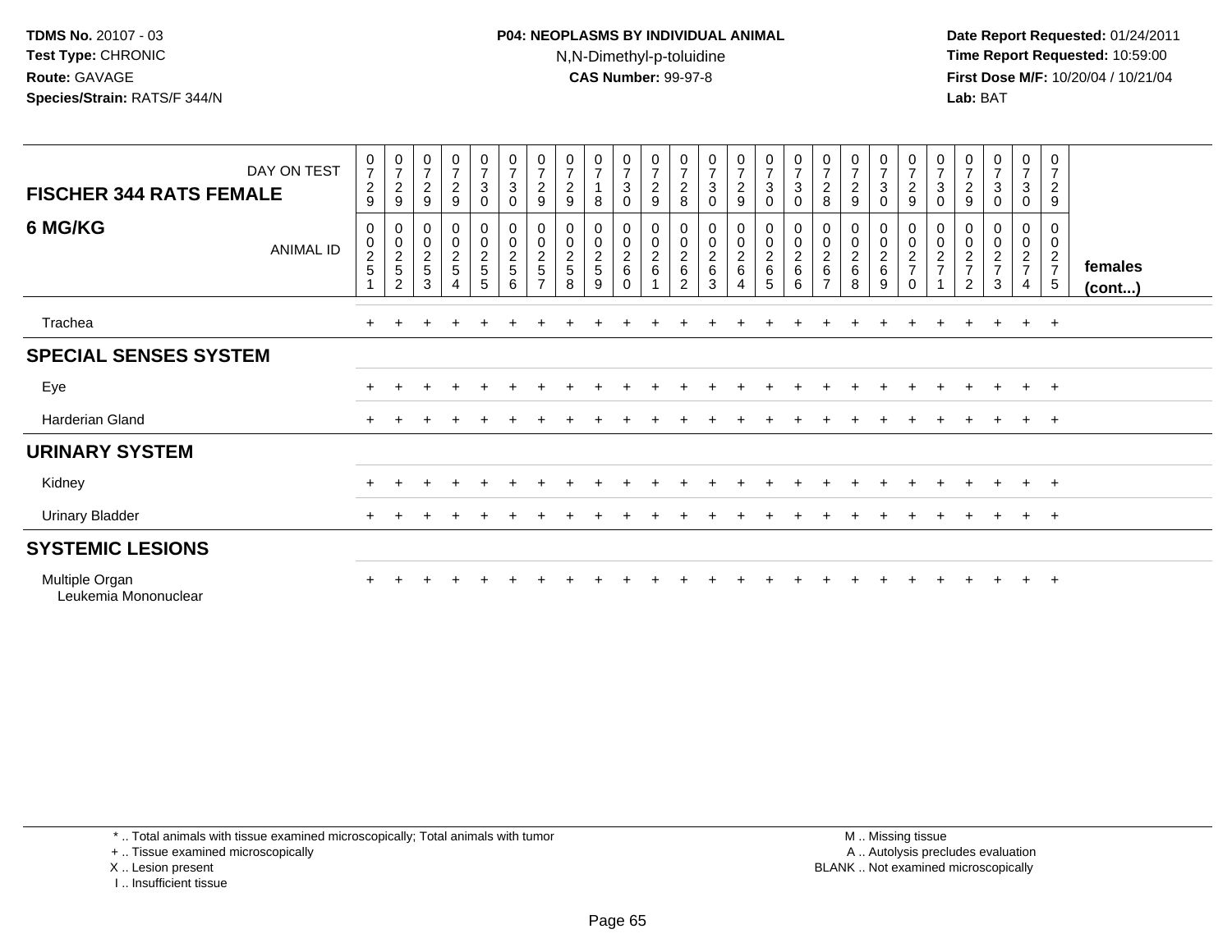**TDMS No.** 20107 - 03
**Test Type:** CHRONIC
**Route:** GAVAGE
**Species/Strain:** RATS/F 344/N

**P04: NEOPLASMS BY INDIVIDUAL ANIMAL**
N,N-Dimethyl-p-toluidine
**CAS Number:** 99-97-8

**Date Report Requested:** 01/24/2011
**Time Report Requested:** 10:59:00
**First Dose M/F:** 10/20/04 / 10/21/04
**Lab:** BAT

| FISCHER 344 RATS FEMALE 6 MG/KG | | | | | | | | | | | | | | | | | | | | | | | | | | |
|---|---|---|---|---|---|---|---|---|---|---|---|---|---|---|---|---|---|---|---|---|---|---|---|---|---|---|
| DAY ON TEST | 0729 | 0729 | 0729 | 0729 | 0730 | 0730 | 0729 | 0729 | 0718 | 0730 | 0729 | 0728 | 0730 | 0729 | 0730 | 0730 | 0728 | 0729 | 0730 | 0729 | 0730 | 0729 | 0730 | 0730 | 0729 | |
| ANIMAL ID | 0251 | 0252 | 0253 | 0254 | 0255 | 0256 | 0257 | 0258 | 0259 | 0260 | 0261 | 0262 | 0263 | 0264 | 0265 | 0266 | 0267 | 0268 | 0269 | 0270 | 0271 | 0272 | 0273 | 0274 | 0275 | females (cont...) |
| Trachea | + | + | + | + | + | + | + | + | + | + | + | + | + | + | + | + | + | + | + | + | + | + | + | + | + | |
| **SPECIAL SENSES SYSTEM** | | | | | | | | | | | | | | | | | | | | | | | | | | |
| Eye | + | + | + | + | + | + | + | + | + | + | + | + | + | + | + | + | + | + | + | + | + | + | + | + | + | |
| Harderian Gland | + | + | + | + | + | + | + | + | + | + | + | + | + | + | + | + | + | + | + | + | + | + | + | + | + | |
| **URINARY SYSTEM** | | | | | | | | | | | | | | | | | | | | | | | | | | |
| Kidney | + | + | + | + | + | + | + | + | + | + | + | + | + | + | + | + | + | + | + | + | + | + | + | + | + | |
| Urinary Bladder | + | + | + | + | + | + | + | + | + | + | + | + | + | + | + | + | + | + | + | + | + | + | + | + | + | |
| **SYSTEMIC LESIONS** | | | | | | | | | | | | | | | | | | | | | | | | | | |
| Multiple Organ | + | + | + | + | + | + | + | + | + | + | + | + | + | + | + | + | + | + | + | + | + | + | + | + | + | |
| Leukemia Mononuclear | | | | | | | | | | | | | | | | | | | | | | | | | | |

* .. Total animals with tissue examined microscopically; Total animals with tumor
+ .. Tissue examined microscopically
X .. Lesion present
I .. Insufficient tissue

M .. Missing tissue
A .. Autolysis precludes evaluation
BLANK .. Not examined microscopically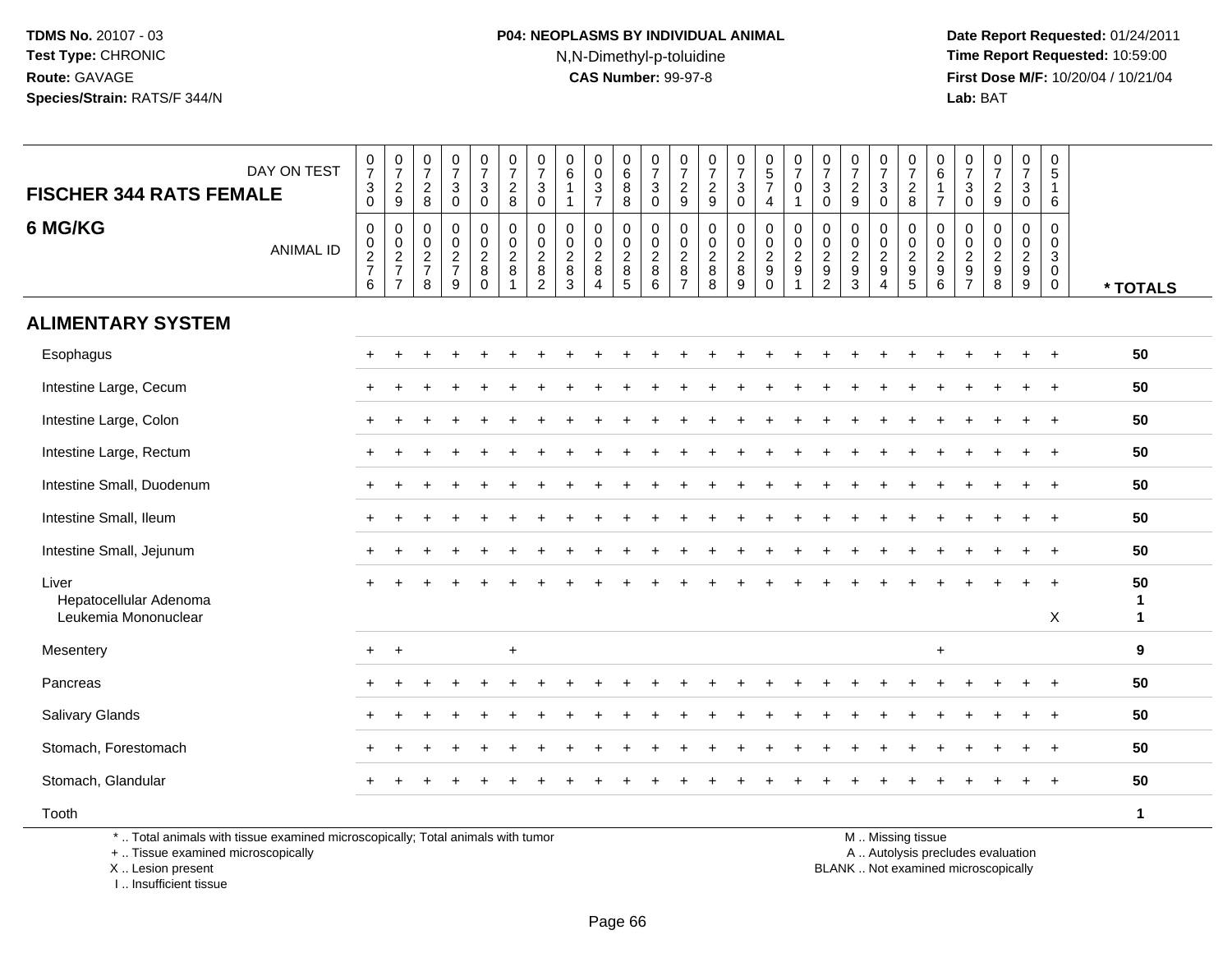**TDMS No.** 20107 - 03
**Test Type:** CHRONIC
**Route:** GAVAGE
**Species/Strain:** RATS/F 344/N

**P04: NEOPLASMS BY INDIVIDUAL ANIMAL**
N,N-Dimethyl-p-toluidine
**CAS Number:** 99-97-8

**Date Report Requested:** 01/24/2011
**Time Report Requested:** 10:59:00
**First Dose M/F:** 10/20/04 / 10/21/04
**Lab:** BAT

## FISCHER 344 RATS FEMALE

## 6 MG/KG

| DAY ON TEST | 0730 | 0729 | 0728 | 0730 | 0730 | 0728 | 0730 | 0611 | 0037 | 0688 | 0730 | 0729 | 0729 | 0730 | 0574 | 0701 | 0730 | 0729 | 0730 | 0728 | 0617 | 0730 | 0729 | 0730 | 0516 | |
|---|---|---|---|---|---|---|---|---|---|---|---|---|---|---|---|---|---|---|---|---|---|---|---|---|---|---|
| **ANIMAL ID** | 00276 | 00277 | 00278 | 00279 | 00280 | 00281 | 00282 | 00283 | 00284 | 00285 | 00286 | 00287 | 00288 | 00289 | 00290 | 00291 | 00292 | 00293 | 00294 | 00295 | 00296 | 00297 | 00298 | 00299 | 00300 | *** TOTALS** |
| **ALIMENTARY SYSTEM** | | | | | | | | | | | | | | | | | | | | | | | | | | |
| Esophagus | + | + | + | + | + | + | + | + | + | + | + | + | + | + | + | + | + | + | + | + | + | + | + | + | + | 50 |
| Intestine Large, Cecum | + | + | + | + | + | + | + | + | + | + | + | + | + | + | + | + | + | + | + | + | + | + | + | + | + | 50 |
| Intestine Large, Colon | + | + | + | + | + | + | + | + | + | + | + | + | + | + | + | + | + | + | + | + | + | + | + | + | + | 50 |
| Intestine Large, Rectum | + | + | + | + | + | + | + | + | + | + | + | + | + | + | + | + | + | + | + | + | + | + | + | + | + | 50 |
| Intestine Small, Duodenum | + | + | + | + | + | + | + | + | + | + | + | + | + | + | + | + | + | + | + | + | + | + | + | + | + | 50 |
| Intestine Small, Ileum | + | + | + | + | + | + | + | + | + | + | + | + | + | + | + | + | + | + | + | + | + | + | + | + | + | 50 |
| Intestine Small, Jejunum | + | + | + | + | + | + | + | + | + | + | + | + | + | + | + | + | + | + | + | + | + | + | + | + | + | 50 |
| Liver | + | + | + | + | + | + | + | + | + | + | + | + | + | + | + | + | + | + | + | + | + | + | + | + | + | 50 |
| Hepatocellular Adenoma | | | | | | | | | | | | | | | | | | | | | | | | | | 1 |
| Leukemia Mononuclear | | | | | | | | | | | | | | | | | | | | | | | | | X | 1 |
| Mesentery | + | + | | | | + | | | | | | | | | | | | | | | + | | | | | 9 |
| Pancreas | + | + | + | + | + | + | + | + | + | + | + | + | + | + | + | + | + | + | + | + | + | + | + | + | + | 50 |
| Salivary Glands | + | + | + | + | + | + | + | + | + | + | + | + | + | + | + | + | + | + | + | + | + | + | + | + | + | 50 |
| Stomach, Forestomach | + | + | + | + | + | + | + | + | + | + | + | + | + | + | + | + | + | + | + | + | + | + | + | + | + | 50 |
| Stomach, Glandular | + | + | + | + | + | + | + | + | + | + | + | + | + | + | + | + | + | + | + | + | + | + | + | + | + | 50 |
| Tooth | | | | | | | | | | | | | | | | | | | | | | | | | | 1 |

\* .. Total animals with tissue examined microscopically; Total animals with tumor
\+ .. Tissue examined microscopically
X .. Lesion present
I .. Insufficient tissue

M .. Missing tissue
A .. Autolysis precludes evaluation
BLANK .. Not examined microscopically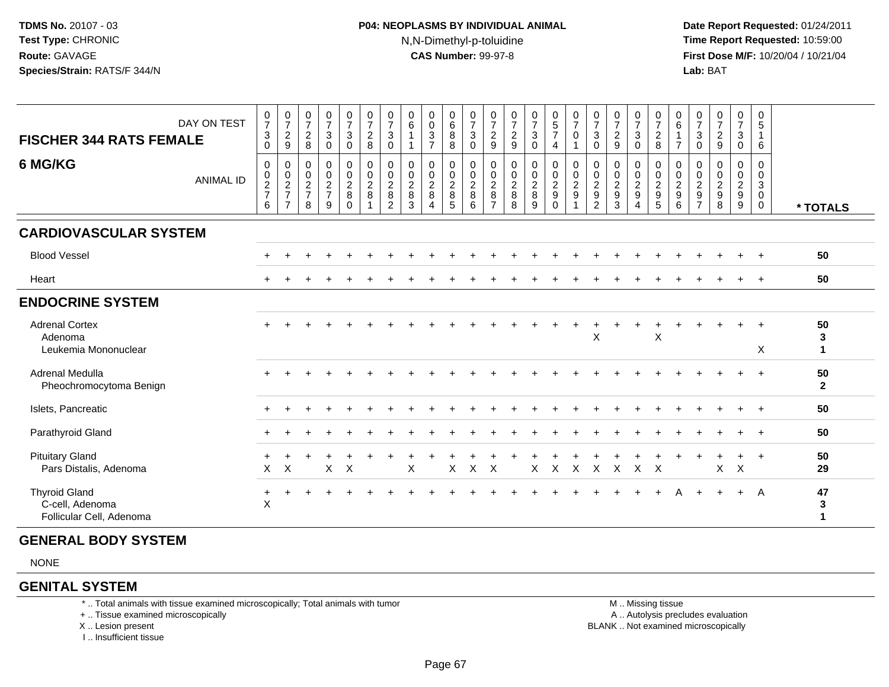**TDMS No.** 20107 - 03
**Test Type:** CHRONIC
**Route:** GAVAGE
**Species/Strain:** RATS/F 344/N

**P04: NEOPLASMS BY INDIVIDUAL ANIMAL**
N,N-Dimethyl-p-toluidine
**CAS Number:** 99-97-8

**Date Report Requested:** 01/24/2011
**Time Report Requested:** 10:59:00
**First Dose M/F:** 10/20/04 / 10/21/04
**Lab:** BAT

## FISCHER 344 RATS FEMALE 6 MG/KG

| DAY ON TEST | 0730 | 0729 | 0728 | 0730 | 0730 | 0728 | 0730 | 0611 | 0037 | 0688 | 0730 | 0729 | 0729 | 0730 | 0574 | 0701 | 0730 | 0729 | 0730 | 0728 | 0617 | 0730 | 0729 | 0730 | 0516 | |
|---|---|---|---|---|---|---|---|---|---|---|---|---|---|---|---|---|---|---|---|---|---|---|---|---|---|---|
| **ANIMAL ID** | 00276 | 00277 | 00278 | 00279 | 00280 | 00281 | 00282 | 00283 | 00284 | 00285 | 00286 | 00287 | 00288 | 00289 | 00290 | 00291 | 00292 | 00293 | 00294 | 00295 | 00296 | 00297 | 00298 | 00299 | 00300 | *** TOTALS** |
| **CARDIOVASCULAR SYSTEM** | | | | | | | | | | | | | | | | | | | | | | | | | | |
| Blood Vessel | + | + | + | + | + | + | + | + | + | + | + | + | + | + | + | + | + | + | + | + | + | + | + | + | + | **50** |
| Heart | + | + | + | + | + | + | + | + | + | + | + | + | + | + | + | + | + | + | + | + | + | + | + | + | + | **50** |
| **ENDOCRINE SYSTEM** | | | | | | | | | | | | | | | | | | | | | | | | | | |
| Adrenal Cortex | + | + | + | + | + | + | + | + | + | + | + | + | + | + | + | + | + | + | + | + | + | + | + | + | + | **50** |
| Adenoma | | | | | | | | | | | | | | | | | X | | | X | | | | | | **3** |
| Leukemia Mononuclear | | | | | | | | | | | | | | | | | | | | | | | | | X | **1** |
| Adrenal Medulla | + | + | + | + | + | + | + | + | + | + | + | + | + | + | + | + | + | + | + | + | + | + | + | + | + | **50** |
| Pheochromocytoma Benign | | | | | | | | | | | | | | | | | | | | | | | | | | **2** |
| Islets, Pancreatic | + | + | + | + | + | + | + | + | + | + | + | + | + | + | + | + | + | + | + | + | + | + | + | + | + | **50** |
| Parathyroid Gland | + | + | + | + | + | + | + | + | + | + | + | + | + | + | + | + | + | + | + | + | + | + | + | + | + | **50** |
| Pituitary Gland | + | + | + | + | + | + | + | + | + | + | + | + | + | + | + | + | + | + | + | + | + | + | + | + | + | **50** |
| Pars Distalis, Adenoma | X | X | | X | X | | | X | | X | X | X | | X | X | X | X | X | X | X | | | X | X | | **29** |
| Thyroid Gland | + | + | + | + | + | + | + | + | + | + | + | + | + | + | + | + | + | + | + | + | A | + | + | + | A | **47** |
| C-cell, Adenoma | X | | | | | | | | | | | | | | | | | | | | | | | | | **3** |
| Follicular Cell, Adenoma | | | | | | | | | | | | | | | | | | | | | | | | | | **1** |

## GENERAL BODY SYSTEM

NONE

## GENITAL SYSTEM

\* .. Total animals with tissue examined microscopically; Total animals with tumor
\+ .. Tissue examined microscopically
X .. Lesion present
I .. Insufficient tissue

M .. Missing tissue
A .. Autolysis precludes evaluation
BLANK .. Not examined microscopically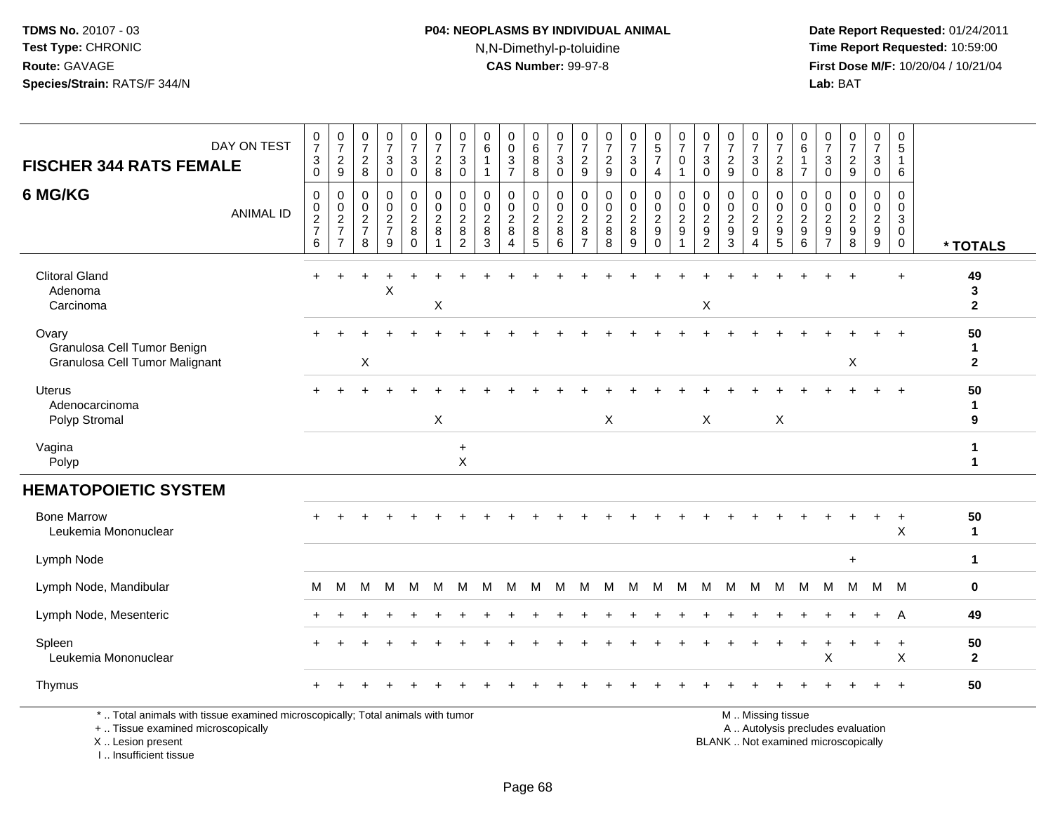TDMS No. 20107 - 03
Test Type: CHRONIC
Route: GAVAGE
Species/Strain: RATS/F 344/N

**P04: NEOPLASMS BY INDIVIDUAL ANIMAL**
N,N-Dimethyl-p-toluidine
**CAS Number: 99-97-8**

Date Report Requested: 01/24/2011
Time Report Requested: 10:59:00
First Dose M/F: 10/20/04 / 10/21/04
Lab: BAT

| FISCHER 344 RATS FEMALE / 6 MG/KG | | | | | | | | | | | | | | | | | | | | | | | | | | |
|---|---|---|---|---|---|---|---|---|---|---|---|---|---|---|---|---|---|---|---|---|---|---|---|---|---|---|
| DAY ON TEST | 0730 | 0729 | 0728 | 0730 | 0730 | 0728 | 0730 | 0611 | 0037 | 0688 | 0730 | 0729 | 0729 | 0730 | 0574 | 0701 | 0730 | 0729 | 0730 | 0728 | 0617 | 0730 | 0729 | 0730 | 0516 | |
| ANIMAL ID | 0276 | 0277 | 0278 | 0279 | 0280 | 0281 | 0282 | 0283 | 0284 | 0285 | 0286 | 0287 | 0288 | 0289 | 0290 | 0291 | 0292 | 0293 | 0294 | 0295 | 0296 | 0297 | 0298 | 0299 | 0300 | * TOTALS |
| Clitoral Gland | + | + | + | + | + | + | + | + | + | + | + | + | + | + | + | + | + | + | + | + | + | + | + | | + | 49 |
| Adenoma | | | | X | | | | | | | | | | | | | | | | | | | | | | 3 |
| Carcinoma | | | | | | X | | | | | | | | | | | X | | | | | | | | | 2 |
| Ovary | + | + | + | + | + | + | + | + | + | + | + | + | + | + | + | + | + | + | + | + | + | + | + | + | + | 50 |
| Granulosa Cell Tumor Benign | | | | | | | | | | | | | | | | | | | | | | | | | | 1 |
| Granulosa Cell Tumor Malignant | | | X | | | | | | | | | | | | | | | | | | | | X | | | 2 |
| Uterus | + | + | + | + | + | + | + | + | + | + | + | + | + | + | + | + | + | + | + | + | + | + | + | + | + | 50 |
| Adenocarcinoma | | | | | | | | | | | | | | | | | | | | | | | | | | 1 |
| Polyp Stromal | | | | | | X | | | | | | | X | | | | X | | | X | | | | | | 9 |
| Vagina | | | | | | | + | | | | | | | | | | | | | | | | | | | 1 |
| Polyp | | | | | | | X | | | | | | | | | | | | | | | | | | | 1 |
| **HEMATOPOIETIC SYSTEM** | | | | | | | | | | | | | | | | | | | | | | | | | | |
| Bone Marrow | + | + | + | + | + | + | + | + | + | + | + | + | + | + | + | + | + | + | + | + | + | + | + | + | + | 50 |
| Leukemia Mononuclear | | | | | | | | | | | | | | | | | | | | | | | | | X | 1 |
| Lymph Node | | | | | | | | | | | | | | | | | | | | | | | + | | | 1 |
| Lymph Node, Mandibular | M | M | M | M | M | M | M | M | M | M | M | M | M | M | M | M | M | M | M | M | M | M | M | M | M | 0 |
| Lymph Node, Mesenteric | + | + | + | + | + | + | + | + | + | + | + | + | + | + | + | + | + | + | + | + | + | + | + | + | A | 49 |
| Spleen | + | + | + | + | + | + | + | + | + | + | + | + | + | + | + | + | + | + | + | + | + | + | + | + | + | 50 |
| Leukemia Mononuclear | | | | | | | | | | | | | | | | | | | | | | X | | | X | 2 |
| Thymus | + | + | + | + | + | + | + | + | + | + | + | + | + | + | + | + | + | + | + | + | + | + | + | + | + | 50 |

\* .. Total animals with tissue examined microscopically; Total animals with tumor
\+ .. Tissue examined microscopically
X .. Lesion present
I .. Insufficient tissue

M .. Missing tissue
A .. Autolysis precludes evaluation
BLANK .. Not examined microscopically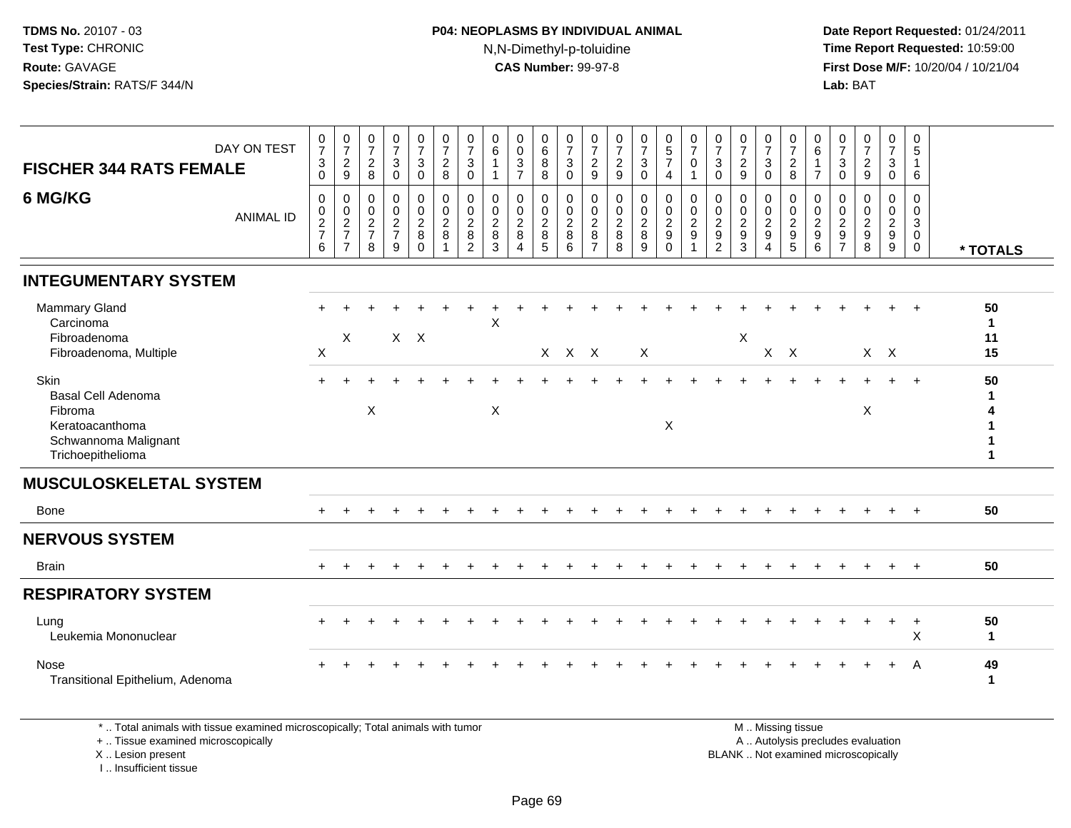TDMS No. 20107 - 03
Test Type: CHRONIC
Route: GAVAGE
Species/Strain: RATS/F 344/N

**P04: NEOPLASMS BY INDIVIDUAL ANIMAL**
N,N-Dimethyl-p-toluidine
**CAS Number:** 99-97-8

Date Report Requested: 01/24/2011
Time Report Requested: 10:59:00
First Dose M/F: 10/20/04 / 10/21/04
Lab: BAT

**FISCHER 344 RATS FEMALE**
**6 MG/KG**

| DAY ON TEST | 0730 | 0729 | 0728 | 0730 | 0730 | 0728 | 0730 | 0611 | 0037 | 0688 | 0730 | 0729 | 0729 | 0730 | 0574 | 0701 | 0730 | 0729 | 0730 | 0728 | 0617 | 0730 | 0729 | 0730 | 0516 | |
|---|---|---|---|---|---|---|---|---|---|---|---|---|---|---|---|---|---|---|---|---|---|---|---|---|---|---|
| **ANIMAL ID** | 0276 | 0277 | 0278 | 0279 | 0280 | 0281 | 0282 | 0283 | 0284 | 0285 | 0286 | 0287 | 0288 | 0289 | 0290 | 0291 | 0292 | 0293 | 0294 | 0295 | 0296 | 0297 | 0298 | 0299 | 0300 | *** TOTALS** |
| **INTEGUMENTARY SYSTEM** | | | | | | | | | | | | | | | | | | | | | | | | | | |
| Mammary Gland | + | + | + | + | + | + | + | + | + | + | + | + | + | + | + | + | + | + | + | + | + | + | + | + | + | 50 |
| Carcinoma | | | | | | | | X | | | | | | | | | | | | | | | | | | 1 |
| Fibroadenoma | | X | | X | X | | | | | | | | | | | | | X | | | | | | | | 11 |
| Fibroadenoma, Multiple | X | | | | | | | | | X | X | X | | X | | | | | X | X | | | X | X | | 15 |
| Skin | + | + | + | + | + | + | + | + | + | + | + | + | + | + | + | + | + | + | + | + | + | + | + | + | + | 50 |
| Basal Cell Adenoma | | | | | | | | | | | | | | | | | | | | | | | | | | 1 |
| Fibroma | | | X | | | | | X | | | | | | | | | | | | | | | X | | | 4 |
| Keratoacanthoma | | | | | | | | | | | | | | | X | | | | | | | | | | | 1 |
| Schwannoma Malignant | | | | | | | | | | | | | | | | | | | | | | | | | | 1 |
| Trichoepithelioma | | | | | | | | | | | | | | | | | | | | | | | | | | 1 |
| **MUSCULOSKELETAL SYSTEM** | | | | | | | | | | | | | | | | | | | | | | | | | | |
| Bone | + | + | + | + | + | + | + | + | + | + | + | + | + | + | + | + | + | + | + | + | + | + | + | + | + | 50 |
| **NERVOUS SYSTEM** | | | | | | | | | | | | | | | | | | | | | | | | | | |
| Brain | + | + | + | + | + | + | + | + | + | + | + | + | + | + | + | + | + | + | + | + | + | + | + | + | + | 50 |
| **RESPIRATORY SYSTEM** | | | | | | | | | | | | | | | | | | | | | | | | | | |
| Lung | + | + | + | + | + | + | + | + | + | + | + | + | + | + | + | + | + | + | + | + | + | + | + | + | + | 50 |
| Leukemia Mononuclear | | | | | | | | | | | | | | | | | | | | | | | | | X | 1 |
| Nose | + | + | + | + | + | + | + | + | + | + | + | + | + | + | + | + | + | + | + | + | + | + | + | + | A | 49 |
| Transitional Epithelium, Adenoma | | | | | | | | | | | | | | | | | | | | | | | | | | 1 |

* .. Total animals with tissue examined microscopically; Total animals with tumor
+ .. Tissue examined microscopically
X .. Lesion present
I .. Insufficient tissue

M .. Missing tissue
A .. Autolysis precludes evaluation
BLANK .. Not examined microscopically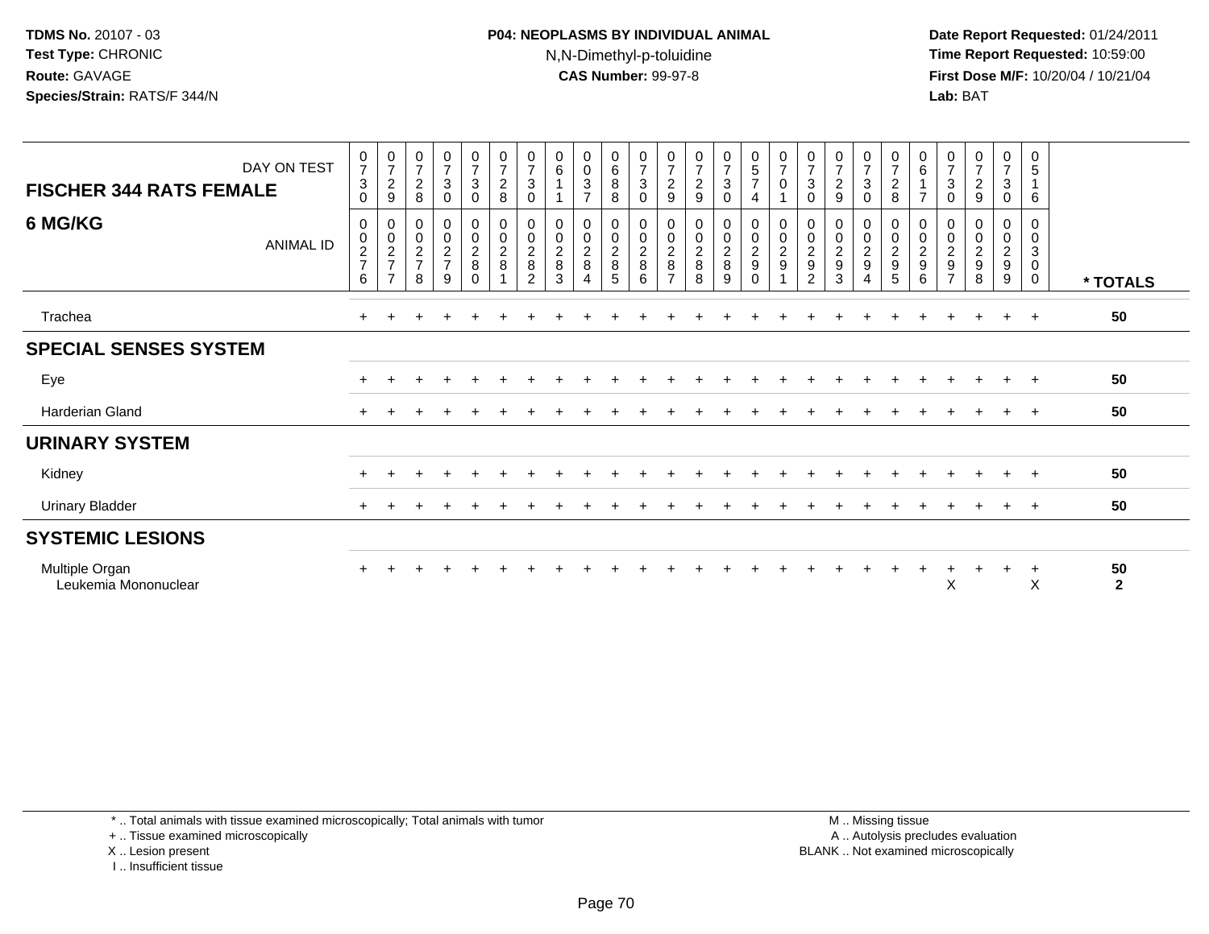**TDMS No.** 20107 - 03
**Test Type:** CHRONIC
**Route:** GAVAGE
**Species/Strain:** RATS/F 344/N

**P04: NEOPLASMS BY INDIVIDUAL ANIMAL**
N,N-Dimethyl-p-toluidine
**CAS Number:** 99-97-8

**Date Report Requested:** 01/24/2011
**Time Report Requested:** 10:59:00
**First Dose M/F:** 10/20/04 / 10/21/04
**Lab:** BAT

| DAY ON TEST | 0730 | 0729 | 0728 | 0730 | 0730 | 0728 | 0730 | 0611 | 0037 | 0688 | 0730 | 0729 | 0729 | 0730 | 0574 | 0701 | 0730 | 0729 | 0730 | 0728 | 0617 | 0730 | 0729 | 0730 | 0516 | |
|---|---|---|---|---|---|---|---|---|---|---|---|---|---|---|---|---|---|---|---|---|---|---|---|---|---|---|
| **FISCHER 344 RATS FEMALE 6 MG/KG** ANIMAL ID | 00276 | 00277 | 00278 | 00279 | 00280 | 00281 | 00282 | 00283 | 00284 | 00285 | 00286 | 00287 | 00288 | 00289 | 00290 | 00291 | 00292 | 00293 | 00294 | 00295 | 00296 | 00297 | 00298 | 00299 | 00300 | *** TOTALS** |
| Trachea | + | + | + | + | + | + | + | + | + | + | + | + | + | + | + | + | + | + | + | + | + | + | + | + | + | 50 |
| **SPECIAL SENSES SYSTEM** | | | | | | | | | | | | | | | | | | | | | | | | | | |
| Eye | + | + | + | + | + | + | + | + | + | + | + | + | + | + | + | + | + | + | + | + | + | + | + | + | + | 50 |
| Harderian Gland | + | + | + | + | + | + | + | + | + | + | + | + | + | + | + | + | + | + | + | + | + | + | + | + | + | 50 |
| **URINARY SYSTEM** | | | | | | | | | | | | | | | | | | | | | | | | | | |
| Kidney | + | + | + | + | + | + | + | + | + | + | + | + | + | + | + | + | + | + | + | + | + | + | + | + | + | 50 |
| Urinary Bladder | + | + | + | + | + | + | + | + | + | + | + | + | + | + | + | + | + | + | + | + | + | + | + | + | + | 50 |
| **SYSTEMIC LESIONS** | | | | | | | | | | | | | | | | | | | | | | | | | | |
| Multiple Organ | + | + | + | + | + | + | + | + | + | + | + | + | + | + | + | + | + | + | + | + | + | + | + | + | + | 50 |
| Leukemia Mononuclear | | | | | | | | | | | | | | | | | | | | | | X | | | X | 2 |

\* .. Total animals with tissue examined microscopically; Total animals with tumor
\+ .. Tissue examined microscopically
X .. Lesion present
I .. Insufficient tissue

M .. Missing tissue
A .. Autolysis precludes evaluation
BLANK .. Not examined microscopically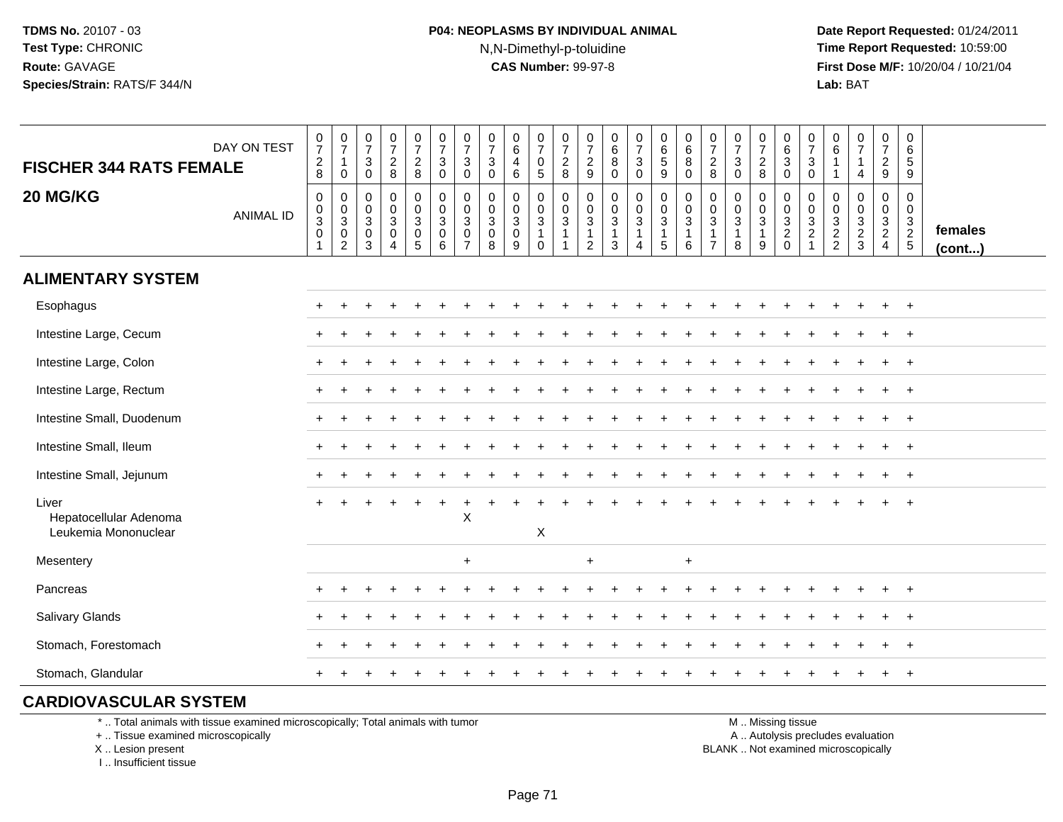TDMS No. 20107 - 03
Test Type: CHRONIC
Route: GAVAGE
Species/Strain: RATS/F 344/N

**P04: NEOPLASMS BY INDIVIDUAL ANIMAL**
N,N-Dimethyl-p-toluidine
**CAS Number:** 99-97-8

Date Report Requested: 01/24/2011
Time Report Requested: 10:59:00
First Dose M/F: 10/20/04 / 10/21/04
Lab: BAT

## FISCHER 344 RATS FEMALE
## 20 MG/KG

| DAY ON TEST | 0728 | 0710 | 0730 | 0728 | 0728 | 0730 | 0730 | 0730 | 0646 | 0705 | 0728 | 0729 | 0680 | 0730 | 0659 | 0680 | 0728 | 0730 | 0728 | 0630 | 0730 | 0611 | 0714 | 0729 | 0659 | |
|---|---|---|---|---|---|---|---|---|---|---|---|---|---|---|---|---|---|---|---|---|---|---|---|---|---|---|
| ANIMAL ID | 00301 | 00302 | 00303 | 00304 | 00305 | 00306 | 00307 | 00308 | 00309 | 00310 | 00311 | 00312 | 00313 | 00314 | 00315 | 00316 | 00317 | 00318 | 00319 | 00320 | 00321 | 00322 | 00323 | 00324 | 00325 | females (cont...) |
| **ALIMENTARY SYSTEM** | | | | | | | | | | | | | | | | | | | | | | | | | | |
| Esophagus | + | + | + | + | + | + | + | + | + | + | + | + | + | + | + | + | + | + | + | + | + | + | + | + | + | |
| Intestine Large, Cecum | + | + | + | + | + | + | + | + | + | + | + | + | + | + | + | + | + | + | + | + | + | + | + | + | + | |
| Intestine Large, Colon | + | + | + | + | + | + | + | + | + | + | + | + | + | + | + | + | + | + | + | + | + | + | + | + | + | |
| Intestine Large, Rectum | + | + | + | + | + | + | + | + | + | + | + | + | + | + | + | + | + | + | + | + | + | + | + | + | + | |
| Intestine Small, Duodenum | + | + | + | + | + | + | + | + | + | + | + | + | + | + | + | + | + | + | + | + | + | + | + | + | + | |
| Intestine Small, Ileum | + | + | + | + | + | + | + | + | + | + | + | + | + | + | + | + | + | + | + | + | + | + | + | + | + | |
| Intestine Small, Jejunum | + | + | + | + | + | + | + | + | + | + | + | + | + | + | + | + | + | + | + | + | + | + | + | + | + | |
| Liver | + | + | + | + | + | + | + | + | + | + | + | + | + | + | + | + | + | + | + | + | + | + | + | + | + | |
| Hepatocellular Adenoma | | | | | | | X | | | | | | | | | | | | | | | | | | | |
| Leukemia Mononuclear | | | | | | | | | | X | | | | | | | | | | | | | | | | |
| Mesentery | | | | | | | + | | | | | + | | | | + | | | | | | | | | | |
| Pancreas | + | + | + | + | + | + | + | + | + | + | + | + | + | + | + | + | + | + | + | + | + | + | + | + | + | |
| Salivary Glands | + | + | + | + | + | + | + | + | + | + | + | + | + | + | + | + | + | + | + | + | + | + | + | + | + | |
| Stomach, Forestomach | + | + | + | + | + | + | + | + | + | + | + | + | + | + | + | + | + | + | + | + | + | + | + | + | + | |
| Stomach, Glandular | + | + | + | + | + | + | + | + | + | + | + | + | + | + | + | + | + | + | + | + | + | + | + | + | + | |

**CARDIOVASCULAR SYSTEM**

\* .. Total animals with tissue examined microscopically; Total animals with tumor
\+ .. Tissue examined microscopically
X .. Lesion present
I .. Insufficient tissue

M .. Missing tissue
A .. Autolysis precludes evaluation
BLANK .. Not examined microscopically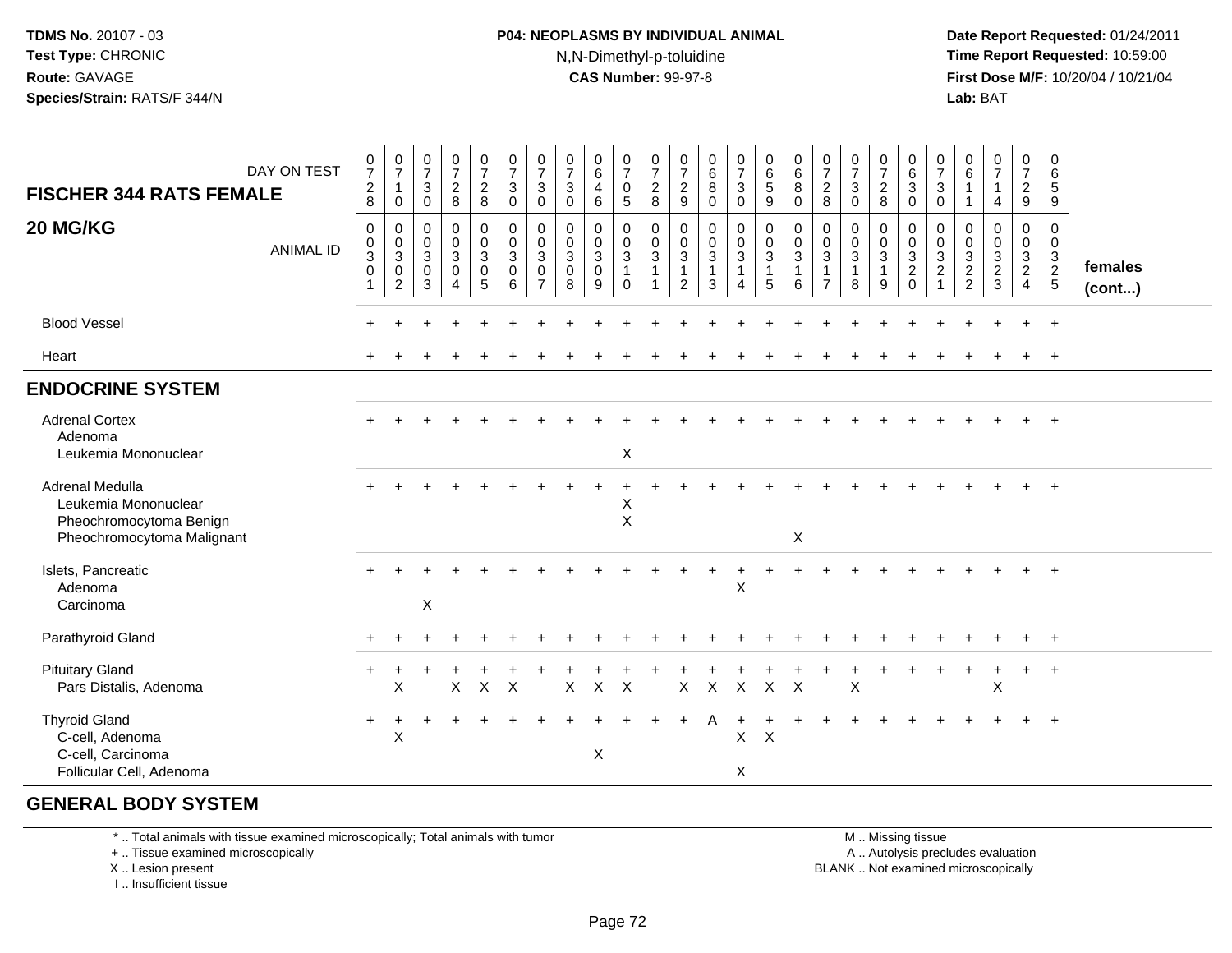TDMS No. 20107 - 03
Test Type: CHRONIC
Route: GAVAGE
Species/Strain: RATS/F 344/N

**P04: NEOPLASMS BY INDIVIDUAL ANIMAL**
N,N-Dimethyl-p-toluidine
**CAS Number:** 99-97-8

Date Report Requested: 01/24/2011
Time Report Requested: 10:59:00
First Dose M/F: 10/20/04 / 10/21/04
Lab: BAT

| FISCHER 344 RATS FEMALE — DAY ON TEST | 0728 | 0710 | 0730 | 0728 | 0728 | 0730 | 0730 | 0730 | 0646 | 0705 | 0728 | 0729 | 0680 | 0730 | 0659 | 0680 | 0728 | 0730 | 0728 | 0630 | 0730 | 0611 | 0714 | 0729 | 0659 | |
|---|---|---|---|---|---|---|---|---|---|---|---|---|---|---|---|---|---|---|---|---|---|---|---|---|---|---|
| **20 MG/KG** — ANIMAL ID | 0030 1 | 0030 2 | 0030 3 | 0030 4 | 0030 5 | 0030 6 | 0030 7 | 0030 8 | 0030 9 | 0031 0 | 0031 1 | 0031 2 | 0031 3 | 0031 4 | 0031 5 | 0031 6 | 0031 7 | 0031 8 | 0031 9 | 0032 0 | 0032 1 | 0032 2 | 0032 3 | 0032 4 | 0032 5 | **females (cont...)** |
| Blood Vessel | + | + | + | + | + | + | + | + | + | + | + | + | + | + | + | + | + | + | + | + | + | + | + | + | + | |
| Heart | + | + | + | + | + | + | + | + | + | + | + | + | + | + | + | + | + | + | + | + | + | + | + | + | + | |
| **ENDOCRINE SYSTEM** | | | | | | | | | | | | | | | | | | | | | | | | | | |
| Adrenal Cortex | + | + | + | + | + | + | + | + | + | + | + | + | + | + | + | + | + | + | + | + | + | + | + | + | + | |
| Adenoma | | | | | | | | | | | | | | | | | | | | | | | | | | |
| Leukemia Mononuclear | | | | | | | | | | X | | | | | | | | | | | | | | | | |
| Adrenal Medulla | + | + | + | + | + | + | + | + | + | + | + | + | + | + | + | + | + | + | + | + | + | + | + | + | + | |
| Leukemia Mononuclear | | | | | | | | | | X | | | | | | | | | | | | | | | | |
| Pheochromocytoma Benign | | | | | | | | | | X | | | | | | | | | | | | | | | | |
| Pheochromocytoma Malignant | | | | | | | | | | | | | | | | X | | | | | | | | | | |
| Islets, Pancreatic | + | + | + | + | + | + | + | + | + | + | + | + | + | + | + | + | + | + | + | + | + | + | + | + | + | |
| Adenoma | | | | | | | | | | | | | | X | | | | | | | | | | | | |
| Carcinoma | | | X | | | | | | | | | | | | | | | | | | | | | | | |
| Parathyroid Gland | + | + | + | + | + | + | + | + | + | + | + | + | + | + | + | + | + | + | + | + | + | + | + | + | + | |
| Pituitary Gland | + | + | + | + | + | + | + | + | + | + | + | + | + | + | + | + | + | + | + | + | + | + | + | + | + | |
| Pars Distalis, Adenoma | | X | | X | X | X | | X | X | X | | X | X | X | X | X | | X | | | | | X | | | |
| Thyroid Gland | + | + | + | + | + | + | + | + | + | + | + | + | A | + | + | + | + | + | + | + | + | + | + | + | + | |
| C-cell, Adenoma | | X | | | | | | | | | | | | X | X | | | | | | | | | | | |
| C-cell, Carcinoma | | | | | | | | | X | | | | | | | | | | | | | | | | | |
| Follicular Cell, Adenoma | | | | | | | | | | | | | | X | | | | | | | | | | | | |
| **GENERAL BODY SYSTEM** | | | | | | | | | | | | | | | | | | | | | | | | | | |

\* .. Total animals with tissue examined microscopically; Total animals with tumor
\+ .. Tissue examined microscopically
X .. Lesion present
I .. Insufficient tissue

M .. Missing tissue
A .. Autolysis precludes evaluation
BLANK .. Not examined microscopically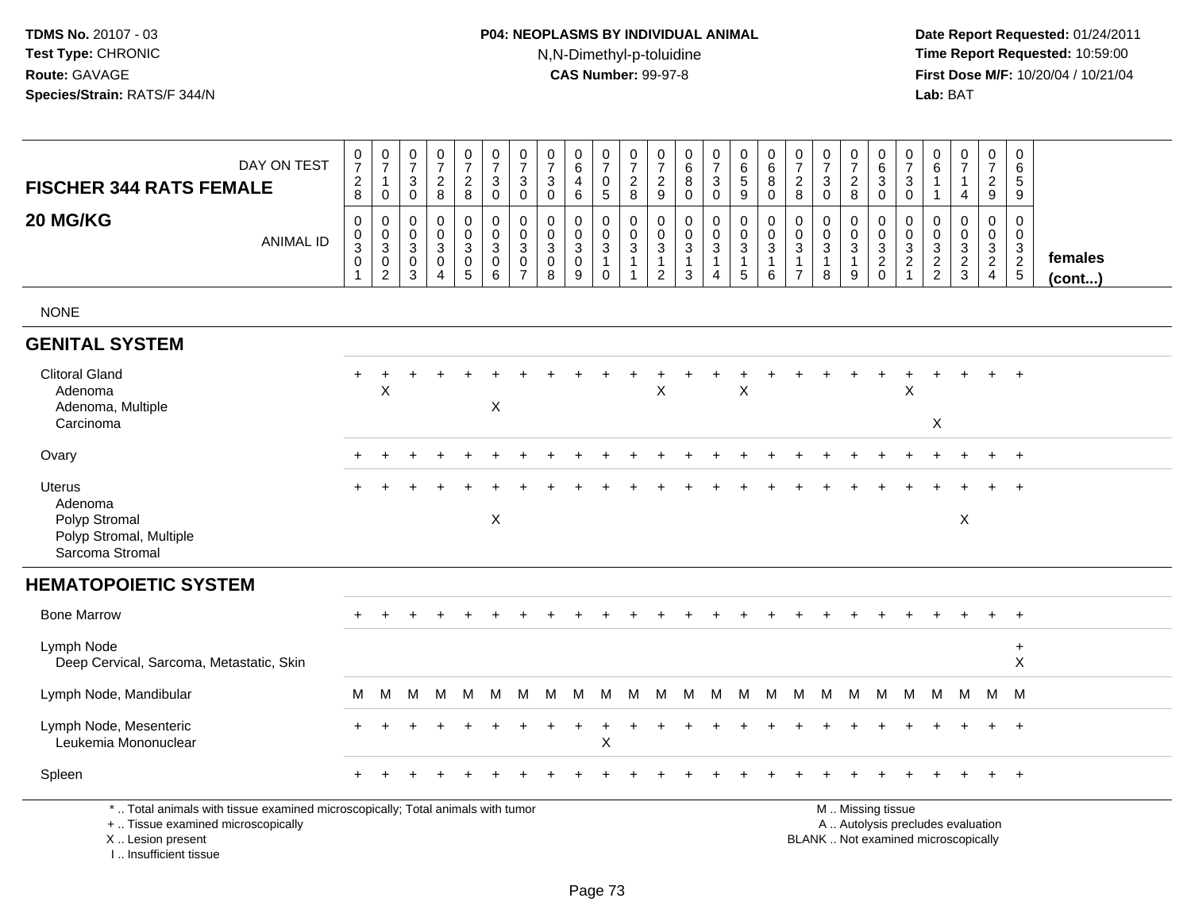TDMS No. 20107 - 03
Test Type: CHRONIC
Route: GAVAGE
Species/Strain: RATS/F 344/N

**P04: NEOPLASMS BY INDIVIDUAL ANIMAL**
N,N-Dimethyl-p-toluidine
**CAS Number:** 99-97-8

Date Report Requested: 01/24/2011
Time Report Requested: 10:59:00
First Dose M/F: 10/20/04 / 10/21/04
Lab: BAT

| FISCHER 344 RATS FEMALE 20 MG/KG | | | | | | | | | | | | | | | | | | | | | | | | | | |
|---|---|---|---|---|---|---|---|---|---|---|---|---|---|---|---|---|---|---|---|---|---|---|---|---|---|---|
| DAY ON TEST | 0728 | 0710 | 0730 | 0728 | 0728 | 0730 | 0730 | 0730 | 0646 | 0705 | 0728 | 0729 | 0680 | 0730 | 0659 | 0680 | 0728 | 0730 | 0728 | 0630 | 0730 | 0611 | 0714 | 0729 | 0659 | |
| ANIMAL ID | 0030 1 | 0030 2 | 0030 3 | 0030 4 | 0030 5 | 0030 6 | 0030 7 | 0030 8 | 0030 9 | 0031 0 | 0031 1 | 0031 2 | 0031 3 | 0031 4 | 0031 5 | 0031 6 | 0031 7 | 0031 8 | 0031 9 | 0032 0 | 0032 1 | 0032 2 | 0032 3 | 0032 4 | 0032 5 | females (cont...) |
| NONE | | | | | | | | | | | | | | | | | | | | | | | | | | |
| **GENITAL SYSTEM** | | | | | | | | | | | | | | | | | | | | | | | | | | |
| Clitoral Gland | + | + | + | + | + | + | + | + | + | + | + | + | + | + | + | + | + | + | + | + | + | + | + | + | + | |
| Adenoma | | X | | | | | | | | | | X | | | X | | | | | | X | | | | | |
| Adenoma, Multiple | | | | | | X | | | | | | | | | | | | | | | | | | | | |
| Carcinoma | | | | | | | | | | | | | | | | | | | | | | X | | | | |
| Ovary | + | + | + | + | + | + | + | + | + | + | + | + | + | + | + | + | + | + | + | + | + | + | + | + | + | |
| Uterus | + | + | + | + | + | + | + | + | + | + | + | + | + | + | + | + | + | + | + | + | + | + | + | + | + | |
| Adenoma | | | | | | | | | | | | | | | | | | | | | | | | | | |
| Polyp Stromal | | | | | | X | | | | | | | | | | | | | | | | | X | | | |
| Polyp Stromal, Multiple | | | | | | | | | | | | | | | | | | | | | | | | | | |
| Sarcoma Stromal | | | | | | | | | | | | | | | | | | | | | | | | | | |
| **HEMATOPOIETIC SYSTEM** | | | | | | | | | | | | | | | | | | | | | | | | | | |
| Bone Marrow | + | + | + | + | + | + | + | + | + | + | + | + | + | + | + | + | + | + | + | + | + | + | + | + | + | |
| Lymph Node | | | | | | | | | | | | | | | | | | | | | | | | | + | |
| Deep Cervical, Sarcoma, Metastatic, Skin | | | | | | | | | | | | | | | | | | | | | | | | | X | |
| Lymph Node, Mandibular | M | M | M | M | M | M | M | M | M | M | M | M | M | M | M | M | M | M | M | M | M | M | M | M | M | |
| Lymph Node, Mesenteric | + | + | + | + | + | + | + | + | + | + | + | + | + | + | + | + | + | + | + | + | + | + | + | + | + | |
| Leukemia Mononuclear | | | | | | | | | | X | | | | | | | | | | | | | | | | |
| Spleen | + | + | + | + | + | + | + | + | + | + | + | + | + | + | + | + | + | + | + | + | + | + | + | + | + | |

* .. Total animals with tissue examined microscopically; Total animals with tumor
+ .. Tissue examined microscopically
X .. Lesion present
I .. Insufficient tissue

M .. Missing tissue
A .. Autolysis precludes evaluation
BLANK .. Not examined microscopically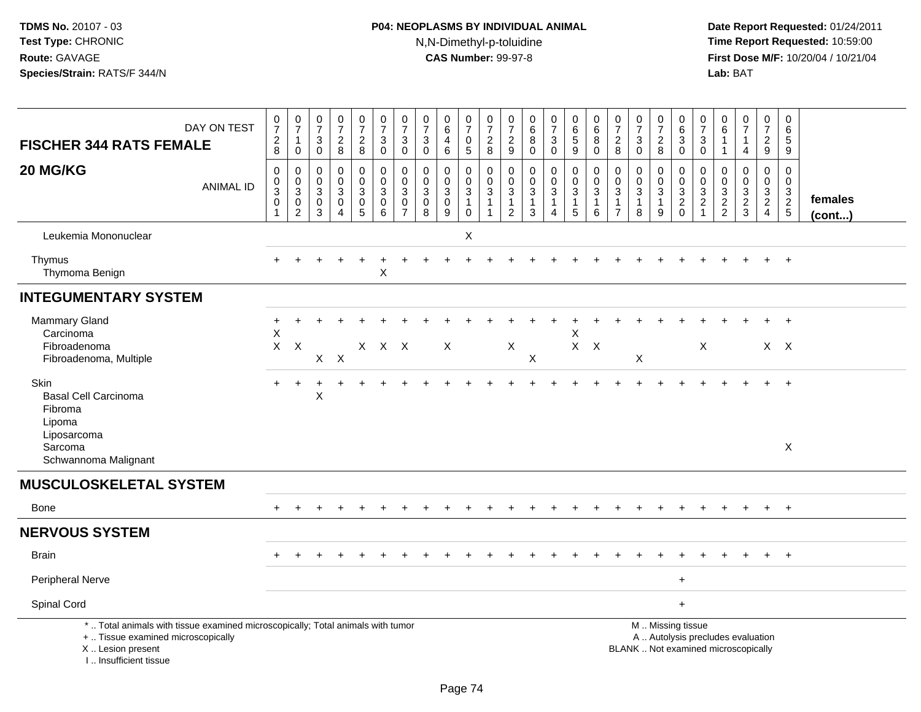**TDMS No.** 20107 - 03
**Test Type:** CHRONIC
**Route:** GAVAGE
**Species/Strain:** RATS/F 344/N

**P04: NEOPLASMS BY INDIVIDUAL ANIMAL**
N,N-Dimethyl-p-toluidine
**CAS Number:** 99-97-8

**Date Report Requested:** 01/24/2011
**Time Report Requested:** 10:59:00
**First Dose M/F:** 10/20/04 / 10/21/04
**Lab:** BAT

| FISCHER 344 RATS FEMALE — DAY ON TEST | 0728 | 0710 | 0730 | 0728 | 0728 | 0730 | 0730 | 0730 | 0646 | 0705 | 0728 | 0729 | 0680 | 0730 | 0659 | 0680 | 0728 | 0730 | 0728 | 0630 | 0730 | 0611 | 0714 | 0729 | 0659 | |
|---|---|---|---|---|---|---|---|---|---|---|---|---|---|---|---|---|---|---|---|---|---|---|---|---|---|---|
| **20 MG/KG** — ANIMAL ID | 0030 1 | 0030 2 | 0030 3 | 0030 4 | 0030 5 | 0030 6 | 0030 7 | 0030 8 | 0030 9 | 0031 0 | 0031 1 | 0031 2 | 0031 3 | 0031 4 | 0031 5 | 0031 6 | 0031 7 | 0031 8 | 0031 9 | 0032 0 | 0032 1 | 0032 2 | 0032 3 | 0032 4 | 0032 5 | **females (cont...)** |
| Leukemia Mononuclear | | | | | | | | | | X | | | | | | | | | | | | | | | | |
| Thymus | + | + | + | + | + | + | + | + | + | + | + | + | + | + | + | + | + | + | + | + | + | + | + | + | + | |
| Thymoma Benign | | | | | | X | | | | | | | | | | | | | | | | | | | | |
| **INTEGUMENTARY SYSTEM** | | | | | | | | | | | | | | | | | | | | | | | | | | |
| Mammary Gland | + | + | + | + | + | + | + | + | + | + | + | + | + | + | + | + | + | + | + | + | + | + | + | + | + | |
| Carcinoma | X | | | | | | | | | | | | | | X | | | | | | | | | | | |
| Fibroadenoma | X | X | | | X | X | X | | X | | | X | | | X | X | | | | | X | | | X | X | |
| Fibroadenoma, Multiple | | | X | X | | | | | | | | | X | | | | | X | | | | | | | | |
| Skin | + | + | + | + | + | + | + | + | + | + | + | + | + | + | + | + | + | + | + | + | + | + | + | + | + | |
| Basal Cell Carcinoma | | | X | | | | | | | | | | | | | | | | | | | | | | | |
| Fibroma | | | | | | | | | | | | | | | | | | | | | | | | | | |
| Lipoma | | | | | | | | | | | | | | | | | | | | | | | | | | |
| Liposarcoma | | | | | | | | | | | | | | | | | | | | | | | | | | |
| Sarcoma | | | | | | | | | | | | | | | | | | | | | | | | | X | |
| Schwannoma Malignant | | | | | | | | | | | | | | | | | | | | | | | | | | |
| **MUSCULOSKELETAL SYSTEM** | | | | | | | | | | | | | | | | | | | | | | | | | | |
| Bone | + | + | + | + | + | + | + | + | + | + | + | + | + | + | + | + | + | + | + | + | + | + | + | + | + | |
| **NERVOUS SYSTEM** | | | | | | | | | | | | | | | | | | | | | | | | | | |
| Brain | + | + | + | + | + | + | + | + | + | + | + | + | + | + | + | + | + | + | + | + | + | + | + | + | + | |
| Peripheral Nerve | | | | | | | | | | | | | | | | | | | | + | | | | | | |
| Spinal Cord | | | | | | | | | | | | | | | | | | | | + | | | | | | |

\* .. Total animals with tissue examined microscopically; Total animals with tumor
\+ .. Tissue examined microscopically
X .. Lesion present
I .. Insufficient tissue

M .. Missing tissue
A .. Autolysis precludes evaluation
BLANK .. Not examined microscopically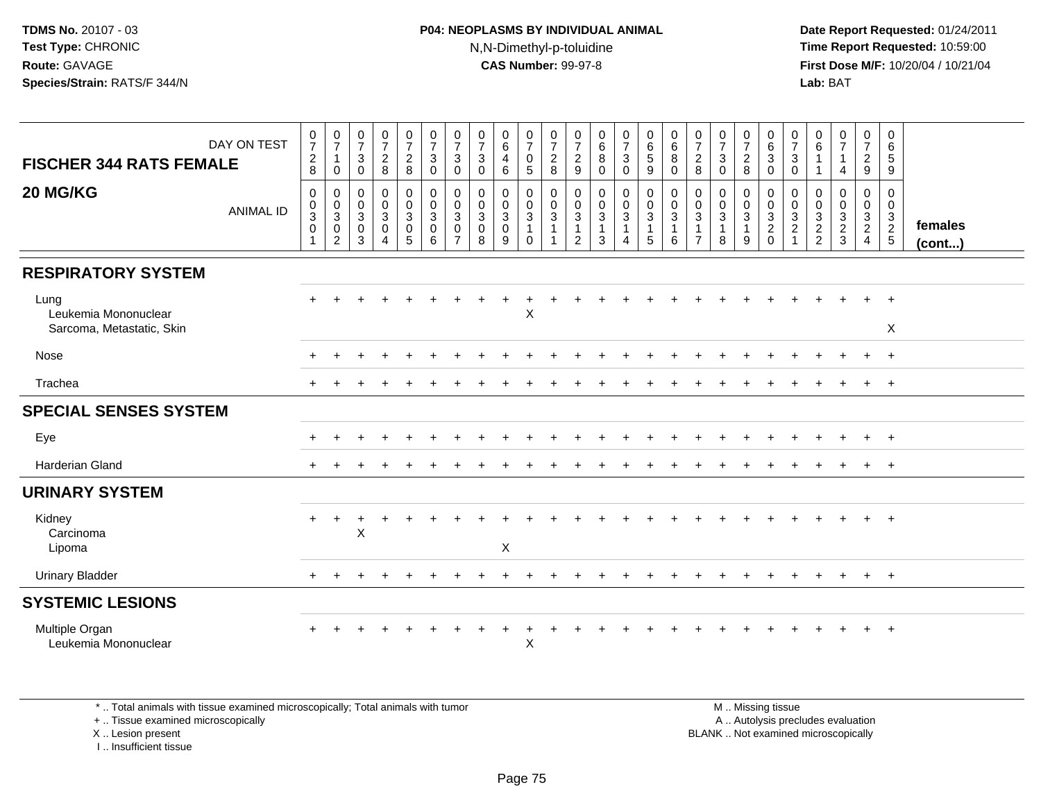**TDMS No.** 20107 - 03
**Test Type:** CHRONIC
**Route:** GAVAGE
**Species/Strain:** RATS/F 344/N

**P04: NEOPLASMS BY INDIVIDUAL ANIMAL**
N,N-Dimethyl-p-toluidine
**CAS Number:** 99-97-8

**Date Report Requested:** 01/24/2011
**Time Report Requested:** 10:59:00
**First Dose M/F:** 10/20/04 / 10/21/04
**Lab:** BAT

| FISCHER 344 RATS FEMALE<br>20 MG/KG | DAY ON TEST | 0728 | 0710 | 0730 | 0728 | 0728 | 0730 | 0730 | 0730 | 0646 | 0705 | 0728 | 0729 | 0680 | 0730 | 0659 | 0680 | 0728 | 0730 | 0728 | 0630 | 0730 | 0611 | 0714 | 0729 | 0659 | |
|---|---|---|---|---|---|---|---|---|---|---|---|---|---|---|---|---|---|---|---|---|---|---|---|---|---|---|---|
| | ANIMAL ID | 00301 | 00302 | 00303 | 00304 | 00305 | 00306 | 00307 | 00308 | 00309 | 00310 | 00311 | 00312 | 00313 | 00314 | 00315 | 00316 | 00317 | 00318 | 00319 | 00320 | 00321 | 00322 | 00323 | 00324 | 00325 | females (cont...) |
| **RESPIRATORY SYSTEM** | | | | | | | | | | | | | | | | | | | | | | | | | | | |
| Lung | | + | + | + | + | + | + | + | + | + | + | + | + | + | + | + | + | + | + | + | + | + | + | + | + | + | |
| Leukemia Mononuclear | | | | | | | | | | | X | | | | | | | | | | | | | | | | |
| Sarcoma, Metastatic, Skin | | | | | | | | | | | | | | | | | | | | | | | | | | X | |
| Nose | | + | + | + | + | + | + | + | + | + | + | + | + | + | + | + | + | + | + | + | + | + | + | + | + | + | |
| Trachea | | + | + | + | + | + | + | + | + | + | + | + | + | + | + | + | + | + | + | + | + | + | + | + | + | + | |
| **SPECIAL SENSES SYSTEM** | | | | | | | | | | | | | | | | | | | | | | | | | | | |
| Eye | | + | + | + | + | + | + | + | + | + | + | + | + | + | + | + | + | + | + | + | + | + | + | + | + | + | |
| Harderian Gland | | + | + | + | + | + | + | + | + | + | + | + | + | + | + | + | + | + | + | + | + | + | + | + | + | + | |
| **URINARY SYSTEM** | | | | | | | | | | | | | | | | | | | | | | | | | | | |
| Kidney | | + | + | + | + | + | + | + | + | + | + | + | + | + | + | + | + | + | + | + | + | + | + | + | + | + | |
| Carcinoma | | | | X | | | | | | | | | | | | | | | | | | | | | | | |
| Lipoma | | | | | | | | | | X | | | | | | | | | | | | | | | | | |
| Urinary Bladder | | + | + | + | + | + | + | + | + | + | + | + | + | + | + | + | + | + | + | + | + | + | + | + | + | + | |
| **SYSTEMIC LESIONS** | | | | | | | | | | | | | | | | | | | | | | | | | | | |
| Multiple Organ | | + | + | + | + | + | + | + | + | + | + | + | + | + | + | + | + | + | + | + | + | + | + | + | + | + | |
| Leukemia Mononuclear | | | | | | | | | | | X | | | | | | | | | | | | | | | | |

\* .. Total animals with tissue examined microscopically; Total animals with tumor
\+ .. Tissue examined microscopically
X .. Lesion present
I .. Insufficient tissue

M .. Missing tissue
A .. Autolysis precludes evaluation
BLANK .. Not examined microscopically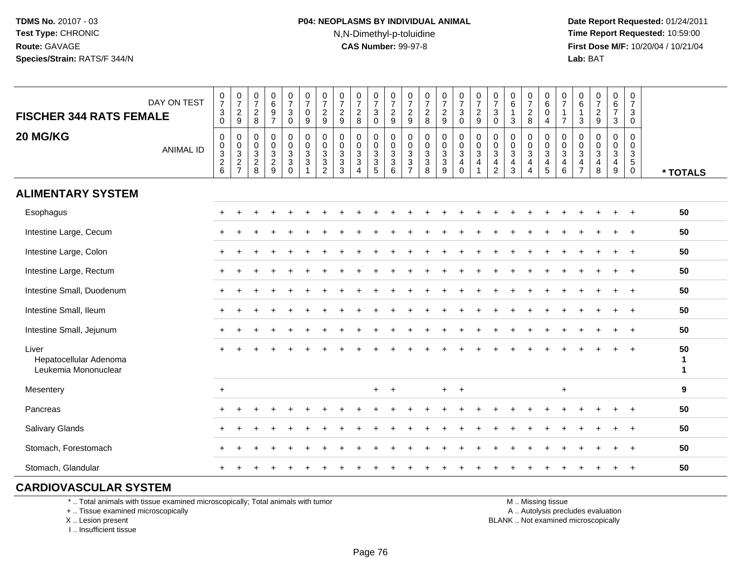**TDMS No.** 20107 - 03
**Test Type:** CHRONIC
**Route:** GAVAGE
**Species/Strain:** RATS/F 344/N

**P04: NEOPLASMS BY INDIVIDUAL ANIMAL**
N,N-Dimethyl-p-toluidine
**CAS Number:** 99-97-8

**Date Report Requested:** 01/24/2011
**Time Report Requested:** 10:59:00
**First Dose M/F:** 10/20/04 / 10/21/04
**Lab:** BAT

## FISCHER 344 RATS FEMALE
## 20 MG/KG

| DAY ON TEST | 0730 | 0729 | 0728 | 0697 | 0730 | 0709 | 0729 | 0729 | 0728 | 0730 | 0729 | 0729 | 0728 | 0729 | 0730 | 0729 | 0730 | 0613 | 0728 | 0604 | 0717 | 0613 | 0729 | 0673 | 0730 | |
|---|---|---|---|---|---|---|---|---|---|---|---|---|---|---|---|---|---|---|---|---|---|---|---|---|---|---|
| **ANIMAL ID** | 0032 6 | 0032 7 | 0032 8 | 0032 9 | 0033 0 | 0033 1 | 0033 2 | 0033 3 | 0033 4 | 0033 5 | 0033 6 | 0033 7 | 0033 8 | 0033 9 | 0034 0 | 0034 1 | 0034 2 | 0034 3 | 0034 4 | 0034 5 | 0034 6 | 0034 7 | 0034 8 | 0034 9 | 0035 0 | *** TOTALS** |
| **ALIMENTARY SYSTEM** | | | | | | | | | | | | | | | | | | | | | | | | | | |
| Esophagus | + | + | + | + | + | + | + | + | + | + | + | + | + | + | + | + | + | + | + | + | + | + | + | + | + | 50 |
| Intestine Large, Cecum | + | + | + | + | + | + | + | + | + | + | + | + | + | + | + | + | + | + | + | + | + | + | + | + | + | 50 |
| Intestine Large, Colon | + | + | + | + | + | + | + | + | + | + | + | + | + | + | + | + | + | + | + | + | + | + | + | + | + | 50 |
| Intestine Large, Rectum | + | + | + | + | + | + | + | + | + | + | + | + | + | + | + | + | + | + | + | + | + | + | + | + | + | 50 |
| Intestine Small, Duodenum | + | + | + | + | + | + | + | + | + | + | + | + | + | + | + | + | + | + | + | + | + | + | + | + | + | 50 |
| Intestine Small, Ileum | + | + | + | + | + | + | + | + | + | + | + | + | + | + | + | + | + | + | + | + | + | + | + | + | + | 50 |
| Intestine Small, Jejunum | + | + | + | + | + | + | + | + | + | + | + | + | + | + | + | + | + | + | + | + | + | + | + | + | + | 50 |
| Liver | + | + | + | + | + | + | + | + | + | + | + | + | + | + | + | + | + | + | + | + | + | + | + | + | + | 50 |
| Hepatocellular Adenoma | | | | | | | | | | | | | | | | | | | | | | | | | | 1 |
| Leukemia Mononuclear | | | | | | | | | | | | | | | | | | | | | | | | | | 1 |
| Mesentery | + | | | | | | | | | + | + | | | + | + | | | | | | + | | | | | 9 |
| Pancreas | + | + | + | + | + | + | + | + | + | + | + | + | + | + | + | + | + | + | + | + | + | + | + | + | + | 50 |
| Salivary Glands | + | + | + | + | + | + | + | + | + | + | + | + | + | + | + | + | + | + | + | + | + | + | + | + | + | 50 |
| Stomach, Forestomach | + | + | + | + | + | + | + | + | + | + | + | + | + | + | + | + | + | + | + | + | + | + | + | + | + | 50 |
| Stomach, Glandular | + | + | + | + | + | + | + | + | + | + | + | + | + | + | + | + | + | + | + | + | + | + | + | + | + | 50 |

## CARDIOVASCULAR SYSTEM

* .. Total animals with tissue examined microscopically; Total animals with tumor
+ .. Tissue examined microscopically
X .. Lesion present
I .. Insufficient tissue

M .. Missing tissue
A .. Autolysis precludes evaluation
BLANK .. Not examined microscopically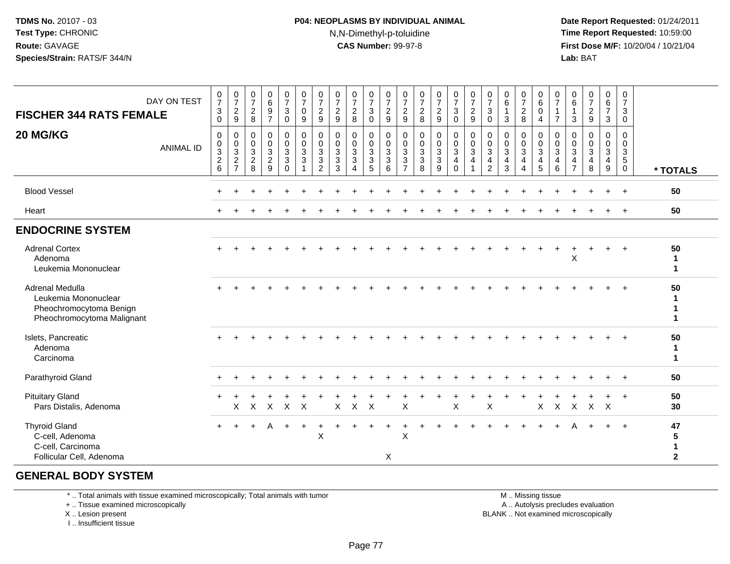TDMS No. 20107 - 03
Test Type: CHRONIC
Route: GAVAGE
Species/Strain: RATS/F 344/N

**P04: NEOPLASMS BY INDIVIDUAL ANIMAL**
N,N-Dimethyl-p-toluidine
**CAS Number:** 99-97-8

Date Report Requested: 01/24/2011
Time Report Requested: 10:59:00
First Dose M/F: 10/20/04 / 10/21/04
Lab: BAT

| FISCHER 344 RATS FEMALE 20 MG/KG | | | | | | | | | | | | | | | | | | | | | | | | | | |
|---|---|---|---|---|---|---|---|---|---|---|---|---|---|---|---|---|---|---|---|---|---|---|---|---|---|---|
| DAY ON TEST | 0730 | 0729 | 0728 | 0697 | 0730 | 0709 | 0729 | 0729 | 0728 | 0730 | 0729 | 0729 | 0728 | 0729 | 0730 | 0729 | 0730 | 0613 | 0728 | 0604 | 0717 | 0613 | 0729 | 0673 | 0730 | |
| ANIMAL ID | 0326 | 0327 | 0328 | 0329 | 0330 | 0331 | 0332 | 0333 | 0334 | 0335 | 0336 | 0337 | 0338 | 0339 | 0340 | 0341 | 0342 | 0343 | 0344 | 0345 | 0346 | 0347 | 0348 | 0349 | 0350 | * TOTALS |
| Blood Vessel | + | + | + | + | + | + | + | + | + | + | + | + | + | + | + | + | + | + | + | + | + | + | + | + | + | 50 |
| Heart | + | + | + | + | + | + | + | + | + | + | + | + | + | + | + | + | + | + | + | + | + | + | + | + | + | 50 |
| **ENDOCRINE SYSTEM** | | | | | | | | | | | | | | | | | | | | | | | | | | |
| Adrenal Cortex | + | + | + | + | + | + | + | + | + | + | + | + | + | + | + | + | + | + | + | + | + | + | + | + | + | 50 |
| Adenoma | | | | | | | | | | | | | | | | | | | | | | X | | | | 1 |
| Leukemia Mononuclear | | | | | | | | | | | | | | | | | | | | | | | | | | 1 |
| Adrenal Medulla | + | + | + | + | + | + | + | + | + | + | + | + | + | + | + | + | + | + | + | + | + | + | + | + | + | 50 |
| Leukemia Mononuclear | | | | | | | | | | | | | | | | | | | | | | | | | | 1 |
| Pheochromocytoma Benign | | | | | | | | | | | | | | | | | | | | | | | | | | 1 |
| Pheochromocytoma Malignant | | | | | | | | | | | | | | | | | | | | | | | | | | 1 |
| Islets, Pancreatic | + | + | + | + | + | + | + | + | + | + | + | + | + | + | + | + | + | + | + | + | + | + | + | + | + | 50 |
| Adenoma | | | | | | | | | | | | | | | | | | | | | | | | | | 1 |
| Carcinoma | | | | | | | | | | | | | | | | | | | | | | | | | | 1 |
| Parathyroid Gland | + | + | + | + | + | + | + | + | + | + | + | + | + | + | + | + | + | + | + | + | + | + | + | + | + | 50 |
| Pituitary Gland | + | + | + | + | + | + | + | + | + | + | + | + | + | + | + | + | + | + | + | + | + | + | + | + | + | 50 |
| Pars Distalis, Adenoma | | X | X | X | X | X | | X | X | X | | X | | | X | | X | | | X | X | X | X | X | | 30 |
| Thyroid Gland | + | + | + | A | + | + | + | + | + | + | + | + | + | + | + | + | + | + | + | + | + | A | + | + | + | 47 |
| C-cell, Adenoma | | | | | | | X | | | | | X | | | | | | | | | | | | | | 5 |
| C-cell, Carcinoma | | | | | | | | | | | | | | | | | | | | | | | | | | 1 |
| Follicular Cell, Adenoma | | | | | | | | | | | X | | | | | | | | | | | | | | | 2 |

**GENERAL BODY SYSTEM**

\* .. Total animals with tissue examined microscopically; Total animals with tumor
+ .. Tissue examined microscopically
X .. Lesion present
I .. Insufficient tissue

M .. Missing tissue
A .. Autolysis precludes evaluation
BLANK .. Not examined microscopically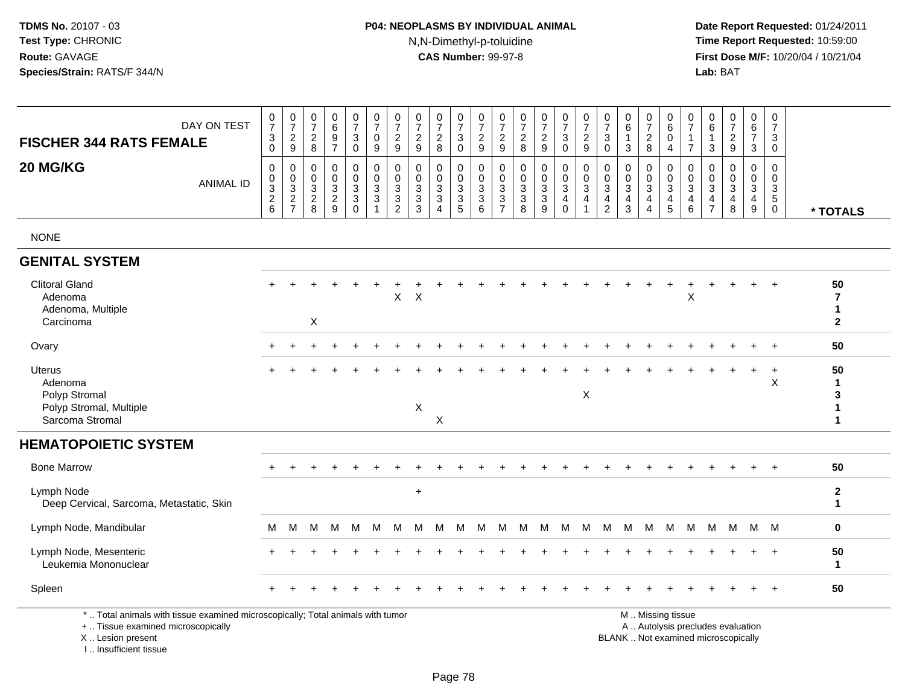TDMS No. 20107 - 03
Test Type: CHRONIC
Route: GAVAGE
Species/Strain: RATS/F 344/N

**P04: NEOPLASMS BY INDIVIDUAL ANIMAL**
N,N-Dimethyl-p-toluidine
**CAS Number:** 99-97-8

Date Report Requested: 01/24/2011
Time Report Requested: 10:59:00
First Dose M/F: 10/20/04 / 10/21/04
Lab: BAT

| FISCHER 344 RATS FEMALE 20 MG/KG | DAY ON TEST | 0730 | 0729 | 0728 | 0697 | 0730 | 0709 | 0729 | 0729 | 0728 | 0730 | 0729 | 0729 | 0728 | 0729 | 0730 | 0729 | 0730 | 0613 | 0728 | 0604 | 0717 | 0613 | 0729 | 0673 | 0730 | |
|---|---|---|---|---|---|---|---|---|---|---|---|---|---|---|---|---|---|---|---|---|---|---|---|---|---|---|---|
| | ANIMAL ID | 0326 | 0327 | 0328 | 0329 | 0330 | 0331 | 0332 | 0333 | 0334 | 0335 | 0336 | 0337 | 0338 | 0339 | 0340 | 0341 | 0342 | 0343 | 0344 | 0345 | 0346 | 0347 | 0348 | 0349 | 0350 | * TOTALS |
| NONE | | | | | | | | | | | | | | | | | | | | | | | | | | | |
| **GENITAL SYSTEM** | | | | | | | | | | | | | | | | | | | | | | | | | | | |
| Clitoral Gland | | + | + | + | + | + | + | + | + | + | + | + | + | + | + | + | + | + | + | + | + | + | + | + | + | + | 50 |
| Adenoma | | | | | | | | X | X | | | | | | | | | | | | | X | | | | | 7 |
| Adenoma, Multiple | | | | | | | | | | | | | | | | | | | | | | | | | | | 1 |
| Carcinoma | | | | X | | | | | | | | | | | | | | | | | | | | | | | 2 |
| Ovary | | + | + | + | + | + | + | + | + | + | + | + | + | + | + | + | + | + | + | + | + | + | + | + | + | + | 50 |
| Uterus | | + | + | + | + | + | + | + | + | + | + | + | + | + | + | + | + | + | + | + | + | + | + | + | + | + | 50 |
| Adenoma | | | | | | | | | | | | | | | | | | | | | | | | | | X | 1 |
| Polyp Stromal | | | | | | | | | | | | | | | | | X | | | | | | | | | | 3 |
| Polyp Stromal, Multiple | | | | | | | | | X | | | | | | | | | | | | | | | | | | 1 |
| Sarcoma Stromal | | | | | | | | | | X | | | | | | | | | | | | | | | | | 1 |
| **HEMATOPOIETIC SYSTEM** | | | | | | | | | | | | | | | | | | | | | | | | | | | |
| Bone Marrow | | + | + | + | + | + | + | + | + | + | + | + | + | + | + | + | + | + | + | + | + | + | + | + | + | + | 50 |
| Lymph Node | | | | | | | | | + | | | | | | | | | | | | | | | | | | 2 |
| Deep Cervical, Sarcoma, Metastatic, Skin | | | | | | | | | | | | | | | | | | | | | | | | | | | 1 |
| Lymph Node, Mandibular | | M | M | M | M | M | M | M | M | M | M | M | M | M | M | M | M | M | M | M | M | M | M | M | M | M | 0 |
| Lymph Node, Mesenteric | | + | + | + | + | + | + | + | + | + | + | + | + | + | + | + | + | + | + | + | + | + | + | + | + | + | 50 |
| Leukemia Mononuclear | | | | | | | | | | | | | | | | | | | | | | | | | | | 1 |
| Spleen | | + | + | + | + | + | + | + | + | + | + | + | + | + | + | + | + | + | + | + | + | + | + | + | + | + | 50 |

\* .. Total animals with tissue examined microscopically; Total animals with tumor
\+ .. Tissue examined microscopically
X .. Lesion present
I .. Insufficient tissue

M .. Missing tissue
A .. Autolysis precludes evaluation
BLANK .. Not examined microscopically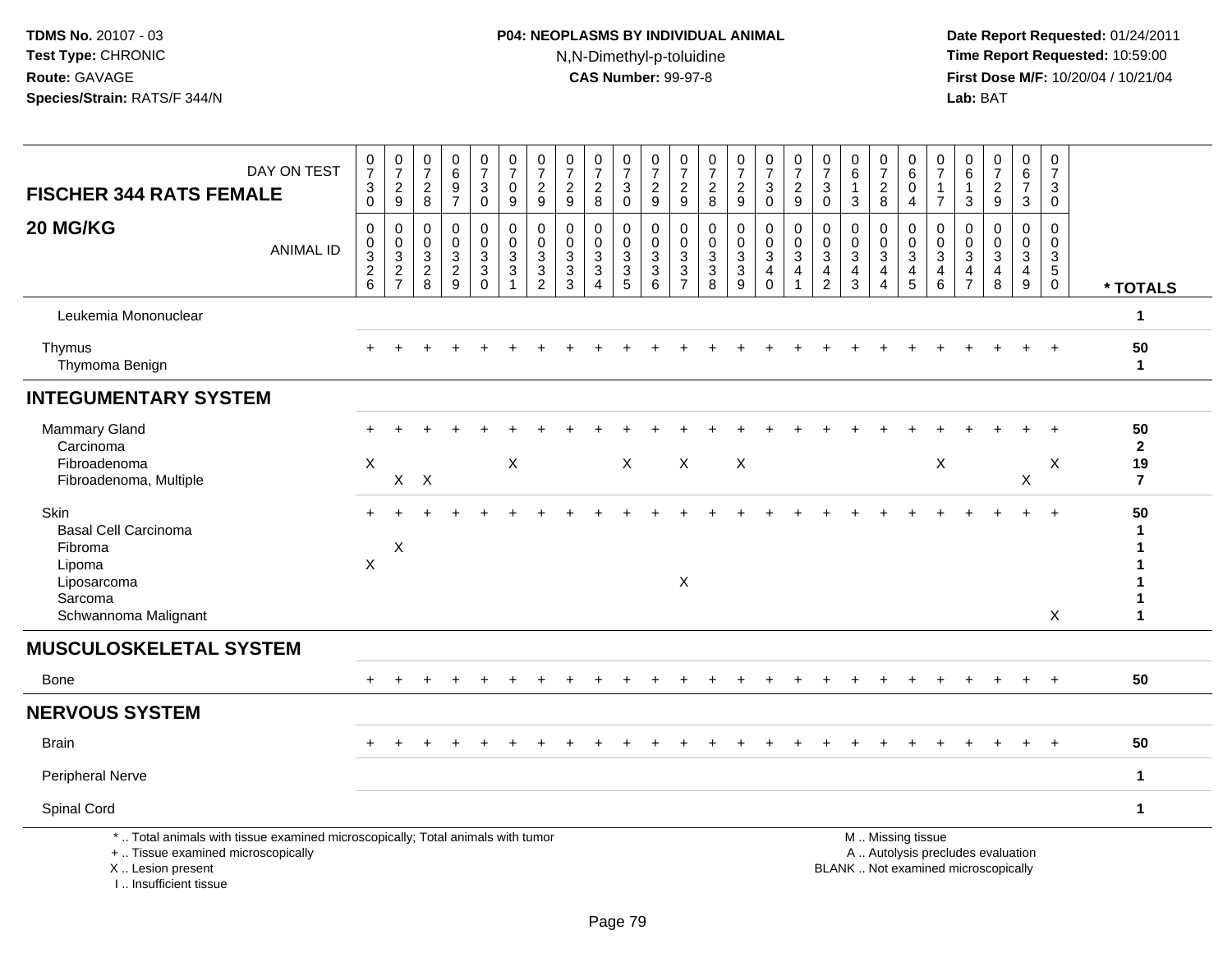TDMS No. 20107 - 03
Test Type: CHRONIC
Route: GAVAGE
Species/Strain: RATS/F 344/N

**P04: NEOPLASMS BY INDIVIDUAL ANIMAL**
N,N-Dimethyl-p-toluidine
**CAS Number:** 99-97-8

Date Report Requested: 01/24/2011
Time Report Requested: 10:59:00
First Dose M/F: 10/20/04 / 10/21/04
Lab: BAT

| FISCHER 344 RATS FEMALE 20 MG/KG | | | | | | | | | | | | | | | | | | | | | | | | | | |
|---|---|---|---|---|---|---|---|---|---|---|---|---|---|---|---|---|---|---|---|---|---|---|---|---|---|---|
| DAY ON TEST | 0730 | 0729 | 0728 | 0697 | 0730 | 0709 | 0729 | 0729 | 0728 | 0730 | 0729 | 0729 | 0728 | 0729 | 0730 | 0729 | 0730 | 0613 | 0728 | 0604 | 0717 | 0613 | 0729 | 0673 | 0730 | |
| ANIMAL ID | 0326 | 0327 | 0328 | 0329 | 0330 | 0331 | 0332 | 0333 | 0334 | 0335 | 0336 | 0337 | 0338 | 0339 | 0340 | 0341 | 0342 | 0343 | 0344 | 0345 | 0346 | 0347 | 0348 | 0349 | 0350 | * TOTALS |
| Leukemia Mononuclear | | | | | | | | | | | | | | | | | | | | | | | | | | 1 |
| Thymus | + | + | + | + | + | + | + | + | + | + | + | + | + | + | + | + | + | + | + | + | + | + | + | + | + | 50 |
| Thymoma Benign | | | | | | | | | | | | | | | | | | | | | | | | | | 1 |
| **INTEGUMENTARY SYSTEM** | | | | | | | | | | | | | | | | | | | | | | | | | | |
| Mammary Gland | + | + | + | + | + | + | + | + | + | + | + | + | + | + | + | + | + | + | + | + | + | + | + | + | + | 50 |
| Carcinoma | | | | | | | | | | | | | | | | | | | | | | | | | | 2 |
| Fibroadenoma | X | | | | | X | | | | X | | X | | X | | | | | | | X | | | | X | 19 |
| Fibroadenoma, Multiple | | X | X | | | | | | | | | | | | | | | | | | | | | X | | 7 |
| Skin | + | + | + | + | + | + | + | + | + | + | + | + | + | + | + | + | + | + | + | + | + | + | + | + | + | 50 |
| Basal Cell Carcinoma | | | | | | | | | | | | | | | | | | | | | | | | | | 1 |
| Fibroma | | X | | | | | | | | | | | | | | | | | | | | | | | | 1 |
| Lipoma | X | | | | | | | | | | | | | | | | | | | | | | | | | 1 |
| Liposarcoma | | | | | | | | | | | | X | | | | | | | | | | | | | | 1 |
| Sarcoma | | | | | | | | | | | | | | | | | | | | | | | | | | 1 |
| Schwannoma Malignant | | | | | | | | | | | | | | | | | | | | | | | | | X | 1 |
| **MUSCULOSKELETAL SYSTEM** | | | | | | | | | | | | | | | | | | | | | | | | | | |
| Bone | + | + | + | + | + | + | + | + | + | + | + | + | + | + | + | + | + | + | + | + | + | + | + | + | + | 50 |
| **NERVOUS SYSTEM** | | | | | | | | | | | | | | | | | | | | | | | | | | |
| Brain | + | + | + | + | + | + | + | + | + | + | + | + | + | + | + | + | + | + | + | + | + | + | + | + | + | 50 |
| Peripheral Nerve | | | | | | | | | | | | | | | | | | | | | | | | | | 1 |
| Spinal Cord | | | | | | | | | | | | | | | | | | | | | | | | | | 1 |

* .. Total animals with tissue examined microscopically; Total animals with tumor
+ .. Tissue examined microscopically
X .. Lesion present
I .. Insufficient tissue

M .. Missing tissue
A .. Autolysis precludes evaluation
BLANK .. Not examined microscopically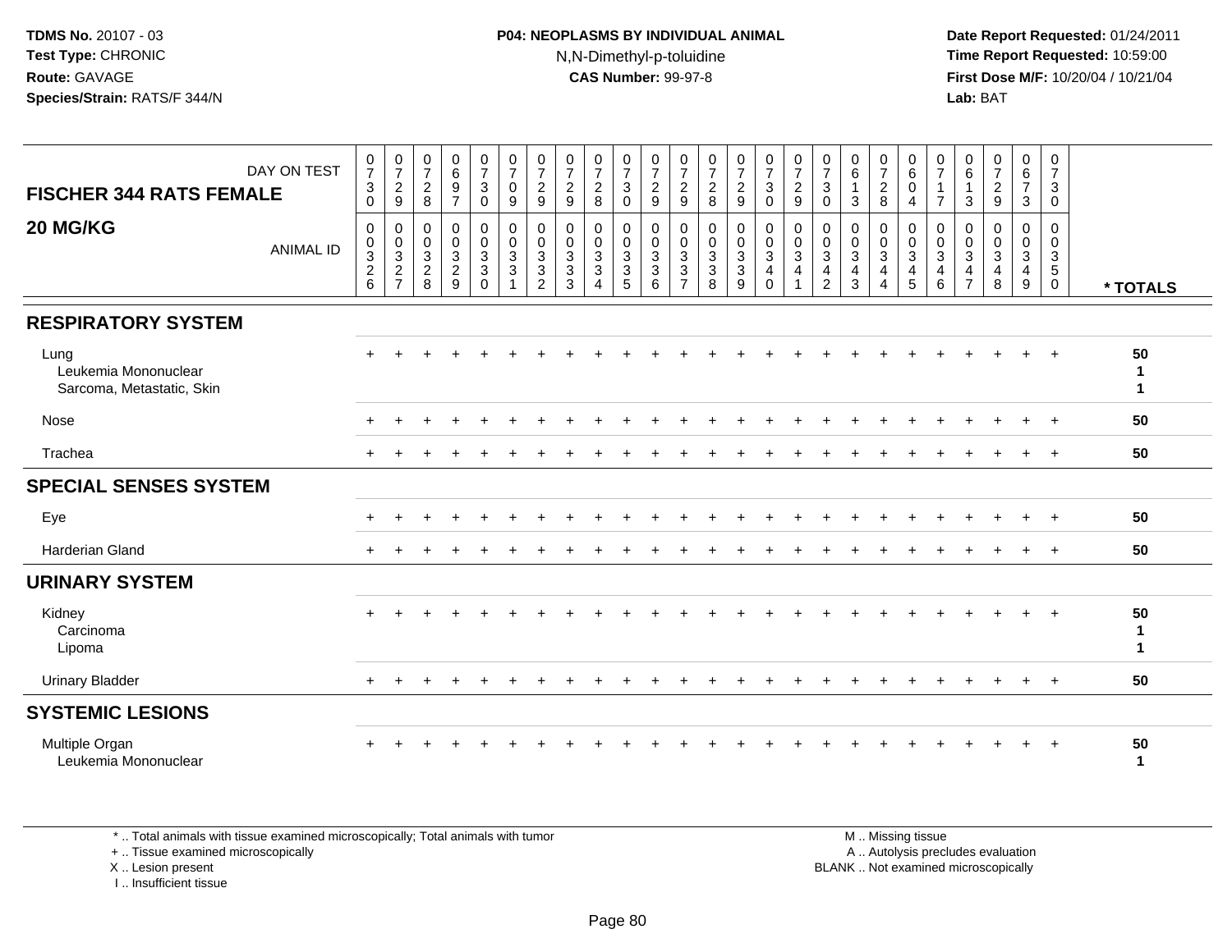**TDMS No.** 20107 - 03
**Test Type:** CHRONIC
**Route:** GAVAGE
**Species/Strain:** RATS/F 344/N

**P04: NEOPLASMS BY INDIVIDUAL ANIMAL**
N,N-Dimethyl-p-toluidine
**CAS Number:** 99-97-8

**Date Report Requested:** 01/24/2011
**Time Report Requested:** 10:59:00
**First Dose M/F:** 10/20/04 / 10/21/04
**Lab:** BAT

## FISCHER 344 RATS FEMALE

## 20 MG/KG

| DAY ON TEST | 0730 | 0729 | 0728 | 0697 | 0730 | 0709 | 0729 | 0729 | 0728 | 0730 | 0729 | 0729 | 0728 | 0729 | 0730 | 0729 | 0730 | 0613 | 0728 | 0604 | 0717 | 0613 | 0729 | 0673 | 0730 | |
|---|---|---|---|---|---|---|---|---|---|---|---|---|---|---|---|---|---|---|---|---|---|---|---|---|---|---|
| **ANIMAL ID** | 00326 | 00327 | 00328 | 00329 | 00330 | 00331 | 00332 | 00333 | 00334 | 00335 | 00336 | 00337 | 00338 | 00339 | 00340 | 00341 | 00342 | 00343 | 00344 | 00345 | 00346 | 00347 | 00348 | 00349 | 00350 | *** TOTALS** |
| **RESPIRATORY SYSTEM** | | | | | | | | | | | | | | | | | | | | | | | | | | |
| Lung | + | + | + | + | + | + | + | + | + | + | + | + | + | + | + | + | + | + | + | + | + | + | + | + | + | 50 |
| Leukemia Mononuclear | | | | | | | | | | | | | | | | | | | | | | | | | | 1 |
| Sarcoma, Metastatic, Skin | | | | | | | | | | | | | | | | | | | | | | | | | | 1 |
| Nose | + | + | + | + | + | + | + | + | + | + | + | + | + | + | + | + | + | + | + | + | + | + | + | + | + | 50 |
| Trachea | + | + | + | + | + | + | + | + | + | + | + | + | + | + | + | + | + | + | + | + | + | + | + | + | + | 50 |
| **SPECIAL SENSES SYSTEM** | | | | | | | | | | | | | | | | | | | | | | | | | | |
| Eye | + | + | + | + | + | + | + | + | + | + | + | + | + | + | + | + | + | + | + | + | + | + | + | + | + | 50 |
| Harderian Gland | + | + | + | + | + | + | + | + | + | + | + | + | + | + | + | + | + | + | + | + | + | + | + | + | + | 50 |
| **URINARY SYSTEM** | | | | | | | | | | | | | | | | | | | | | | | | | | |
| Kidney | + | + | + | + | + | + | + | + | + | + | + | + | + | + | + | + | + | + | + | + | + | + | + | + | + | 50 |
| Carcinoma | | | | | | | | | | | | | | | | | | | | | | | | | | 1 |
| Lipoma | | | | | | | | | | | | | | | | | | | | | | | | | | 1 |
| Urinary Bladder | + | + | + | + | + | + | + | + | + | + | + | + | + | + | + | + | + | + | + | + | + | + | + | + | + | 50 |
| **SYSTEMIC LESIONS** | | | | | | | | | | | | | | | | | | | | | | | | | | |
| Multiple Organ | + | + | + | + | + | + | + | + | + | + | + | + | + | + | + | + | + | + | + | + | + | + | + | + | + | 50 |
| Leukemia Mononuclear | | | | | | | | | | | | | | | | | | | | | | | | | | 1 |

* .. Total animals with tissue examined microscopically; Total animals with tumor
+ .. Tissue examined microscopically
X .. Lesion present
I .. Insufficient tissue

M .. Missing tissue
A .. Autolysis precludes evaluation
BLANK .. Not examined microscopically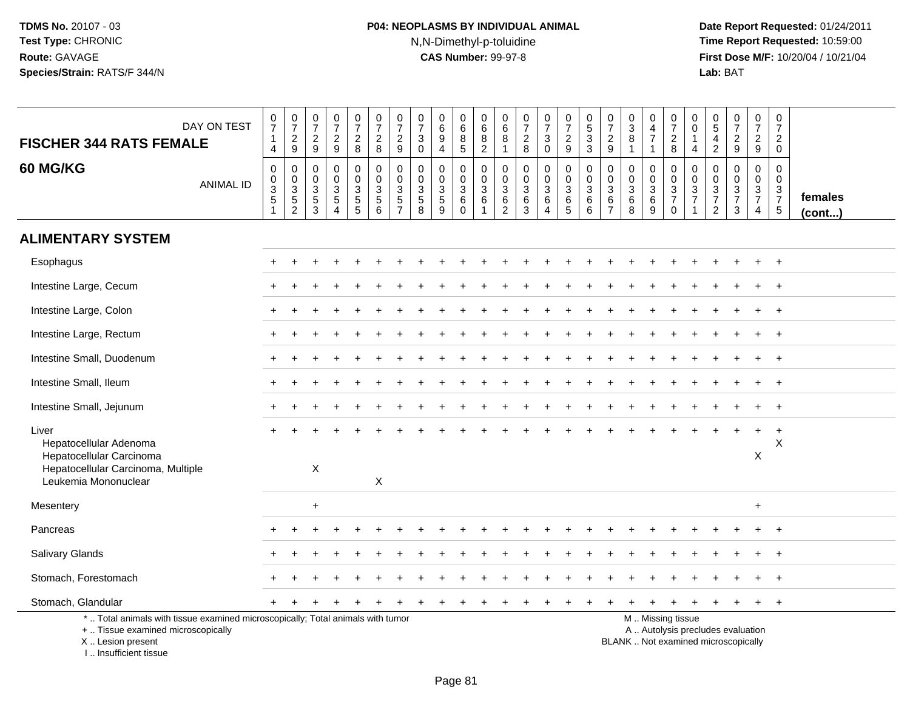TDMS No. 20107 - 03
Test Type: CHRONIC
Route: GAVAGE
Species/Strain: RATS/F 344/N

**P04: NEOPLASMS BY INDIVIDUAL ANIMAL**
N,N-Dimethyl-p-toluidine
**CAS Number:** 99-97-8

Date Report Requested: 01/24/2011
Time Report Requested: 10:59:00
First Dose M/F: 10/20/04 / 10/21/04
Lab: BAT

| FISCHER 344 RATS FEMALE — DAY ON TEST | 0714 | 0729 | 0729 | 0729 | 0728 | 0728 | 0729 | 0730 | 0694 | 0685 | 0682 | 0681 | 0728 | 0730 | 0729 | 0533 | 0729 | 0381 | 0471 | 0728 | 0014 | 0542 | 0729 | 0729 | 0720 | |
|---|---|---|---|---|---|---|---|---|---|---|---|---|---|---|---|---|---|---|---|---|---|---|---|---|---|---|
| **60 MG/KG** — ANIMAL ID | 00351 | 00352 | 00353 | 00354 | 00355 | 00356 | 00357 | 00358 | 00359 | 00360 | 00361 | 00362 | 00363 | 00364 | 00365 | 00366 | 00367 | 00368 | 00369 | 00370 | 00371 | 00372 | 00373 | 00374 | 00375 | **females (cont...)** |
| **ALIMENTARY SYSTEM** | | | | | | | | | | | | | | | | | | | | | | | | | | |
| Esophagus | + | + | + | + | + | + | + | + | + | + | + | + | + | + | + | + | + | + | + | + | + | + | + | + | + | |
| Intestine Large, Cecum | + | + | + | + | + | + | + | + | + | + | + | + | + | + | + | + | + | + | + | + | + | + | + | + | + | |
| Intestine Large, Colon | + | + | + | + | + | + | + | + | + | + | + | + | + | + | + | + | + | + | + | + | + | + | + | + | + | |
| Intestine Large, Rectum | + | + | + | + | + | + | + | + | + | + | + | + | + | + | + | + | + | + | + | + | + | + | + | + | + | |
| Intestine Small, Duodenum | + | + | + | + | + | + | + | + | + | + | + | + | + | + | + | + | + | + | + | + | + | + | + | + | + | |
| Intestine Small, Ileum | + | + | + | + | + | + | + | + | + | + | + | + | + | + | + | + | + | + | + | + | + | + | + | + | + | |
| Intestine Small, Jejunum | + | + | + | + | + | + | + | + | + | + | + | + | + | + | + | + | + | + | + | + | + | + | + | + | + | |
| Liver | + | + | + | + | + | + | + | + | + | + | + | + | + | + | + | + | + | + | + | + | + | + | + | + | + | |
| Hepatocellular Adenoma | | | | | | | | | | | | | | | | | | | | | | | | | X | |
| Hepatocellular Carcinoma | | | | | | | | | | | | | | | | | | | | | | | | X | | |
| Hepatocellular Carcinoma, Multiple | | | X | | | | | | | | | | | | | | | | | | | | | | | |
| Leukemia Mononuclear | | | | | | X | | | | | | | | | | | | | | | | | | | | |
| Mesentery | | | + | | | | | | | | | | | | | | | | | | | | | + | | |
| Pancreas | + | + | + | + | + | + | + | + | + | + | + | + | + | + | + | + | + | + | + | + | + | + | + | + | + | |
| Salivary Glands | + | + | + | + | + | + | + | + | + | + | + | + | + | + | + | + | + | + | + | + | + | + | + | + | + | |
| Stomach, Forestomach | + | + | + | + | + | + | + | + | + | + | + | + | + | + | + | + | + | + | + | + | + | + | + | + | + | |
| Stomach, Glandular | + | + | + | + | + | + | + | + | + | + | + | + | + | + | + | + | + | + | + | + | + | + | + | + | + | |

\* .. Total animals with tissue examined microscopically; Total animals with tumor
+ .. Tissue examined microscopically
X .. Lesion present
I .. Insufficient tissue

M .. Missing tissue
A .. Autolysis precludes evaluation
BLANK .. Not examined microscopically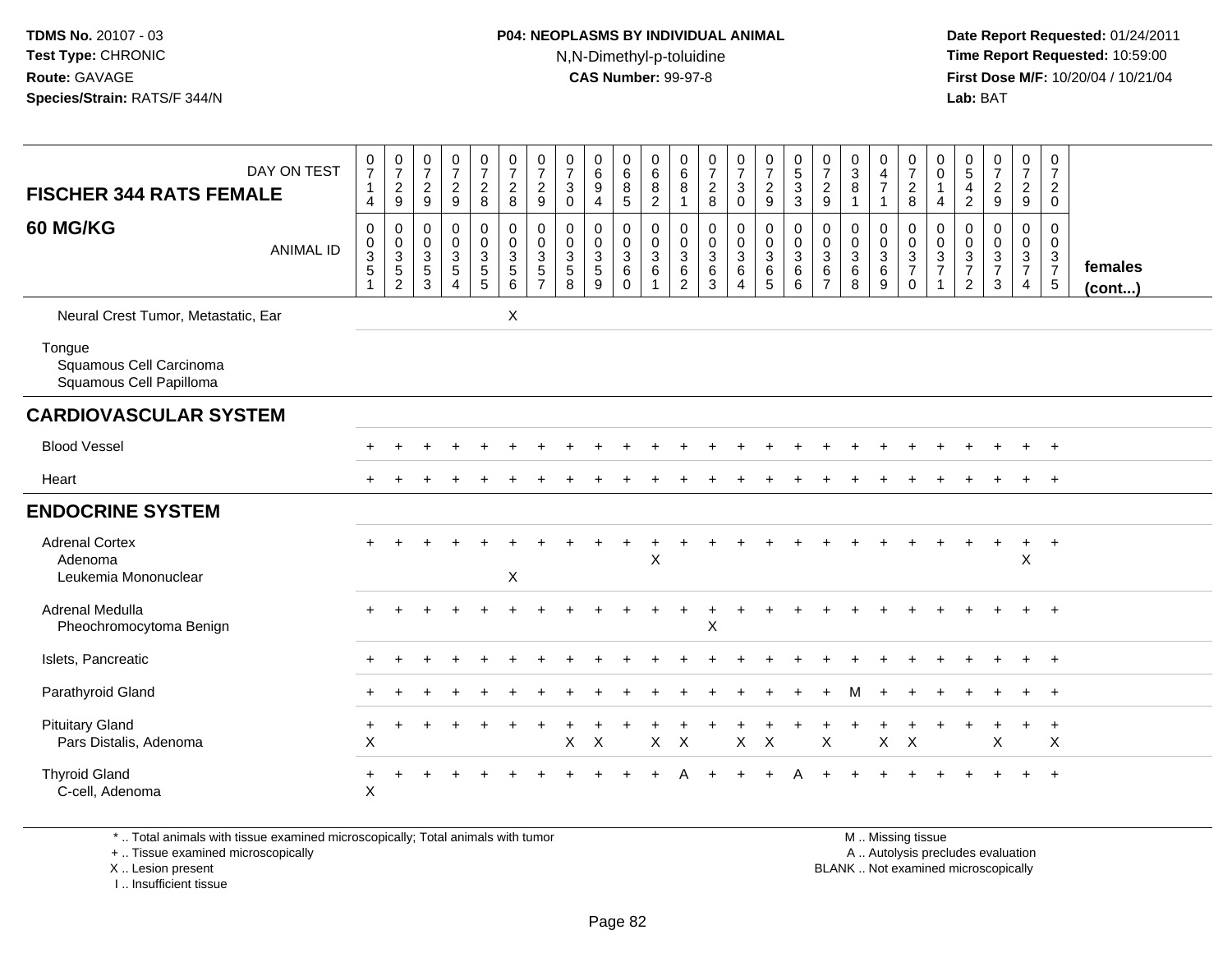**TDMS No.** 20107 - 03
**Test Type:** CHRONIC
**Route:** GAVAGE
**Species/Strain:** RATS/F 344/N

**P04: NEOPLASMS BY INDIVIDUAL ANIMAL**
N,N-Dimethyl-p-toluidine
**CAS Number:** 99-97-8

**Date Report Requested:** 01/24/2011
**Time Report Requested:** 10:59:00
**First Dose M/F:** 10/20/04 / 10/21/04
**Lab:** BAT

| FISCHER 344 RATS FEMALE — DAY ON TEST | 0714 | 0729 | 0729 | 0729 | 0728 | 0728 | 0729 | 0730 | 0694 | 0685 | 0682 | 0681 | 0728 | 0730 | 0729 | 0533 | 0729 | 0381 | 0471 | 0728 | 0014 | 0542 | 0729 | 0729 | 0720 | |
|---|---|---|---|---|---|---|---|---|---|---|---|---|---|---|---|---|---|---|---|---|---|---|---|---|---|---|
| **60 MG/KG** — ANIMAL ID | 0351 | 0352 | 0353 | 0354 | 0355 | 0356 | 0357 | 0358 | 0359 | 0360 | 0361 | 0362 | 0363 | 0364 | 0365 | 0366 | 0367 | 0368 | 0369 | 0370 | 0371 | 0372 | 0373 | 0374 | 0375 | **females (cont...)** |
| Neural Crest Tumor, Metastatic, Ear | | | | | | X | | | | | | | | | | | | | | | | | | | | |
| Tongue | | | | | | | | | | | | | | | | | | | | | | | | | | |
| Squamous Cell Carcinoma | | | | | | | | | | | | | | | | | | | | | | | | | | |
| Squamous Cell Papilloma | | | | | | | | | | | | | | | | | | | | | | | | | | |
| **CARDIOVASCULAR SYSTEM** | | | | | | | | | | | | | | | | | | | | | | | | | | |
| Blood Vessel | + | + | + | + | + | + | + | + | + | + | + | + | + | + | + | + | + | + | + | + | + | + | + | + | + | |
| Heart | + | + | + | + | + | + | + | + | + | + | + | + | + | + | + | + | + | + | + | + | + | + | + | + | + | |
| **ENDOCRINE SYSTEM** | | | | | | | | | | | | | | | | | | | | | | | | | | |
| Adrenal Cortex | + | + | + | + | + | + | + | + | + | + | + | + | + | + | + | + | + | + | + | + | + | + | + | + | + | |
| Adenoma | | | | | | | | | | | X | | | | | | | | | | | | | X | | |
| Leukemia Mononuclear | | | | | | X | | | | | | | | | | | | | | | | | | | | |
| Adrenal Medulla | + | + | + | + | + | + | + | + | + | + | + | + | + | + | + | + | + | + | + | + | + | + | + | + | + | |
| Pheochromocytoma Benign | | | | | | | | | | | | | X | | | | | | | | | | | | | |
| Islets, Pancreatic | + | + | + | + | + | + | + | + | + | + | + | + | + | + | + | + | + | + | + | + | + | + | + | + | + | |
| Parathyroid Gland | + | + | + | + | + | + | + | + | + | + | + | + | + | + | + | + | + | M | + | + | + | + | + | + | + | |
| Pituitary Gland | + | + | + | + | + | + | + | + | + | + | + | + | + | + | + | + | + | + | + | + | + | + | + | + | + | |
| Pars Distalis, Adenoma | X | | | | | | | X | X | | X | X | | X | X | | X | | X | X | | | X | | X | |
| Thyroid Gland | + | + | + | + | + | + | + | + | + | + | + | A | + | + | + | A | + | + | + | + | + | + | + | + | + | |
| C-cell, Adenoma | X | | | | | | | | | | | | | | | | | | | | | | | | | |

\* .. Total animals with tissue examined microscopically; Total animals with tumor
\+ .. Tissue examined microscopically
X .. Lesion present
I .. Insufficient tissue

M .. Missing tissue
A .. Autolysis precludes evaluation
BLANK .. Not examined microscopically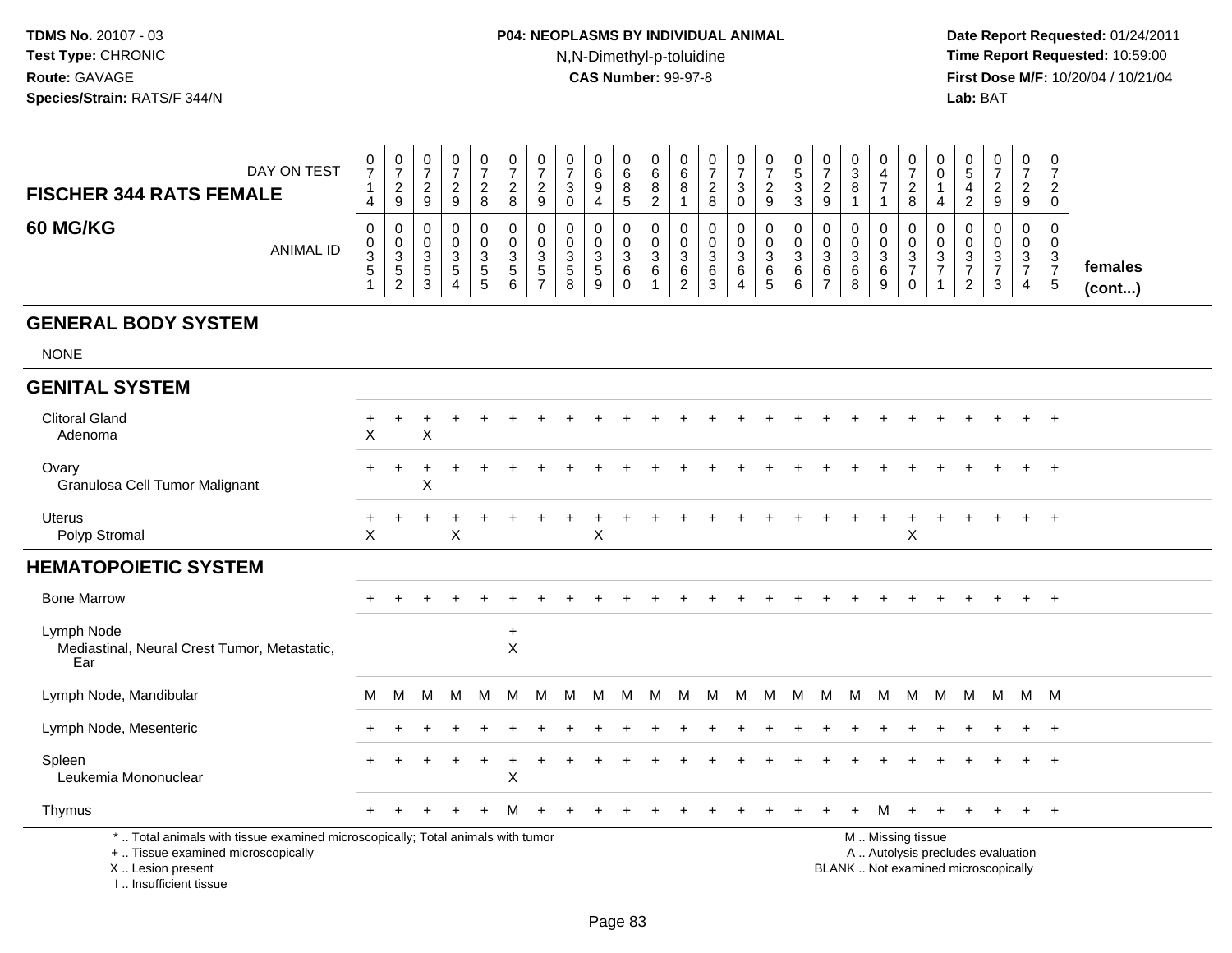TDMS No. 20107 - 03
Test Type: CHRONIC
Route: GAVAGE
Species/Strain: RATS/F 344/N

P04: NEOPLASMS BY INDIVIDUAL ANIMAL
N,N-Dimethyl-p-toluidine
CAS Number: 99-97-8

Date Report Requested: 01/24/2011
Time Report Requested: 10:59:00
First Dose M/F: 10/20/04 / 10/21/04
Lab: BAT

| FISCHER 344 RATS FEMALE — DAY ON TEST | 0714 | 0729 | 0729 | 0729 | 0728 | 0728 | 0729 | 0730 | 0694 | 0685 | 0682 | 0681 | 0728 | 0730 | 0729 | 0533 | 0729 | 0381 | 0471 | 0728 | 0014 | 0542 | 0729 | 0729 | 0720 | |
|---|---|---|---|---|---|---|---|---|---|---|---|---|---|---|---|---|---|---|---|---|---|---|---|---|---|---|
| **60 MG/KG** — ANIMAL ID | 00351 | 00352 | 00353 | 00354 | 00355 | 00356 | 00357 | 00358 | 00359 | 00360 | 00361 | 00362 | 00363 | 00364 | 00365 | 00366 | 00367 | 00368 | 00369 | 00370 | 00371 | 00372 | 00373 | 00374 | 00375 | **females (cont...)** |
| **GENERAL BODY SYSTEM** | | | | | | | | | | | | | | | | | | | | | | | | | | |
| NONE | | | | | | | | | | | | | | | | | | | | | | | | | | |
| **GENITAL SYSTEM** | | | | | | | | | | | | | | | | | | | | | | | | | | |
| Clitoral Gland | + | + | + | + | + | + | + | + | + | + | + | + | + | + | + | + | + | + | + | + | + | + | + | + | + | |
| Adenoma | X | | X | | | | | | | | | | | | | | | | | | | | | | | |
| Ovary | + | + | + | + | + | + | + | + | + | + | + | + | + | + | + | + | + | + | + | + | + | + | + | + | + | |
| Granulosa Cell Tumor Malignant | | | X | | | | | | | | | | | | | | | | | | | | | | | |
| Uterus | + | + | + | + | + | + | + | + | + | + | + | + | + | + | + | + | + | + | + | + | + | + | + | + | + | |
| Polyp Stromal | X | | | X | | | | | X | | | | | | | | | | | X | | | | | | |
| **HEMATOPOIETIC SYSTEM** | | | | | | | | | | | | | | | | | | | | | | | | | | |
| Bone Marrow | + | + | + | + | + | + | + | + | + | + | + | + | + | + | + | + | + | + | + | + | + | + | + | + | + | |
| Lymph Node | | | | | | + | | | | | | | | | | | | | | | | | | | | |
| Mediastinal, Neural Crest Tumor, Metastatic, Ear | | | | | | X | | | | | | | | | | | | | | | | | | | | |
| Lymph Node, Mandibular | M | M | M | M | M | M | M | M | M | M | M | M | M | M | M | M | M | M | M | M | M | M | M | M | M | |
| Lymph Node, Mesenteric | + | + | + | + | + | + | + | + | + | + | + | + | + | + | + | + | + | + | + | + | + | + | + | + | + | |
| Spleen | + | + | + | + | + | + | + | + | + | + | + | + | + | + | + | + | + | + | + | + | + | + | + | + | + | |
| Leukemia Mononuclear | | | | | | X | | | | | | | | | | | | | | | | | | | | |
| Thymus | + | + | + | + | + | M | + | + | + | + | + | + | + | + | + | + | + | + | M | + | + | + | + | + | + | |

\* .. Total animals with tissue examined microscopically; Total animals with tumor
+ .. Tissue examined microscopically
X .. Lesion present
I .. Insufficient tissue

M .. Missing tissue
A .. Autolysis precludes evaluation
BLANK .. Not examined microscopically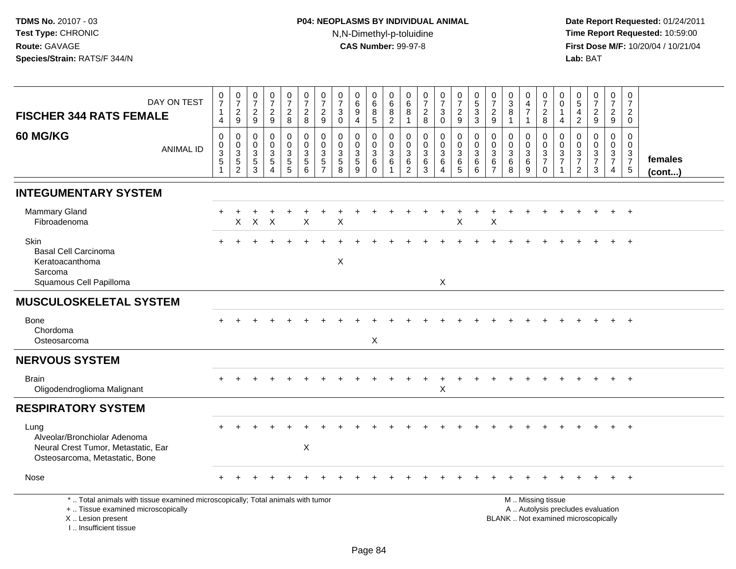TDMS No. 20107 - 03
Test Type: CHRONIC
Route: GAVAGE
Species/Strain: RATS/F 344/N

**P04: NEOPLASMS BY INDIVIDUAL ANIMAL**
N,N-Dimethyl-p-toluidine
**CAS Number:** 99-97-8

Date Report Requested: 01/24/2011
Time Report Requested: 10:59:00
First Dose M/F: 10/20/04 / 10/21/04
Lab: BAT

## FISCHER 344 RATS FEMALE
## 60 MG/KG

| DAY ON TEST | 0714 | 0729 | 0729 | 0729 | 0728 | 0728 | 0729 | 0730 | 0694 | 0685 | 0682 | 0681 | 0728 | 0730 | 0729 | 0533 | 0729 | 0381 | 0471 | 0728 | 0014 | 0542 | 0729 | 0729 | 0720 | |
|---|---|---|---|---|---|---|---|---|---|---|---|---|---|---|---|---|---|---|---|---|---|---|---|---|---|---|
| **ANIMAL ID** | 00351 | 00352 | 00353 | 00354 | 00355 | 00356 | 00357 | 00358 | 00359 | 00360 | 00361 | 00362 | 00363 | 00364 | 00365 | 00366 | 00367 | 00368 | 00369 | 00370 | 00371 | 00372 | 00373 | 00374 | 00375 | **females (cont...)** |
| **INTEGUMENTARY SYSTEM** | | | | | | | | | | | | | | | | | | | | | | | | | | |
| Mammary Gland | + | + | + | + | + | + | + | + | + | + | + | + | + | + | + | + | + | + | + | + | + | + | + | + | + | |
| Fibroadenoma | | X | X | X | | X | | X | | | | | | | X | | X | | | | | | | | | |
| Skin | + | + | + | + | + | + | + | + | + | + | + | + | + | + | + | + | + | + | + | + | + | + | + | + | + | |
| Basal Cell Carcinoma | | | | | | | | | | | | | | | | | | | | | | | | | | |
| Keratoacanthoma | | | | | | | | X | | | | | | | | | | | | | | | | | | |
| Sarcoma | | | | | | | | | | | | | | | | | | | | | | | | | | |
| Squamous Cell Papilloma | | | | | | | | | | | | | | X | | | | | | | | | | | | |
| **MUSCULOSKELETAL SYSTEM** | | | | | | | | | | | | | | | | | | | | | | | | | | |
| Bone | + | + | + | + | + | + | + | + | + | + | + | + | + | + | + | + | + | + | + | + | + | + | + | + | + | |
| Chordoma | | | | | | | | | | | | | | | | | | | | | | | | | | |
| Osteosarcoma | | | | | | | | | | X | | | | | | | | | | | | | | | | |
| **NERVOUS SYSTEM** | | | | | | | | | | | | | | | | | | | | | | | | | | |
| Brain | + | + | + | + | + | + | + | + | + | + | + | + | + | + | + | + | + | + | + | + | + | + | + | + | + | |
| Oligodendroglioma Malignant | | | | | | | | | | | | | | X | | | | | | | | | | | | |
| **RESPIRATORY SYSTEM** | | | | | | | | | | | | | | | | | | | | | | | | | | |
| Lung | + | + | + | + | + | + | + | + | + | + | + | + | + | + | + | + | + | + | + | + | + | + | + | + | + | |
| Alveolar/Bronchiolar Adenoma | | | | | | | | | | | | | | | | | | | | | | | | | | |
| Neural Crest Tumor, Metastatic, Ear | | | | | | X | | | | | | | | | | | | | | | | | | | | |
| Osteosarcoma, Metastatic, Bone | | | | | | | | | | | | | | | | | | | | | | | | | | |
| Nose | + | + | + | + | + | + | + | + | + | + | + | + | + | + | + | + | + | + | + | + | + | + | + | + | + | |

\* .. Total animals with tissue examined microscopically; Total animals with tumor
\+ .. Tissue examined microscopically
X .. Lesion present
I .. Insufficient tissue

M .. Missing tissue
A .. Autolysis precludes evaluation
BLANK .. Not examined microscopically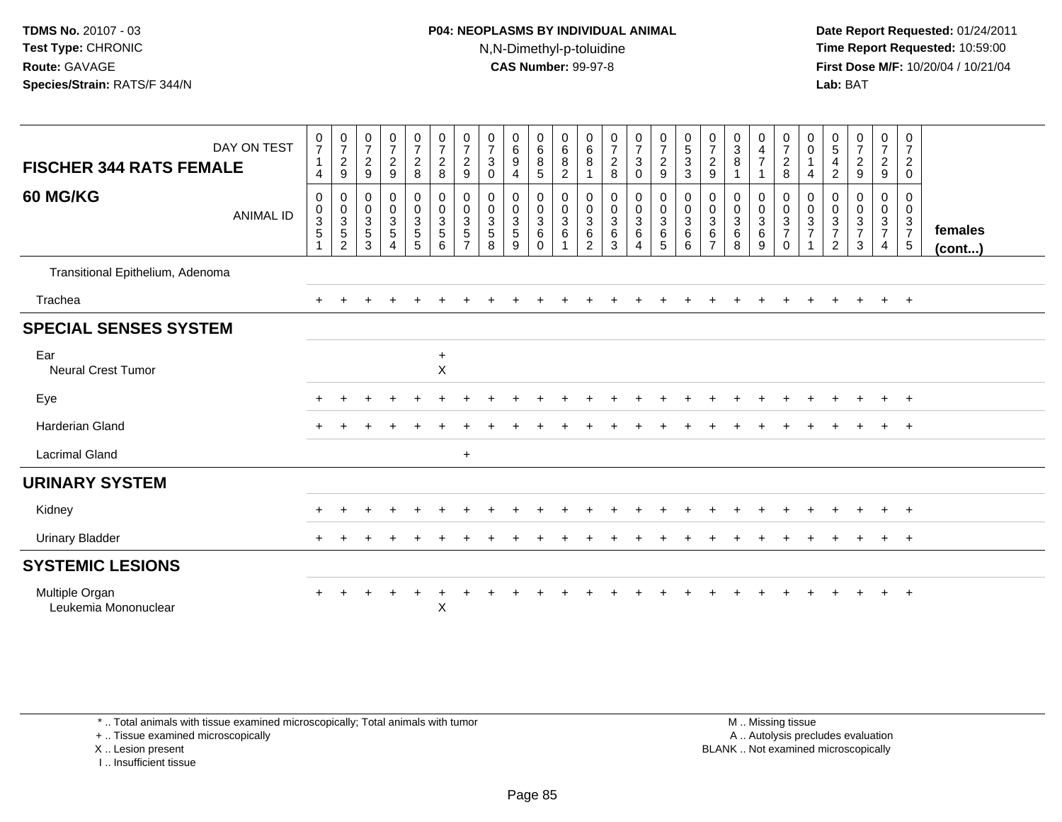TDMS No. 20107 - 03
Test Type: CHRONIC
Route: GAVAGE
Species/Strain: RATS/F 344/N

**P04: NEOPLASMS BY INDIVIDUAL ANIMAL**
N,N-Dimethyl-p-toluidine
**CAS Number:** 99-97-8

Date Report Requested: 01/24/2011
Time Report Requested: 10:59:00
First Dose M/F: 10/20/04 / 10/21/04
Lab: BAT

| DAY ON TEST | 0714 | 0729 | 0729 | 0729 | 0728 | 0728 | 0729 | 0730 | 0694 | 0685 | 0682 | 0681 | 0728 | 0730 | 0729 | 0533 | 0729 | 0381 | 0471 | 0728 | 0014 | 0542 | 0729 | 0729 | 0720 | |
|---|---|---|---|---|---|---|---|---|---|---|---|---|---|---|---|---|---|---|---|---|---|---|---|---|---|---|
| **FISCHER 344 RATS FEMALE 60 MG/KG** ANIMAL ID | 00351 | 00352 | 00353 | 00354 | 00355 | 00356 | 00357 | 00358 | 00359 | 00360 | 00361 | 00362 | 00363 | 00364 | 00365 | 00366 | 00367 | 00368 | 00369 | 00370 | 00371 | 00372 | 00373 | 00374 | 00375 | **females (cont...)** |
| Transitional Epithelium, Adenoma | | | | | | | | | | | | | | | | | | | | | | | | | | |
| Trachea | + | + | + | + | + | + | + | + | + | + | + | + | + | + | + | + | + | + | + | + | + | + | + | + | + | |
| **SPECIAL SENSES SYSTEM** | | | | | | | | | | | | | | | | | | | | | | | | | | |
| Ear | | | | | | + | | | | | | | | | | | | | | | | | | | | |
| Neural Crest Tumor | | | | | | X | | | | | | | | | | | | | | | | | | | | |
| Eye | + | + | + | + | + | + | + | + | + | + | + | + | + | + | + | + | + | + | + | + | + | + | + | + | + | |
| Harderian Gland | + | + | + | + | + | + | + | + | + | + | + | + | + | + | + | + | + | + | + | + | + | + | + | + | + | |
| Lacrimal Gland | | | | | | | + | | | | | | | | | | | | | | | | | | | |
| **URINARY SYSTEM** | | | | | | | | | | | | | | | | | | | | | | | | | | |
| Kidney | + | + | + | + | + | + | + | + | + | + | + | + | + | + | + | + | + | + | + | + | + | + | + | + | + | |
| Urinary Bladder | + | + | + | + | + | + | + | + | + | + | + | + | + | + | + | + | + | + | + | + | + | + | + | + | + | |
| **SYSTEMIC LESIONS** | | | | | | | | | | | | | | | | | | | | | | | | | | |
| Multiple Organ | + | + | + | + | + | + | + | + | + | + | + | + | + | + | + | + | + | + | + | + | + | + | + | + | + | |
| Leukemia Mononuclear | | | | | | X | | | | | | | | | | | | | | | | | | | | |

\* .. Total animals with tissue examined microscopically; Total animals with tumor
\+ .. Tissue examined microscopically
X .. Lesion present
I .. Insufficient tissue

M .. Missing tissue
A .. Autolysis precludes evaluation
BLANK .. Not examined microscopically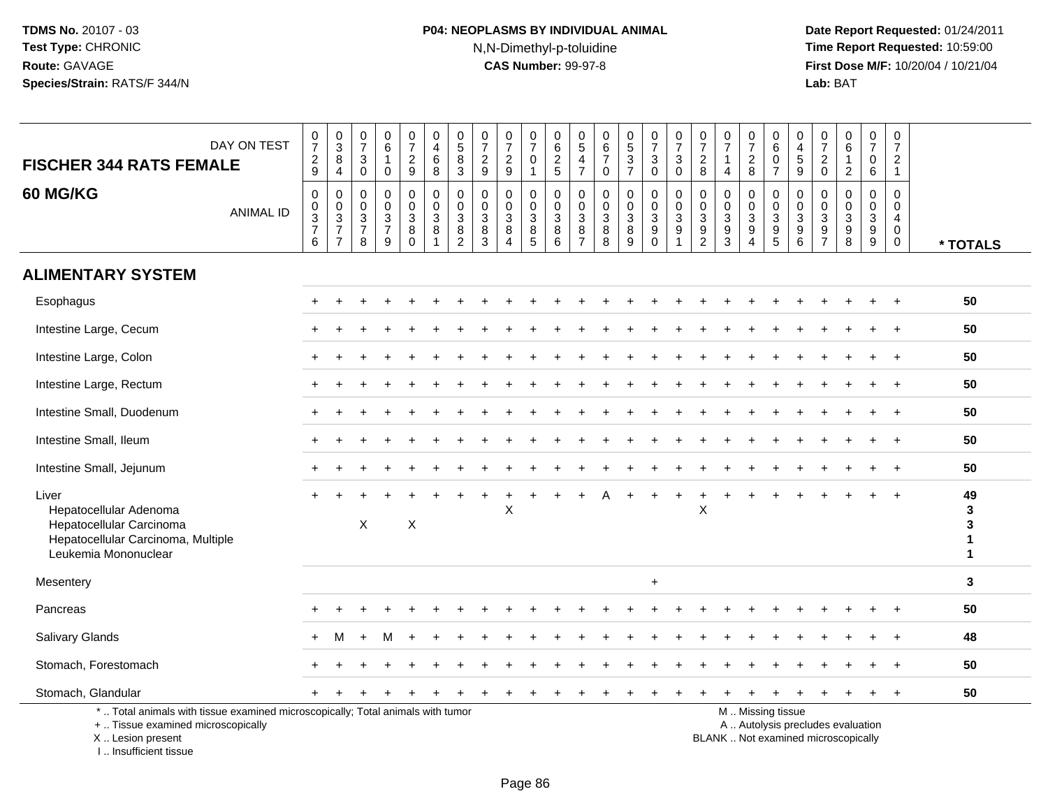TDMS No. 20107 - 03
Test Type: CHRONIC
Route: GAVAGE
Species/Strain: RATS/F 344/N

**P04: NEOPLASMS BY INDIVIDUAL ANIMAL**
N,N-Dimethyl-p-toluidine
**CAS Number:** 99-97-8

Date Report Requested: 01/24/2011
Time Report Requested: 10:59:00
First Dose M/F: 10/20/04 / 10/21/04
Lab: BAT

| FISCHER 344 RATS FEMALE 60 MG/KG — DAY ON TEST | 0729 | 0384 | 0730 | 0610 | 0729 | 0468 | 0583 | 0729 | 0729 | 0701 | 0625 | 0547 | 0670 | 0537 | 0730 | 0730 | 0728 | 0714 | 0728 | 0607 | 0459 | 0720 | 0612 | 0706 | 0721 | |
|---|---|---|---|---|---|---|---|---|---|---|---|---|---|---|---|---|---|---|---|---|---|---|---|---|---|---|
| ANIMAL ID | 00376 | 00377 | 00378 | 00379 | 00380 | 00381 | 00382 | 00383 | 00384 | 00385 | 00386 | 00387 | 00388 | 00389 | 00390 | 00391 | 00392 | 00393 | 00394 | 00395 | 00396 | 00397 | 00398 | 00399 | 00400 | * TOTALS |
| **ALIMENTARY SYSTEM** | | | | | | | | | | | | | | | | | | | | | | | | | | |
| Esophagus | + | + | + | + | + | + | + | + | + | + | + | + | + | + | + | + | + | + | + | + | + | + | + | + | + | 50 |
| Intestine Large, Cecum | + | + | + | + | + | + | + | + | + | + | + | + | + | + | + | + | + | + | + | + | + | + | + | + | + | 50 |
| Intestine Large, Colon | + | + | + | + | + | + | + | + | + | + | + | + | + | + | + | + | + | + | + | + | + | + | + | + | + | 50 |
| Intestine Large, Rectum | + | + | + | + | + | + | + | + | + | + | + | + | + | + | + | + | + | + | + | + | + | + | + | + | + | 50 |
| Intestine Small, Duodenum | + | + | + | + | + | + | + | + | + | + | + | + | + | + | + | + | + | + | + | + | + | + | + | + | + | 50 |
| Intestine Small, Ileum | + | + | + | + | + | + | + | + | + | + | + | + | + | + | + | + | + | + | + | + | + | + | + | + | + | 50 |
| Intestine Small, Jejunum | + | + | + | + | + | + | + | + | + | + | + | + | + | + | + | + | + | + | + | + | + | + | + | + | + | 50 |
| Liver | + | + | + | + | + | + | + | + | + | + | + | + | A | + | + | + | + | + | + | + | + | + | + | + | + | 49 |
| Hepatocellular Adenoma | | | | | | | | | X | | | | | | | | X | | | | | | | | | 3 |
| Hepatocellular Carcinoma | | | X | | X | | | | | | | | | | | | | | | | | | | | | 3 |
| Hepatocellular Carcinoma, Multiple | | | | | | | | | | | | | | | | | | | | | | | | | | 1 |
| Leukemia Mononuclear | | | | | | | | | | | | | | | | | | | | | | | | | | 1 |
| Mesentery | | | | | | | | | | | | | | | + | | | | | | | | | | | 3 |
| Pancreas | + | + | + | + | + | + | + | + | + | + | + | + | + | + | + | + | + | + | + | + | + | + | + | + | + | 50 |
| Salivary Glands | + | M | + | M | + | + | + | + | + | + | + | + | + | + | + | + | + | + | + | + | + | + | + | + | + | 48 |
| Stomach, Forestomach | + | + | + | + | + | + | + | + | + | + | + | + | + | + | + | + | + | + | + | + | + | + | + | + | + | 50 |
| Stomach, Glandular | + | + | + | + | + | + | + | + | + | + | + | + | + | + | + | + | + | + | + | + | + | + | + | + | + | 50 |

* .. Total animals with tissue examined microscopically; Total animals with tumor
+ .. Tissue examined microscopically
X .. Lesion present
I .. Insufficient tissue

M .. Missing tissue
A .. Autolysis precludes evaluation
BLANK .. Not examined microscopically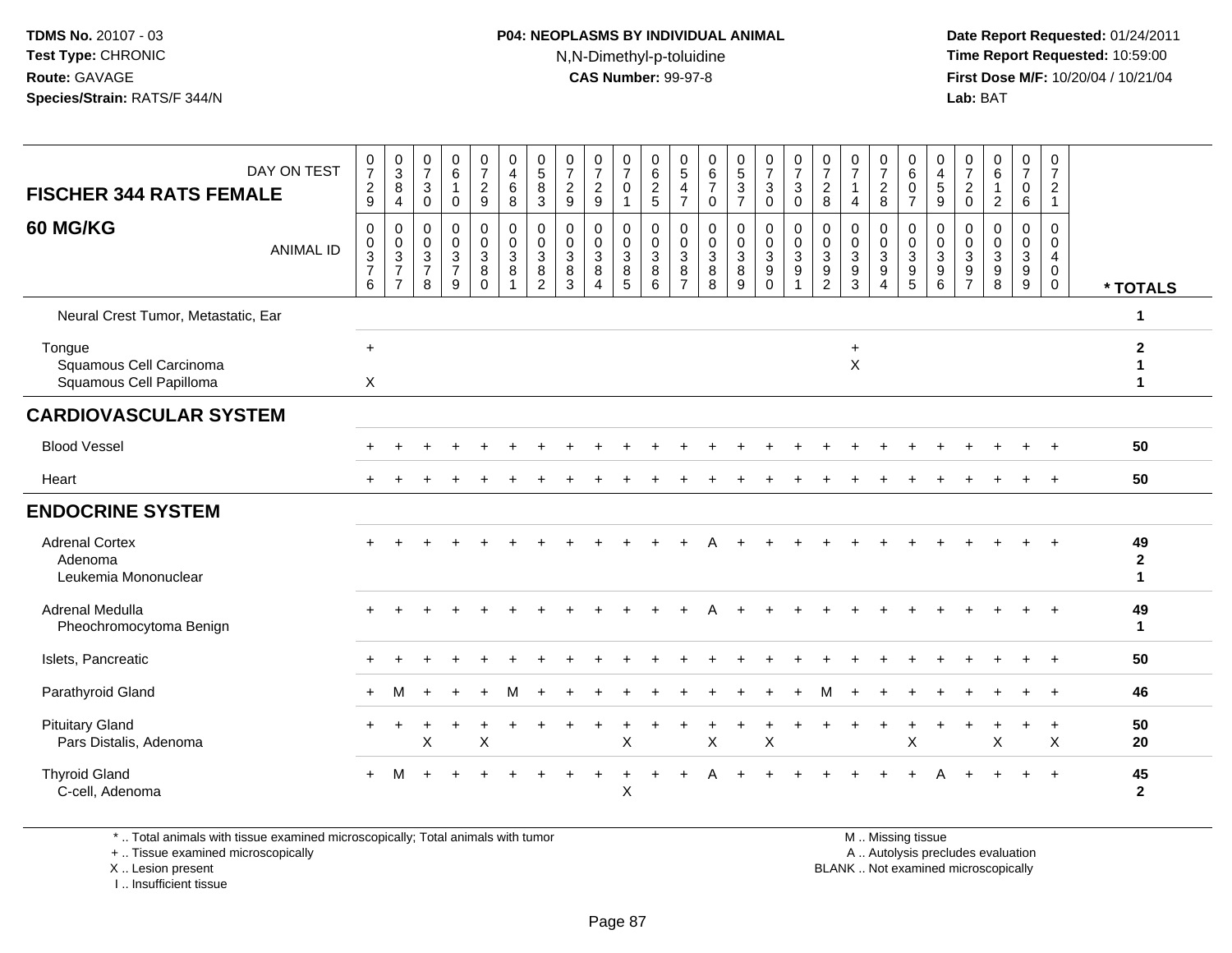**TDMS No.** 20107 - 03
**Test Type:** CHRONIC
**Route:** GAVAGE
**Species/Strain:** RATS/F 344/N

**P04: NEOPLASMS BY INDIVIDUAL ANIMAL**
N,N-Dimethyl-p-toluidine
**CAS Number:** 99-97-8

**Date Report Requested:** 01/24/2011
**Time Report Requested:** 10:59:00
**First Dose M/F:** 10/20/04 / 10/21/04
**Lab:** BAT

| FISCHER 344 RATS FEMALE — DAY ON TEST | 0729 | 0384 | 0730 | 0610 | 0729 | 0468 | 0583 | 0729 | 0729 | 0701 | 0625 | 0547 | 0670 | 0537 | 0730 | 0730 | 0728 | 0714 | 0728 | 0607 | 0459 | 0720 | 0612 | 0706 | 0721 | |
|---|---|---|---|---|---|---|---|---|---|---|---|---|---|---|---|---|---|---|---|---|---|---|---|---|---|---|
| **60 MG/KG** — ANIMAL ID | 0376 | 0377 | 0378 | 0379 | 0380 | 0381 | 0382 | 0383 | 0384 | 0385 | 0386 | 0387 | 0388 | 0389 | 0390 | 0391 | 0392 | 0393 | 0394 | 0395 | 0396 | 0397 | 0398 | 0399 | 0400 | **\* TOTALS** |
| Neural Crest Tumor, Metastatic, Ear | | | | | | | | | | | | | | | | | | | | | | | | | | **1** |
| Tongue | + | | | | | | | | | | | | | | | | | + | | | | | | | | **2** |
| Squamous Cell Carcinoma | | | | | | | | | | | | | | | | | | X | | | | | | | | **1** |
| Squamous Cell Papilloma | X | | | | | | | | | | | | | | | | | | | | | | | | | **1** |
| **CARDIOVASCULAR SYSTEM** | | | | | | | | | | | | | | | | | | | | | | | | | | |
| Blood Vessel | + | + | + | + | + | + | + | + | + | + | + | + | + | + | + | + | + | + | + | + | + | + | + | + | + | **50** |
| Heart | + | + | + | + | + | + | + | + | + | + | + | + | + | + | + | + | + | + | + | + | + | + | + | + | + | **50** |
| **ENDOCRINE SYSTEM** | | | | | | | | | | | | | | | | | | | | | | | | | | |
| Adrenal Cortex | + | + | + | + | + | + | + | + | + | + | + | + | A | + | + | + | + | + | + | + | + | + | + | + | + | **49** |
| Adenoma | | | | | | | | | | | | | | | | | | | | | | | | | | **2** |
| Leukemia Mononuclear | | | | | | | | | | | | | | | | | | | | | | | | | | **1** |
| Adrenal Medulla | + | + | + | + | + | + | + | + | + | + | + | + | A | + | + | + | + | + | + | + | + | + | + | + | + | **49** |
| Pheochromocytoma Benign | | | | | | | | | | | | | | | | | | | | | | | | | | **1** |
| Islets, Pancreatic | + | + | + | + | + | + | + | + | + | + | + | + | + | + | + | + | + | + | + | + | + | + | + | + | + | **50** |
| Parathyroid Gland | + | M | + | + | + | M | + | + | + | + | + | + | + | + | + | + | M | + | + | + | + | + | + | + | + | **46** |
| Pituitary Gland | + | + | + | + | + | + | + | + | + | + | + | + | + | + | + | + | + | + | + | + | + | + | + | + | + | **50** |
| Pars Distalis, Adenoma | | | X | | X | | | | | X | | | X | | X | | | | | X | | | X | | X | **20** |
| Thyroid Gland | + | M | + | + | + | + | + | + | + | + | + | + | A | + | + | + | + | + | + | + | A | + | + | + | + | **45** |
| C-cell, Adenoma | | | | | | | | | | X | | | | | | | | | | | | | | | | **2** |

\* .. Total animals with tissue examined microscopically; Total animals with tumor
\+ .. Tissue examined microscopically
X .. Lesion present
I .. Insufficient tissue

M .. Missing tissue
A .. Autolysis precludes evaluation
BLANK .. Not examined microscopically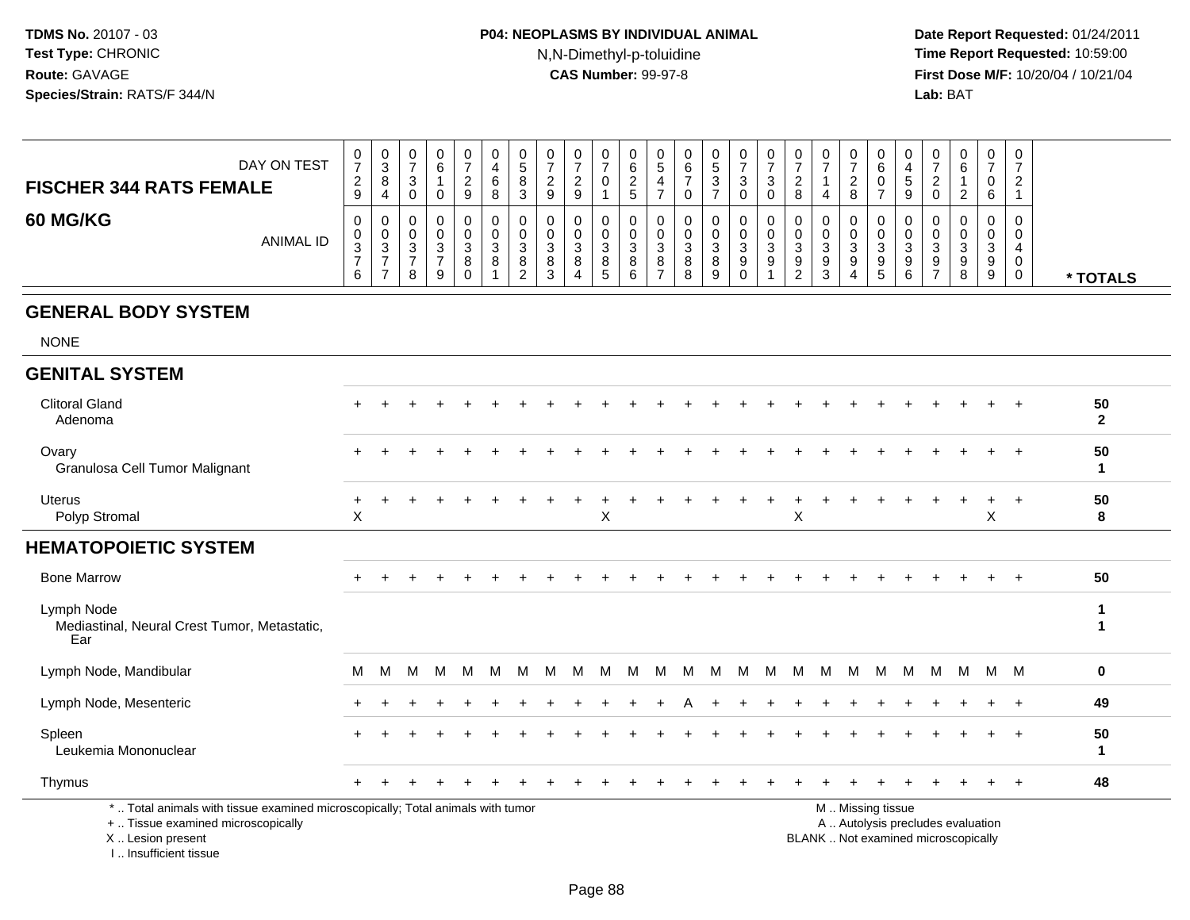**TDMS No.** 20107 - 03
**Test Type:** CHRONIC
**Route:** GAVAGE
**Species/Strain:** RATS/F 344/N

**P04: NEOPLASMS BY INDIVIDUAL ANIMAL**
N,N-Dimethyl-p-toluidine
**CAS Number:** 99-97-8

**Date Report Requested:** 01/24/2011
**Time Report Requested:** 10:59:00
**First Dose M/F:** 10/20/04 / 10/21/04
**Lab:** BAT

| FISCHER 344 RATS FEMALE — DAY ON TEST | 0729 | 0384 | 0730 | 0610 | 0729 | 0468 | 0583 | 0729 | 0729 | 0701 | 0625 | 0547 | 0670 | 0537 | 0730 | 0730 | 0728 | 0714 | 0728 | 0607 | 0459 | 0720 | 0612 | 0706 | 0721 | |
|---|---|---|---|---|---|---|---|---|---|---|---|---|---|---|---|---|---|---|---|---|---|---|---|---|---|---|
| **60 MG/KG** — ANIMAL ID | 00376 | 00377 | 00378 | 00379 | 00380 | 00381 | 00382 | 00383 | 00384 | 00385 | 00386 | 00387 | 00388 | 00389 | 00390 | 00391 | 00392 | 00393 | 00394 | 00395 | 00396 | 00397 | 00398 | 00399 | 00400 | *** TOTALS** |
| **GENERAL BODY SYSTEM** | | | | | | | | | | | | | | | | | | | | | | | | | | |
| NONE | | | | | | | | | | | | | | | | | | | | | | | | | | |
| **GENITAL SYSTEM** | | | | | | | | | | | | | | | | | | | | | | | | | | |
| Clitoral Gland | + | + | + | + | + | + | + | + | + | + | + | + | + | + | + | + | + | + | + | + | + | + | + | + | + | **50** |
| Adenoma | | | | | | | | | | | | | | | | | | | | | | | | | | **2** |
| Ovary | + | + | + | + | + | + | + | + | + | + | + | + | + | + | + | + | + | + | + | + | + | + | + | + | + | **50** |
| Granulosa Cell Tumor Malignant | | | | | | | | | | | | | | | | | | | | | | | | | | **1** |
| Uterus | + | + | + | + | + | + | + | + | + | + | + | + | + | + | + | + | + | + | + | + | + | + | + | + | + | **50** |
| Polyp Stromal | X | | | | | | | | | X | | | | | | | X | | | | | | | X | | **8** |
| **HEMATOPOIETIC SYSTEM** | | | | | | | | | | | | | | | | | | | | | | | | | | |
| Bone Marrow | + | + | + | + | + | + | + | + | + | + | + | + | + | + | + | + | + | + | + | + | + | + | + | + | + | **50** |
| Lymph Node | | | | | | | | | | | | | | | | | | | | | | | | | | **1** |
| Mediastinal, Neural Crest Tumor, Metastatic, Ear | | | | | | | | | | | | | | | | | | | | | | | | | | **1** |
| Lymph Node, Mandibular | M | M | M | M | M | M | M | M | M | M | M | M | M | M | M | M | M | M | M | M | M | M | M | M | M | **0** |
| Lymph Node, Mesenteric | + | + | + | + | + | + | + | + | + | + | + | + | A | + | + | + | + | + | + | + | + | + | + | + | + | **49** |
| Spleen | + | + | + | + | + | + | + | + | + | + | + | + | + | + | + | + | + | + | + | + | + | + | + | + | + | **50** |
| Leukemia Mononuclear | | | | | | | | | | | | | | | | | | | | | | | | | | **1** |
| Thymus | + | + | + | + | + | + | + | + | + | + | + | + | + | + | + | + | + | + | + | + | + | + | + | + | + | **48** |

* .. Total animals with tissue examined microscopically; Total animals with tumor
+ .. Tissue examined microscopically
X .. Lesion present
I .. Insufficient tissue

M .. Missing tissue
A .. Autolysis precludes evaluation
BLANK .. Not examined microscopically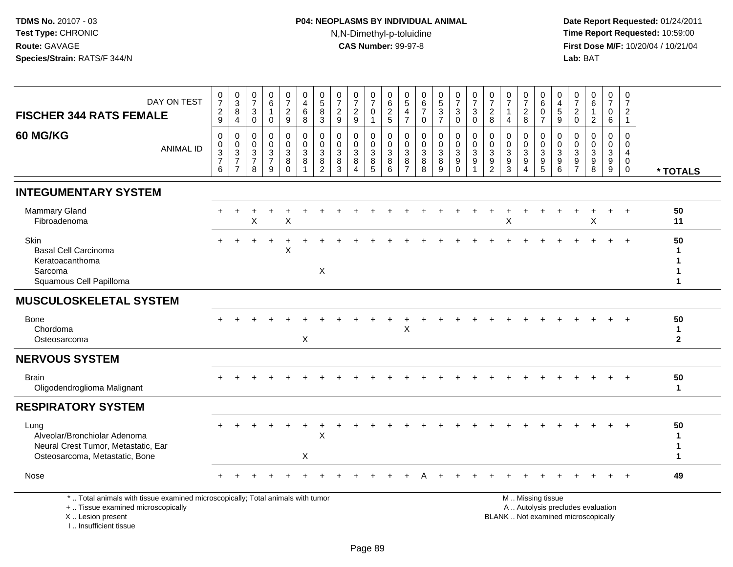**TDMS No.** 20107 - 03
**Test Type:** CHRONIC
**Route:** GAVAGE
**Species/Strain:** RATS/F 344/N

**P04: NEOPLASMS BY INDIVIDUAL ANIMAL**
N,N-Dimethyl-p-toluidine
**CAS Number:** 99-97-8

**Date Report Requested:** 01/24/2011
**Time Report Requested:** 10:59:00
**First Dose M/F:** 10/20/04 / 10/21/04
**Lab:** BAT

## FISCHER 344 RATS FEMALE 60 MG/KG

| DAY ON TEST | 0729 | 0384 | 0730 | 0610 | 0729 | 0468 | 0583 | 0729 | 0729 | 0701 | 0625 | 0547 | 0670 | 0537 | 0730 | 0730 | 0728 | 0714 | 0728 | 0607 | 0459 | 0720 | 0612 | 0706 | 0721 | |
|---|---|---|---|---|---|---|---|---|---|---|---|---|---|---|---|---|---|---|---|---|---|---|---|---|---|---|
| **ANIMAL ID** | 00376 | 00377 | 00378 | 00379 | 00380 | 00381 | 00382 | 00383 | 00384 | 00385 | 00386 | 00387 | 00388 | 00389 | 00390 | 00391 | 00392 | 00393 | 00394 | 00395 | 00396 | 00397 | 00398 | 00399 | 00400 | *** TOTALS** |
| **INTEGUMENTARY SYSTEM** | | | | | | | | | | | | | | | | | | | | | | | | | | |
| Mammary Gland | + | + | + | + | + | + | + | + | + | + | + | + | + | + | + | + | + | + | + | + | + | + | + | + | + | 50 |
| Fibroadenoma | | | X | | X | | | | | | | | | | | | | X | | | | | X | | | 11 |
| Skin | + | + | + | + | + | + | + | + | + | + | + | + | + | + | + | + | + | + | + | + | + | + | + | + | + | 50 |
| Basal Cell Carcinoma | | | | | X | | | | | | | | | | | | | | | | | | | | | 1 |
| Keratoacanthoma | | | | | | | | | | | | | | | | | | | | | | | | | | 1 |
| Sarcoma | | | | | | | X | | | | | | | | | | | | | | | | | | | 1 |
| Squamous Cell Papilloma | | | | | | | | | | | | | | | | | | | | | | | | | | 1 |
| **MUSCULOSKELETAL SYSTEM** | | | | | | | | | | | | | | | | | | | | | | | | | | |
| Bone | + | + | + | + | + | + | + | + | + | + | + | + | + | + | + | + | + | + | + | + | + | + | + | + | + | 50 |
| Chordoma | | | | | | | | | | | | X | | | | | | | | | | | | | | 1 |
| Osteosarcoma | | | | | | X | | | | | | | | | | | | | | | | | | | | 2 |
| **NERVOUS SYSTEM** | | | | | | | | | | | | | | | | | | | | | | | | | | |
| Brain | + | + | + | + | + | + | + | + | + | + | + | + | + | + | + | + | + | + | + | + | + | + | + | + | + | 50 |
| Oligodendroglioma Malignant | | | | | | | | | | | | | | | | | | | | | | | | | | 1 |
| **RESPIRATORY SYSTEM** | | | | | | | | | | | | | | | | | | | | | | | | | | |
| Lung | + | + | + | + | + | + | + | + | + | + | + | + | + | + | + | + | + | + | + | + | + | + | + | + | + | 50 |
| Alveolar/Bronchiolar Adenoma | | | | | | | X | | | | | | | | | | | | | | | | | | | 1 |
| Neural Crest Tumor, Metastatic, Ear | | | | | | | | | | | | | | | | | | | | | | | | | | 1 |
| Osteosarcoma, Metastatic, Bone | | | | | | X | | | | | | | | | | | | | | | | | | | | 1 |
| Nose | + | + | + | + | + | + | + | + | + | + | + | + | A | + | + | + | + | + | + | + | + | + | + | + | + | 49 |

\* .. Total animals with tissue examined microscopically; Total animals with tumor
\+ .. Tissue examined microscopically
X .. Lesion present
I .. Insufficient tissue

M .. Missing tissue
A .. Autolysis precludes evaluation
BLANK .. Not examined microscopically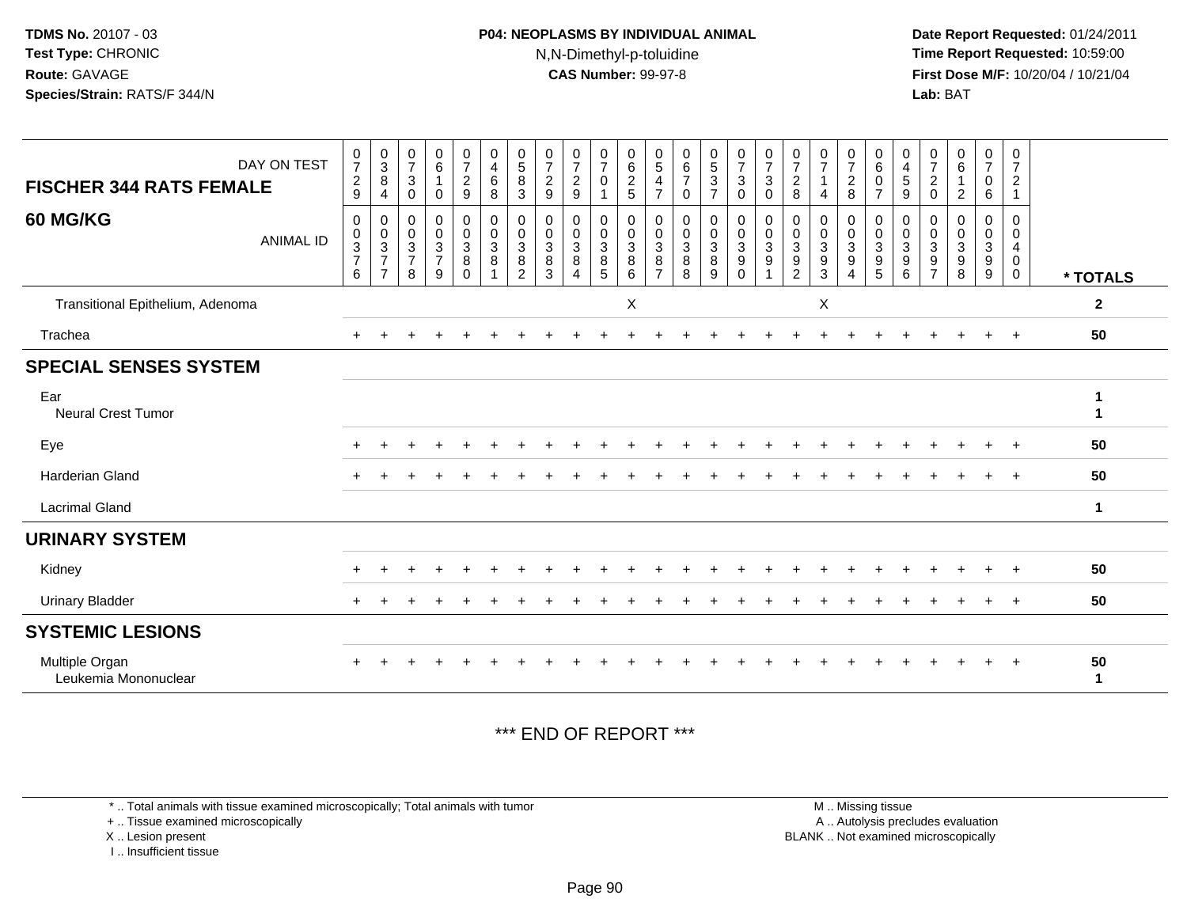TDMS No. 20107 - 03
Test Type: CHRONIC
Route: GAVAGE
Species/Strain: RATS/F 344/N

**P04: NEOPLASMS BY INDIVIDUAL ANIMAL**
N,N-Dimethyl-p-toluidine
**CAS Number:** 99-97-8

Date Report Requested: 01/24/2011
Time Report Requested: 10:59:00
First Dose M/F: 10/20/04 / 10/21/04
Lab: BAT

| FISCHER 344 RATS FEMALE 60 MG/KG — DAY ON TEST | 0729 | 0384 | 0730 | 0610 | 0729 | 0468 | 0583 | 0729 | 0729 | 0701 | 0625 | 0547 | 0670 | 0537 | 0730 | 0730 | 0728 | 0714 | 0728 | 0607 | 0459 | 0720 | 0612 | 0706 | 0721 | |
|---|---|---|---|---|---|---|---|---|---|---|---|---|---|---|---|---|---|---|---|---|---|---|---|---|---|---|
| ANIMAL ID | 00376 | 00377 | 00378 | 00379 | 00380 | 00381 | 00382 | 00383 | 00384 | 00385 | 00386 | 00387 | 00388 | 00389 | 00390 | 00391 | 00392 | 00393 | 00394 | 00395 | 00396 | 00397 | 00398 | 00399 | 00400 | * TOTALS |
| Transitional Epithelium, Adenoma | | | | | | | | | | | X | | | | | | | X | | | | | | | | 2 |
| Trachea | + | + | + | + | + | + | + | + | + | + | + | + | + | + | + | + | + | + | + | + | + | + | + | + | + | 50 |
| **SPECIAL SENSES SYSTEM** | | | | | | | | | | | | | | | | | | | | | | | | | | |
| Ear | | | | | | | | | | | | | | | | | | | | | | | | | | 1 |
| Neural Crest Tumor | | | | | | | | | | | | | | | | | | | | | | | | | | 1 |
| Eye | + | + | + | + | + | + | + | + | + | + | + | + | + | + | + | + | + | + | + | + | + | + | + | + | + | 50 |
| Harderian Gland | + | + | + | + | + | + | + | + | + | + | + | + | + | + | + | + | + | + | + | + | + | + | + | + | + | 50 |
| Lacrimal Gland | | | | | | | | | | | | | | | | | | | | | | | | | | 1 |
| **URINARY SYSTEM** | | | | | | | | | | | | | | | | | | | | | | | | | | |
| Kidney | + | + | + | + | + | + | + | + | + | + | + | + | + | + | + | + | + | + | + | + | + | + | + | + | + | 50 |
| Urinary Bladder | + | + | + | + | + | + | + | + | + | + | + | + | + | + | + | + | + | + | + | + | + | + | + | + | + | 50 |
| **SYSTEMIC LESIONS** | | | | | | | | | | | | | | | | | | | | | | | | | | |
| Multiple Organ | + | + | + | + | + | + | + | + | + | + | + | + | + | + | + | + | + | + | + | + | + | + | + | + | + | 50 |
| Leukemia Mononuclear | | | | | | | | | | | | | | | | | | | | | | | | | | 1 |

*** END OF REPORT ***

* .. Total animals with tissue examined microscopically; Total animals with tumor
+ .. Tissue examined microscopically
X .. Lesion present
I .. Insufficient tissue

M .. Missing tissue
A .. Autolysis precludes evaluation
BLANK .. Not examined microscopically